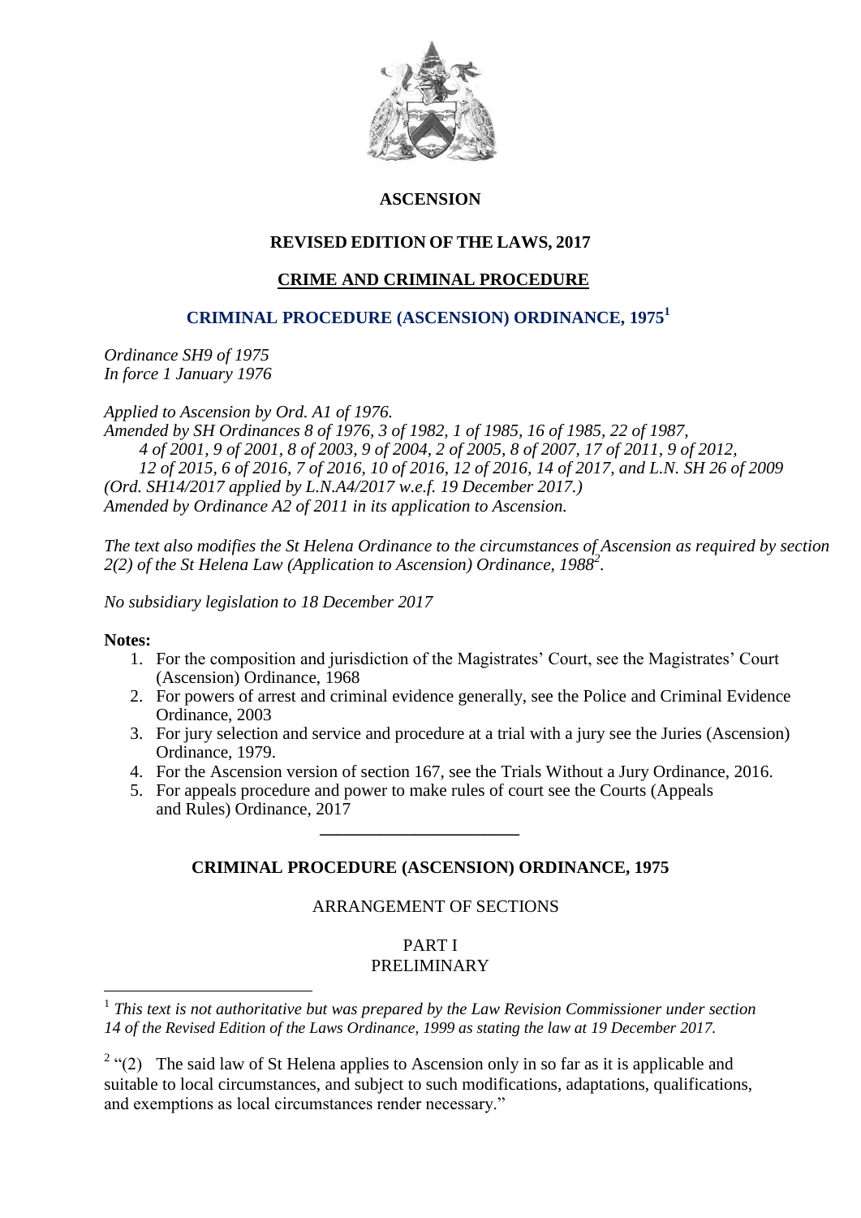# ASCENSION

## REVISED EDITION OF THE LAWS, 2017

## CRIME AND CRIMINAL PROCEDURE

## CRIMINAL PROCEDURE (ASCENSION) ORDINANCE, 1975[1]

*Ordinance SH9 of 1975*
*In force 1 January 1976*

*Applied to Ascension by Ord. A1 of 1976.*
*Amended by SH Ordinances 8 of 1976, 3 of 1982, 1 of 1985, 16 of 1985, 22 of 1987, 4 of 2001, 9 of 2001, 8 of 2003, 9 of 2004, 2 of 2005, 8 of 2007, 17 of 2011, 9 of 2012, 12 of 2015, 6 of 2016, 7 of 2016, 10 of 2016, 12 of 2016, 14 of 2017, and L.N. SH 26 of 2009 (Ord. SH14/2017 applied by L.N.A4/2017 w.e.f. 19 December 2017.)*
*Amended by Ordinance A2 of 2011 in its application to Ascension.*

*The text also modifies the St Helena Ordinance to the circumstances of Ascension as required by section 2(2) of the St Helena Law (Application to Ascension) Ordinance, 1988[2].*

*No subsidiary legislation to 18 December 2017*

**Notes:**

1. For the composition and jurisdiction of the Magistrates' Court, see the Magistrates' Court (Ascension) Ordinance, 1968
2. For powers of arrest and criminal evidence generally, see the Police and Criminal Evidence Ordinance, 2003
3. For jury selection and service and procedure at a trial with a jury see the Juries (Ascension) Ordinance, 1979.
4. For the Ascension version of section 167, see the Trials Without a Jury Ordinance, 2016.
5. For appeals procedure and power to make rules of court see the Courts (Appeals and Rules) Ordinance, 2017

---

## CRIMINAL PROCEDURE (ASCENSION) ORDINANCE, 1975

ARRANGEMENT OF SECTIONS

PART I
PRELIMINARY

---

[1] *This text is not authoritative but was prepared by the Law Revision Commissioner under section 14 of the Revised Edition of the Laws Ordinance, 1999 as stating the law at 19 December 2017.*

[2] "(2) The said law of St Helena applies to Ascension only in so far as it is applicable and suitable to local circumstances, and subject to such modifications, adaptations, qualifications, and exemptions as local circumstances render necessary."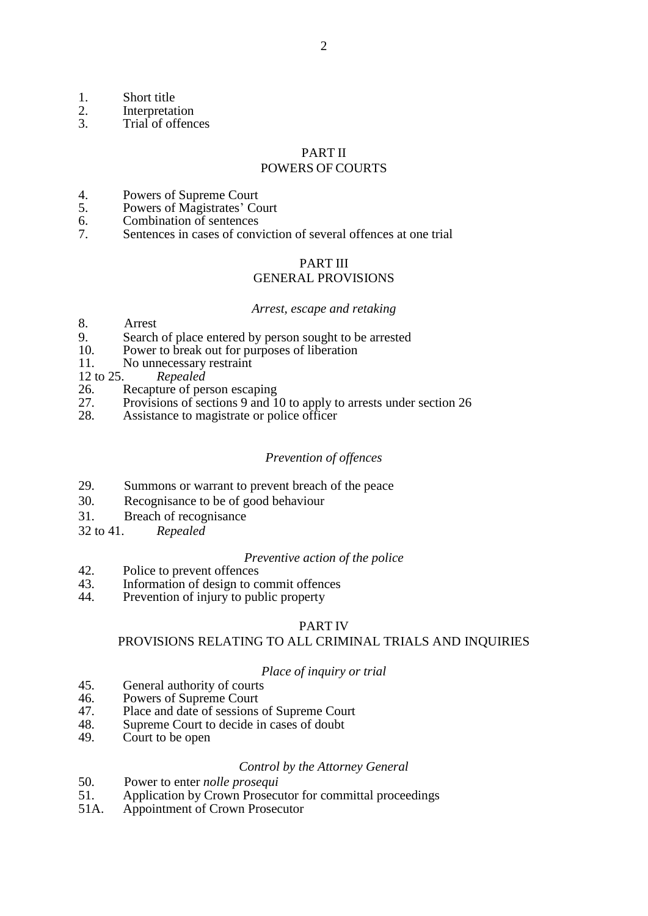1. Short title
2. Interpretation
3. Trial of offences

## PART II
## POWERS OF COURTS

4. Powers of Supreme Court
5. Powers of Magistrates' Court
6. Combination of sentences
7. Sentences in cases of conviction of several offences at one trial

## PART III
## GENERAL PROVISIONS

### *Arrest, escape and retaking*

8. Arrest
9. Search of place entered by person sought to be arrested
10. Power to break out for purposes of liberation
11. No unnecessary restraint

12 to 25. *Repealed*

26. Recapture of person escaping
27. Provisions of sections 9 and 10 to apply to arrests under section 26
28. Assistance to magistrate or police officer

### *Prevention of offences*

29. Summons or warrant to prevent breach of the peace
30. Recognisance to be of good behaviour
31. Breach of recognisance

32 to 41. *Repealed*

### *Preventive action of the police*

42. Police to prevent offences
43. Information of design to commit offences
44. Prevention of injury to public property

## PART IV
## PROVISIONS RELATING TO ALL CRIMINAL TRIALS AND INQUIRIES

### *Place of inquiry or trial*

45. General authority of courts
46. Powers of Supreme Court
47. Place and date of sessions of Supreme Court
48. Supreme Court to decide in cases of doubt
49. Court to be open

### *Control by the Attorney General*

50. Power to enter *nolle prosequi*
51. Application by Crown Prosecutor for committal proceedings

51A. Appointment of Crown Prosecutor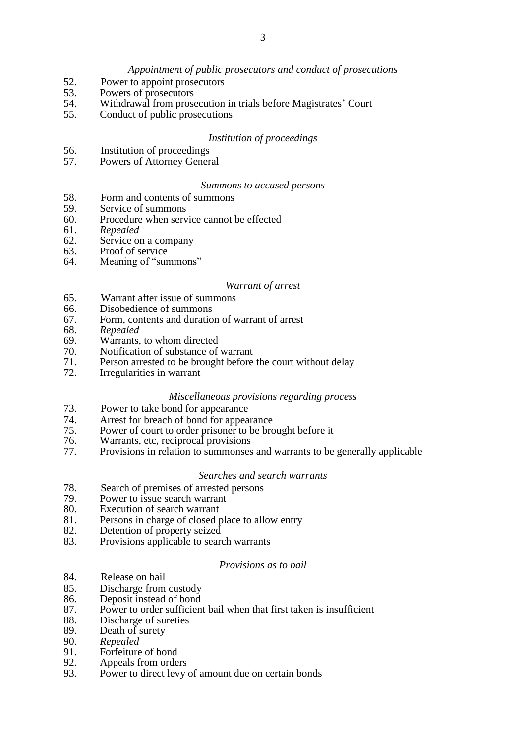*Appointment of public prosecutors and conduct of prosecutions*

52. Power to appoint prosecutors
53. Powers of prosecutors
54. Withdrawal from prosecution in trials before Magistrates' Court
55. Conduct of public prosecutions

*Institution of proceedings*

56. Institution of proceedings
57. Powers of Attorney General

*Summons to accused persons*

58. Form and contents of summons
59. Service of summons
60. Procedure when service cannot be effected
61. *Repealed*
62. Service on a company
63. Proof of service
64. Meaning of "summons"

*Warrant of arrest*

65. Warrant after issue of summons
66. Disobedience of summons
67. Form, contents and duration of warrant of arrest
68. *Repealed*
69. Warrants, to whom directed
70. Notification of substance of warrant
71. Person arrested to be brought before the court without delay
72. Irregularities in warrant

*Miscellaneous provisions regarding process*

73. Power to take bond for appearance
74. Arrest for breach of bond for appearance
75. Power of court to order prisoner to be brought before it
76. Warrants, etc, reciprocal provisions
77. Provisions in relation to summonses and warrants to be generally applicable

*Searches and search warrants*

78. Search of premises of arrested persons
79. Power to issue search warrant
80. Execution of search warrant
81. Persons in charge of closed place to allow entry
82. Detention of property seized
83. Provisions applicable to search warrants

*Provisions as to bail*

84. Release on bail
85. Discharge from custody
86. Deposit instead of bond
87. Power to order sufficient bail when that first taken is insufficient
88. Discharge of sureties
89. Death of surety
90. *Repealed*
91. Forfeiture of bond
92. Appeals from orders
93. Power to direct levy of amount due on certain bonds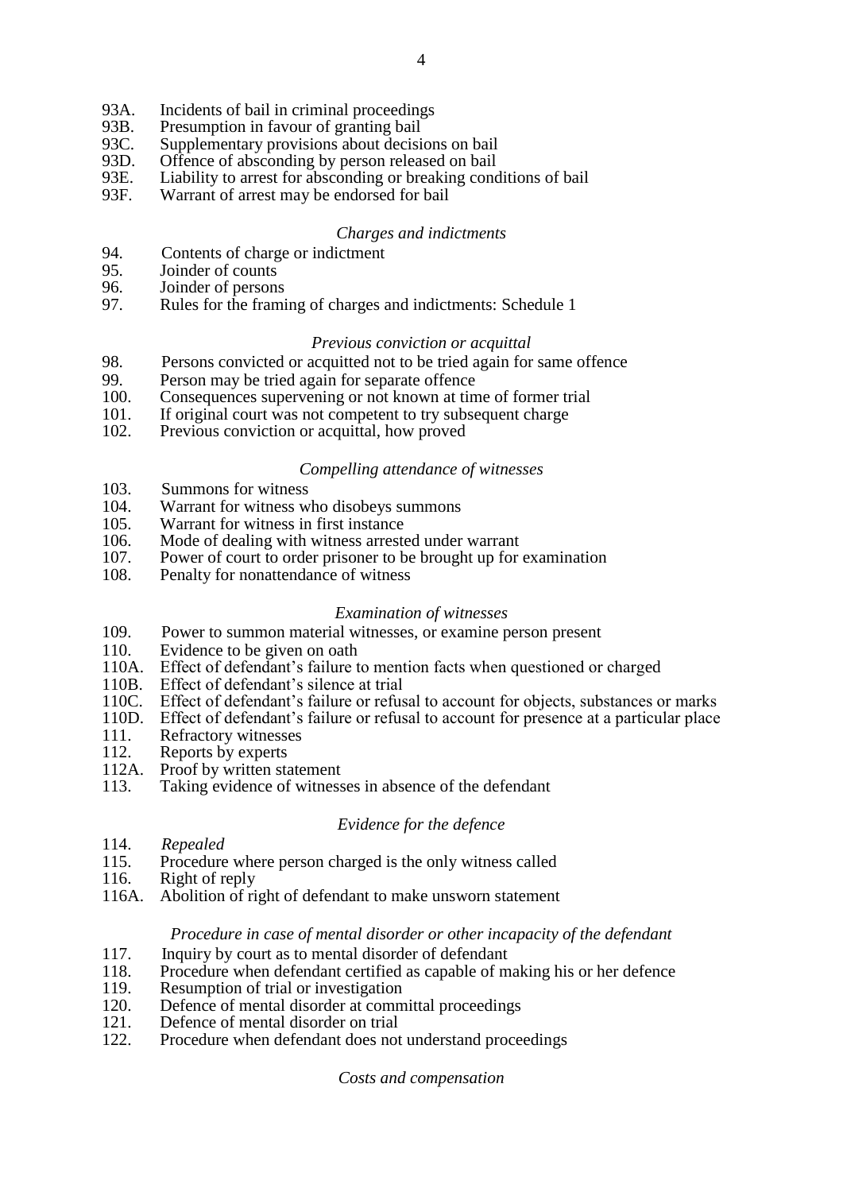93A. Incidents of bail in criminal proceedings
93B. Presumption in favour of granting bail
93C. Supplementary provisions about decisions on bail
93D. Offence of absconding by person released on bail
93E. Liability to arrest for absconding or breaking conditions of bail
93F. Warrant of arrest may be endorsed for bail

*Charges and indictments*

94. Contents of charge or indictment
95. Joinder of counts
96. Joinder of persons
97. Rules for the framing of charges and indictments: Schedule 1

*Previous conviction or acquittal*

98. Persons convicted or acquitted not to be tried again for same offence
99. Person may be tried again for separate offence
100. Consequences supervening or not known at time of former trial
101. If original court was not competent to try subsequent charge
102. Previous conviction or acquittal, how proved

*Compelling attendance of witnesses*

103. Summons for witness
104. Warrant for witness who disobeys summons
105. Warrant for witness in first instance
106. Mode of dealing with witness arrested under warrant
107. Power of court to order prisoner to be brought up for examination
108. Penalty for nonattendance of witness

*Examination of witnesses*

109. Power to summon material witnesses, or examine person present
110. Evidence to be given on oath
110A. Effect of defendant's failure to mention facts when questioned or charged
110B. Effect of defendant's silence at trial
110C. Effect of defendant's failure or refusal to account for objects, substances or marks
110D. Effect of defendant's failure or refusal to account for presence at a particular place
111. Refractory witnesses
112. Reports by experts
112A. Proof by written statement
113. Taking evidence of witnesses in absence of the defendant

*Evidence for the defence*

114. *Repealed*
115. Procedure where person charged is the only witness called
116. Right of reply
116A. Abolition of right of defendant to make unsworn statement

*Procedure in case of mental disorder or other incapacity of the defendant*

117. Inquiry by court as to mental disorder of defendant
118. Procedure when defendant certified as capable of making his or her defence
119. Resumption of trial or investigation
120. Defence of mental disorder at committal proceedings
121. Defence of mental disorder on trial
122. Procedure when defendant does not understand proceedings

*Costs and compensation*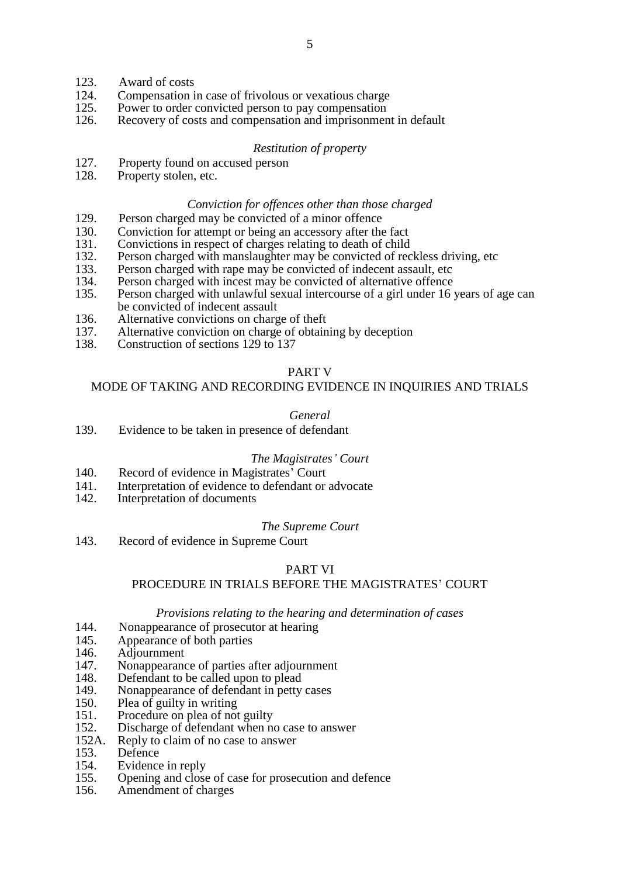123. Award of costs
124. Compensation in case of frivolous or vexatious charge
125. Power to order convicted person to pay compensation
126. Recovery of costs and compensation and imprisonment in default

*Restitution of property*

127. Property found on accused person
128. Property stolen, etc.

*Conviction for offences other than those charged*

129. Person charged may be convicted of a minor offence
130. Conviction for attempt or being an accessory after the fact
131. Convictions in respect of charges relating to death of child
132. Person charged with manslaughter may be convicted of reckless driving, etc
133. Person charged with rape may be convicted of indecent assault, etc
134. Person charged with incest may be convicted of alternative offence
135. Person charged with unlawful sexual intercourse of a girl under 16 years of age can be convicted of indecent assault
136. Alternative convictions on charge of theft
137. Alternative conviction on charge of obtaining by deception
138. Construction of sections 129 to 137

## PART V
## MODE OF TAKING AND RECORDING EVIDENCE IN INQUIRIES AND TRIALS

*General*

139. Evidence to be taken in presence of defendant

*The Magistrates' Court*

140. Record of evidence in Magistrates' Court
141. Interpretation of evidence to defendant or advocate
142. Interpretation of documents

*The Supreme Court*

143. Record of evidence in Supreme Court

## PART VI
## PROCEDURE IN TRIALS BEFORE THE MAGISTRATES' COURT

*Provisions relating to the hearing and determination of cases*

144. Nonappearance of prosecutor at hearing
145. Appearance of both parties
146. Adjournment
147. Nonappearance of parties after adjournment
148. Defendant to be called upon to plead
149. Nonappearance of defendant in petty cases
150. Plea of guilty in writing
151. Procedure on plea of not guilty
152. Discharge of defendant when no case to answer
152A. Reply to claim of no case to answer
153. Defence
154. Evidence in reply
155. Opening and close of case for prosecution and defence
156. Amendment of charges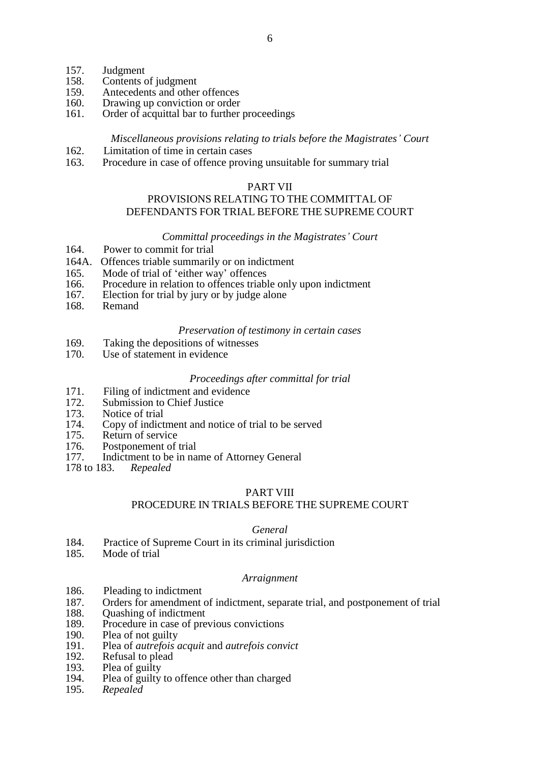157. Judgment
158. Contents of judgment
159. Antecedents and other offences
160. Drawing up conviction or order
161. Order of acquittal bar to further proceedings

*Miscellaneous provisions relating to trials before the Magistrates' Court*

162. Limitation of time in certain cases
163. Procedure in case of offence proving unsuitable for summary trial

## PART VII
## PROVISIONS RELATING TO THE COMMITTAL OF DEFENDANTS FOR TRIAL BEFORE THE SUPREME COURT

*Committal proceedings in the Magistrates' Court*

164. Power to commit for trial
164A. Offences triable summarily or on indictment
165. Mode of trial of 'either way' offences
166. Procedure in relation to offences triable only upon indictment
167. Election for trial by jury or by judge alone
168. Remand

*Preservation of testimony in certain cases*

169. Taking the depositions of witnesses
170. Use of statement in evidence

*Proceedings after committal for trial*

171. Filing of indictment and evidence
172. Submission to Chief Justice
173. Notice of trial
174. Copy of indictment and notice of trial to be served
175. Return of service
176. Postponement of trial
177. Indictment to be in name of Attorney General
178 to 183. *Repealed*

## PART VIII
## PROCEDURE IN TRIALS BEFORE THE SUPREME COURT

*General*

184. Practice of Supreme Court in its criminal jurisdiction
185. Mode of trial

*Arraignment*

186. Pleading to indictment
187. Orders for amendment of indictment, separate trial, and postponement of trial
188. Quashing of indictment
189. Procedure in case of previous convictions
190. Plea of not guilty
191. Plea of *autrefois acquit* and *autrefois convict*
192. Refusal to plead
193. Plea of guilty
194. Plea of guilty to offence other than charged
195. *Repealed*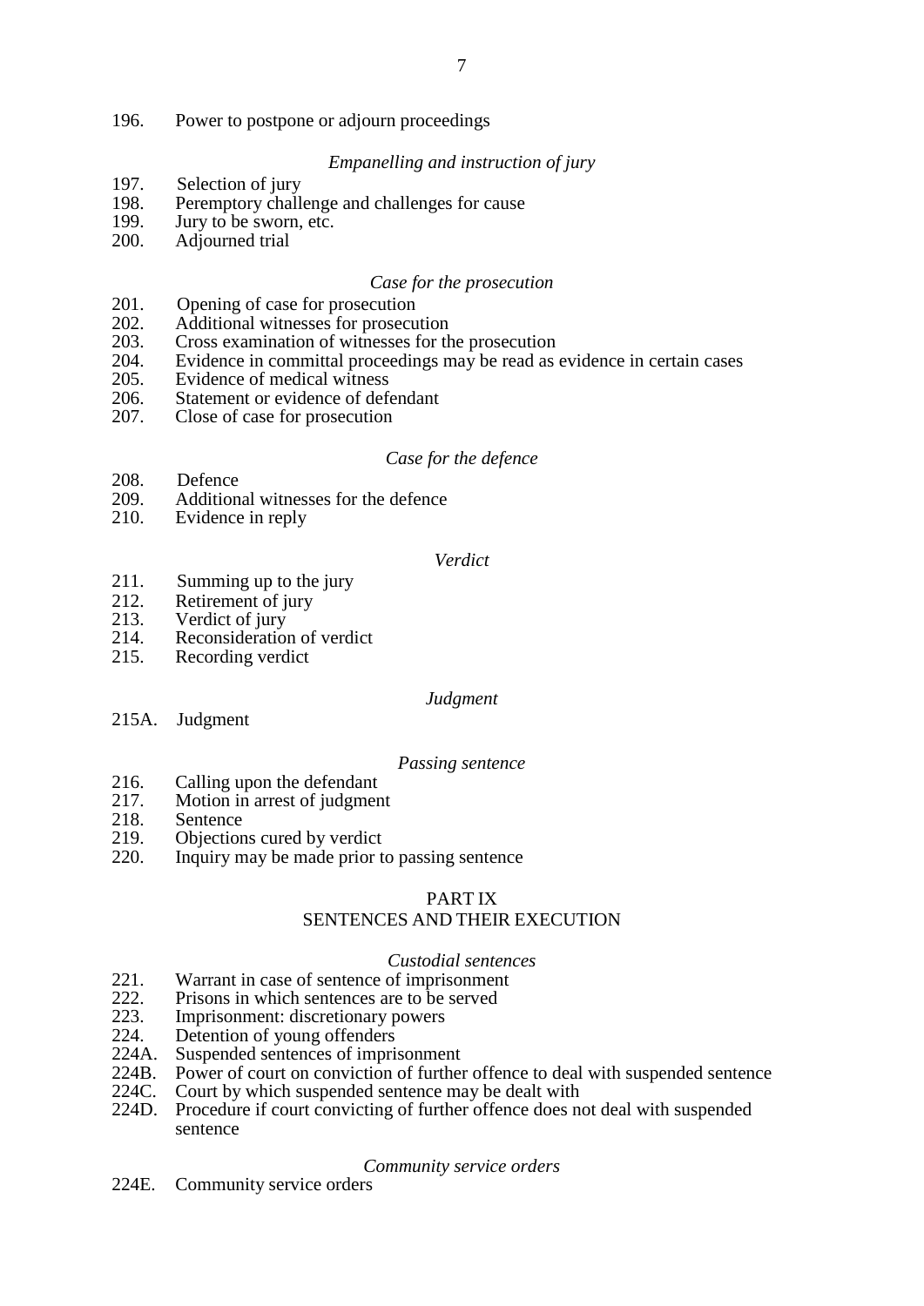196. Power to postpone or adjourn proceedings

*Empanelling and instruction of jury*

197. Selection of jury
198. Peremptory challenge and challenges for cause
199. Jury to be sworn, etc.
200. Adjourned trial

*Case for the prosecution*

201. Opening of case for prosecution
202. Additional witnesses for prosecution
203. Cross examination of witnesses for the prosecution
204. Evidence in committal proceedings may be read as evidence in certain cases
205. Evidence of medical witness
206. Statement or evidence of defendant
207. Close of case for prosecution

*Case for the defence*

208. Defence
209. Additional witnesses for the defence
210. Evidence in reply

*Verdict*

211. Summing up to the jury
212. Retirement of jury
213. Verdict of jury
214. Reconsideration of verdict
215. Recording verdict

*Judgment*

215A. Judgment

*Passing sentence*

216. Calling upon the defendant
217. Motion in arrest of judgment
218. Sentence
219. Objections cured by verdict
220. Inquiry may be made prior to passing sentence

## PART IX
## SENTENCES AND THEIR EXECUTION

*Custodial sentences*

221. Warrant in case of sentence of imprisonment
222. Prisons in which sentences are to be served
223. Imprisonment: discretionary powers
224. Detention of young offenders
224A. Suspended sentences of imprisonment
224B. Power of court on conviction of further offence to deal with suspended sentence
224C. Court by which suspended sentence may be dealt with
224D. Procedure if court convicting of further offence does not deal with suspended sentence

*Community service orders*

224E. Community service orders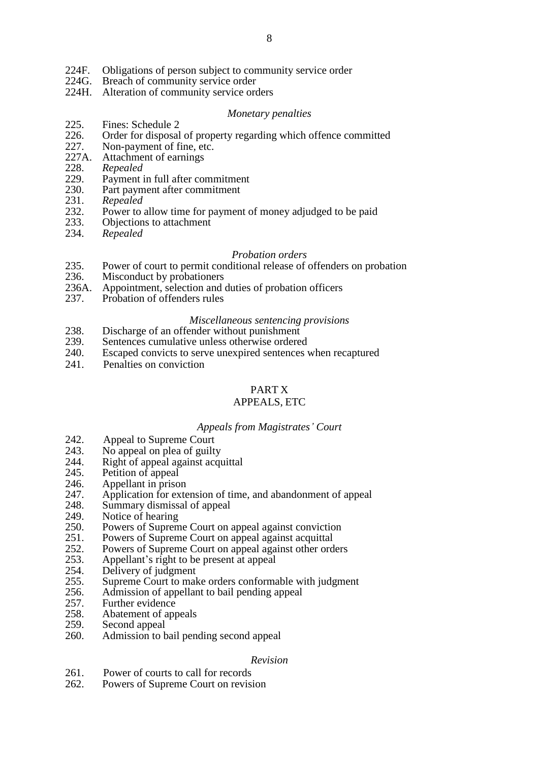224F. Obligations of person subject to community service order
224G. Breach of community service order
224H. Alteration of community service orders

*Monetary penalties*

225. Fines: Schedule 2
226. Order for disposal of property regarding which offence committed
227. Non-payment of fine, etc.
227A. Attachment of earnings
228. *Repealed*
229. Payment in full after commitment
230. Part payment after commitment
231. *Repealed*
232. Power to allow time for payment of money adjudged to be paid
233. Objections to attachment
234. *Repealed*

*Probation orders*

235. Power of court to permit conditional release of offenders on probation
236. Misconduct by probationers
236A. Appointment, selection and duties of probation officers
237. Probation of offenders rules

*Miscellaneous sentencing provisions*

238. Discharge of an offender without punishment
239. Sentences cumulative unless otherwise ordered
240. Escaped convicts to serve unexpired sentences when recaptured
241. Penalties on conviction

## PART X
## APPEALS, ETC

*Appeals from Magistrates' Court*

242. Appeal to Supreme Court
243. No appeal on plea of guilty
244. Right of appeal against acquittal
245. Petition of appeal
246. Appellant in prison
247. Application for extension of time, and abandonment of appeal
248. Summary dismissal of appeal
249. Notice of hearing
250. Powers of Supreme Court on appeal against conviction
251. Powers of Supreme Court on appeal against acquittal
252. Powers of Supreme Court on appeal against other orders
253. Appellant's right to be present at appeal
254. Delivery of judgment
255. Supreme Court to make orders conformable with judgment
256. Admission of appellant to bail pending appeal
257. Further evidence
258. Abatement of appeals
259. Second appeal
260. Admission to bail pending second appeal

*Revision*

261. Power of courts to call for records
262. Powers of Supreme Court on revision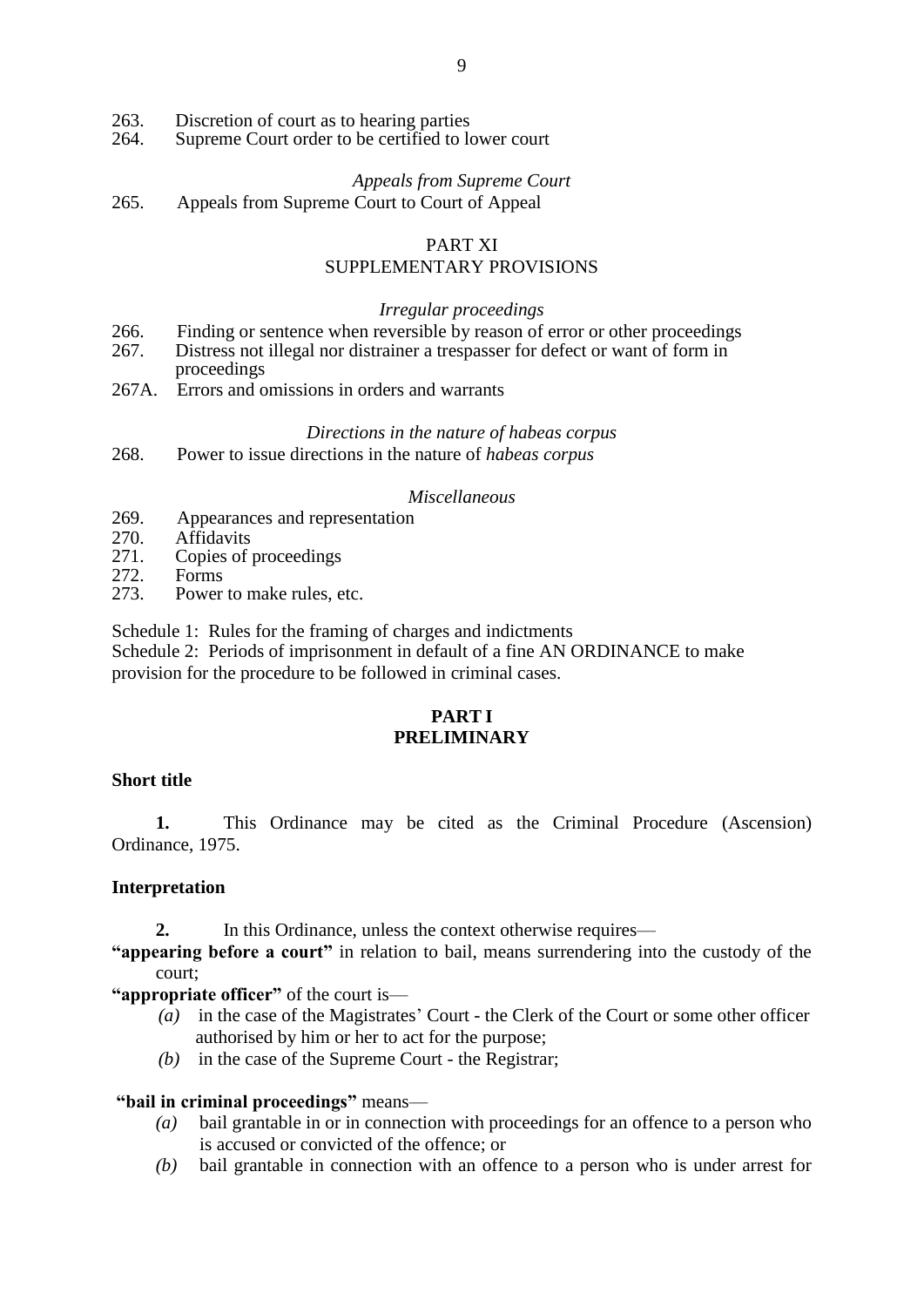263. Discretion of court as to hearing parties
264. Supreme Court order to be certified to lower court

*Appeals from Supreme Court*

265. Appeals from Supreme Court to Court of Appeal

PART XI
SUPPLEMENTARY PROVISIONS

*Irregular proceedings*

266. Finding or sentence when reversible by reason of error or other proceedings
267. Distress not illegal nor distrainer a trespasser for defect or want of form in proceedings
267A. Errors and omissions in orders and warrants

*Directions in the nature of habeas corpus*

268. Power to issue directions in the nature of *habeas corpus*

*Miscellaneous*

269. Appearances and representation
270. Affidavits
271. Copies of proceedings
272. Forms
273. Power to make rules, etc.

Schedule 1: Rules for the framing of charges and indictments
Schedule 2: Periods of imprisonment in default of a fine AN ORDINANCE to make provision for the procedure to be followed in criminal cases.

## PART I
## PRELIMINARY

**Short title**

**1.** This Ordinance may be cited as the Criminal Procedure (Ascension) Ordinance, 1975.

**Interpretation**

**2.** In this Ordinance, unless the context otherwise requires—

**"appearing before a court"** in relation to bail, means surrendering into the custody of the court;

**"appropriate officer"** of the court is—

*(a)* in the case of the Magistrates' Court - the Clerk of the Court or some other officer authorised by him or her to act for the purpose;

*(b)* in the case of the Supreme Court - the Registrar;

**"bail in criminal proceedings"** means—

*(a)* bail grantable in or in connection with proceedings for an offence to a person who is accused or convicted of the offence; or

*(b)* bail grantable in connection with an offence to a person who is under arrest for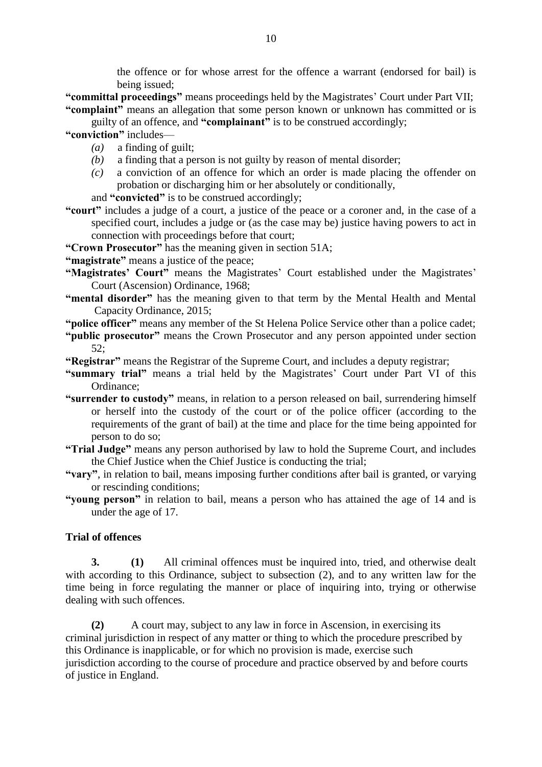the offence or for whose arrest for the offence a warrant (endorsed for bail) is being issued;

**"committal proceedings"** means proceedings held by the Magistrates' Court under Part VII;

**"complaint"** means an allegation that some person known or unknown has committed or is guilty of an offence, and **"complainant"** is to be construed accordingly;

**"conviction"** includes—

- *(a)* a finding of guilt;
- *(b)* a finding that a person is not guilty by reason of mental disorder;
- *(c)* a conviction of an offence for which an order is made placing the offender on probation or discharging him or her absolutely or conditionally,

and **"convicted"** is to be construed accordingly;

**"court"** includes a judge of a court, a justice of the peace or a coroner and, in the case of a specified court, includes a judge or (as the case may be) justice having powers to act in connection with proceedings before that court;

**"Crown Prosecutor"** has the meaning given in section 51A;

**"magistrate"** means a justice of the peace;

**"Magistrates' Court"** means the Magistrates' Court established under the Magistrates' Court (Ascension) Ordinance, 1968;

**"mental disorder"** has the meaning given to that term by the Mental Health and Mental Capacity Ordinance, 2015;

**"police officer"** means any member of the St Helena Police Service other than a police cadet;

**"public prosecutor"** means the Crown Prosecutor and any person appointed under section 52;

**"Registrar"** means the Registrar of the Supreme Court, and includes a deputy registrar;

**"summary trial"** means a trial held by the Magistrates' Court under Part VI of this Ordinance;

**"surrender to custody"** means, in relation to a person released on bail, surrendering himself or herself into the custody of the court or of the police officer (according to the requirements of the grant of bail) at the time and place for the time being appointed for person to do so;

**"Trial Judge"** means any person authorised by law to hold the Supreme Court, and includes the Chief Justice when the Chief Justice is conducting the trial;

**"vary"**, in relation to bail, means imposing further conditions after bail is granted, or varying or rescinding conditions;

**"young person"** in relation to bail, means a person who has attained the age of 14 and is under the age of 17.

**Trial of offences**

**3. (1)** All criminal offences must be inquired into, tried, and otherwise dealt with according to this Ordinance, subject to subsection (2), and to any written law for the time being in force regulating the manner or place of inquiring into, trying or otherwise dealing with such offences.

**(2)** A court may, subject to any law in force in Ascension, in exercising its criminal jurisdiction in respect of any matter or thing to which the procedure prescribed by this Ordinance is inapplicable, or for which no provision is made, exercise such jurisdiction according to the course of procedure and practice observed by and before courts of justice in England.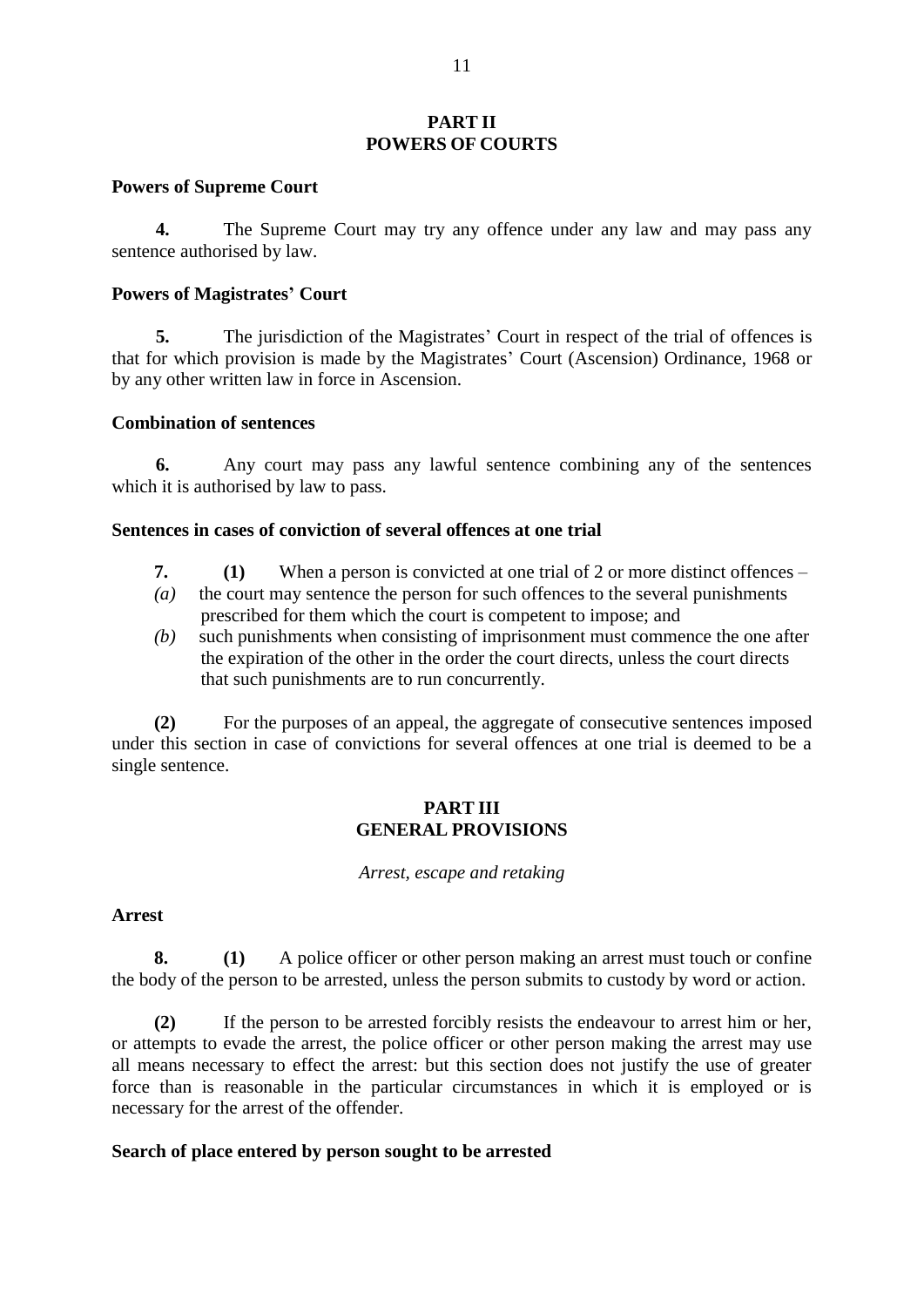## PART II
## POWERS OF COURTS

**Powers of Supreme Court**

**4.** The Supreme Court may try any offence under any law and may pass any sentence authorised by law.

**Powers of Magistrates' Court**

**5.** The jurisdiction of the Magistrates' Court in respect of the trial of offences is that for which provision is made by the Magistrates' Court (Ascension) Ordinance, 1968 or by any other written law in force in Ascension.

**Combination of sentences**

**6.** Any court may pass any lawful sentence combining any of the sentences which it is authorised by law to pass.

**Sentences in cases of conviction of several offences at one trial**

**7.** **(1)** When a person is convicted at one trial of 2 or more distinct offences –

*(a)* the court may sentence the person for such offences to the several punishments prescribed for them which the court is competent to impose; and

*(b)* such punishments when consisting of imprisonment must commence the one after the expiration of the other in the order the court directs, unless the court directs that such punishments are to run concurrently.

**(2)** For the purposes of an appeal, the aggregate of consecutive sentences imposed under this section in case of convictions for several offences at one trial is deemed to be a single sentence.

## PART III
## GENERAL PROVISIONS

*Arrest, escape and retaking*

**Arrest**

**8.** **(1)** A police officer or other person making an arrest must touch or confine the body of the person to be arrested, unless the person submits to custody by word or action.

**(2)** If the person to be arrested forcibly resists the endeavour to arrest him or her, or attempts to evade the arrest, the police officer or other person making the arrest may use all means necessary to effect the arrest: but this section does not justify the use of greater force than is reasonable in the particular circumstances in which it is employed or is necessary for the arrest of the offender.

**Search of place entered by person sought to be arrested**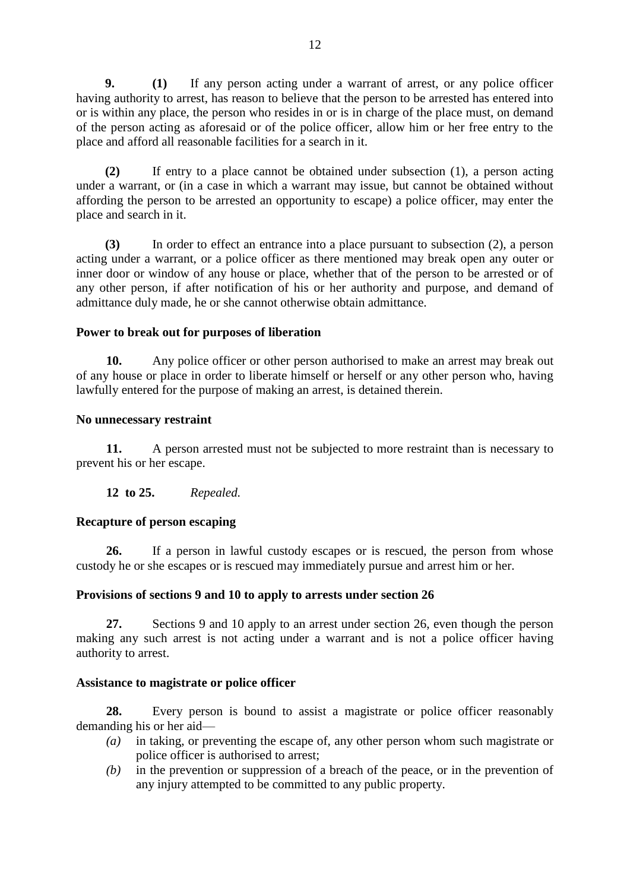**9.** **(1)** If any person acting under a warrant of arrest, or any police officer having authority to arrest, has reason to believe that the person to be arrested has entered into or is within any place, the person who resides in or is in charge of the place must, on demand of the person acting as aforesaid or of the police officer, allow him or her free entry to the place and afford all reasonable facilities for a search in it.

**(2)** If entry to a place cannot be obtained under subsection (1), a person acting under a warrant, or (in a case in which a warrant may issue, but cannot be obtained without affording the person to be arrested an opportunity to escape) a police officer, may enter the place and search in it.

**(3)** In order to effect an entrance into a place pursuant to subsection (2), a person acting under a warrant, or a police officer as there mentioned may break open any outer or inner door or window of any house or place, whether that of the person to be arrested or of any other person, if after notification of his or her authority and purpose, and demand of admittance duly made, he or she cannot otherwise obtain admittance.

**Power to break out for purposes of liberation**

**10.** Any police officer or other person authorised to make an arrest may break out of any house or place in order to liberate himself or herself or any other person who, having lawfully entered for the purpose of making an arrest, is detained therein.

**No unnecessary restraint**

**11.** A person arrested must not be subjected to more restraint than is necessary to prevent his or her escape.

**12 to 25.** *Repealed.*

**Recapture of person escaping**

**26.** If a person in lawful custody escapes or is rescued, the person from whose custody he or she escapes or is rescued may immediately pursue and arrest him or her.

**Provisions of sections 9 and 10 to apply to arrests under section 26**

**27.** Sections 9 and 10 apply to an arrest under section 26, even though the person making any such arrest is not acting under a warrant and is not a police officer having authority to arrest.

**Assistance to magistrate or police officer**

**28.** Every person is bound to assist a magistrate or police officer reasonably demanding his or her aid—

*(a)* in taking, or preventing the escape of, any other person whom such magistrate or police officer is authorised to arrest;

*(b)* in the prevention or suppression of a breach of the peace, or in the prevention of any injury attempted to be committed to any public property.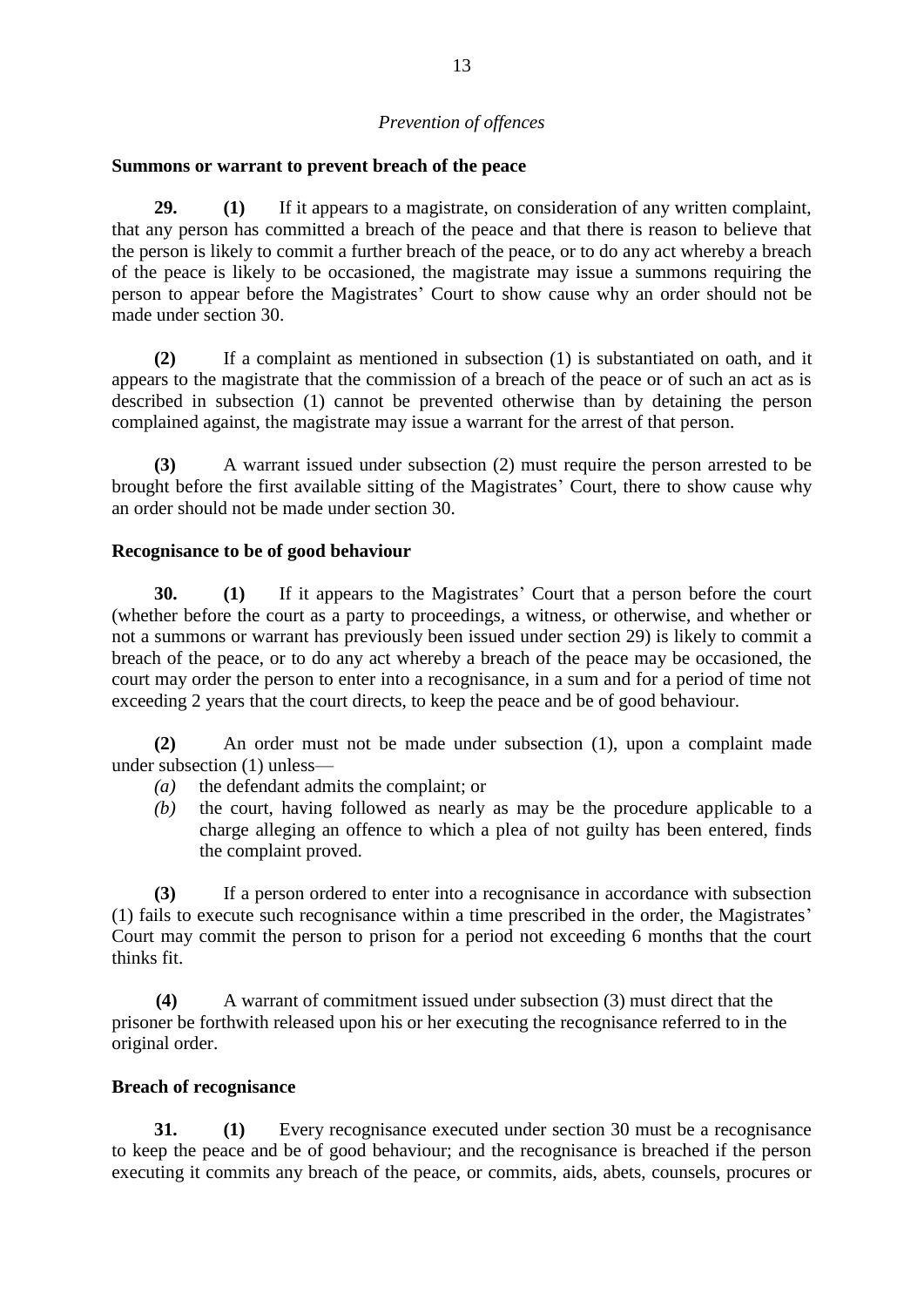*Prevention of offences*

**Summons or warrant to prevent breach of the peace**

**29. (1)** If it appears to a magistrate, on consideration of any written complaint, that any person has committed a breach of the peace and that there is reason to believe that the person is likely to commit a further breach of the peace, or to do any act whereby a breach of the peace is likely to be occasioned, the magistrate may issue a summons requiring the person to appear before the Magistrates' Court to show cause why an order should not be made under section 30.

**(2)** If a complaint as mentioned in subsection (1) is substantiated on oath, and it appears to the magistrate that the commission of a breach of the peace or of such an act as is described in subsection (1) cannot be prevented otherwise than by detaining the person complained against, the magistrate may issue a warrant for the arrest of that person.

**(3)** A warrant issued under subsection (2) must require the person arrested to be brought before the first available sitting of the Magistrates' Court, there to show cause why an order should not be made under section 30.

**Recognisance to be of good behaviour**

**30. (1)** If it appears to the Magistrates' Court that a person before the court (whether before the court as a party to proceedings, a witness, or otherwise, and whether or not a summons or warrant has previously been issued under section 29) is likely to commit a breach of the peace, or to do any act whereby a breach of the peace may be occasioned, the court may order the person to enter into a recognisance, in a sum and for a period of time not exceeding 2 years that the court directs, to keep the peace and be of good behaviour.

**(2)** An order must not be made under subsection (1), upon a complaint made under subsection (1) unless—

*(a)* the defendant admits the complaint; or

*(b)* the court, having followed as nearly as may be the procedure applicable to a charge alleging an offence to which a plea of not guilty has been entered, finds the complaint proved.

**(3)** If a person ordered to enter into a recognisance in accordance with subsection (1) fails to execute such recognisance within a time prescribed in the order, the Magistrates' Court may commit the person to prison for a period not exceeding 6 months that the court thinks fit.

**(4)** A warrant of commitment issued under subsection (3) must direct that the prisoner be forthwith released upon his or her executing the recognisance referred to in the original order.

**Breach of recognisance**

**31. (1)** Every recognisance executed under section 30 must be a recognisance to keep the peace and be of good behaviour; and the recognisance is breached if the person executing it commits any breach of the peace, or commits, aids, abets, counsels, procures or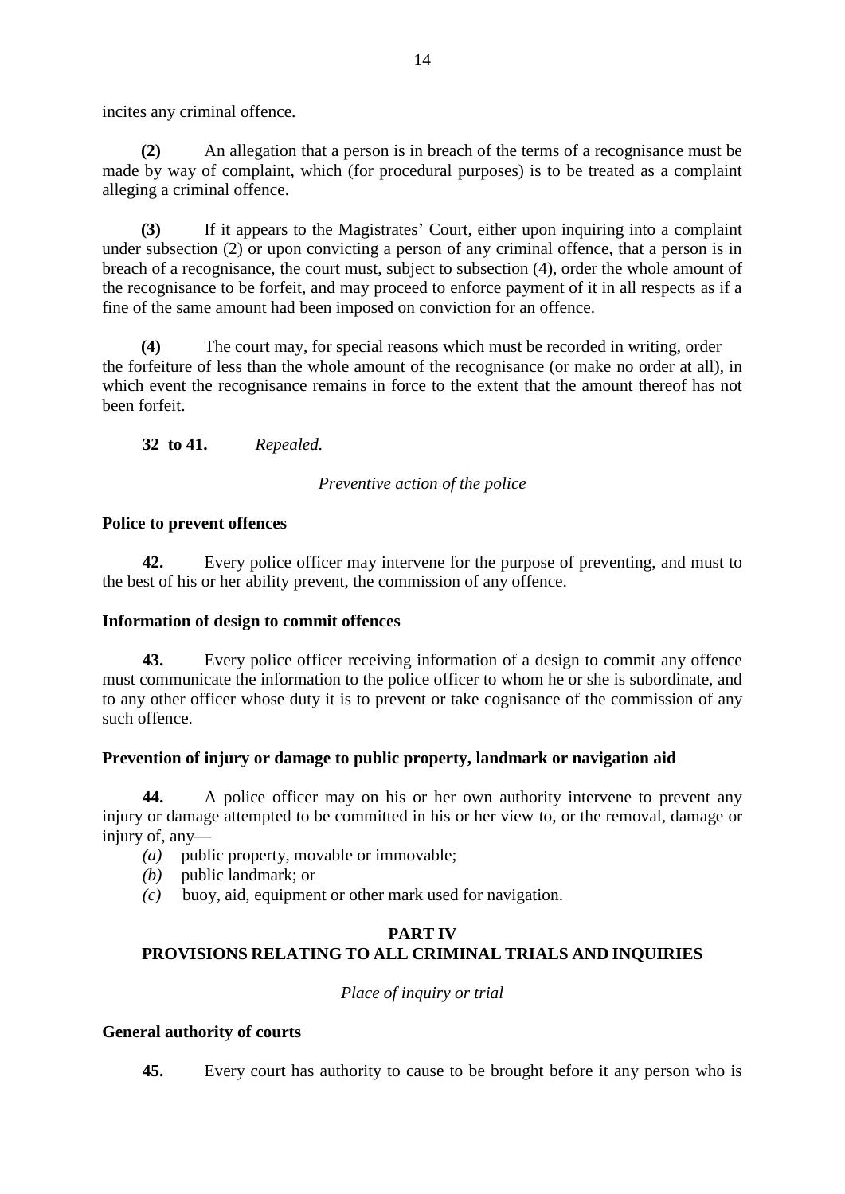incites any criminal offence.

**(2)** An allegation that a person is in breach of the terms of a recognisance must be made by way of complaint, which (for procedural purposes) is to be treated as a complaint alleging a criminal offence.

**(3)** If it appears to the Magistrates' Court, either upon inquiring into a complaint under subsection (2) or upon convicting a person of any criminal offence, that a person is in breach of a recognisance, the court must, subject to subsection (4), order the whole amount of the recognisance to be forfeit, and may proceed to enforce payment of it in all respects as if a fine of the same amount had been imposed on conviction for an offence.

**(4)** The court may, for special reasons which must be recorded in writing, order the forfeiture of less than the whole amount of the recognisance (or make no order at all), in which event the recognisance remains in force to the extent that the amount thereof has not been forfeit.

**32 to 41.** *Repealed.*

*Preventive action of the police*

**Police to prevent offences**

**42.** Every police officer may intervene for the purpose of preventing, and must to the best of his or her ability prevent, the commission of any offence.

**Information of design to commit offences**

**43.** Every police officer receiving information of a design to commit any offence must communicate the information to the police officer to whom he or she is subordinate, and to any other officer whose duty it is to prevent or take cognisance of the commission of any such offence.

**Prevention of injury or damage to public property, landmark or navigation aid**

**44.** A police officer may on his or her own authority intervene to prevent any injury or damage attempted to be committed in his or her view to, or the removal, damage or injury of, any—

- *(a)* public property, movable or immovable;
- *(b)* public landmark; or
- *(c)* buoy, aid, equipment or other mark used for navigation.

## PART IV
## PROVISIONS RELATING TO ALL CRIMINAL TRIALS AND INQUIRIES

*Place of inquiry or trial*

**General authority of courts**

**45.** Every court has authority to cause to be brought before it any person who is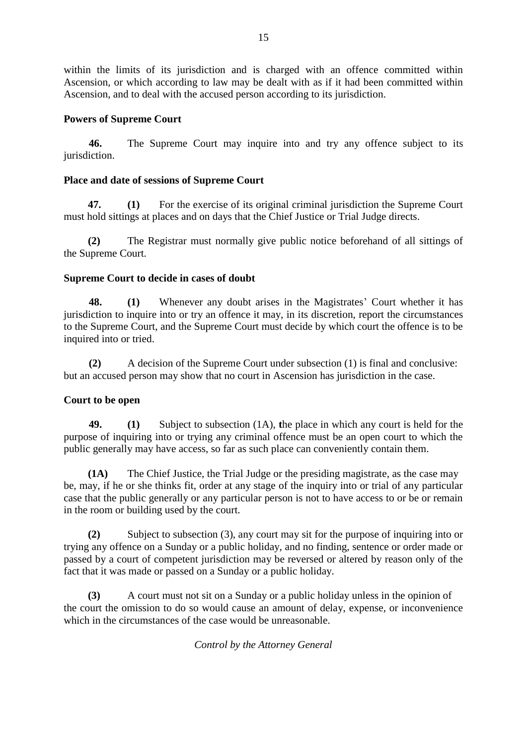within the limits of its jurisdiction and is charged with an offence committed within Ascension, or which according to law may be dealt with as if it had been committed within Ascension, and to deal with the accused person according to its jurisdiction.

**Powers of Supreme Court**

**46.** The Supreme Court may inquire into and try any offence subject to its jurisdiction.

**Place and date of sessions of Supreme Court**

**47. (1)** For the exercise of its original criminal jurisdiction the Supreme Court must hold sittings at places and on days that the Chief Justice or Trial Judge directs.

**(2)** The Registrar must normally give public notice beforehand of all sittings of the Supreme Court.

**Supreme Court to decide in cases of doubt**

**48. (1)** Whenever any doubt arises in the Magistrates' Court whether it has jurisdiction to inquire into or try an offence it may, in its discretion, report the circumstances to the Supreme Court, and the Supreme Court must decide by which court the offence is to be inquired into or tried.

**(2)** A decision of the Supreme Court under subsection (1) is final and conclusive: but an accused person may show that no court in Ascension has jurisdiction in the case.

**Court to be open**

**49. (1)** Subject to subsection (1A), **t**he place in which any court is held for the purpose of inquiring into or trying any criminal offence must be an open court to which the public generally may have access, so far as such place can conveniently contain them.

**(1A)** The Chief Justice, the Trial Judge or the presiding magistrate, as the case may be, may, if he or she thinks fit, order at any stage of the inquiry into or trial of any particular case that the public generally or any particular person is not to have access to or be or remain in the room or building used by the court.

**(2)** Subject to subsection (3), any court may sit for the purpose of inquiring into or trying any offence on a Sunday or a public holiday, and no finding, sentence or order made or passed by a court of competent jurisdiction may be reversed or altered by reason only of the fact that it was made or passed on a Sunday or a public holiday.

**(3)** A court must not sit on a Sunday or a public holiday unless in the opinion of the court the omission to do so would cause an amount of delay, expense, or inconvenience which in the circumstances of the case would be unreasonable.

*Control by the Attorney General*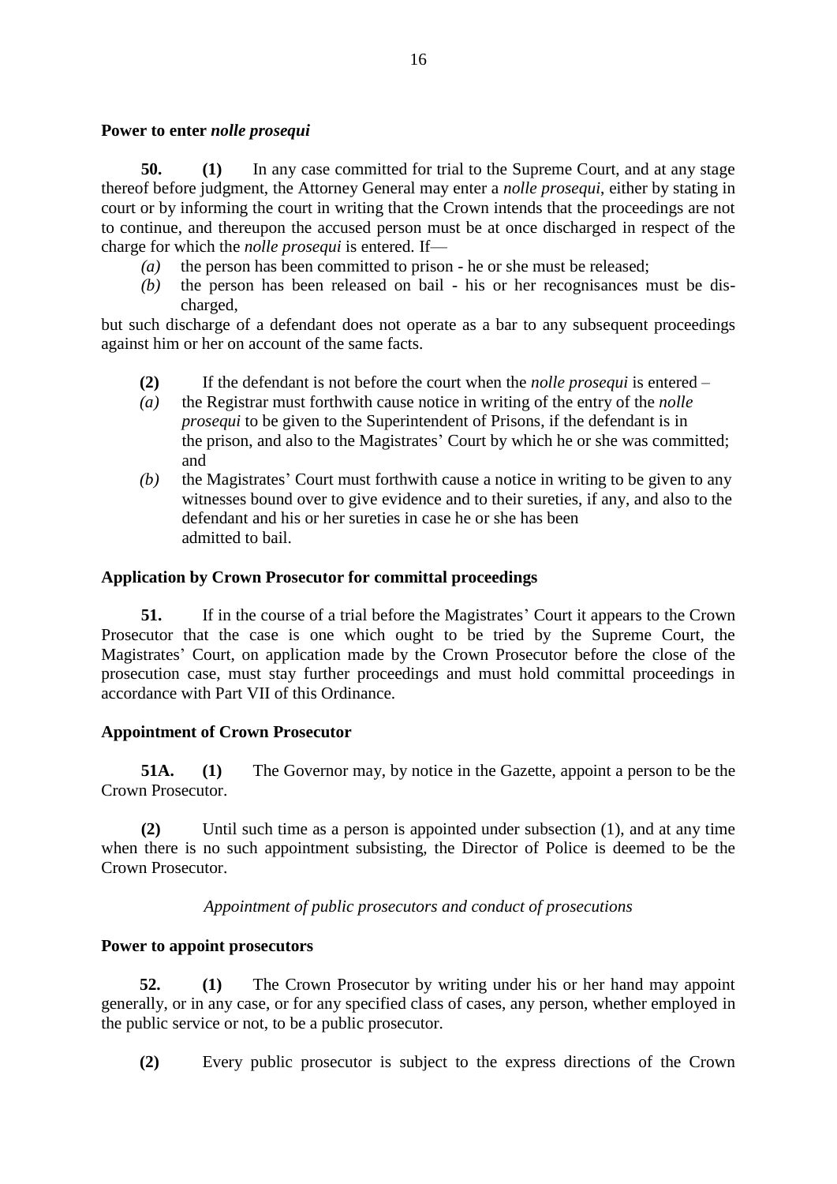**Power to enter *nolle prosequi***

**50.** **(1)** In any case committed for trial to the Supreme Court, and at any stage thereof before judgment, the Attorney General may enter a *nolle prosequi*, either by stating in court or by informing the court in writing that the Crown intends that the proceedings are not to continue, and thereupon the accused person must be at once discharged in respect of the charge for which the *nolle prosequi* is entered. If—

*(a)* the person has been committed to prison - he or she must be released;

*(b)* the person has been released on bail - his or her recognisances must be discharged,

but such discharge of a defendant does not operate as a bar to any subsequent proceedings against him or her on account of the same facts.

**(2)** If the defendant is not before the court when the *nolle prosequi* is entered –

*(a)* the Registrar must forthwith cause notice in writing of the entry of the *nolle prosequi* to be given to the Superintendent of Prisons, if the defendant is in the prison, and also to the Magistrates' Court by which he or she was committed; and

*(b)* the Magistrates' Court must forthwith cause a notice in writing to be given to any witnesses bound over to give evidence and to their sureties, if any, and also to the defendant and his or her sureties in case he or she has been admitted to bail.

**Application by Crown Prosecutor for committal proceedings**

**51.** If in the course of a trial before the Magistrates' Court it appears to the Crown Prosecutor that the case is one which ought to be tried by the Supreme Court, the Magistrates' Court, on application made by the Crown Prosecutor before the close of the prosecution case, must stay further proceedings and must hold committal proceedings in accordance with Part VII of this Ordinance.

**Appointment of Crown Prosecutor**

**51A.** **(1)** The Governor may, by notice in the Gazette, appoint a person to be the Crown Prosecutor.

**(2)** Until such time as a person is appointed under subsection (1), and at any time when there is no such appointment subsisting, the Director of Police is deemed to be the Crown Prosecutor.

*Appointment of public prosecutors and conduct of prosecutions*

**Power to appoint prosecutors**

**52.** **(1)** The Crown Prosecutor by writing under his or her hand may appoint generally, or in any case, or for any specified class of cases, any person, whether employed in the public service or not, to be a public prosecutor.

**(2)** Every public prosecutor is subject to the express directions of the Crown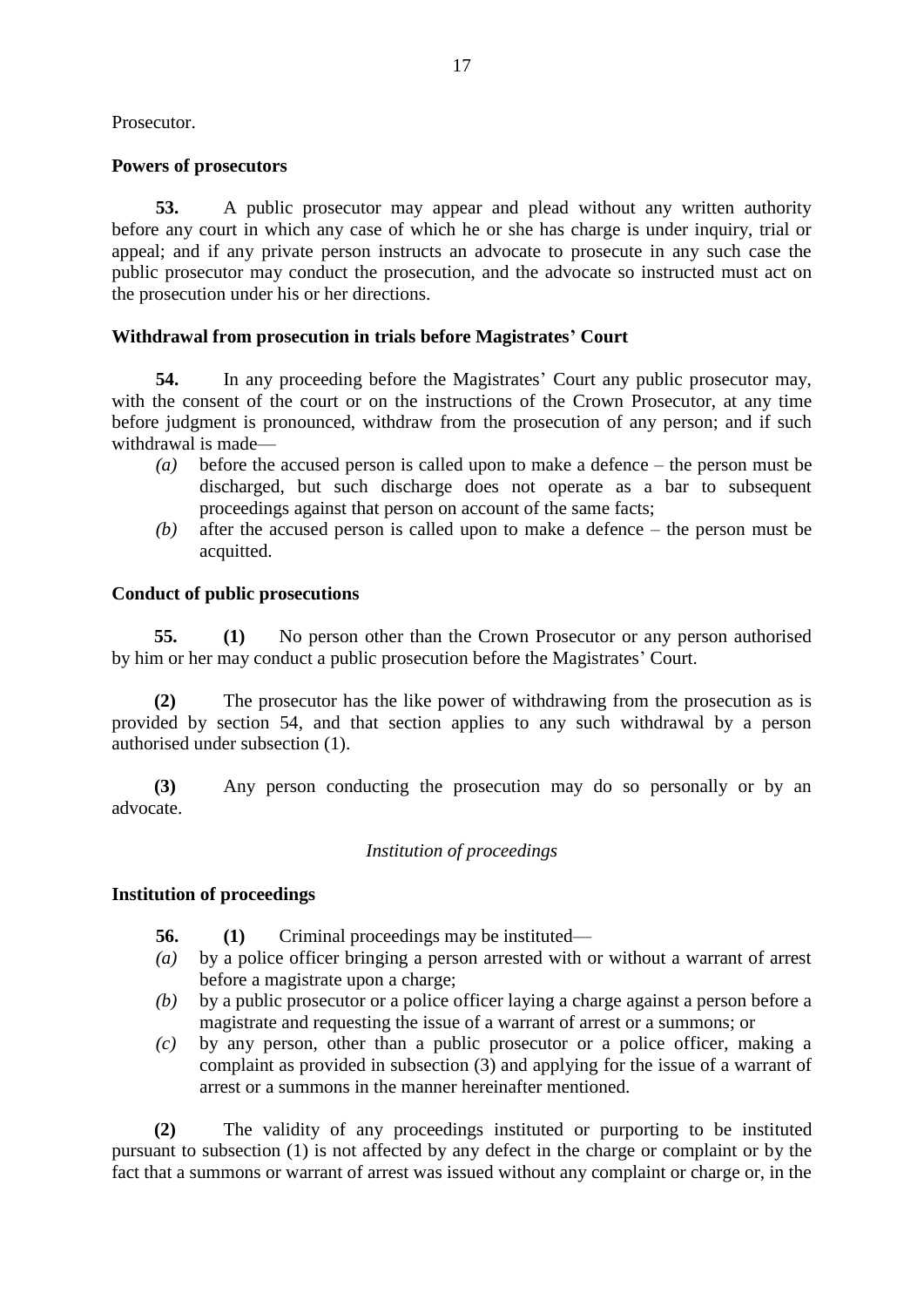Prosecutor.

**Powers of prosecutors**

**53.** A public prosecutor may appear and plead without any written authority before any court in which any case of which he or she has charge is under inquiry, trial or appeal; and if any private person instructs an advocate to prosecute in any such case the public prosecutor may conduct the prosecution, and the advocate so instructed must act on the prosecution under his or her directions.

**Withdrawal from prosecution in trials before Magistrates' Court**

**54.** In any proceeding before the Magistrates' Court any public prosecutor may, with the consent of the court or on the instructions of the Crown Prosecutor, at any time before judgment is pronounced, withdraw from the prosecution of any person; and if such withdrawal is made—

*(a)* before the accused person is called upon to make a defence – the person must be discharged, but such discharge does not operate as a bar to subsequent proceedings against that person on account of the same facts;

*(b)* after the accused person is called upon to make a defence – the person must be acquitted.

**Conduct of public prosecutions**

**55.** **(1)** No person other than the Crown Prosecutor or any person authorised by him or her may conduct a public prosecution before the Magistrates' Court.

**(2)** The prosecutor has the like power of withdrawing from the prosecution as is provided by section 54, and that section applies to any such withdrawal by a person authorised under subsection (1).

**(3)** Any person conducting the prosecution may do so personally or by an advocate.

*Institution of proceedings*

**Institution of proceedings**

**56.** **(1)** Criminal proceedings may be instituted—

*(a)* by a police officer bringing a person arrested with or without a warrant of arrest before a magistrate upon a charge;

*(b)* by a public prosecutor or a police officer laying a charge against a person before a magistrate and requesting the issue of a warrant of arrest or a summons; or

*(c)* by any person, other than a public prosecutor or a police officer, making a complaint as provided in subsection (3) and applying for the issue of a warrant of arrest or a summons in the manner hereinafter mentioned.

**(2)** The validity of any proceedings instituted or purporting to be instituted pursuant to subsection (1) is not affected by any defect in the charge or complaint or by the fact that a summons or warrant of arrest was issued without any complaint or charge or, in the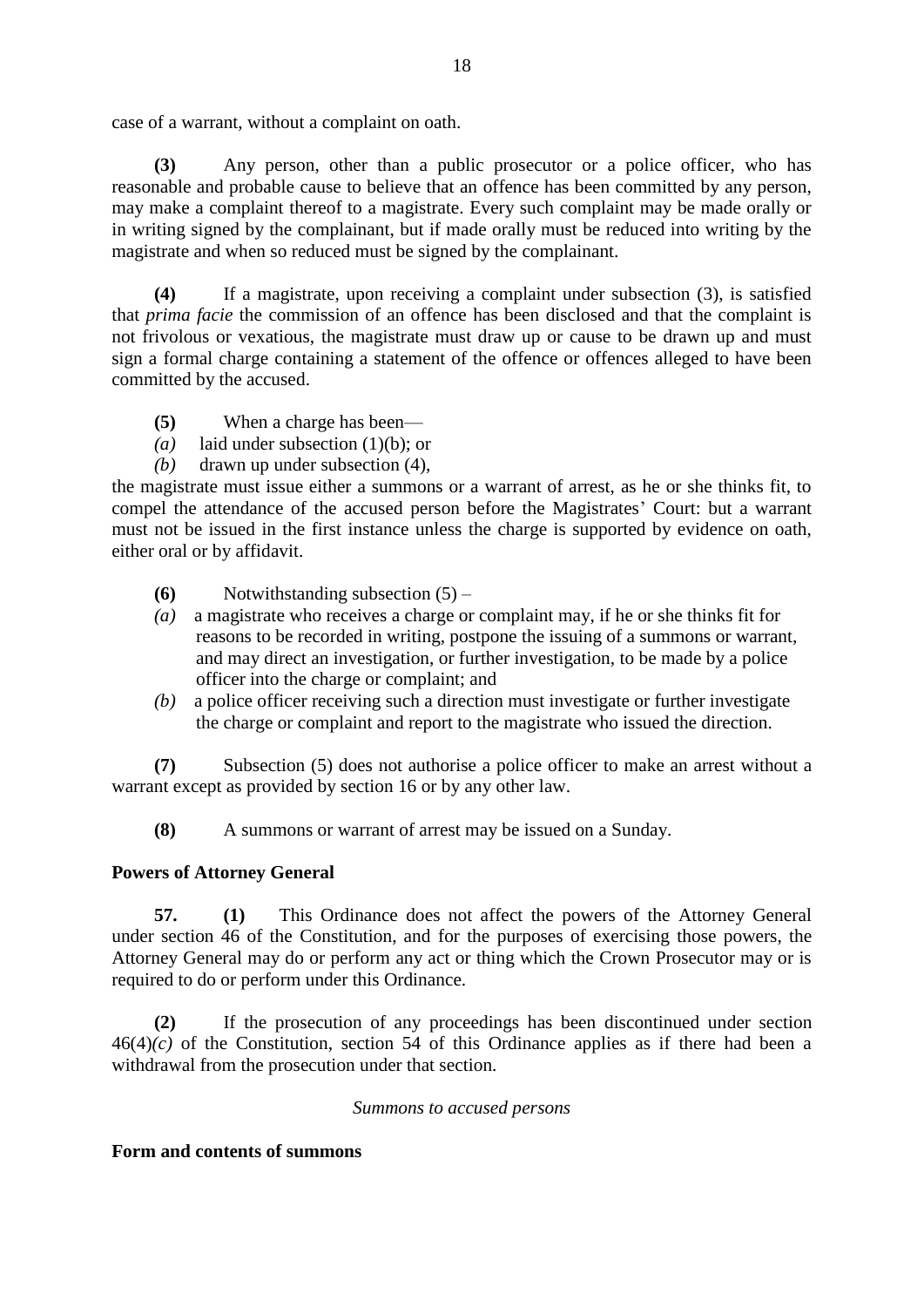case of a warrant, without a complaint on oath.

**(3)** Any person, other than a public prosecutor or a police officer, who has reasonable and probable cause to believe that an offence has been committed by any person, may make a complaint thereof to a magistrate. Every such complaint may be made orally or in writing signed by the complainant, but if made orally must be reduced into writing by the magistrate and when so reduced must be signed by the complainant.

**(4)** If a magistrate, upon receiving a complaint under subsection (3), is satisfied that *prima facie* the commission of an offence has been disclosed and that the complaint is not frivolous or vexatious, the magistrate must draw up or cause to be drawn up and must sign a formal charge containing a statement of the offence or offences alleged to have been committed by the accused.

**(5)** When a charge has been—

*(a)* laid under subsection (1)(b); or

*(b)* drawn up under subsection (4),

the magistrate must issue either a summons or a warrant of arrest, as he or she thinks fit, to compel the attendance of the accused person before the Magistrates' Court: but a warrant must not be issued in the first instance unless the charge is supported by evidence on oath, either oral or by affidavit.

**(6)** Notwithstanding subsection (5) –

*(a)* a magistrate who receives a charge or complaint may, if he or she thinks fit for reasons to be recorded in writing, postpone the issuing of a summons or warrant, and may direct an investigation, or further investigation, to be made by a police officer into the charge or complaint; and

*(b)* a police officer receiving such a direction must investigate or further investigate the charge or complaint and report to the magistrate who issued the direction.

**(7)** Subsection (5) does not authorise a police officer to make an arrest without a warrant except as provided by section 16 or by any other law.

**(8)** A summons or warrant of arrest may be issued on a Sunday.

**Powers of Attorney General**

**57. (1)** This Ordinance does not affect the powers of the Attorney General under section 46 of the Constitution, and for the purposes of exercising those powers, the Attorney General may do or perform any act or thing which the Crown Prosecutor may or is required to do or perform under this Ordinance.

**(2)** If the prosecution of any proceedings has been discontinued under section 46(4)*(c)* of the Constitution, section 54 of this Ordinance applies as if there had been a withdrawal from the prosecution under that section.

*Summons to accused persons*

**Form and contents of summons**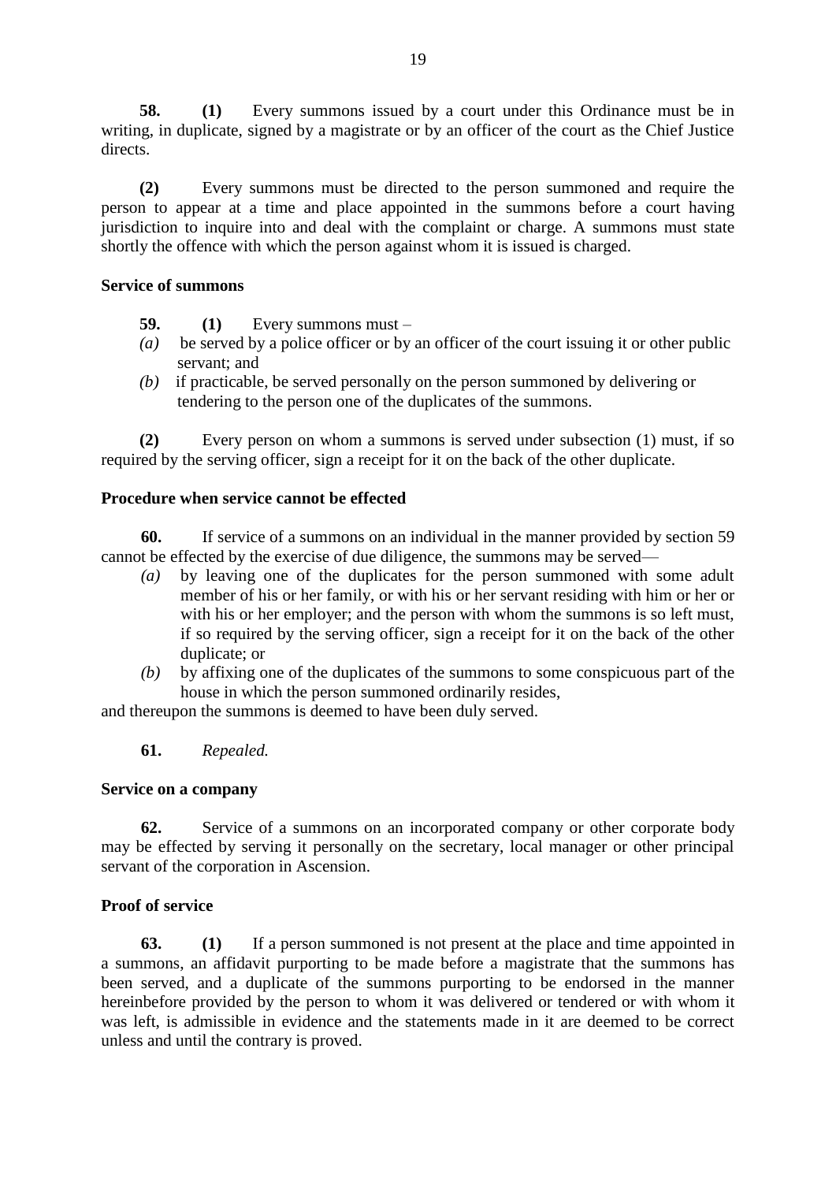**58.** **(1)** Every summons issued by a court under this Ordinance must be in writing, in duplicate, signed by a magistrate or by an officer of the court as the Chief Justice directs.

**(2)** Every summons must be directed to the person summoned and require the person to appear at a time and place appointed in the summons before a court having jurisdiction to inquire into and deal with the complaint or charge. A summons must state shortly the offence with which the person against whom it is issued is charged.

**Service of summons**

**59.** **(1)** Every summons must –

*(a)* be served by a police officer or by an officer of the court issuing it or other public servant; and

*(b)* if practicable, be served personally on the person summoned by delivering or tendering to the person one of the duplicates of the summons.

**(2)** Every person on whom a summons is served under subsection (1) must, if so required by the serving officer, sign a receipt for it on the back of the other duplicate.

**Procedure when service cannot be effected**

**60.** If service of a summons on an individual in the manner provided by section 59 cannot be effected by the exercise of due diligence, the summons may be served—

*(a)* by leaving one of the duplicates for the person summoned with some adult member of his or her family, or with his or her servant residing with him or her or with his or her employer; and the person with whom the summons is so left must, if so required by the serving officer, sign a receipt for it on the back of the other duplicate; or

*(b)* by affixing one of the duplicates of the summons to some conspicuous part of the house in which the person summoned ordinarily resides,

and thereupon the summons is deemed to have been duly served.

**61.** *Repealed.*

**Service on a company**

**62.** Service of a summons on an incorporated company or other corporate body may be effected by serving it personally on the secretary, local manager or other principal servant of the corporation in Ascension.

**Proof of service**

**63.** **(1)** If a person summoned is not present at the place and time appointed in a summons, an affidavit purporting to be made before a magistrate that the summons has been served, and a duplicate of the summons purporting to be endorsed in the manner hereinbefore provided by the person to whom it was delivered or tendered or with whom it was left, is admissible in evidence and the statements made in it are deemed to be correct unless and until the contrary is proved.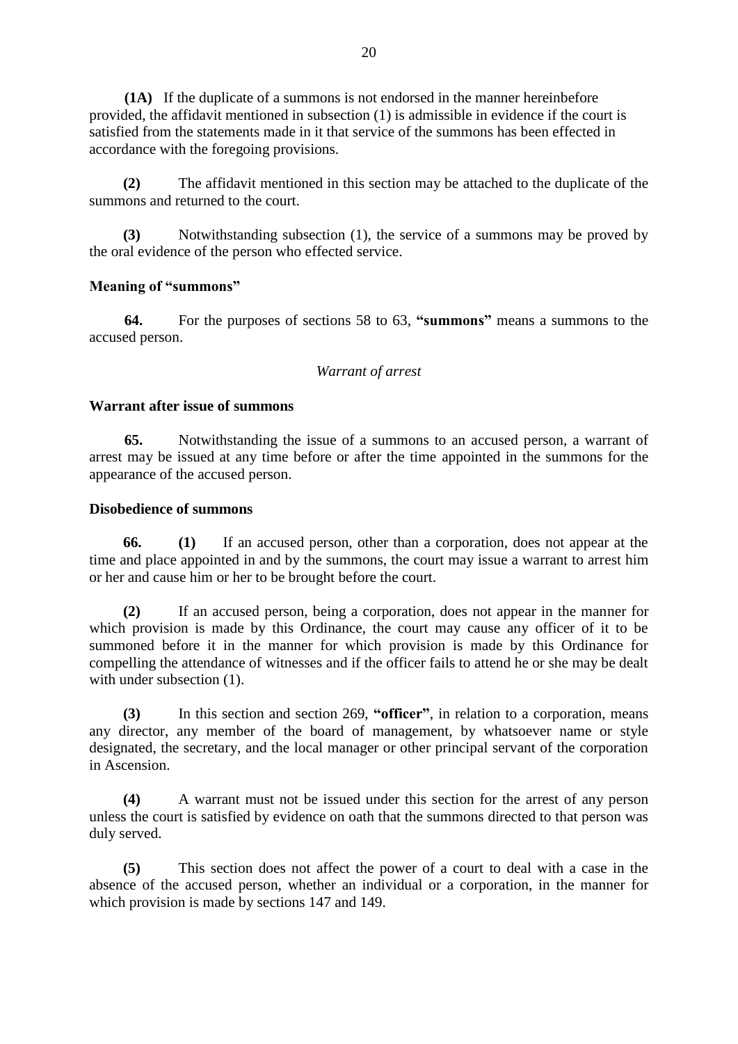**(1A)** If the duplicate of a summons is not endorsed in the manner hereinbefore provided, the affidavit mentioned in subsection (1) is admissible in evidence if the court is satisfied from the statements made in it that service of the summons has been effected in accordance with the foregoing provisions.

**(2)** The affidavit mentioned in this section may be attached to the duplicate of the summons and returned to the court.

**(3)** Notwithstanding subsection (1), the service of a summons may be proved by the oral evidence of the person who effected service.

**Meaning of "summons"**

**64.** For the purposes of sections 58 to 63, **"summons"** means a summons to the accused person.

*Warrant of arrest*

**Warrant after issue of summons**

**65.** Notwithstanding the issue of a summons to an accused person, a warrant of arrest may be issued at any time before or after the time appointed in the summons for the appearance of the accused person.

**Disobedience of summons**

**66.** **(1)** If an accused person, other than a corporation, does not appear at the time and place appointed in and by the summons, the court may issue a warrant to arrest him or her and cause him or her to be brought before the court.

**(2)** If an accused person, being a corporation, does not appear in the manner for which provision is made by this Ordinance, the court may cause any officer of it to be summoned before it in the manner for which provision is made by this Ordinance for compelling the attendance of witnesses and if the officer fails to attend he or she may be dealt with under subsection (1).

**(3)** In this section and section 269, **"officer"**, in relation to a corporation, means any director, any member of the board of management, by whatsoever name or style designated, the secretary, and the local manager or other principal servant of the corporation in Ascension.

**(4)** A warrant must not be issued under this section for the arrest of any person unless the court is satisfied by evidence on oath that the summons directed to that person was duly served.

**(5)** This section does not affect the power of a court to deal with a case in the absence of the accused person, whether an individual or a corporation, in the manner for which provision is made by sections 147 and 149.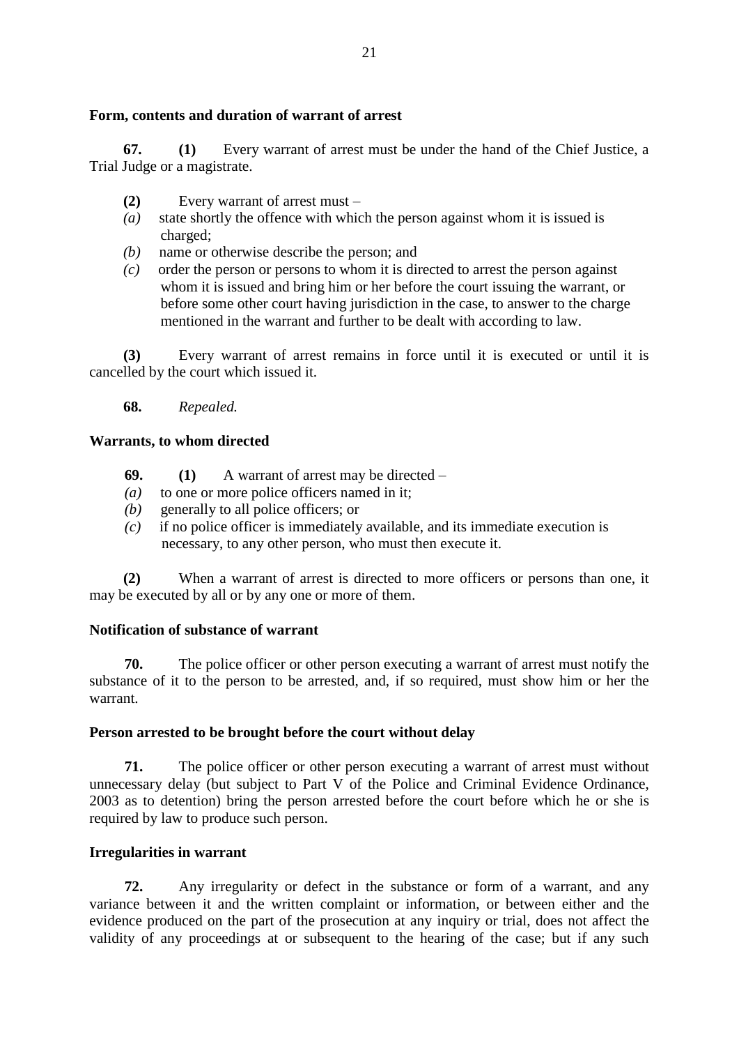**Form, contents and duration of warrant of arrest**

**67.** **(1)** Every warrant of arrest must be under the hand of the Chief Justice, a Trial Judge or a magistrate.

**(2)** Every warrant of arrest must –

*(a)* state shortly the offence with which the person against whom it is issued is charged;

*(b)* name or otherwise describe the person; and

*(c)* order the person or persons to whom it is directed to arrest the person against whom it is issued and bring him or her before the court issuing the warrant, or before some other court having jurisdiction in the case, to answer to the charge mentioned in the warrant and further to be dealt with according to law.

**(3)** Every warrant of arrest remains in force until it is executed or until it is cancelled by the court which issued it.

**68.** *Repealed.*

**Warrants, to whom directed**

**69.** **(1)** A warrant of arrest may be directed –

*(a)* to one or more police officers named in it;

*(b)* generally to all police officers; or

*(c)* if no police officer is immediately available, and its immediate execution is necessary, to any other person, who must then execute it.

**(2)** When a warrant of arrest is directed to more officers or persons than one, it may be executed by all or by any one or more of them.

**Notification of substance of warrant**

**70.** The police officer or other person executing a warrant of arrest must notify the substance of it to the person to be arrested, and, if so required, must show him or her the warrant.

**Person arrested to be brought before the court without delay**

**71.** The police officer or other person executing a warrant of arrest must without unnecessary delay (but subject to Part V of the Police and Criminal Evidence Ordinance, 2003 as to detention) bring the person arrested before the court before which he or she is required by law to produce such person.

**Irregularities in warrant**

**72.** Any irregularity or defect in the substance or form of a warrant, and any variance between it and the written complaint or information, or between either and the evidence produced on the part of the prosecution at any inquiry or trial, does not affect the validity of any proceedings at or subsequent to the hearing of the case; but if any such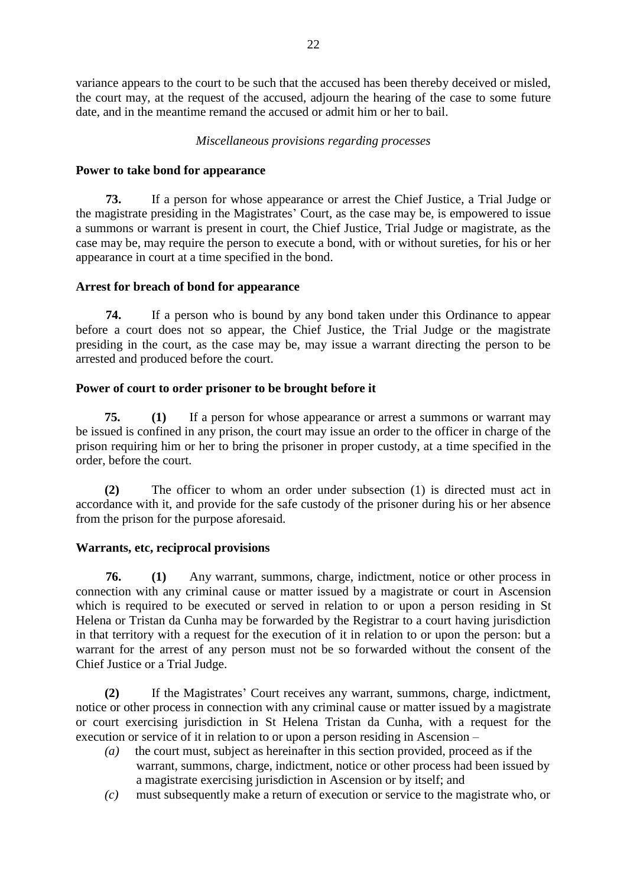variance appears to the court to be such that the accused has been thereby deceived or misled, the court may, at the request of the accused, adjourn the hearing of the case to some future date, and in the meantime remand the accused or admit him or her to bail.

*Miscellaneous provisions regarding processes*

**Power to take bond for appearance**

**73.** If a person for whose appearance or arrest the Chief Justice, a Trial Judge or the magistrate presiding in the Magistrates' Court, as the case may be, is empowered to issue a summons or warrant is present in court, the Chief Justice, Trial Judge or magistrate, as the case may be, may require the person to execute a bond, with or without sureties, for his or her appearance in court at a time specified in the bond.

**Arrest for breach of bond for appearance**

**74.** If a person who is bound by any bond taken under this Ordinance to appear before a court does not so appear, the Chief Justice, the Trial Judge or the magistrate presiding in the court, as the case may be, may issue a warrant directing the person to be arrested and produced before the court.

**Power of court to order prisoner to be brought before it**

**75.** **(1)** If a person for whose appearance or arrest a summons or warrant may be issued is confined in any prison, the court may issue an order to the officer in charge of the prison requiring him or her to bring the prisoner in proper custody, at a time specified in the order, before the court.

**(2)** The officer to whom an order under subsection (1) is directed must act in accordance with it, and provide for the safe custody of the prisoner during his or her absence from the prison for the purpose aforesaid.

**Warrants, etc, reciprocal provisions**

**76.** **(1)** Any warrant, summons, charge, indictment, notice or other process in connection with any criminal cause or matter issued by a magistrate or court in Ascension which is required to be executed or served in relation to or upon a person residing in St Helena or Tristan da Cunha may be forwarded by the Registrar to a court having jurisdiction in that territory with a request for the execution of it in relation to or upon the person: but a warrant for the arrest of any person must not be so forwarded without the consent of the Chief Justice or a Trial Judge.

**(2)** If the Magistrates' Court receives any warrant, summons, charge, indictment, notice or other process in connection with any criminal cause or matter issued by a magistrate or court exercising jurisdiction in St Helena Tristan da Cunha, with a request for the execution or service of it in relation to or upon a person residing in Ascension –

*(a)* the court must, subject as hereinafter in this section provided, proceed as if the warrant, summons, charge, indictment, notice or other process had been issued by a magistrate exercising jurisdiction in Ascension or by itself; and

*(c)* must subsequently make a return of execution or service to the magistrate who, or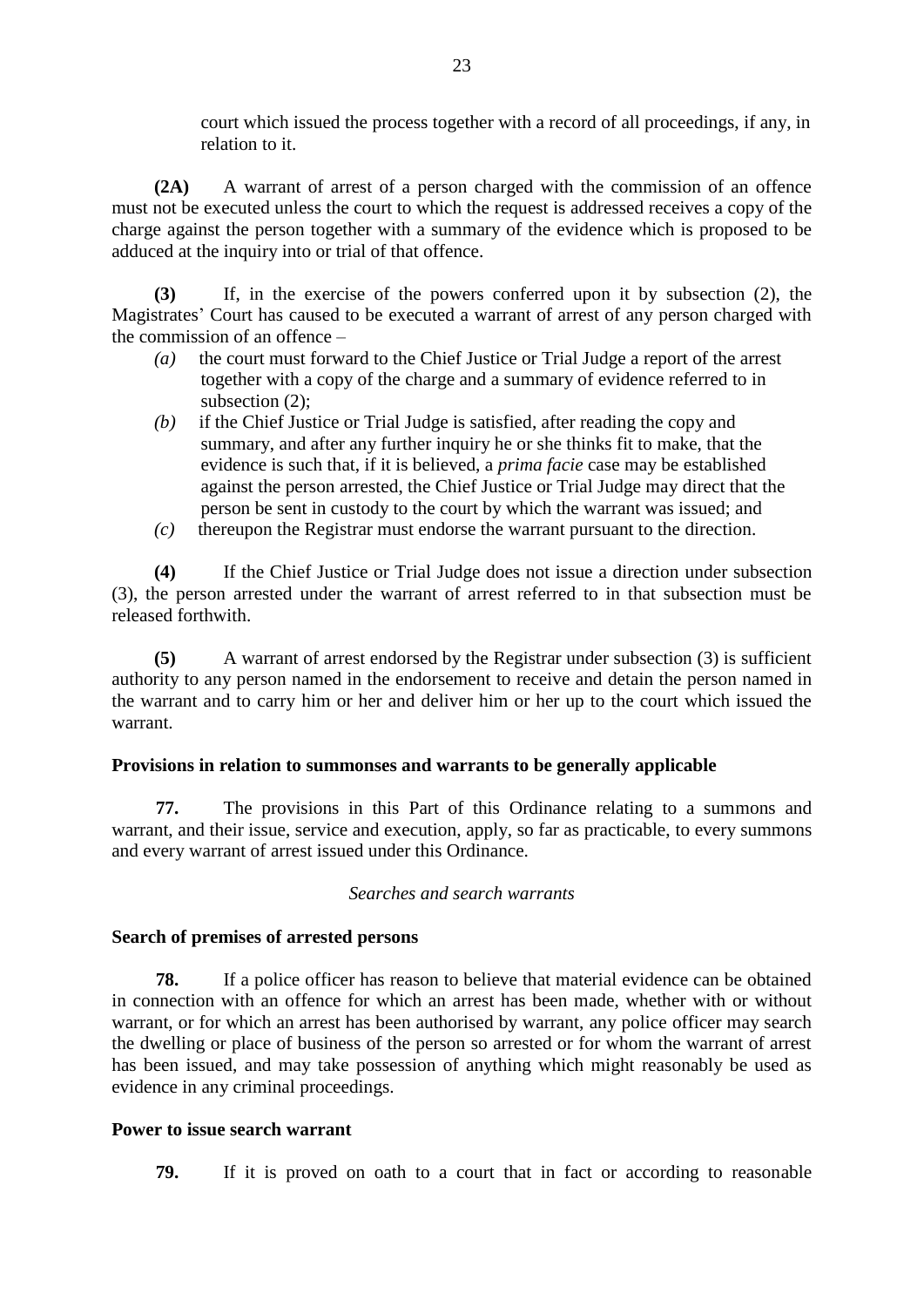court which issued the process together with a record of all proceedings, if any, in relation to it.

**(2A)** A warrant of arrest of a person charged with the commission of an offence must not be executed unless the court to which the request is addressed receives a copy of the charge against the person together with a summary of the evidence which is proposed to be adduced at the inquiry into or trial of that offence.

**(3)** If, in the exercise of the powers conferred upon it by subsection (2), the Magistrates' Court has caused to be executed a warrant of arrest of any person charged with the commission of an offence –

*(a)* the court must forward to the Chief Justice or Trial Judge a report of the arrest together with a copy of the charge and a summary of evidence referred to in subsection (2);

*(b)* if the Chief Justice or Trial Judge is satisfied, after reading the copy and summary, and after any further inquiry he or she thinks fit to make, that the evidence is such that, if it is believed, a *prima facie* case may be established against the person arrested, the Chief Justice or Trial Judge may direct that the person be sent in custody to the court by which the warrant was issued; and

*(c)* thereupon the Registrar must endorse the warrant pursuant to the direction.

**(4)** If the Chief Justice or Trial Judge does not issue a direction under subsection (3), the person arrested under the warrant of arrest referred to in that subsection must be released forthwith.

**(5)** A warrant of arrest endorsed by the Registrar under subsection (3) is sufficient authority to any person named in the endorsement to receive and detain the person named in the warrant and to carry him or her and deliver him or her up to the court which issued the warrant.

**Provisions in relation to summonses and warrants to be generally applicable**

**77.** The provisions in this Part of this Ordinance relating to a summons and warrant, and their issue, service and execution, apply, so far as practicable, to every summons and every warrant of arrest issued under this Ordinance.

*Searches and search warrants*

**Search of premises of arrested persons**

**78.** If a police officer has reason to believe that material evidence can be obtained in connection with an offence for which an arrest has been made, whether with or without warrant, or for which an arrest has been authorised by warrant, any police officer may search the dwelling or place of business of the person so arrested or for whom the warrant of arrest has been issued, and may take possession of anything which might reasonably be used as evidence in any criminal proceedings.

**Power to issue search warrant**

**79.** If it is proved on oath to a court that in fact or according to reasonable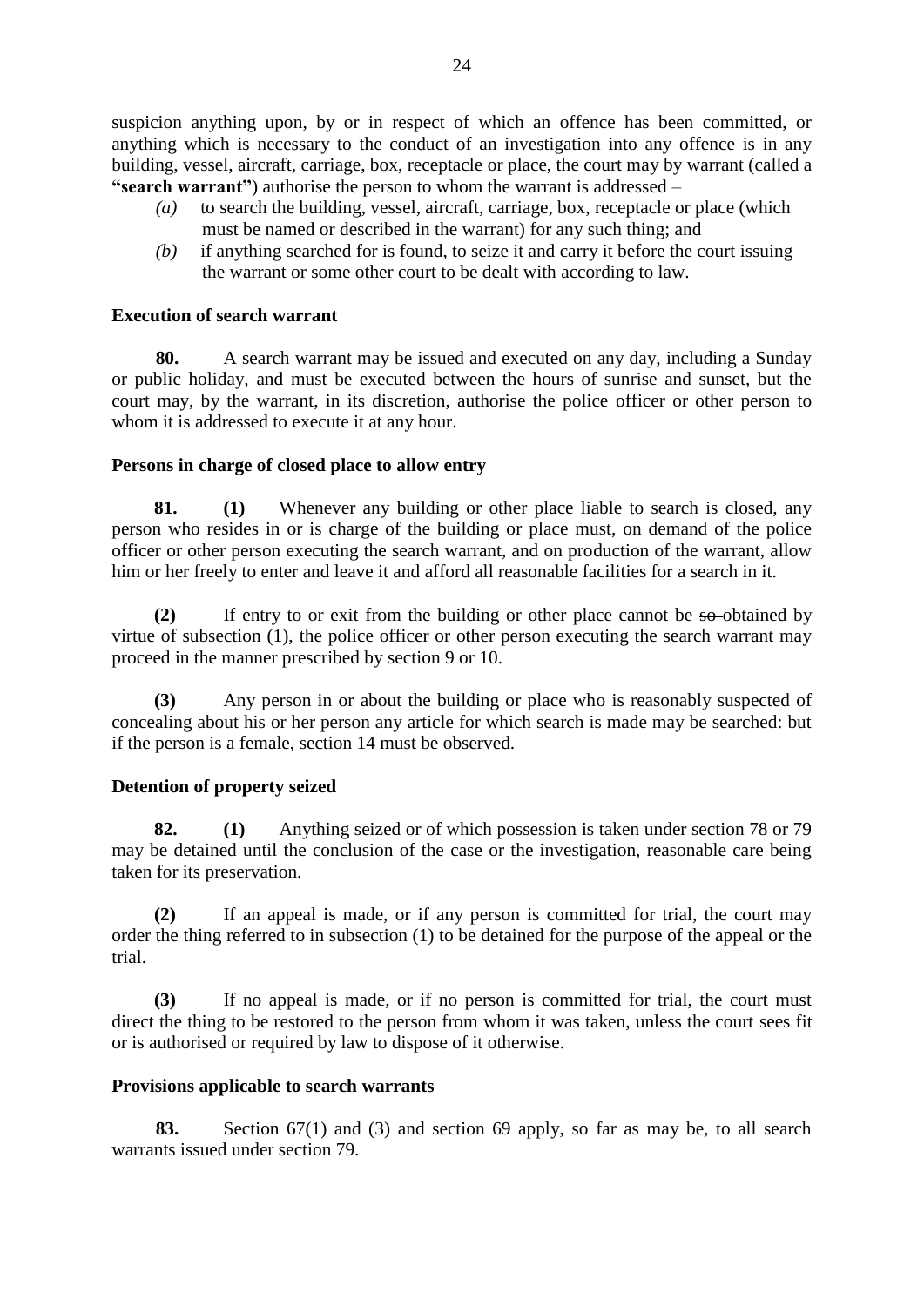suspicion anything upon, by or in respect of which an offence has been committed, or anything which is necessary to the conduct of an investigation into any offence is in any building, vessel, aircraft, carriage, box, receptacle or place, the court may by warrant (called a **"search warrant"**) authorise the person to whom the warrant is addressed –

*(a)* to search the building, vessel, aircraft, carriage, box, receptacle or place (which must be named or described in the warrant) for any such thing; and

*(b)* if anything searched for is found, to seize it and carry it before the court issuing the warrant or some other court to be dealt with according to law.

**Execution of search warrant**

**80.** A search warrant may be issued and executed on any day, including a Sunday or public holiday, and must be executed between the hours of sunrise and sunset, but the court may, by the warrant, in its discretion, authorise the police officer or other person to whom it is addressed to execute it at any hour.

**Persons in charge of closed place to allow entry**

**81. (1)** Whenever any building or other place liable to search is closed, any person who resides in or is charge of the building or place must, on demand of the police officer or other person executing the search warrant, and on production of the warrant, allow him or her freely to enter and leave it and afford all reasonable facilities for a search in it.

**(2)** If entry to or exit from the building or other place cannot be ~~so~~ obtained by virtue of subsection (1), the police officer or other person executing the search warrant may proceed in the manner prescribed by section 9 or 10.

**(3)** Any person in or about the building or place who is reasonably suspected of concealing about his or her person any article for which search is made may be searched: but if the person is a female, section 14 must be observed.

**Detention of property seized**

**82. (1)** Anything seized or of which possession is taken under section 78 or 79 may be detained until the conclusion of the case or the investigation, reasonable care being taken for its preservation.

**(2)** If an appeal is made, or if any person is committed for trial, the court may order the thing referred to in subsection (1) to be detained for the purpose of the appeal or the trial.

**(3)** If no appeal is made, or if no person is committed for trial, the court must direct the thing to be restored to the person from whom it was taken, unless the court sees fit or is authorised or required by law to dispose of it otherwise.

**Provisions applicable to search warrants**

**83.** Section 67(1) and (3) and section 69 apply, so far as may be, to all search warrants issued under section 79.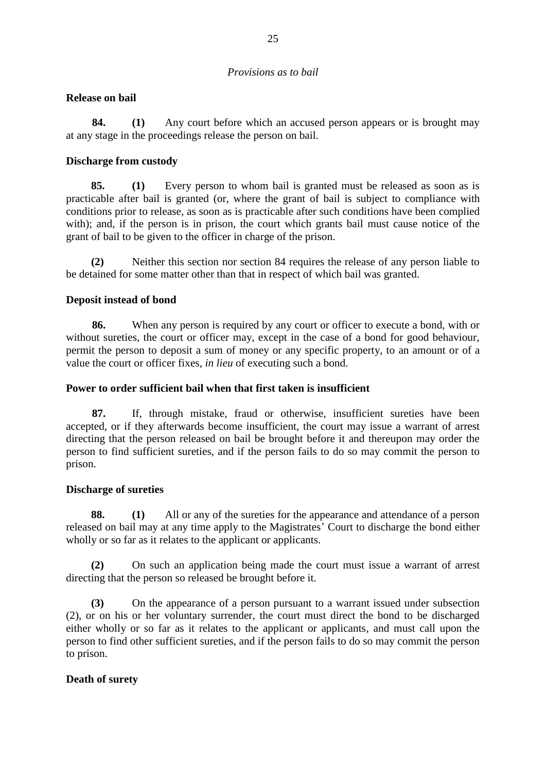*Provisions as to bail*

**Release on bail**

**84.** **(1)** Any court before which an accused person appears or is brought may at any stage in the proceedings release the person on bail.

**Discharge from custody**

**85.** **(1)** Every person to whom bail is granted must be released as soon as is practicable after bail is granted (or, where the grant of bail is subject to compliance with conditions prior to release, as soon as is practicable after such conditions have been complied with); and, if the person is in prison, the court which grants bail must cause notice of the grant of bail to be given to the officer in charge of the prison.

**(2)** Neither this section nor section 84 requires the release of any person liable to be detained for some matter other than that in respect of which bail was granted.

**Deposit instead of bond**

**86.** When any person is required by any court or officer to execute a bond, with or without sureties, the court or officer may, except in the case of a bond for good behaviour, permit the person to deposit a sum of money or any specific property, to an amount or of a value the court or officer fixes, *in lieu* of executing such a bond.

**Power to order sufficient bail when that first taken is insufficient**

**87.** If, through mistake, fraud or otherwise, insufficient sureties have been accepted, or if they afterwards become insufficient, the court may issue a warrant of arrest directing that the person released on bail be brought before it and thereupon may order the person to find sufficient sureties, and if the person fails to do so may commit the person to prison.

**Discharge of sureties**

**88.** **(1)** All or any of the sureties for the appearance and attendance of a person released on bail may at any time apply to the Magistrates' Court to discharge the bond either wholly or so far as it relates to the applicant or applicants.

**(2)** On such an application being made the court must issue a warrant of arrest directing that the person so released be brought before it.

**(3)** On the appearance of a person pursuant to a warrant issued under subsection (2), or on his or her voluntary surrender, the court must direct the bond to be discharged either wholly or so far as it relates to the applicant or applicants, and must call upon the person to find other sufficient sureties, and if the person fails to do so may commit the person to prison.

**Death of surety**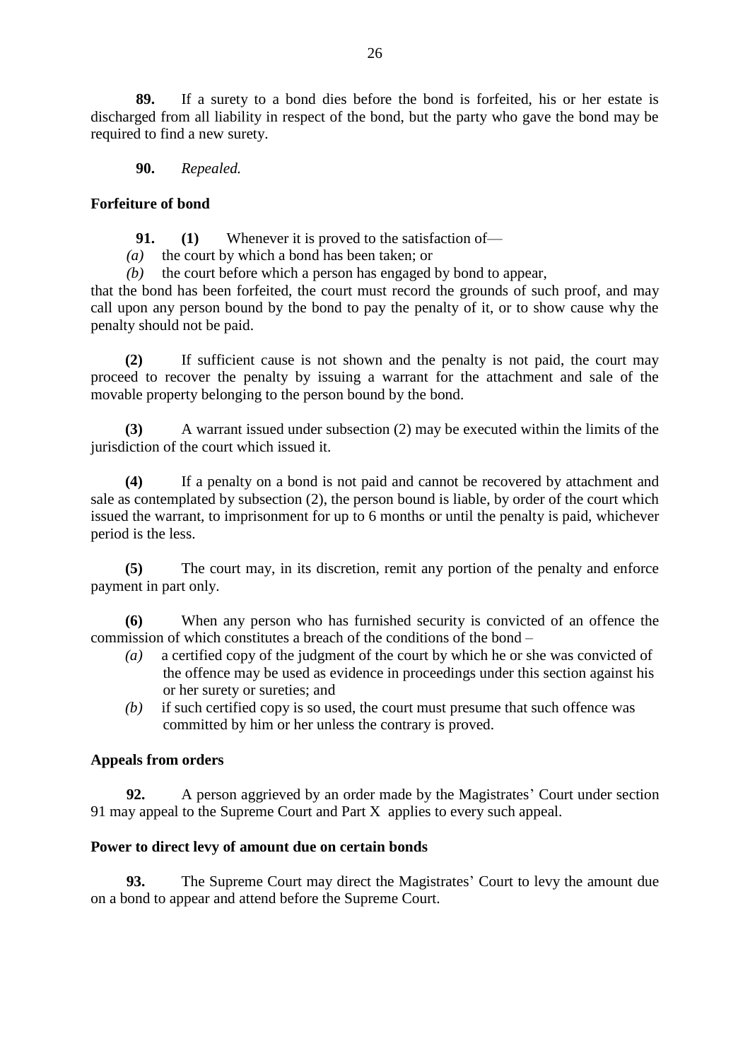**89.** If a surety to a bond dies before the bond is forfeited, his or her estate is discharged from all liability in respect of the bond, but the party who gave the bond may be required to find a new surety.

**90.** *Repealed.*

**Forfeiture of bond**

**91. (1)** Whenever it is proved to the satisfaction of—

*(a)* the court by which a bond has been taken; or

*(b)* the court before which a person has engaged by bond to appear,

that the bond has been forfeited, the court must record the grounds of such proof, and may call upon any person bound by the bond to pay the penalty of it, or to show cause why the penalty should not be paid.

**(2)** If sufficient cause is not shown and the penalty is not paid, the court may proceed to recover the penalty by issuing a warrant for the attachment and sale of the movable property belonging to the person bound by the bond.

**(3)** A warrant issued under subsection (2) may be executed within the limits of the jurisdiction of the court which issued it.

**(4)** If a penalty on a bond is not paid and cannot be recovered by attachment and sale as contemplated by subsection (2), the person bound is liable, by order of the court which issued the warrant, to imprisonment for up to 6 months or until the penalty is paid, whichever period is the less.

**(5)** The court may, in its discretion, remit any portion of the penalty and enforce payment in part only.

**(6)** When any person who has furnished security is convicted of an offence the commission of which constitutes a breach of the conditions of the bond –

*(a)* a certified copy of the judgment of the court by which he or she was convicted of the offence may be used as evidence in proceedings under this section against his or her surety or sureties; and

*(b)* if such certified copy is so used, the court must presume that such offence was committed by him or her unless the contrary is proved.

**Appeals from orders**

**92.** A person aggrieved by an order made by the Magistrates' Court under section 91 may appeal to the Supreme Court and Part X applies to every such appeal.

**Power to direct levy of amount due on certain bonds**

**93.** The Supreme Court may direct the Magistrates' Court to levy the amount due on a bond to appear and attend before the Supreme Court.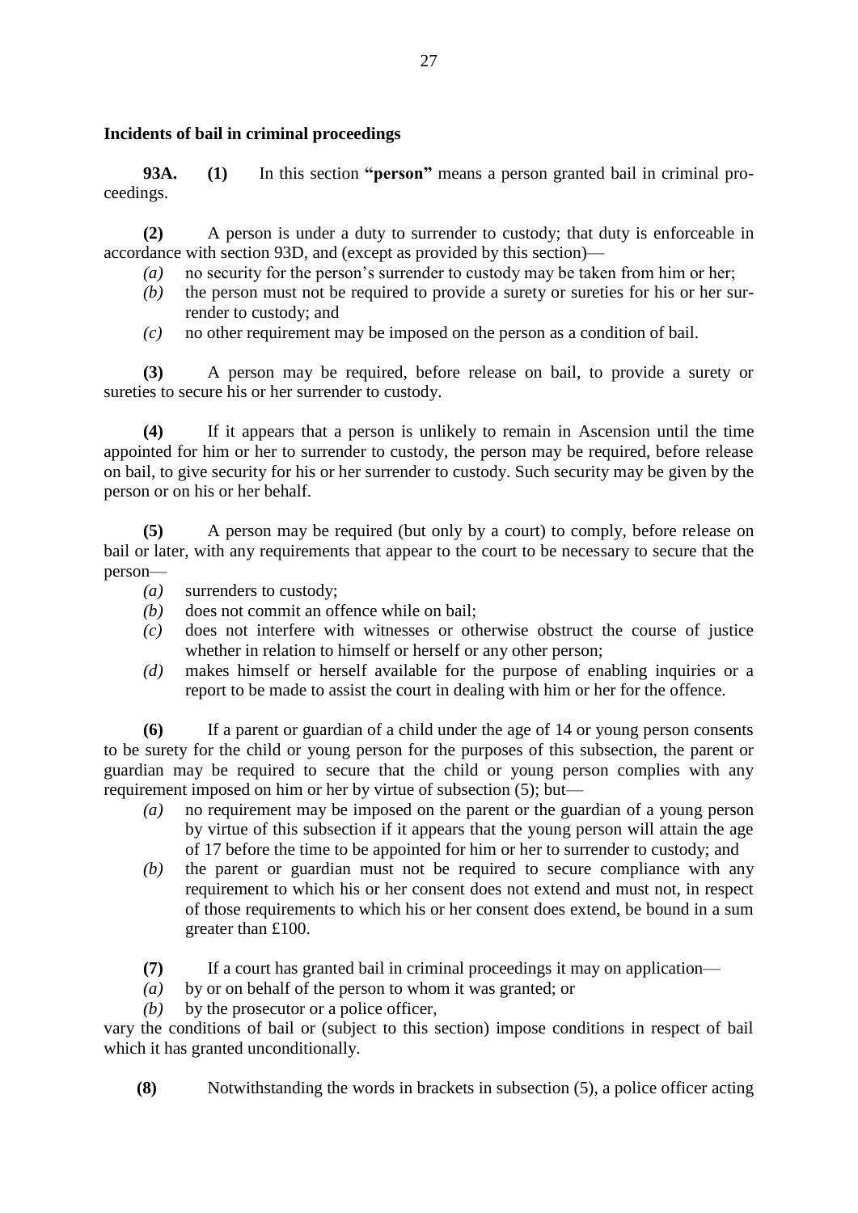**Incidents of bail in criminal proceedings**

**93A. (1)** In this section **"person"** means a person granted bail in criminal proceedings.

**(2)** A person is under a duty to surrender to custody; that duty is enforceable in accordance with section 93D, and (except as provided by this section)—

*(a)* no security for the person's surrender to custody may be taken from him or her;

*(b)* the person must not be required to provide a surety or sureties for his or her surrender to custody; and

*(c)* no other requirement may be imposed on the person as a condition of bail.

**(3)** A person may be required, before release on bail, to provide a surety or sureties to secure his or her surrender to custody.

**(4)** If it appears that a person is unlikely to remain in Ascension until the time appointed for him or her to surrender to custody, the person may be required, before release on bail, to give security for his or her surrender to custody. Such security may be given by the person or on his or her behalf.

**(5)** A person may be required (but only by a court) to comply, before release on bail or later, with any requirements that appear to the court to be necessary to secure that the person—

*(a)* surrenders to custody;

*(b)* does not commit an offence while on bail;

*(c)* does not interfere with witnesses or otherwise obstruct the course of justice whether in relation to himself or herself or any other person;

*(d)* makes himself or herself available for the purpose of enabling inquiries or a report to be made to assist the court in dealing with him or her for the offence.

**(6)** If a parent or guardian of a child under the age of 14 or young person consents to be surety for the child or young person for the purposes of this subsection, the parent or guardian may be required to secure that the child or young person complies with any requirement imposed on him or her by virtue of subsection (5); but—

*(a)* no requirement may be imposed on the parent or the guardian of a young person by virtue of this subsection if it appears that the young person will attain the age of 17 before the time to be appointed for him or her to surrender to custody; and

*(b)* the parent or guardian must not be required to secure compliance with any requirement to which his or her consent does not extend and must not, in respect of those requirements to which his or her consent does extend, be bound in a sum greater than £100.

**(7)** If a court has granted bail in criminal proceedings it may on application—

*(a)* by or on behalf of the person to whom it was granted; or

*(b)* by the prosecutor or a police officer,

vary the conditions of bail or (subject to this section) impose conditions in respect of bail which it has granted unconditionally.

**(8)** Notwithstanding the words in brackets in subsection (5), a police officer acting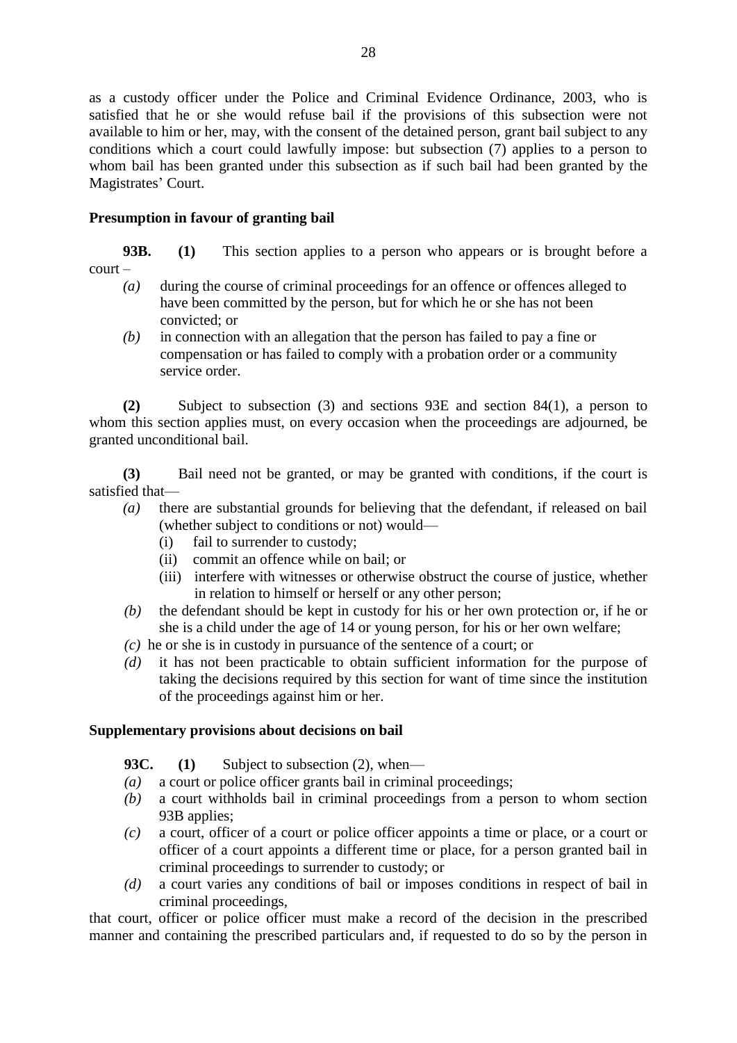as a custody officer under the Police and Criminal Evidence Ordinance, 2003, who is satisfied that he or she would refuse bail if the provisions of this subsection were not available to him or her, may, with the consent of the detained person, grant bail subject to any conditions which a court could lawfully impose: but subsection (7) applies to a person to whom bail has been granted under this subsection as if such bail had been granted by the Magistrates' Court.

**Presumption in favour of granting bail**

**93B. (1)** This section applies to a person who appears or is brought before a court –

*(a)* during the course of criminal proceedings for an offence or offences alleged to have been committed by the person, but for which he or she has not been convicted; or

*(b)* in connection with an allegation that the person has failed to pay a fine or compensation or has failed to comply with a probation order or a community service order.

**(2)** Subject to subsection (3) and sections 93E and section 84(1), a person to whom this section applies must, on every occasion when the proceedings are adjourned, be granted unconditional bail.

**(3)** Bail need not be granted, or may be granted with conditions, if the court is satisfied that—

*(a)* there are substantial grounds for believing that the defendant, if released on bail (whether subject to conditions or not) would—

(i) fail to surrender to custody;

(ii) commit an offence while on bail; or

(iii) interfere with witnesses or otherwise obstruct the course of justice, whether in relation to himself or herself or any other person;

*(b)* the defendant should be kept in custody for his or her own protection or, if he or she is a child under the age of 14 or young person, for his or her own welfare;

*(c)* he or she is in custody in pursuance of the sentence of a court; or

*(d)* it has not been practicable to obtain sufficient information for the purpose of taking the decisions required by this section for want of time since the institution of the proceedings against him or her.

**Supplementary provisions about decisions on bail**

**93C. (1)** Subject to subsection (2), when—

*(a)* a court or police officer grants bail in criminal proceedings;

*(b)* a court withholds bail in criminal proceedings from a person to whom section 93B applies;

*(c)* a court, officer of a court or police officer appoints a time or place, or a court or officer of a court appoints a different time or place, for a person granted bail in criminal proceedings to surrender to custody; or

*(d)* a court varies any conditions of bail or imposes conditions in respect of bail in criminal proceedings,

that court, officer or police officer must make a record of the decision in the prescribed manner and containing the prescribed particulars and, if requested to do so by the person in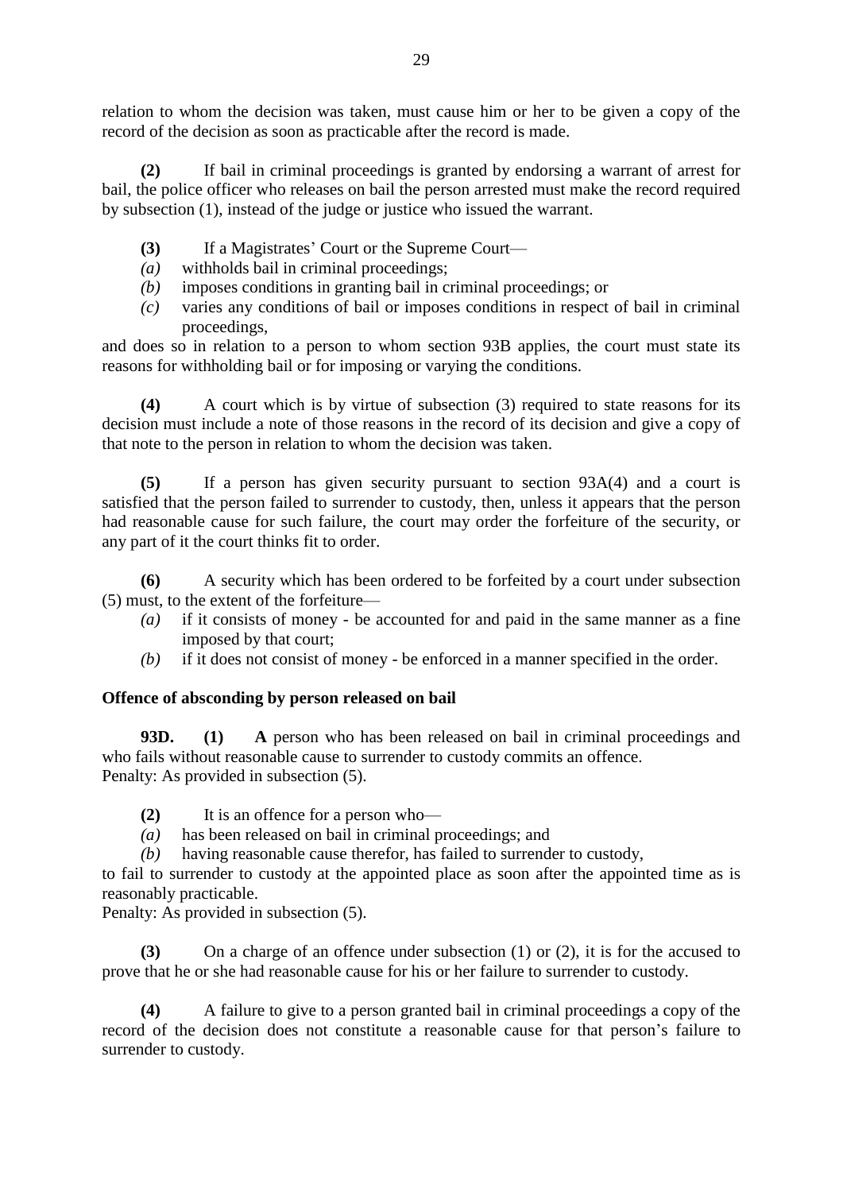relation to whom the decision was taken, must cause him or her to be given a copy of the record of the decision as soon as practicable after the record is made.

**(2)** If bail in criminal proceedings is granted by endorsing a warrant of arrest for bail, the police officer who releases on bail the person arrested must make the record required by subsection (1), instead of the judge or justice who issued the warrant.

**(3)** If a Magistrates' Court or the Supreme Court—

*(a)* withholds bail in criminal proceedings;

*(b)* imposes conditions in granting bail in criminal proceedings; or

*(c)* varies any conditions of bail or imposes conditions in respect of bail in criminal proceedings,

and does so in relation to a person to whom section 93B applies, the court must state its reasons for withholding bail or for imposing or varying the conditions.

**(4)** A court which is by virtue of subsection (3) required to state reasons for its decision must include a note of those reasons in the record of its decision and give a copy of that note to the person in relation to whom the decision was taken.

**(5)** If a person has given security pursuant to section 93A(4) and a court is satisfied that the person failed to surrender to custody, then, unless it appears that the person had reasonable cause for such failure, the court may order the forfeiture of the security, or any part of it the court thinks fit to order.

**(6)** A security which has been ordered to be forfeited by a court under subsection (5) must, to the extent of the forfeiture—

*(a)* if it consists of money - be accounted for and paid in the same manner as a fine imposed by that court;

*(b)* if it does not consist of money - be enforced in a manner specified in the order.

**Offence of absconding by person released on bail**

**93D.** **(1)** **A** person who has been released on bail in criminal proceedings and who fails without reasonable cause to surrender to custody commits an offence.
Penalty: As provided in subsection (5).

**(2)** It is an offence for a person who—

*(a)* has been released on bail in criminal proceedings; and

*(b)* having reasonable cause therefor, has failed to surrender to custody,

to fail to surrender to custody at the appointed place as soon after the appointed time as is reasonably practicable.
Penalty: As provided in subsection (5).

**(3)** On a charge of an offence under subsection (1) or (2), it is for the accused to prove that he or she had reasonable cause for his or her failure to surrender to custody.

**(4)** A failure to give to a person granted bail in criminal proceedings a copy of the record of the decision does not constitute a reasonable cause for that person's failure to surrender to custody.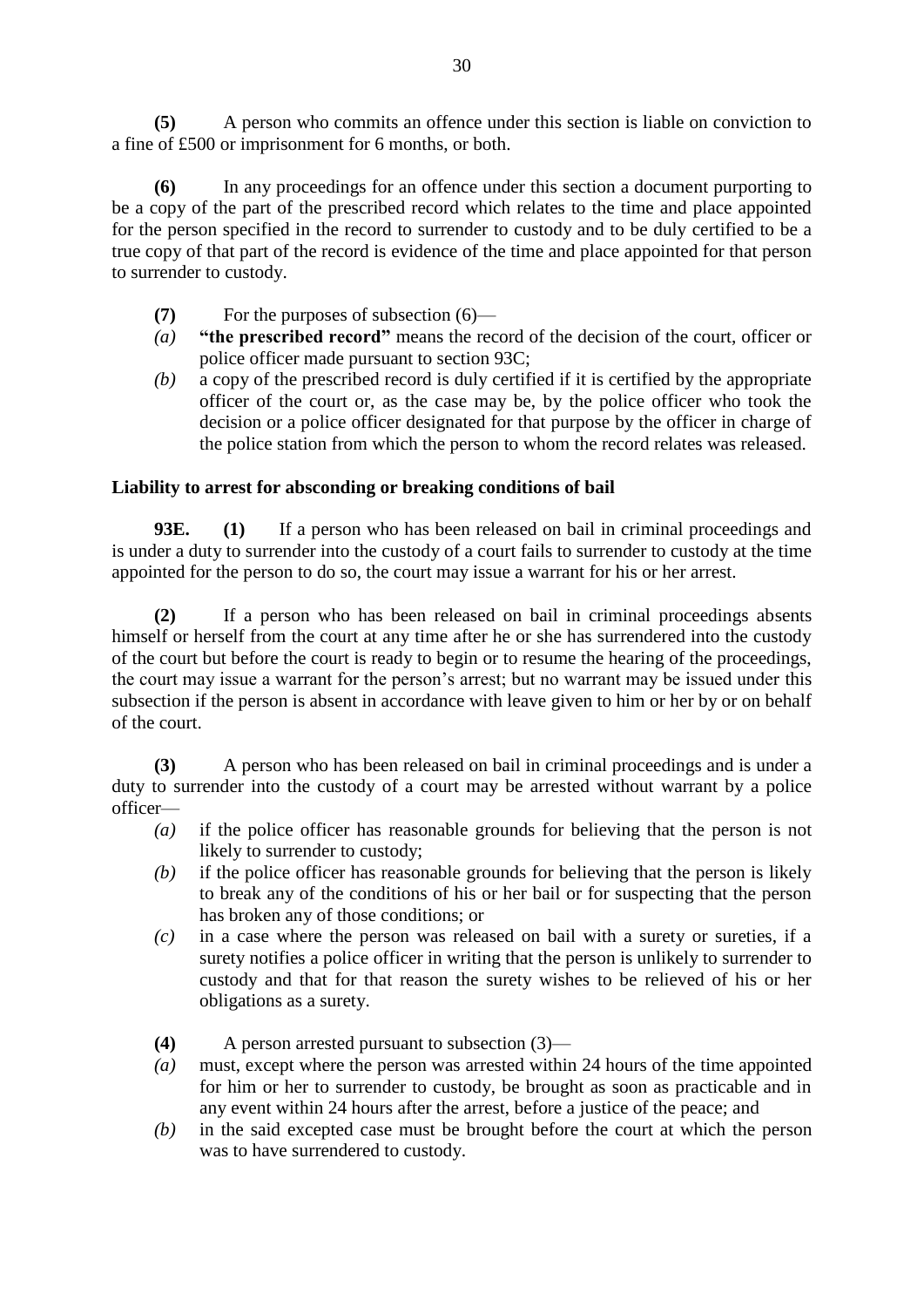**(5)** A person who commits an offence under this section is liable on conviction to a fine of £500 or imprisonment for 6 months, or both.

**(6)** In any proceedings for an offence under this section a document purporting to be a copy of the part of the prescribed record which relates to the time and place appointed for the person specified in the record to surrender to custody and to be duly certified to be a true copy of that part of the record is evidence of the time and place appointed for that person to surrender to custody.

**(7)** For the purposes of subsection (6)—

*(a)* **"the prescribed record"** means the record of the decision of the court, officer or police officer made pursuant to section 93C;

*(b)* a copy of the prescribed record is duly certified if it is certified by the appropriate officer of the court or, as the case may be, by the police officer who took the decision or a police officer designated for that purpose by the officer in charge of the police station from which the person to whom the record relates was released.

**Liability to arrest for absconding or breaking conditions of bail**

**93E.** **(1)** If a person who has been released on bail in criminal proceedings and is under a duty to surrender into the custody of a court fails to surrender to custody at the time appointed for the person to do so, the court may issue a warrant for his or her arrest.

**(2)** If a person who has been released on bail in criminal proceedings absents himself or herself from the court at any time after he or she has surrendered into the custody of the court but before the court is ready to begin or to resume the hearing of the proceedings, the court may issue a warrant for the person's arrest; but no warrant may be issued under this subsection if the person is absent in accordance with leave given to him or her by or on behalf of the court.

**(3)** A person who has been released on bail in criminal proceedings and is under a duty to surrender into the custody of a court may be arrested without warrant by a police officer—

*(a)* if the police officer has reasonable grounds for believing that the person is not likely to surrender to custody;

*(b)* if the police officer has reasonable grounds for believing that the person is likely to break any of the conditions of his or her bail or for suspecting that the person has broken any of those conditions; or

*(c)* in a case where the person was released on bail with a surety or sureties, if a surety notifies a police officer in writing that the person is unlikely to surrender to custody and that for that reason the surety wishes to be relieved of his or her obligations as a surety.

**(4)** A person arrested pursuant to subsection (3)—

*(a)* must, except where the person was arrested within 24 hours of the time appointed for him or her to surrender to custody, be brought as soon as practicable and in any event within 24 hours after the arrest, before a justice of the peace; and

*(b)* in the said excepted case must be brought before the court at which the person was to have surrendered to custody.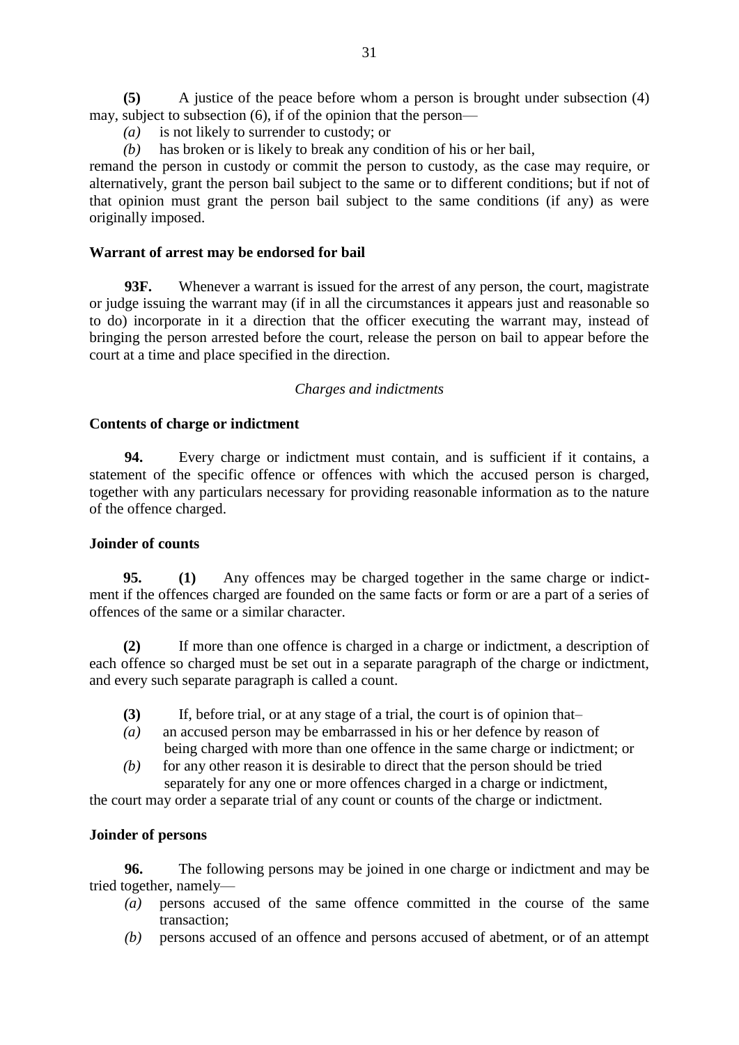**(5)** A justice of the peace before whom a person is brought under subsection (4) may, subject to subsection (6), if of the opinion that the person—

*(a)* is not likely to surrender to custody; or

*(b)* has broken or is likely to break any condition of his or her bail,

remand the person in custody or commit the person to custody, as the case may require, or alternatively, grant the person bail subject to the same or to different conditions; but if not of that opinion must grant the person bail subject to the same conditions (if any) as were originally imposed.

**Warrant of arrest may be endorsed for bail**

**93F.** Whenever a warrant is issued for the arrest of any person, the court, magistrate or judge issuing the warrant may (if in all the circumstances it appears just and reasonable so to do) incorporate in it a direction that the officer executing the warrant may, instead of bringing the person arrested before the court, release the person on bail to appear before the court at a time and place specified in the direction.

*Charges and indictments*

**Contents of charge or indictment**

**94.** Every charge or indictment must contain, and is sufficient if it contains, a statement of the specific offence or offences with which the accused person is charged, together with any particulars necessary for providing reasonable information as to the nature of the offence charged.

**Joinder of counts**

**95. (1)** Any offences may be charged together in the same charge or indictment if the offences charged are founded on the same facts or form or are a part of a series of offences of the same or a similar character.

**(2)** If more than one offence is charged in a charge or indictment, a description of each offence so charged must be set out in a separate paragraph of the charge or indictment, and every such separate paragraph is called a count.

**(3)** If, before trial, or at any stage of a trial, the court is of opinion that–

*(a)* an accused person may be embarrassed in his or her defence by reason of being charged with more than one offence in the same charge or indictment; or

*(b)* for any other reason it is desirable to direct that the person should be tried separately for any one or more offences charged in a charge or indictment,

the court may order a separate trial of any count or counts of the charge or indictment.

**Joinder of persons**

**96.** The following persons may be joined in one charge or indictment and may be tried together, namely—

*(a)* persons accused of the same offence committed in the course of the same transaction;

*(b)* persons accused of an offence and persons accused of abetment, or of an attempt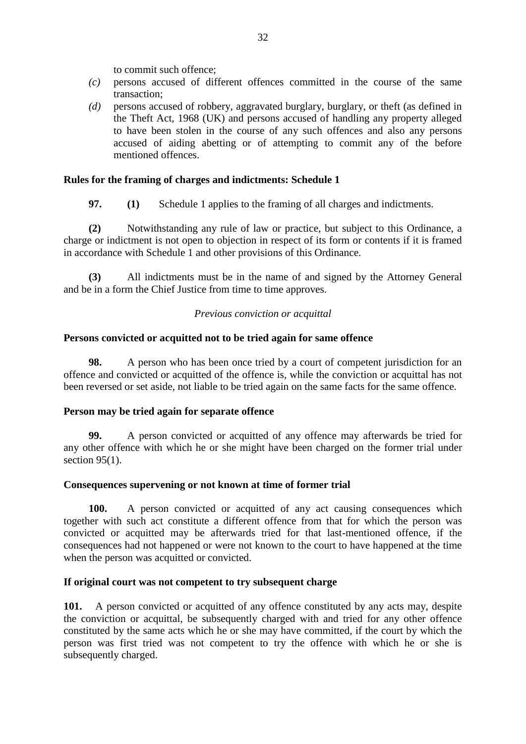to commit such offence;

*(c)* persons accused of different offences committed in the course of the same transaction;

*(d)* persons accused of robbery, aggravated burglary, burglary, or theft (as defined in the Theft Act, 1968 (UK) and persons accused of handling any property alleged to have been stolen in the course of any such offences and also any persons accused of aiding abetting or of attempting to commit any of the before mentioned offences.

**Rules for the framing of charges and indictments: Schedule 1**

**97. (1)** Schedule 1 applies to the framing of all charges and indictments.

**(2)** Notwithstanding any rule of law or practice, but subject to this Ordinance, a charge or indictment is not open to objection in respect of its form or contents if it is framed in accordance with Schedule 1 and other provisions of this Ordinance.

**(3)** All indictments must be in the name of and signed by the Attorney General and be in a form the Chief Justice from time to time approves.

*Previous conviction or acquittal*

**Persons convicted or acquitted not to be tried again for same offence**

**98.** A person who has been once tried by a court of competent jurisdiction for an offence and convicted or acquitted of the offence is, while the conviction or acquittal has not been reversed or set aside, not liable to be tried again on the same facts for the same offence.

**Person may be tried again for separate offence**

**99.** A person convicted or acquitted of any offence may afterwards be tried for any other offence with which he or she might have been charged on the former trial under section 95(1).

**Consequences supervening or not known at time of former trial**

**100.** A person convicted or acquitted of any act causing consequences which together with such act constitute a different offence from that for which the person was convicted or acquitted may be afterwards tried for that last-mentioned offence, if the consequences had not happened or were not known to the court to have happened at the time when the person was acquitted or convicted.

**If original court was not competent to try subsequent charge**

**101.** A person convicted or acquitted of any offence constituted by any acts may, despite the conviction or acquittal, be subsequently charged with and tried for any other offence constituted by the same acts which he or she may have committed, if the court by which the person was first tried was not competent to try the offence with which he or she is subsequently charged.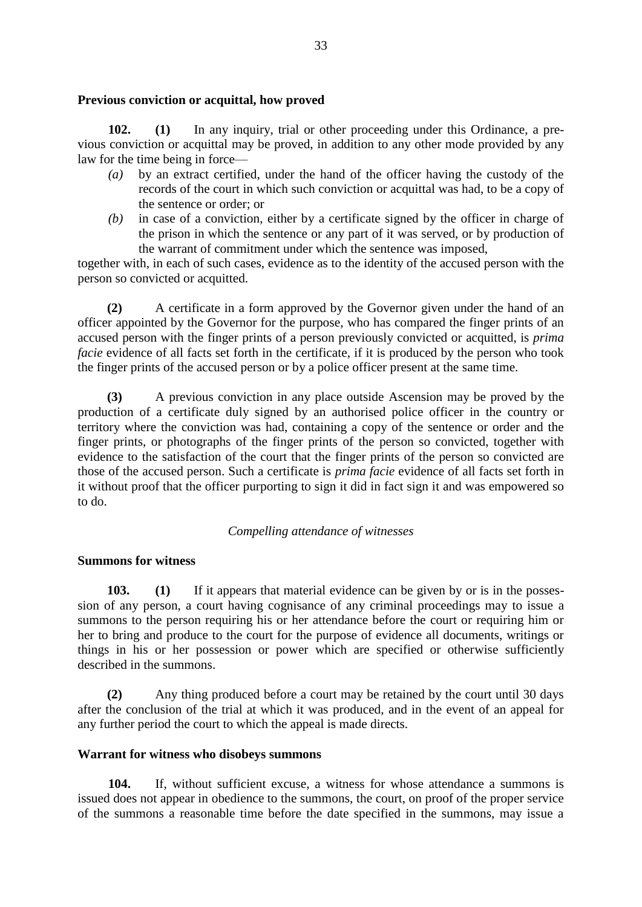**Previous conviction or acquittal, how proved**

**102. (1)** In any inquiry, trial or other proceeding under this Ordinance, a previous conviction or acquittal may be proved, in addition to any other mode provided by any law for the time being in force—

- *(a)* by an extract certified, under the hand of the officer having the custody of the records of the court in which such conviction or acquittal was had, to be a copy of the sentence or order; or
- *(b)* in case of a conviction, either by a certificate signed by the officer in charge of the prison in which the sentence or any part of it was served, or by production of the warrant of commitment under which the sentence was imposed,

together with, in each of such cases, evidence as to the identity of the accused person with the person so convicted or acquitted.

**(2)** A certificate in a form approved by the Governor given under the hand of an officer appointed by the Governor for the purpose, who has compared the finger prints of an accused person with the finger prints of a person previously convicted or acquitted, is *prima facie* evidence of all facts set forth in the certificate, if it is produced by the person who took the finger prints of the accused person or by a police officer present at the same time.

**(3)** A previous conviction in any place outside Ascension may be proved by the production of a certificate duly signed by an authorised police officer in the country or territory where the conviction was had, containing a copy of the sentence or order and the finger prints, or photographs of the finger prints of the person so convicted, together with evidence to the satisfaction of the court that the finger prints of the person so convicted are those of the accused person. Such a certificate is *prima facie* evidence of all facts set forth in it without proof that the officer purporting to sign it did in fact sign it and was empowered so to do.

*Compelling attendance of witnesses*

**Summons for witness**

**103. (1)** If it appears that material evidence can be given by or is in the possession of any person, a court having cognisance of any criminal proceedings may to issue a summons to the person requiring his or her attendance before the court or requiring him or her to bring and produce to the court for the purpose of evidence all documents, writings or things in his or her possession or power which are specified or otherwise sufficiently described in the summons.

**(2)** Any thing produced before a court may be retained by the court until 30 days after the conclusion of the trial at which it was produced, and in the event of an appeal for any further period the court to which the appeal is made directs.

**Warrant for witness who disobeys summons**

**104.** If, without sufficient excuse, a witness for whose attendance a summons is issued does not appear in obedience to the summons, the court, on proof of the proper service of the summons a reasonable time before the date specified in the summons, may issue a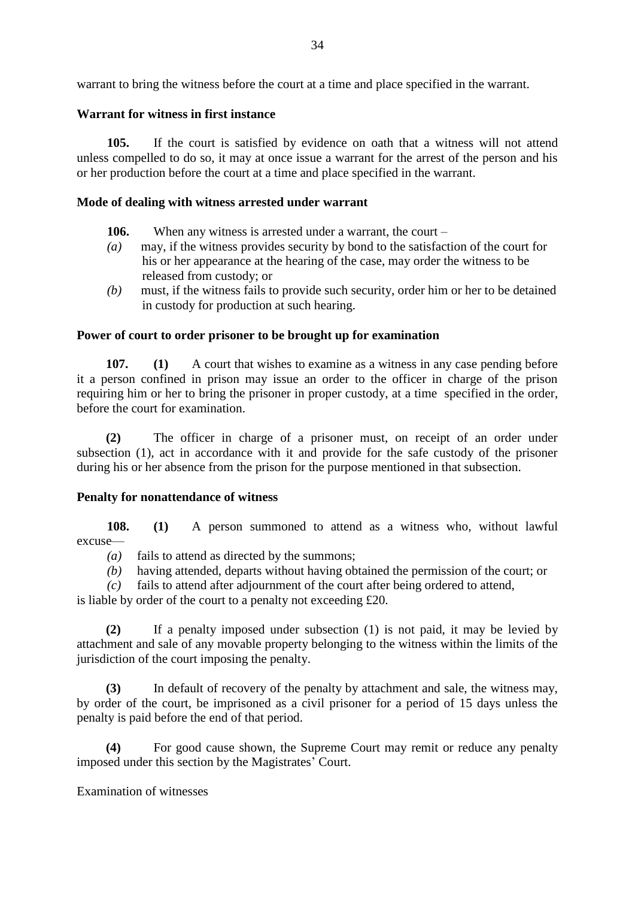warrant to bring the witness before the court at a time and place specified in the warrant.

**Warrant for witness in first instance**

**105.** If the court is satisfied by evidence on oath that a witness will not attend unless compelled to do so, it may at once issue a warrant for the arrest of the person and his or her production before the court at a time and place specified in the warrant.

**Mode of dealing with witness arrested under warrant**

**106.** When any witness is arrested under a warrant, the court –

*(a)* may, if the witness provides security by bond to the satisfaction of the court for his or her appearance at the hearing of the case, may order the witness to be released from custody; or

*(b)* must, if the witness fails to provide such security, order him or her to be detained in custody for production at such hearing.

**Power of court to order prisoner to be brought up for examination**

**107.** **(1)** A court that wishes to examine as a witness in any case pending before it a person confined in prison may issue an order to the officer in charge of the prison requiring him or her to bring the prisoner in proper custody, at a time specified in the order, before the court for examination.

**(2)** The officer in charge of a prisoner must, on receipt of an order under subsection (1), act in accordance with it and provide for the safe custody of the prisoner during his or her absence from the prison for the purpose mentioned in that subsection.

**Penalty for nonattendance of witness**

**108.** **(1)** A person summoned to attend as a witness who, without lawful excuse—

*(a)* fails to attend as directed by the summons;

*(b)* having attended, departs without having obtained the permission of the court; or

*(c)* fails to attend after adjournment of the court after being ordered to attend,

is liable by order of the court to a penalty not exceeding £20.

**(2)** If a penalty imposed under subsection (1) is not paid, it may be levied by attachment and sale of any movable property belonging to the witness within the limits of the jurisdiction of the court imposing the penalty.

**(3)** In default of recovery of the penalty by attachment and sale, the witness may, by order of the court, be imprisoned as a civil prisoner for a period of 15 days unless the penalty is paid before the end of that period.

**(4)** For good cause shown, the Supreme Court may remit or reduce any penalty imposed under this section by the Magistrates' Court.

Examination of witnesses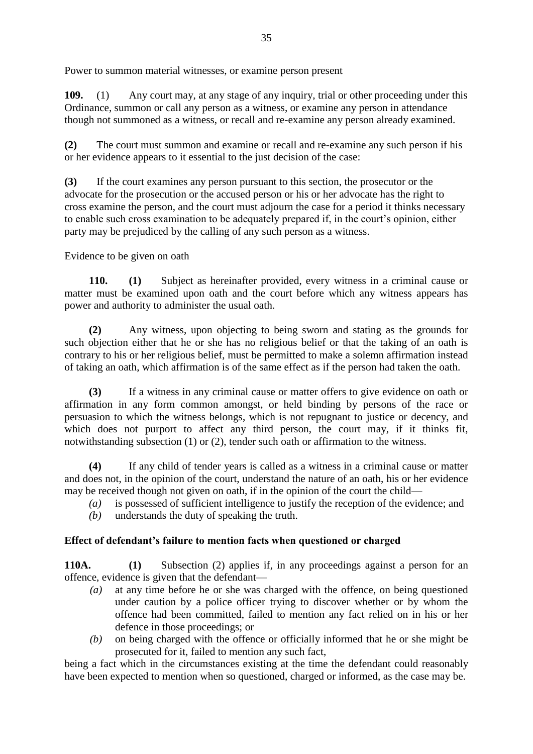Power to summon material witnesses, or examine person present

**109.** (1) Any court may, at any stage of any inquiry, trial or other proceeding under this Ordinance, summon or call any person as a witness, or examine any person in attendance though not summoned as a witness, or recall and re-examine any person already examined.

**(2)** The court must summon and examine or recall and re-examine any such person if his or her evidence appears to it essential to the just decision of the case:

**(3)** If the court examines any person pursuant to this section, the prosecutor or the advocate for the prosecution or the accused person or his or her advocate has the right to cross examine the person, and the court must adjourn the case for a period it thinks necessary to enable such cross examination to be adequately prepared if, in the court's opinion, either party may be prejudiced by the calling of any such person as a witness.

Evidence to be given on oath

**110.** **(1)** Subject as hereinafter provided, every witness in a criminal cause or matter must be examined upon oath and the court before which any witness appears has power and authority to administer the usual oath.

**(2)** Any witness, upon objecting to being sworn and stating as the grounds for such objection either that he or she has no religious belief or that the taking of an oath is contrary to his or her religious belief, must be permitted to make a solemn affirmation instead of taking an oath, which affirmation is of the same effect as if the person had taken the oath.

**(3)** If a witness in any criminal cause or matter offers to give evidence on oath or affirmation in any form common amongst, or held binding by persons of the race or persuasion to which the witness belongs, which is not repugnant to justice or decency, and which does not purport to affect any third person, the court may, if it thinks fit, notwithstanding subsection (1) or (2), tender such oath or affirmation to the witness.

**(4)** If any child of tender years is called as a witness in a criminal cause or matter and does not, in the opinion of the court, understand the nature of an oath, his or her evidence may be received though not given on oath, if in the opinion of the court the child—

*(a)* is possessed of sufficient intelligence to justify the reception of the evidence; and
*(b)* understands the duty of speaking the truth.

**Effect of defendant's failure to mention facts when questioned or charged**

**110A.** **(1)** Subsection (2) applies if, in any proceedings against a person for an offence, evidence is given that the defendant—

*(a)* at any time before he or she was charged with the offence, on being questioned under caution by a police officer trying to discover whether or by whom the offence had been committed, failed to mention any fact relied on in his or her defence in those proceedings; or
*(b)* on being charged with the offence or officially informed that he or she might be prosecuted for it, failed to mention any such fact,

being a fact which in the circumstances existing at the time the defendant could reasonably have been expected to mention when so questioned, charged or informed, as the case may be.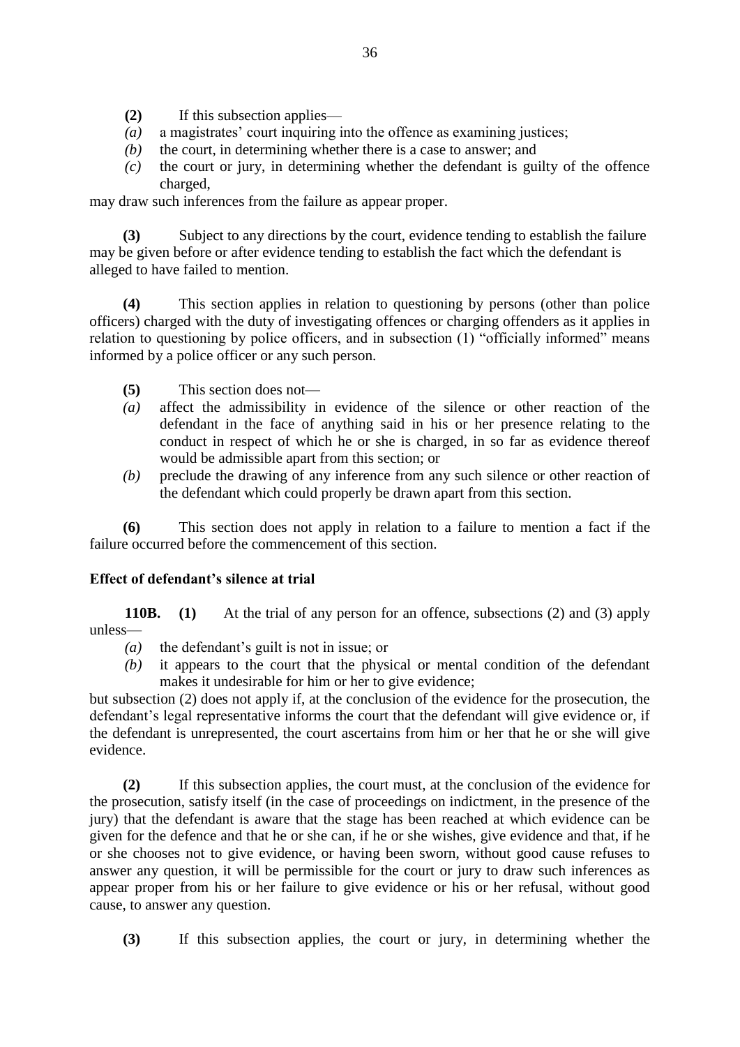**(2)** If this subsection applies—

*(a)* a magistrates' court inquiring into the offence as examining justices;

*(b)* the court, in determining whether there is a case to answer; and

*(c)* the court or jury, in determining whether the defendant is guilty of the offence charged,

may draw such inferences from the failure as appear proper.

**(3)** Subject to any directions by the court, evidence tending to establish the failure may be given before or after evidence tending to establish the fact which the defendant is alleged to have failed to mention.

**(4)** This section applies in relation to questioning by persons (other than police officers) charged with the duty of investigating offences or charging offenders as it applies in relation to questioning by police officers, and in subsection (1) "officially informed" means informed by a police officer or any such person.

**(5)** This section does not—

*(a)* affect the admissibility in evidence of the silence or other reaction of the defendant in the face of anything said in his or her presence relating to the conduct in respect of which he or she is charged, in so far as evidence thereof would be admissible apart from this section; or

*(b)* preclude the drawing of any inference from any such silence or other reaction of the defendant which could properly be drawn apart from this section.

**(6)** This section does not apply in relation to a failure to mention a fact if the failure occurred before the commencement of this section.

**Effect of defendant's silence at trial**

**110B. (1)** At the trial of any person for an offence, subsections (2) and (3) apply unless—

*(a)* the defendant's guilt is not in issue; or

*(b)* it appears to the court that the physical or mental condition of the defendant makes it undesirable for him or her to give evidence;

but subsection (2) does not apply if, at the conclusion of the evidence for the prosecution, the defendant's legal representative informs the court that the defendant will give evidence or, if the defendant is unrepresented, the court ascertains from him or her that he or she will give evidence.

**(2)** If this subsection applies, the court must, at the conclusion of the evidence for the prosecution, satisfy itself (in the case of proceedings on indictment, in the presence of the jury) that the defendant is aware that the stage has been reached at which evidence can be given for the defence and that he or she can, if he or she wishes, give evidence and that, if he or she chooses not to give evidence, or having been sworn, without good cause refuses to answer any question, it will be permissible for the court or jury to draw such inferences as appear proper from his or her failure to give evidence or his or her refusal, without good cause, to answer any question.

**(3)** If this subsection applies, the court or jury, in determining whether the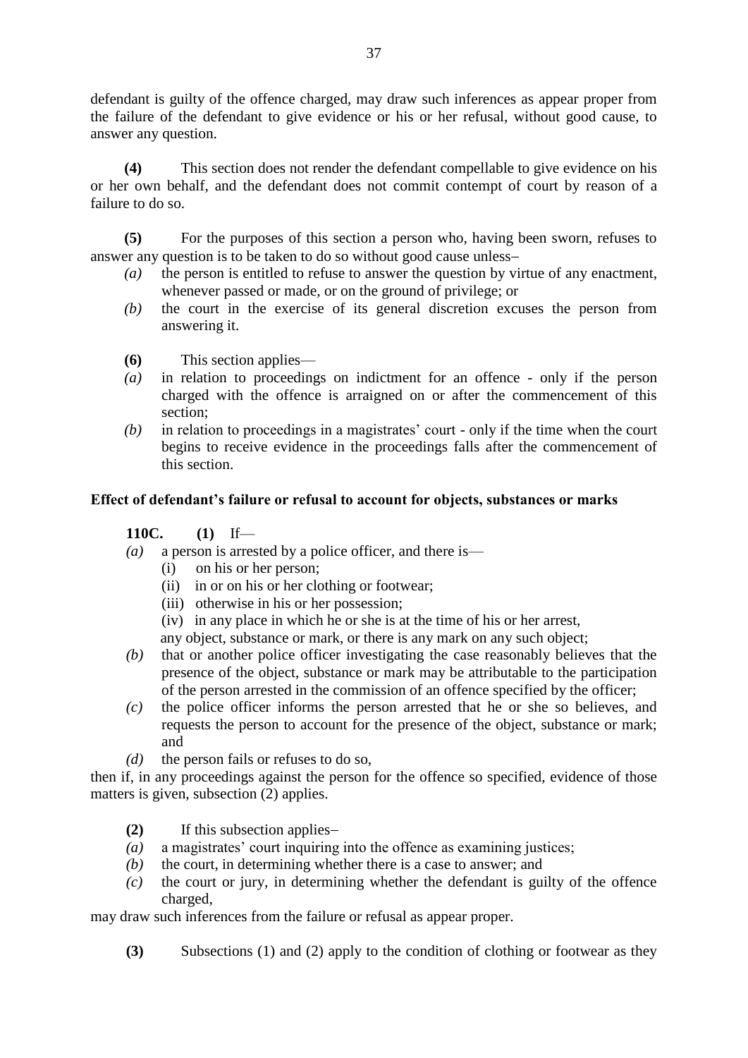defendant is guilty of the offence charged, may draw such inferences as appear proper from the failure of the defendant to give evidence or his or her refusal, without good cause, to answer any question.

**(4)** This section does not render the defendant compellable to give evidence on his or her own behalf, and the defendant does not commit contempt of court by reason of a failure to do so.

**(5)** For the purposes of this section a person who, having been sworn, refuses to answer any question is to be taken to do so without good cause unless–

*(a)* the person is entitled to refuse to answer the question by virtue of any enactment, whenever passed or made, or on the ground of privilege; or

*(b)* the court in the exercise of its general discretion excuses the person from answering it.

**(6)** This section applies—

*(a)* in relation to proceedings on indictment for an offence - only if the person charged with the offence is arraigned on or after the commencement of this section;

*(b)* in relation to proceedings in a magistrates' court - only if the time when the court begins to receive evidence in the proceedings falls after the commencement of this section.

**Effect of defendant's failure or refusal to account for objects, substances or marks**

**110C.** **(1)** If—

*(a)* a person is arrested by a police officer, and there is—

(i) on his or her person;

(ii) in or on his or her clothing or footwear;

(iii) otherwise in his or her possession;

(iv) in any place in which he or she is at the time of his or her arrest,

any object, substance or mark, or there is any mark on any such object;

*(b)* that or another police officer investigating the case reasonably believes that the presence of the object, substance or mark may be attributable to the participation of the person arrested in the commission of an offence specified by the officer;

*(c)* the police officer informs the person arrested that he or she so believes, and requests the person to account for the presence of the object, substance or mark; and

*(d)* the person fails or refuses to do so,

then if, in any proceedings against the person for the offence so specified, evidence of those matters is given, subsection (2) applies.

**(2)** If this subsection applies–

*(a)* a magistrates' court inquiring into the offence as examining justices;

*(b)* the court, in determining whether there is a case to answer; and

*(c)* the court or jury, in determining whether the defendant is guilty of the offence charged,

may draw such inferences from the failure or refusal as appear proper.

**(3)** Subsections (1) and (2) apply to the condition of clothing or footwear as they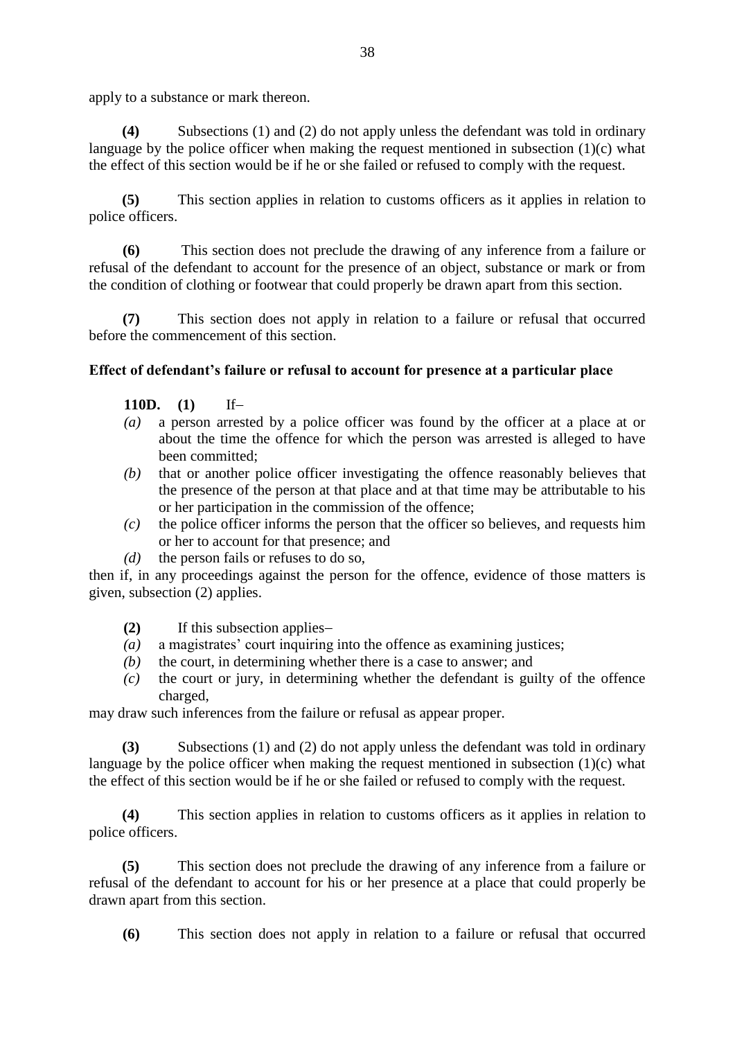apply to a substance or mark thereon.

**(4)** Subsections (1) and (2) do not apply unless the defendant was told in ordinary language by the police officer when making the request mentioned in subsection (1)(c) what the effect of this section would be if he or she failed or refused to comply with the request.

**(5)** This section applies in relation to customs officers as it applies in relation to police officers.

**(6)** This section does not preclude the drawing of any inference from a failure or refusal of the defendant to account for the presence of an object, substance or mark or from the condition of clothing or footwear that could properly be drawn apart from this section.

**(7)** This section does not apply in relation to a failure or refusal that occurred before the commencement of this section.

**Effect of defendant's failure or refusal to account for presence at a particular place**

**110D. (1)** If–

*(a)* a person arrested by a police officer was found by the officer at a place at or about the time the offence for which the person was arrested is alleged to have been committed;

*(b)* that or another police officer investigating the offence reasonably believes that the presence of the person at that place and at that time may be attributable to his or her participation in the commission of the offence;

*(c)* the police officer informs the person that the officer so believes, and requests him or her to account for that presence; and

*(d)* the person fails or refuses to do so,

then if, in any proceedings against the person for the offence, evidence of those matters is given, subsection (2) applies.

**(2)** If this subsection applies–

*(a)* a magistrates' court inquiring into the offence as examining justices;

*(b)* the court, in determining whether there is a case to answer; and

*(c)* the court or jury, in determining whether the defendant is guilty of the offence charged,

may draw such inferences from the failure or refusal as appear proper.

**(3)** Subsections (1) and (2) do not apply unless the defendant was told in ordinary language by the police officer when making the request mentioned in subsection (1)(c) what the effect of this section would be if he or she failed or refused to comply with the request.

**(4)** This section applies in relation to customs officers as it applies in relation to police officers.

**(5)** This section does not preclude the drawing of any inference from a failure or refusal of the defendant to account for his or her presence at a place that could properly be drawn apart from this section.

**(6)** This section does not apply in relation to a failure or refusal that occurred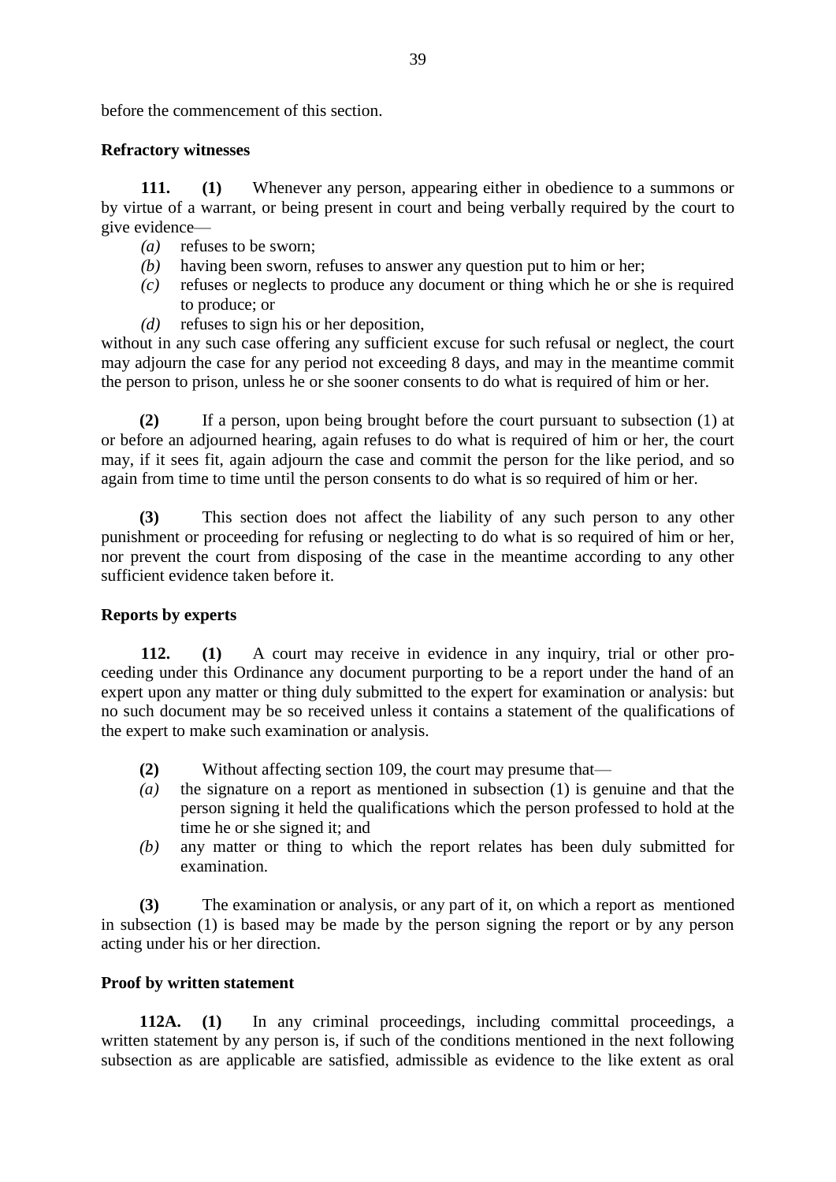before the commencement of this section.

**Refractory witnesses**

**111. (1)** Whenever any person, appearing either in obedience to a summons or by virtue of a warrant, or being present in court and being verbally required by the court to give evidence—

*(a)* refuses to be sworn;

*(b)* having been sworn, refuses to answer any question put to him or her;

*(c)* refuses or neglects to produce any document or thing which he or she is required to produce; or

*(d)* refuses to sign his or her deposition,

without in any such case offering any sufficient excuse for such refusal or neglect, the court may adjourn the case for any period not exceeding 8 days, and may in the meantime commit the person to prison, unless he or she sooner consents to do what is required of him or her.

**(2)** If a person, upon being brought before the court pursuant to subsection (1) at or before an adjourned hearing, again refuses to do what is required of him or her, the court may, if it sees fit, again adjourn the case and commit the person for the like period, and so again from time to time until the person consents to do what is so required of him or her.

**(3)** This section does not affect the liability of any such person to any other punishment or proceeding for refusing or neglecting to do what is so required of him or her, nor prevent the court from disposing of the case in the meantime according to any other sufficient evidence taken before it.

**Reports by experts**

**112. (1)** A court may receive in evidence in any inquiry, trial or other proceeding under this Ordinance any document purporting to be a report under the hand of an expert upon any matter or thing duly submitted to the expert for examination or analysis: but no such document may be so received unless it contains a statement of the qualifications of the expert to make such examination or analysis.

**(2)** Without affecting section 109, the court may presume that—

*(a)* the signature on a report as mentioned in subsection (1) is genuine and that the person signing it held the qualifications which the person professed to hold at the time he or she signed it; and

*(b)* any matter or thing to which the report relates has been duly submitted for examination.

**(3)** The examination or analysis, or any part of it, on which a report as mentioned in subsection (1) is based may be made by the person signing the report or by any person acting under his or her direction.

**Proof by written statement**

**112A. (1)** In any criminal proceedings, including committal proceedings, a written statement by any person is, if such of the conditions mentioned in the next following subsection as are applicable are satisfied, admissible as evidence to the like extent as oral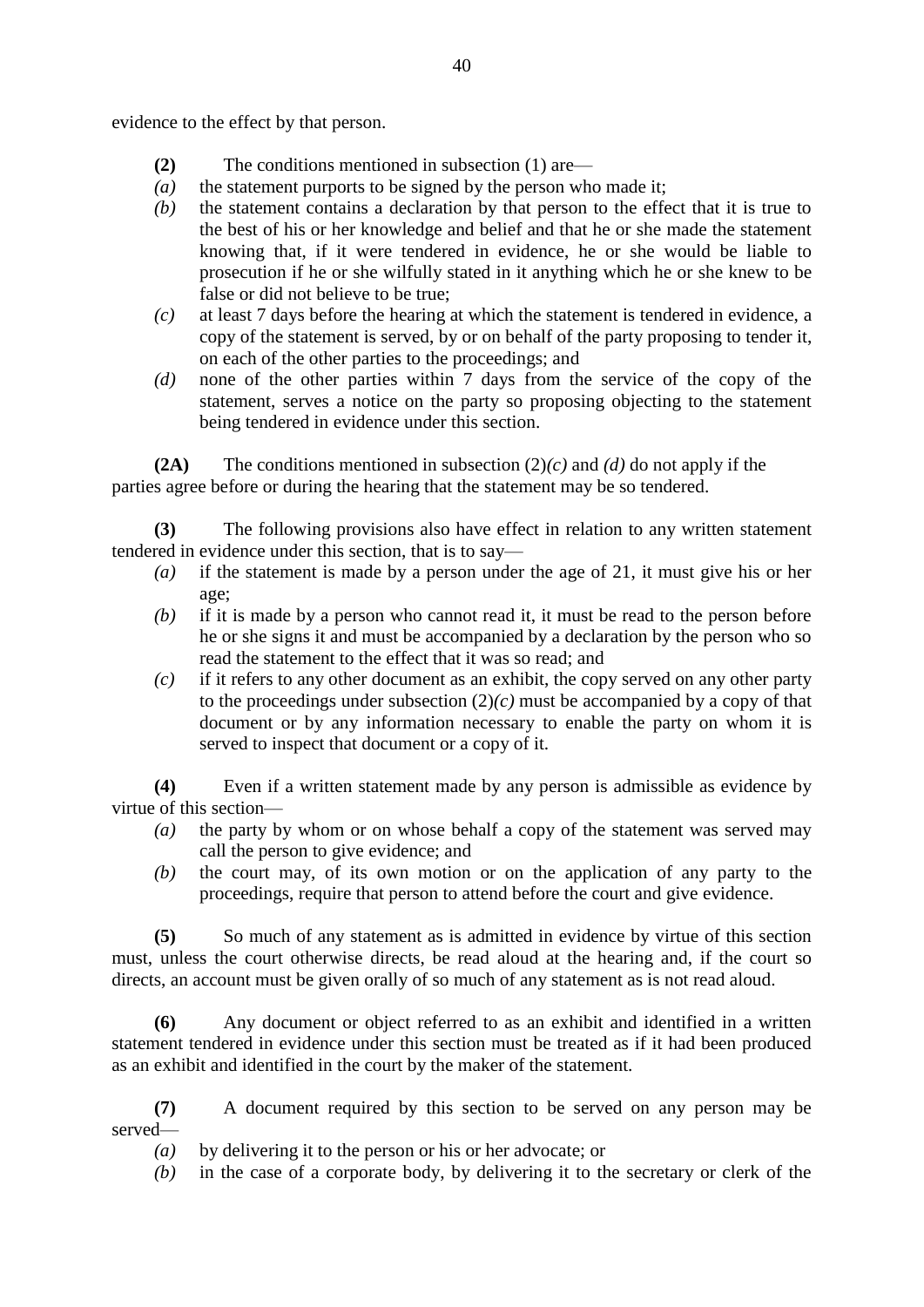evidence to the effect by that person.

**(2)** The conditions mentioned in subsection (1) are—

*(a)* the statement purports to be signed by the person who made it;

*(b)* the statement contains a declaration by that person to the effect that it is true to the best of his or her knowledge and belief and that he or she made the statement knowing that, if it were tendered in evidence, he or she would be liable to prosecution if he or she wilfully stated in it anything which he or she knew to be false or did not believe to be true;

*(c)* at least 7 days before the hearing at which the statement is tendered in evidence, a copy of the statement is served, by or on behalf of the party proposing to tender it, on each of the other parties to the proceedings; and

*(d)* none of the other parties within 7 days from the service of the copy of the statement, serves a notice on the party so proposing objecting to the statement being tendered in evidence under this section.

**(2A)** The conditions mentioned in subsection (2)*(c)* and *(d)* do not apply if the parties agree before or during the hearing that the statement may be so tendered.

**(3)** The following provisions also have effect in relation to any written statement tendered in evidence under this section, that is to say—

*(a)* if the statement is made by a person under the age of 21, it must give his or her age;

*(b)* if it is made by a person who cannot read it, it must be read to the person before he or she signs it and must be accompanied by a declaration by the person who so read the statement to the effect that it was so read; and

*(c)* if it refers to any other document as an exhibit, the copy served on any other party to the proceedings under subsection (2)*(c)* must be accompanied by a copy of that document or by any information necessary to enable the party on whom it is served to inspect that document or a copy of it.

**(4)** Even if a written statement made by any person is admissible as evidence by virtue of this section—

*(a)* the party by whom or on whose behalf a copy of the statement was served may call the person to give evidence; and

*(b)* the court may, of its own motion or on the application of any party to the proceedings, require that person to attend before the court and give evidence.

**(5)** So much of any statement as is admitted in evidence by virtue of this section must, unless the court otherwise directs, be read aloud at the hearing and, if the court so directs, an account must be given orally of so much of any statement as is not read aloud.

**(6)** Any document or object referred to as an exhibit and identified in a written statement tendered in evidence under this section must be treated as if it had been produced as an exhibit and identified in the court by the maker of the statement.

**(7)** A document required by this section to be served on any person may be served—

*(a)* by delivering it to the person or his or her advocate; or

*(b)* in the case of a corporate body, by delivering it to the secretary or clerk of the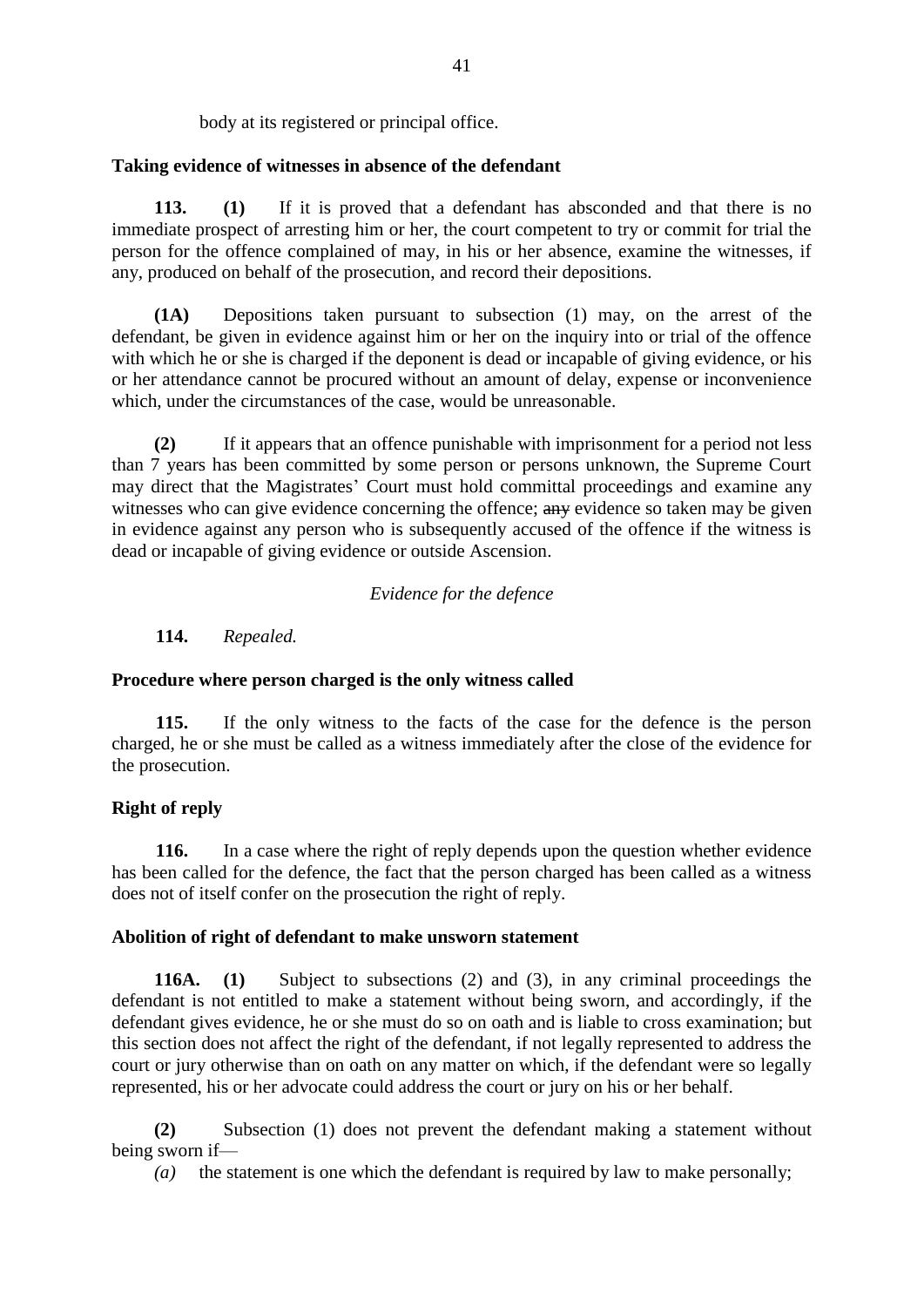body at its registered or principal office.

**Taking evidence of witnesses in absence of the defendant**

**113. (1)** If it is proved that a defendant has absconded and that there is no immediate prospect of arresting him or her, the court competent to try or commit for trial the person for the offence complained of may, in his or her absence, examine the witnesses, if any, produced on behalf of the prosecution, and record their depositions.

**(1A)** Depositions taken pursuant to subsection (1) may, on the arrest of the defendant, be given in evidence against him or her on the inquiry into or trial of the offence with which he or she is charged if the deponent is dead or incapable of giving evidence, or his or her attendance cannot be procured without an amount of delay, expense or inconvenience which, under the circumstances of the case, would be unreasonable.

**(2)** If it appears that an offence punishable with imprisonment for a period not less than 7 years has been committed by some person or persons unknown, the Supreme Court may direct that the Magistrates' Court must hold committal proceedings and examine any witnesses who can give evidence concerning the offence; ~~any~~ evidence so taken may be given in evidence against any person who is subsequently accused of the offence if the witness is dead or incapable of giving evidence or outside Ascension.

*Evidence for the defence*

**114.** *Repealed.*

**Procedure where person charged is the only witness called**

**115.** If the only witness to the facts of the case for the defence is the person charged, he or she must be called as a witness immediately after the close of the evidence for the prosecution.

**Right of reply**

**116.** In a case where the right of reply depends upon the question whether evidence has been called for the defence, the fact that the person charged has been called as a witness does not of itself confer on the prosecution the right of reply.

**Abolition of right of defendant to make unsworn statement**

**116A. (1)** Subject to subsections (2) and (3), in any criminal proceedings the defendant is not entitled to make a statement without being sworn, and accordingly, if the defendant gives evidence, he or she must do so on oath and is liable to cross examination; but this section does not affect the right of the defendant, if not legally represented to address the court or jury otherwise than on oath on any matter on which, if the defendant were so legally represented, his or her advocate could address the court or jury on his or her behalf.

**(2)** Subsection (1) does not prevent the defendant making a statement without being sworn if—

*(a)* the statement is one which the defendant is required by law to make personally;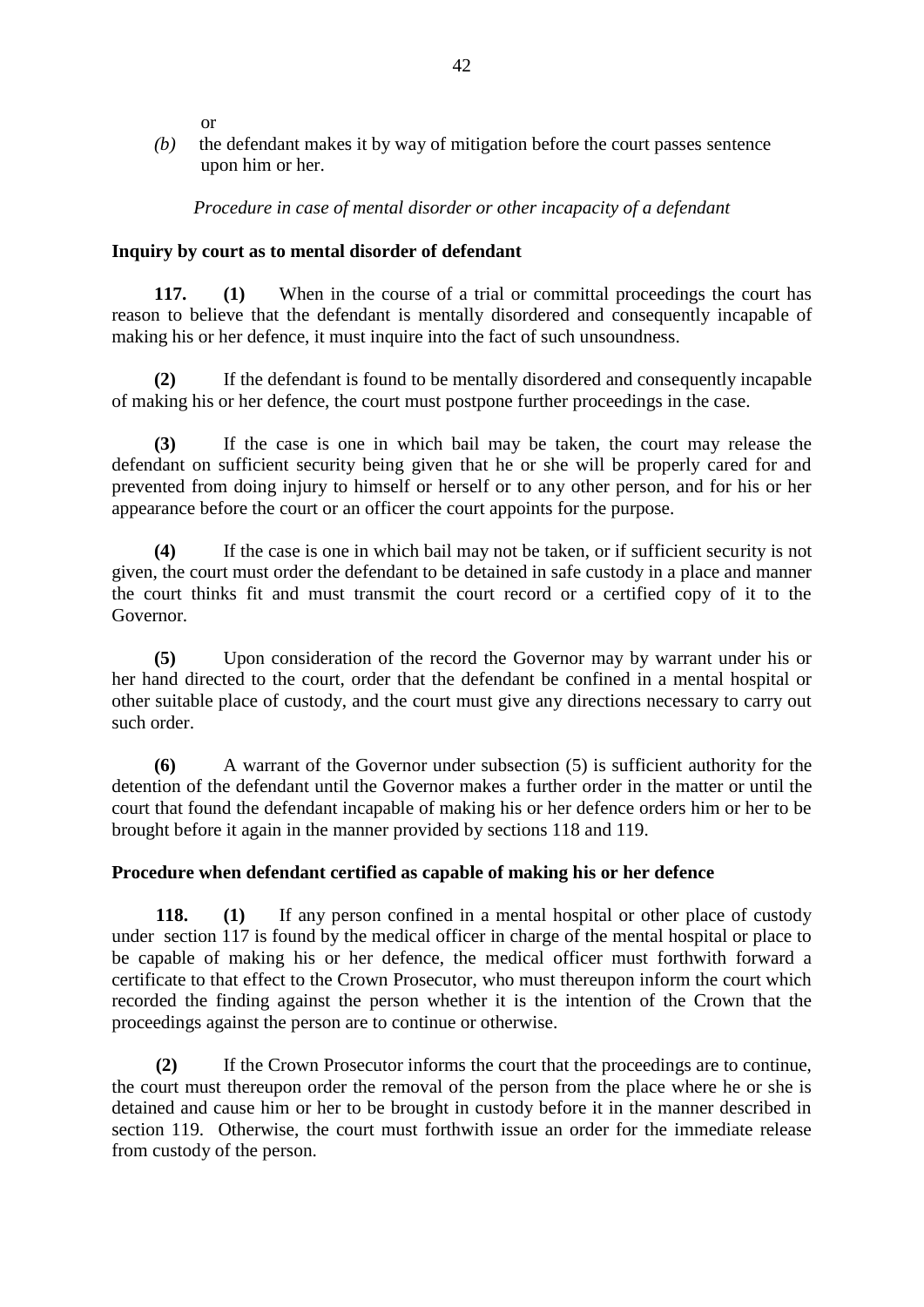or

*(b)* the defendant makes it by way of mitigation before the court passes sentence upon him or her.

*Procedure in case of mental disorder or other incapacity of a defendant*

**Inquiry by court as to mental disorder of defendant**

**117. (1)** When in the course of a trial or committal proceedings the court has reason to believe that the defendant is mentally disordered and consequently incapable of making his or her defence, it must inquire into the fact of such unsoundness.

**(2)** If the defendant is found to be mentally disordered and consequently incapable of making his or her defence, the court must postpone further proceedings in the case.

**(3)** If the case is one in which bail may be taken, the court may release the defendant on sufficient security being given that he or she will be properly cared for and prevented from doing injury to himself or herself or to any other person, and for his or her appearance before the court or an officer the court appoints for the purpose.

**(4)** If the case is one in which bail may not be taken, or if sufficient security is not given, the court must order the defendant to be detained in safe custody in a place and manner the court thinks fit and must transmit the court record or a certified copy of it to the Governor.

**(5)** Upon consideration of the record the Governor may by warrant under his or her hand directed to the court, order that the defendant be confined in a mental hospital or other suitable place of custody, and the court must give any directions necessary to carry out such order.

**(6)** A warrant of the Governor under subsection (5) is sufficient authority for the detention of the defendant until the Governor makes a further order in the matter or until the court that found the defendant incapable of making his or her defence orders him or her to be brought before it again in the manner provided by sections 118 and 119.

**Procedure when defendant certified as capable of making his or her defence**

**118. (1)** If any person confined in a mental hospital or other place of custody under section 117 is found by the medical officer in charge of the mental hospital or place to be capable of making his or her defence, the medical officer must forthwith forward a certificate to that effect to the Crown Prosecutor, who must thereupon inform the court which recorded the finding against the person whether it is the intention of the Crown that the proceedings against the person are to continue or otherwise.

**(2)** If the Crown Prosecutor informs the court that the proceedings are to continue, the court must thereupon order the removal of the person from the place where he or she is detained and cause him or her to be brought in custody before it in the manner described in section 119. Otherwise, the court must forthwith issue an order for the immediate release from custody of the person.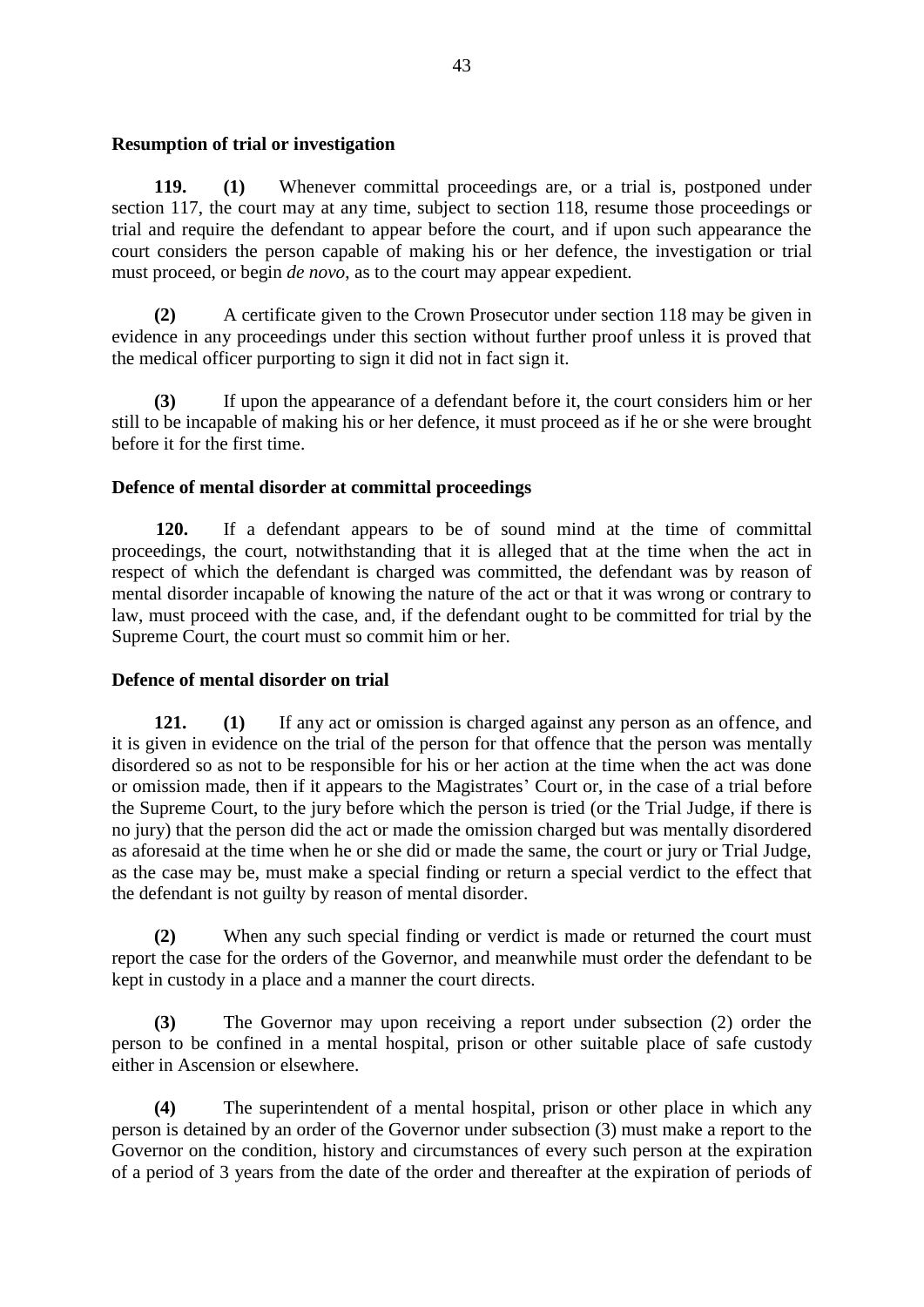**Resumption of trial or investigation**

**119. (1)** Whenever committal proceedings are, or a trial is, postponed under section 117, the court may at any time, subject to section 118, resume those proceedings or trial and require the defendant to appear before the court, and if upon such appearance the court considers the person capable of making his or her defence, the investigation or trial must proceed, or begin *de novo*, as to the court may appear expedient.

**(2)** A certificate given to the Crown Prosecutor under section 118 may be given in evidence in any proceedings under this section without further proof unless it is proved that the medical officer purporting to sign it did not in fact sign it.

**(3)** If upon the appearance of a defendant before it, the court considers him or her still to be incapable of making his or her defence, it must proceed as if he or she were brought before it for the first time.

**Defence of mental disorder at committal proceedings**

**120.** If a defendant appears to be of sound mind at the time of committal proceedings, the court, notwithstanding that it is alleged that at the time when the act in respect of which the defendant is charged was committed, the defendant was by reason of mental disorder incapable of knowing the nature of the act or that it was wrong or contrary to law, must proceed with the case, and, if the defendant ought to be committed for trial by the Supreme Court, the court must so commit him or her.

**Defence of mental disorder on trial**

**121. (1)** If any act or omission is charged against any person as an offence, and it is given in evidence on the trial of the person for that offence that the person was mentally disordered so as not to be responsible for his or her action at the time when the act was done or omission made, then if it appears to the Magistrates' Court or, in the case of a trial before the Supreme Court, to the jury before which the person is tried (or the Trial Judge, if there is no jury) that the person did the act or made the omission charged but was mentally disordered as aforesaid at the time when he or she did or made the same, the court or jury or Trial Judge, as the case may be, must make a special finding or return a special verdict to the effect that the defendant is not guilty by reason of mental disorder.

**(2)** When any such special finding or verdict is made or returned the court must report the case for the orders of the Governor, and meanwhile must order the defendant to be kept in custody in a place and a manner the court directs.

**(3)** The Governor may upon receiving a report under subsection (2) order the person to be confined in a mental hospital, prison or other suitable place of safe custody either in Ascension or elsewhere.

**(4)** The superintendent of a mental hospital, prison or other place in which any person is detained by an order of the Governor under subsection (3) must make a report to the Governor on the condition, history and circumstances of every such person at the expiration of a period of 3 years from the date of the order and thereafter at the expiration of periods of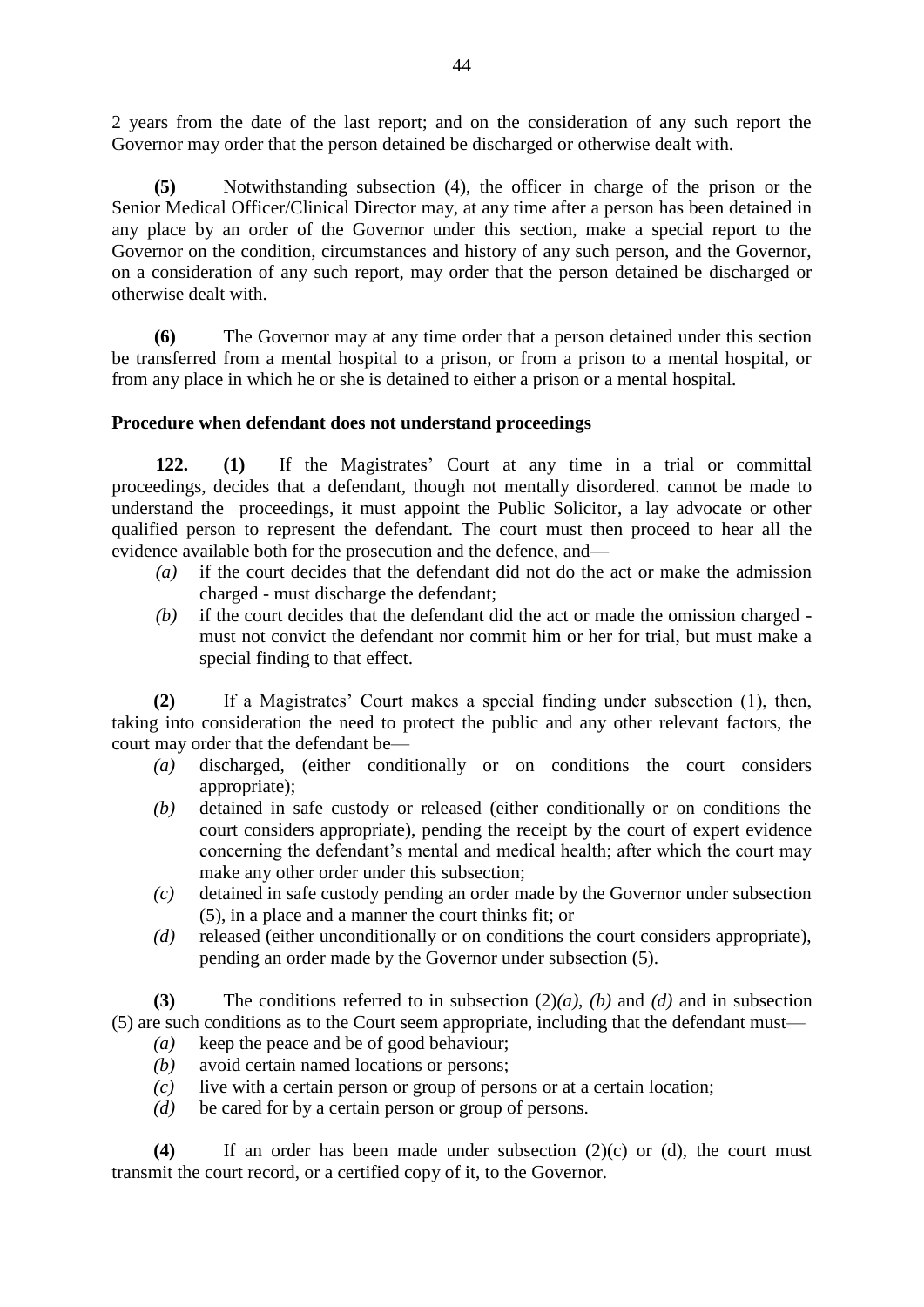2 years from the date of the last report; and on the consideration of any such report the Governor may order that the person detained be discharged or otherwise dealt with.

**(5)** Notwithstanding subsection (4), the officer in charge of the prison or the Senior Medical Officer/Clinical Director may, at any time after a person has been detained in any place by an order of the Governor under this section, make a special report to the Governor on the condition, circumstances and history of any such person, and the Governor, on a consideration of any such report, may order that the person detained be discharged or otherwise dealt with.

**(6)** The Governor may at any time order that a person detained under this section be transferred from a mental hospital to a prison, or from a prison to a mental hospital, or from any place in which he or she is detained to either a prison or a mental hospital.

**Procedure when defendant does not understand proceedings**

**122.** **(1)** If the Magistrates' Court at any time in a trial or committal proceedings, decides that a defendant, though not mentally disordered. cannot be made to understand the proceedings, it must appoint the Public Solicitor, a lay advocate or other qualified person to represent the defendant. The court must then proceed to hear all the evidence available both for the prosecution and the defence, and—

- *(a)* if the court decides that the defendant did not do the act or make the admission charged - must discharge the defendant;
- *(b)* if the court decides that the defendant did the act or made the omission charged - must not convict the defendant nor commit him or her for trial, but must make a special finding to that effect.

**(2)** If a Magistrates' Court makes a special finding under subsection (1), then, taking into consideration the need to protect the public and any other relevant factors, the court may order that the defendant be—

- *(a)* discharged, (either conditionally or on conditions the court considers appropriate);
- *(b)* detained in safe custody or released (either conditionally or on conditions the court considers appropriate), pending the receipt by the court of expert evidence concerning the defendant's mental and medical health; after which the court may make any other order under this subsection;
- *(c)* detained in safe custody pending an order made by the Governor under subsection (5), in a place and a manner the court thinks fit; or
- *(d)* released (either unconditionally or on conditions the court considers appropriate), pending an order made by the Governor under subsection (5).

**(3)** The conditions referred to in subsection (2)*(a)*, *(b)* and *(d)* and in subsection (5) are such conditions as to the Court seem appropriate, including that the defendant must—

- *(a)* keep the peace and be of good behaviour;
- *(b)* avoid certain named locations or persons;
- *(c)* live with a certain person or group of persons or at a certain location;
- *(d)* be cared for by a certain person or group of persons.

**(4)** If an order has been made under subsection (2)(c) or (d), the court must transmit the court record, or a certified copy of it, to the Governor.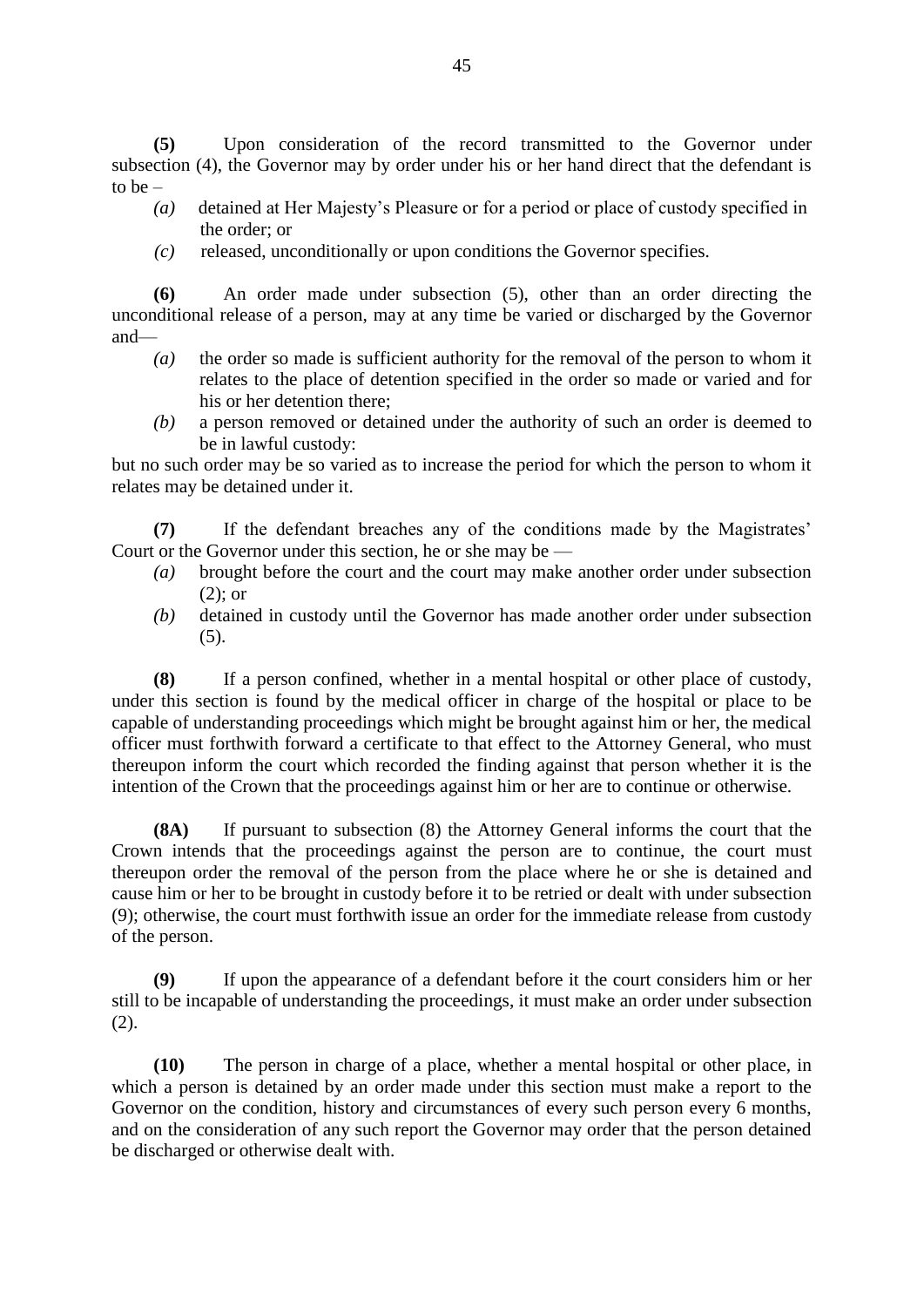**(5)** Upon consideration of the record transmitted to the Governor under subsection (4), the Governor may by order under his or her hand direct that the defendant is to be –

*(a)* detained at Her Majesty's Pleasure or for a period or place of custody specified in the order; or

*(c)* released, unconditionally or upon conditions the Governor specifies.

**(6)** An order made under subsection (5), other than an order directing the unconditional release of a person, may at any time be varied or discharged by the Governor and—

*(a)* the order so made is sufficient authority for the removal of the person to whom it relates to the place of detention specified in the order so made or varied and for his or her detention there;

*(b)* a person removed or detained under the authority of such an order is deemed to be in lawful custody:

but no such order may be so varied as to increase the period for which the person to whom it relates may be detained under it.

**(7)** If the defendant breaches any of the conditions made by the Magistrates' Court or the Governor under this section, he or she may be —

*(a)* brought before the court and the court may make another order under subsection (2); or

*(b)* detained in custody until the Governor has made another order under subsection (5).

**(8)** If a person confined, whether in a mental hospital or other place of custody, under this section is found by the medical officer in charge of the hospital or place to be capable of understanding proceedings which might be brought against him or her, the medical officer must forthwith forward a certificate to that effect to the Attorney General, who must thereupon inform the court which recorded the finding against that person whether it is the intention of the Crown that the proceedings against him or her are to continue or otherwise.

**(8A)** If pursuant to subsection (8) the Attorney General informs the court that the Crown intends that the proceedings against the person are to continue, the court must thereupon order the removal of the person from the place where he or she is detained and cause him or her to be brought in custody before it to be retried or dealt with under subsection (9); otherwise, the court must forthwith issue an order for the immediate release from custody of the person.

**(9)** If upon the appearance of a defendant before it the court considers him or her still to be incapable of understanding the proceedings, it must make an order under subsection (2).

**(10)** The person in charge of a place, whether a mental hospital or other place, in which a person is detained by an order made under this section must make a report to the Governor on the condition, history and circumstances of every such person every 6 months, and on the consideration of any such report the Governor may order that the person detained be discharged or otherwise dealt with.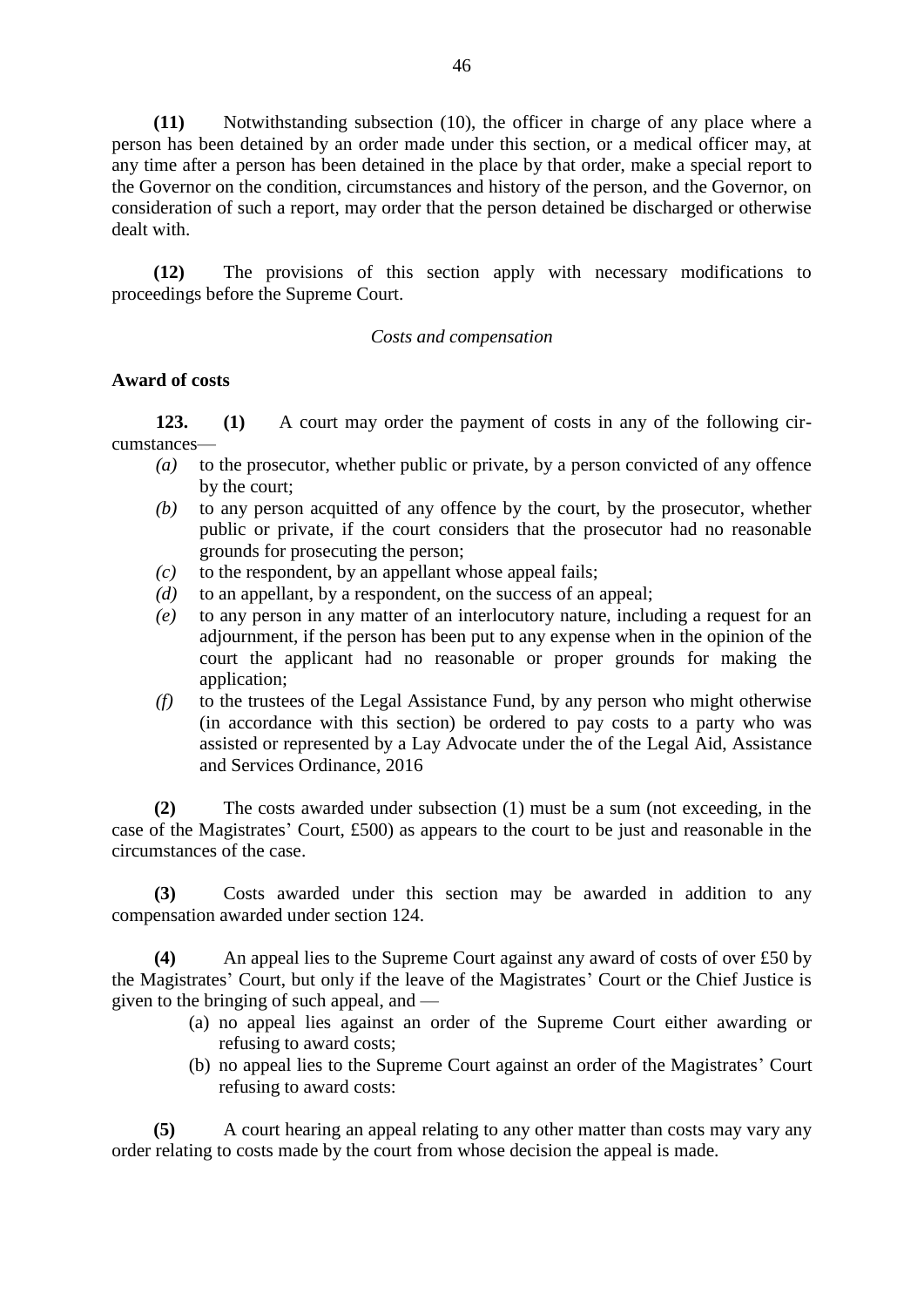**(11)** Notwithstanding subsection (10), the officer in charge of any place where a person has been detained by an order made under this section, or a medical officer may, at any time after a person has been detained in the place by that order, make a special report to the Governor on the condition, circumstances and history of the person, and the Governor, on consideration of such a report, may order that the person detained be discharged or otherwise dealt with.

**(12)** The provisions of this section apply with necessary modifications to proceedings before the Supreme Court.

*Costs and compensation*

**Award of costs**

**123.** **(1)** A court may order the payment of costs in any of the following circumstances—

*(a)* to the prosecutor, whether public or private, by a person convicted of any offence by the court;

*(b)* to any person acquitted of any offence by the court, by the prosecutor, whether public or private, if the court considers that the prosecutor had no reasonable grounds for prosecuting the person;

*(c)* to the respondent, by an appellant whose appeal fails;

*(d)* to an appellant, by a respondent, on the success of an appeal;

*(e)* to any person in any matter of an interlocutory nature, including a request for an adjournment, if the person has been put to any expense when in the opinion of the court the applicant had no reasonable or proper grounds for making the application;

*(f)* to the trustees of the Legal Assistance Fund, by any person who might otherwise (in accordance with this section) be ordered to pay costs to a party who was assisted or represented by a Lay Advocate under the of the Legal Aid, Assistance and Services Ordinance, 2016

**(2)** The costs awarded under subsection (1) must be a sum (not exceeding, in the case of the Magistrates' Court, £500) as appears to the court to be just and reasonable in the circumstances of the case.

**(3)** Costs awarded under this section may be awarded in addition to any compensation awarded under section 124.

**(4)** An appeal lies to the Supreme Court against any award of costs of over £50 by the Magistrates' Court, but only if the leave of the Magistrates' Court or the Chief Justice is given to the bringing of such appeal, and —

(a) no appeal lies against an order of the Supreme Court either awarding or refusing to award costs;

(b) no appeal lies to the Supreme Court against an order of the Magistrates' Court refusing to award costs:

**(5)** A court hearing an appeal relating to any other matter than costs may vary any order relating to costs made by the court from whose decision the appeal is made.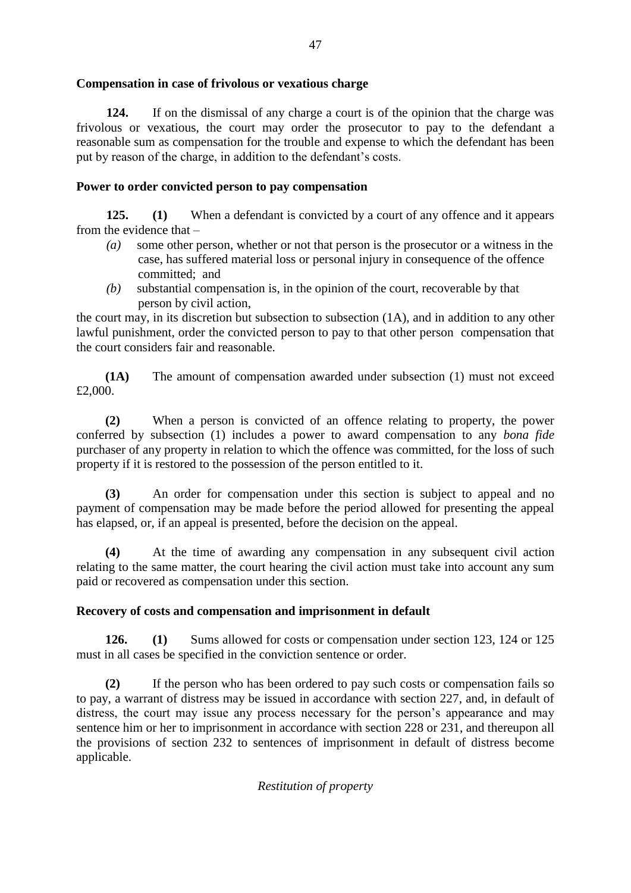**Compensation in case of frivolous or vexatious charge**

**124.** If on the dismissal of any charge a court is of the opinion that the charge was frivolous or vexatious, the court may order the prosecutor to pay to the defendant a reasonable sum as compensation for the trouble and expense to which the defendant has been put by reason of the charge, in addition to the defendant's costs.

**Power to order convicted person to pay compensation**

**125. (1)** When a defendant is convicted by a court of any offence and it appears from the evidence that –

*(a)* some other person, whether or not that person is the prosecutor or a witness in the case, has suffered material loss or personal injury in consequence of the offence committed; and

*(b)* substantial compensation is, in the opinion of the court, recoverable by that person by civil action,

the court may, in its discretion but subsection to subsection (1A), and in addition to any other lawful punishment, order the convicted person to pay to that other person compensation that the court considers fair and reasonable.

**(1A)** The amount of compensation awarded under subsection (1) must not exceed £2,000.

**(2)** When a person is convicted of an offence relating to property, the power conferred by subsection (1) includes a power to award compensation to any *bona fide* purchaser of any property in relation to which the offence was committed, for the loss of such property if it is restored to the possession of the person entitled to it.

**(3)** An order for compensation under this section is subject to appeal and no payment of compensation may be made before the period allowed for presenting the appeal has elapsed, or, if an appeal is presented, before the decision on the appeal.

**(4)** At the time of awarding any compensation in any subsequent civil action relating to the same matter, the court hearing the civil action must take into account any sum paid or recovered as compensation under this section.

**Recovery of costs and compensation and imprisonment in default**

**126. (1)** Sums allowed for costs or compensation under section 123, 124 or 125 must in all cases be specified in the conviction sentence or order.

**(2)** If the person who has been ordered to pay such costs or compensation fails so to pay, a warrant of distress may be issued in accordance with section 227, and, in default of distress, the court may issue any process necessary for the person's appearance and may sentence him or her to imprisonment in accordance with section 228 or 231, and thereupon all the provisions of section 232 to sentences of imprisonment in default of distress become applicable.

*Restitution of property*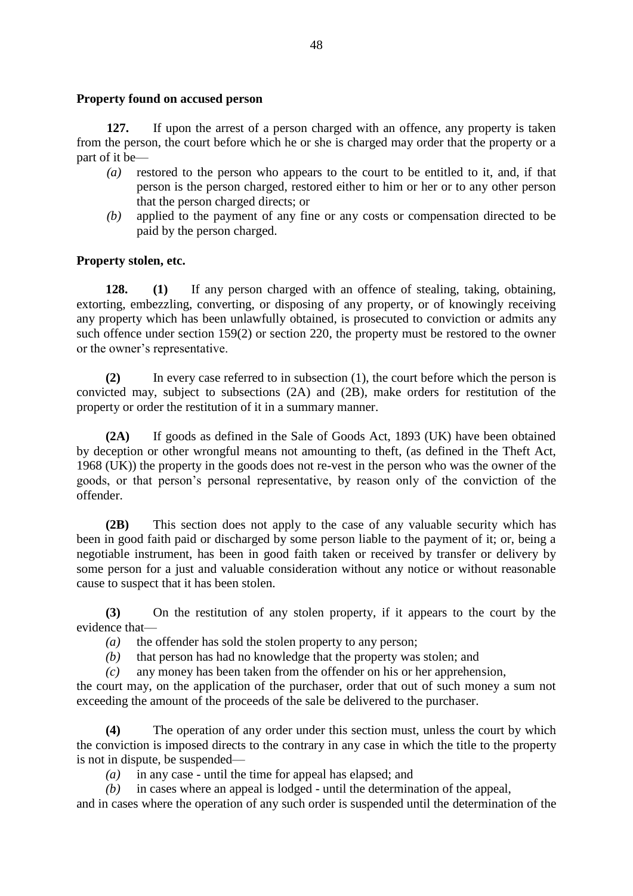**Property found on accused person**

**127.** If upon the arrest of a person charged with an offence, any property is taken from the person, the court before which he or she is charged may order that the property or a part of it be—

*(a)* restored to the person who appears to the court to be entitled to it, and, if that person is the person charged, restored either to him or her or to any other person that the person charged directs; or

*(b)* applied to the payment of any fine or any costs or compensation directed to be paid by the person charged.

**Property stolen, etc.**

**128. (1)** If any person charged with an offence of stealing, taking, obtaining, extorting, embezzling, converting, or disposing of any property, or of knowingly receiving any property which has been unlawfully obtained, is prosecuted to conviction or admits any such offence under section 159(2) or section 220, the property must be restored to the owner or the owner's representative.

**(2)** In every case referred to in subsection (1), the court before which the person is convicted may, subject to subsections (2A) and (2B), make orders for restitution of the property or order the restitution of it in a summary manner.

**(2A)** If goods as defined in the Sale of Goods Act, 1893 (UK) have been obtained by deception or other wrongful means not amounting to theft, (as defined in the Theft Act, 1968 (UK)) the property in the goods does not re-vest in the person who was the owner of the goods, or that person's personal representative, by reason only of the conviction of the offender.

**(2B)** This section does not apply to the case of any valuable security which has been in good faith paid or discharged by some person liable to the payment of it; or, being a negotiable instrument, has been in good faith taken or received by transfer or delivery by some person for a just and valuable consideration without any notice or without reasonable cause to suspect that it has been stolen.

**(3)** On the restitution of any stolen property, if it appears to the court by the evidence that—

*(a)* the offender has sold the stolen property to any person;

*(b)* that person has had no knowledge that the property was stolen; and

*(c)* any money has been taken from the offender on his or her apprehension,

the court may, on the application of the purchaser, order that out of such money a sum not exceeding the amount of the proceeds of the sale be delivered to the purchaser.

**(4)** The operation of any order under this section must, unless the court by which the conviction is imposed directs to the contrary in any case in which the title to the property is not in dispute, be suspended—

*(a)* in any case - until the time for appeal has elapsed; and

*(b)* in cases where an appeal is lodged - until the determination of the appeal,

and in cases where the operation of any such order is suspended until the determination of the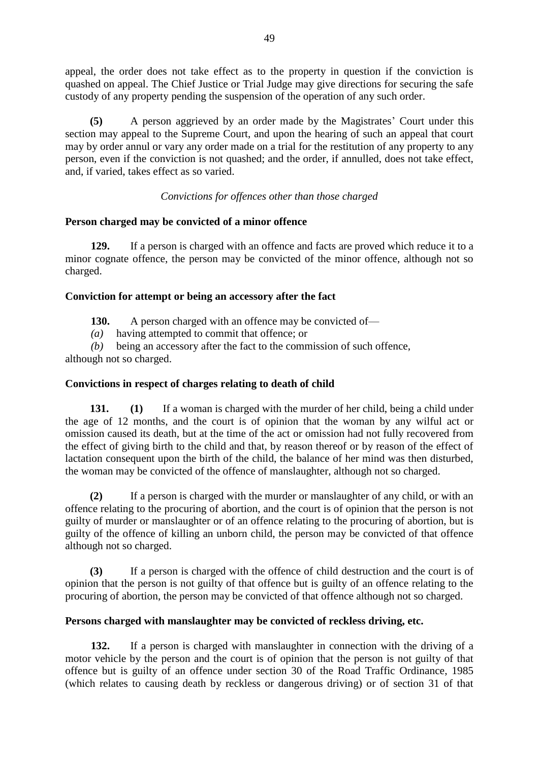appeal, the order does not take effect as to the property in question if the conviction is quashed on appeal. The Chief Justice or Trial Judge may give directions for securing the safe custody of any property pending the suspension of the operation of any such order.

**(5)** A person aggrieved by an order made by the Magistrates' Court under this section may appeal to the Supreme Court, and upon the hearing of such an appeal that court may by order annul or vary any order made on a trial for the restitution of any property to any person, even if the conviction is not quashed; and the order, if annulled, does not take effect, and, if varied, takes effect as so varied.

*Convictions for offences other than those charged*

**Person charged may be convicted of a minor offence**

**129.** If a person is charged with an offence and facts are proved which reduce it to a minor cognate offence, the person may be convicted of the minor offence, although not so charged.

**Conviction for attempt or being an accessory after the fact**

**130.** A person charged with an offence may be convicted of—

*(a)* having attempted to commit that offence; or

*(b)* being an accessory after the fact to the commission of such offence,

although not so charged.

**Convictions in respect of charges relating to death of child**

**131. (1)** If a woman is charged with the murder of her child, being a child under the age of 12 months, and the court is of opinion that the woman by any wilful act or omission caused its death, but at the time of the act or omission had not fully recovered from the effect of giving birth to the child and that, by reason thereof or by reason of the effect of lactation consequent upon the birth of the child, the balance of her mind was then disturbed, the woman may be convicted of the offence of manslaughter, although not so charged.

**(2)** If a person is charged with the murder or manslaughter of any child, or with an offence relating to the procuring of abortion, and the court is of opinion that the person is not guilty of murder or manslaughter or of an offence relating to the procuring of abortion, but is guilty of the offence of killing an unborn child, the person may be convicted of that offence although not so charged.

**(3)** If a person is charged with the offence of child destruction and the court is of opinion that the person is not guilty of that offence but is guilty of an offence relating to the procuring of abortion, the person may be convicted of that offence although not so charged.

**Persons charged with manslaughter may be convicted of reckless driving, etc.**

**132.** If a person is charged with manslaughter in connection with the driving of a motor vehicle by the person and the court is of opinion that the person is not guilty of that offence but is guilty of an offence under section 30 of the Road Traffic Ordinance, 1985 (which relates to causing death by reckless or dangerous driving) or of section 31 of that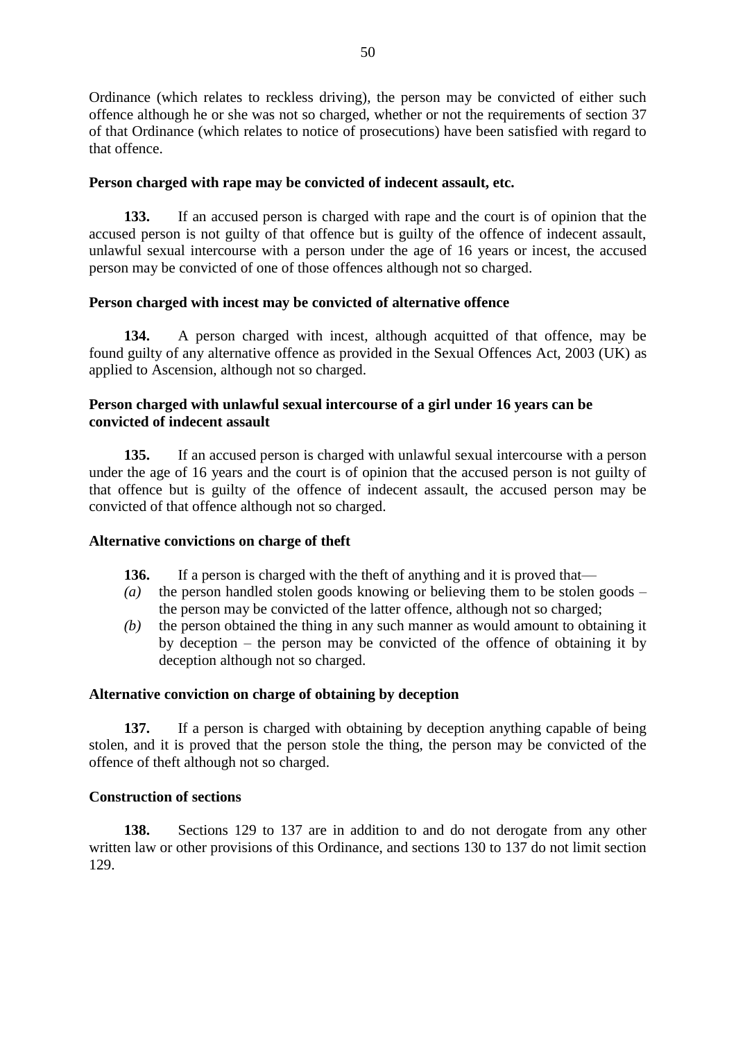Ordinance (which relates to reckless driving), the person may be convicted of either such offence although he or she was not so charged, whether or not the requirements of section 37 of that Ordinance (which relates to notice of prosecutions) have been satisfied with regard to that offence.

**Person charged with rape may be convicted of indecent assault, etc.**

**133.** If an accused person is charged with rape and the court is of opinion that the accused person is not guilty of that offence but is guilty of the offence of indecent assault, unlawful sexual intercourse with a person under the age of 16 years or incest, the accused person may be convicted of one of those offences although not so charged.

**Person charged with incest may be convicted of alternative offence**

**134.** A person charged with incest, although acquitted of that offence, may be found guilty of any alternative offence as provided in the Sexual Offences Act, 2003 (UK) as applied to Ascension, although not so charged.

**Person charged with unlawful sexual intercourse of a girl under 16 years can be convicted of indecent assault**

**135.** If an accused person is charged with unlawful sexual intercourse with a person under the age of 16 years and the court is of opinion that the accused person is not guilty of that offence but is guilty of the offence of indecent assault, the accused person may be convicted of that offence although not so charged.

**Alternative convictions on charge of theft**

**136.** If a person is charged with the theft of anything and it is proved that—

*(a)* the person handled stolen goods knowing or believing them to be stolen goods – the person may be convicted of the latter offence, although not so charged;

*(b)* the person obtained the thing in any such manner as would amount to obtaining it by deception – the person may be convicted of the offence of obtaining it by deception although not so charged.

**Alternative conviction on charge of obtaining by deception**

**137.** If a person is charged with obtaining by deception anything capable of being stolen, and it is proved that the person stole the thing, the person may be convicted of the offence of theft although not so charged.

**Construction of sections**

**138.** Sections 129 to 137 are in addition to and do not derogate from any other written law or other provisions of this Ordinance, and sections 130 to 137 do not limit section 129.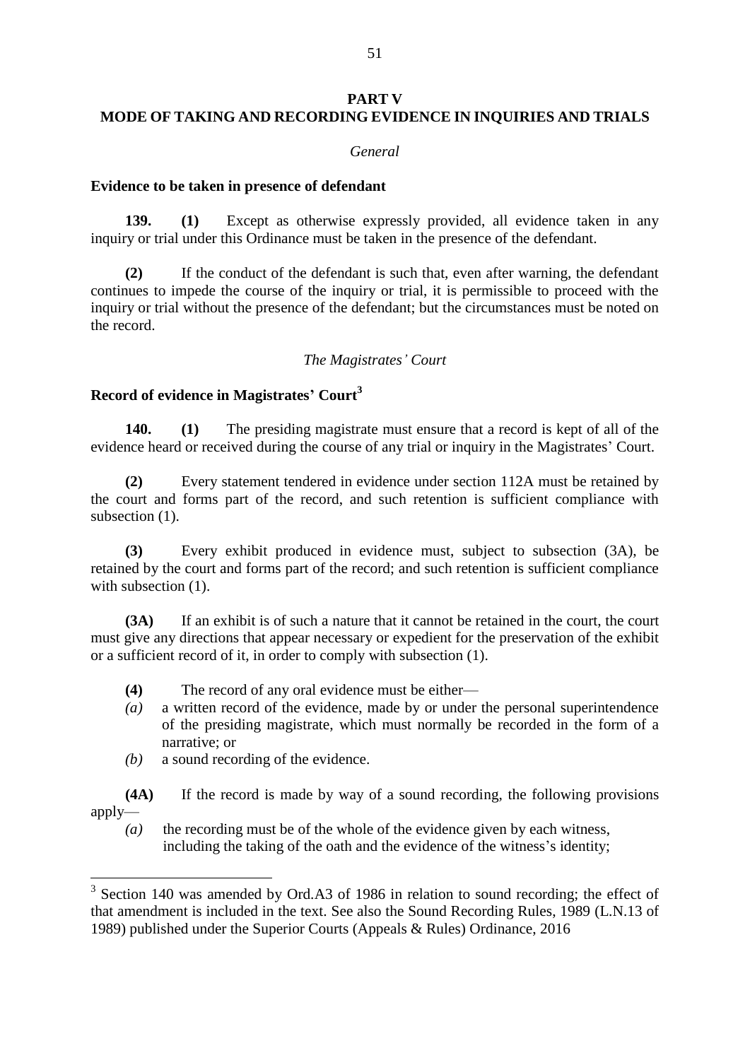# PART V
# MODE OF TAKING AND RECORDING EVIDENCE IN INQUIRIES AND TRIALS

*General*

### Evidence to be taken in presence of defendant

**139.** **(1)** Except as otherwise expressly provided, all evidence taken in any inquiry or trial under this Ordinance must be taken in the presence of the defendant.

**(2)** If the conduct of the defendant is such that, even after warning, the defendant continues to impede the course of the inquiry or trial, it is permissible to proceed with the inquiry or trial without the presence of the defendant; but the circumstances must be noted on the record.

*The Magistrates' Court*

### Record of evidence in Magistrates' Court[3]

**140.** **(1)** The presiding magistrate must ensure that a record is kept of all of the evidence heard or received during the course of any trial or inquiry in the Magistrates' Court.

**(2)** Every statement tendered in evidence under section 112A must be retained by the court and forms part of the record, and such retention is sufficient compliance with subsection (1).

**(3)** Every exhibit produced in evidence must, subject to subsection (3A), be retained by the court and forms part of the record; and such retention is sufficient compliance with subsection (1).

**(3A)** If an exhibit is of such a nature that it cannot be retained in the court, the court must give any directions that appear necessary or expedient for the preservation of the exhibit or a sufficient record of it, in order to comply with subsection (1).

**(4)** The record of any oral evidence must be either—

*(a)* a written record of the evidence, made by or under the personal superintendence of the presiding magistrate, which must normally be recorded in the form of a narrative; or

*(b)* a sound recording of the evidence.

**(4A)** If the record is made by way of a sound recording, the following provisions apply—

*(a)* the recording must be of the whole of the evidence given by each witness, including the taking of the oath and the evidence of the witness's identity;

---

[3] Section 140 was amended by Ord.A3 of 1986 in relation to sound recording; the effect of that amendment is included in the text. See also the Sound Recording Rules, 1989 (L.N.13 of 1989) published under the Superior Courts (Appeals & Rules) Ordinance, 2016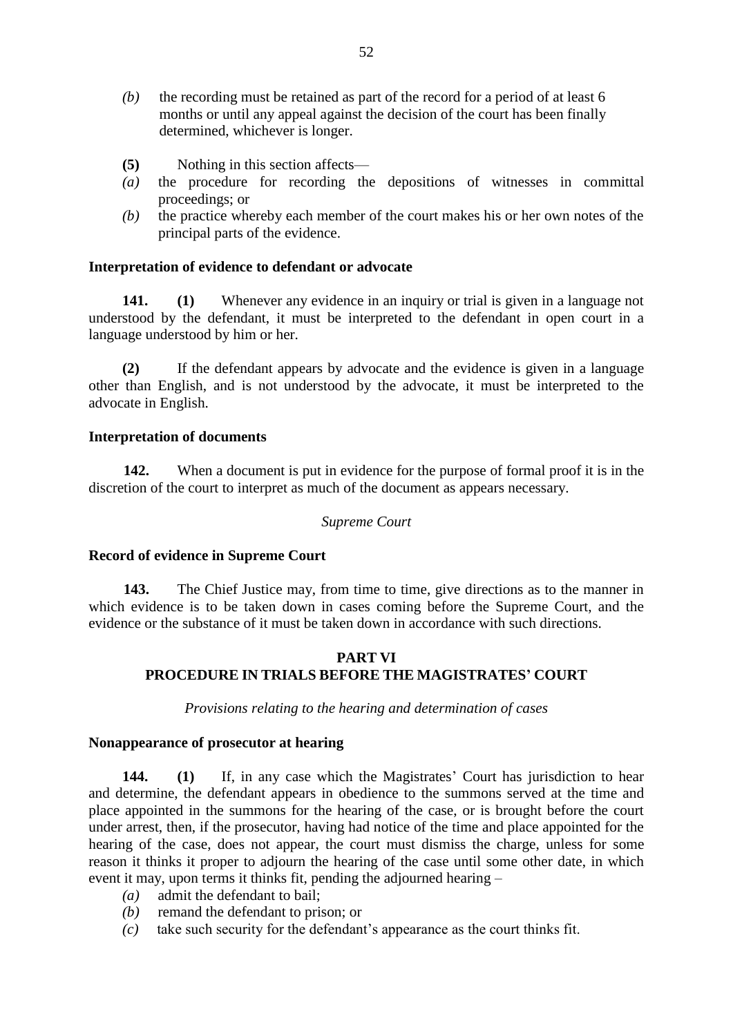*(b)* the recording must be retained as part of the record for a period of at least 6 months or until any appeal against the decision of the court has been finally determined, whichever is longer.

**(5)** Nothing in this section affects—

*(a)* the procedure for recording the depositions of witnesses in committal proceedings; or

*(b)* the practice whereby each member of the court makes his or her own notes of the principal parts of the evidence.

**Interpretation of evidence to defendant or advocate**

**141.** **(1)** Whenever any evidence in an inquiry or trial is given in a language not understood by the defendant, it must be interpreted to the defendant in open court in a language understood by him or her.

**(2)** If the defendant appears by advocate and the evidence is given in a language other than English, and is not understood by the advocate, it must be interpreted to the advocate in English.

**Interpretation of documents**

**142.** When a document is put in evidence for the purpose of formal proof it is in the discretion of the court to interpret as much of the document as appears necessary.

*Supreme Court*

**Record of evidence in Supreme Court**

**143.** The Chief Justice may, from time to time, give directions as to the manner in which evidence is to be taken down in cases coming before the Supreme Court, and the evidence or the substance of it must be taken down in accordance with such directions.

## PART VI
## PROCEDURE IN TRIALS BEFORE THE MAGISTRATES' COURT

*Provisions relating to the hearing and determination of cases*

**Nonappearance of prosecutor at hearing**

**144.** **(1)** If, in any case which the Magistrates' Court has jurisdiction to hear and determine, the defendant appears in obedience to the summons served at the time and place appointed in the summons for the hearing of the case, or is brought before the court under arrest, then, if the prosecutor, having had notice of the time and place appointed for the hearing of the case, does not appear, the court must dismiss the charge, unless for some reason it thinks it proper to adjourn the hearing of the case until some other date, in which event it may, upon terms it thinks fit, pending the adjourned hearing –

*(a)* admit the defendant to bail;

*(b)* remand the defendant to prison; or

*(c)* take such security for the defendant's appearance as the court thinks fit.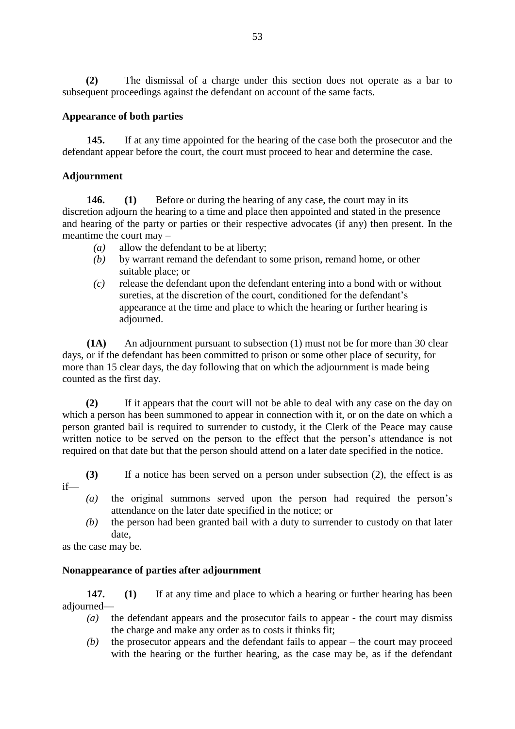**(2)** The dismissal of a charge under this section does not operate as a bar to subsequent proceedings against the defendant on account of the same facts.

**Appearance of both parties**

**145.** If at any time appointed for the hearing of the case both the prosecutor and the defendant appear before the court, the court must proceed to hear and determine the case.

**Adjournment**

**146.** **(1)** Before or during the hearing of any case, the court may in its discretion adjourn the hearing to a time and place then appointed and stated in the presence and hearing of the party or parties or their respective advocates (if any) then present. In the meantime the court may –

- *(a)* allow the defendant to be at liberty;
- *(b)* by warrant remand the defendant to some prison, remand home, or other suitable place; or
- *(c)* release the defendant upon the defendant entering into a bond with or without sureties, at the discretion of the court, conditioned for the defendant's appearance at the time and place to which the hearing or further hearing is adjourned.

**(1A)** An adjournment pursuant to subsection (1) must not be for more than 30 clear days, or if the defendant has been committed to prison or some other place of security, for more than 15 clear days, the day following that on which the adjournment is made being counted as the first day.

**(2)** If it appears that the court will not be able to deal with any case on the day on which a person has been summoned to appear in connection with it, or on the date on which a person granted bail is required to surrender to custody, it the Clerk of the Peace may cause written notice to be served on the person to the effect that the person's attendance is not required on that date but that the person should attend on a later date specified in the notice.

**(3)** If a notice has been served on a person under subsection (2), the effect is as if—

- *(a)* the original summons served upon the person had required the person's attendance on the later date specified in the notice; or
- *(b)* the person had been granted bail with a duty to surrender to custody on that later date,

as the case may be.

**Nonappearance of parties after adjournment**

**147.** **(1)** If at any time and place to which a hearing or further hearing has been adjourned—

- *(a)* the defendant appears and the prosecutor fails to appear - the court may dismiss the charge and make any order as to costs it thinks fit;
- *(b)* the prosecutor appears and the defendant fails to appear – the court may proceed with the hearing or the further hearing, as the case may be, as if the defendant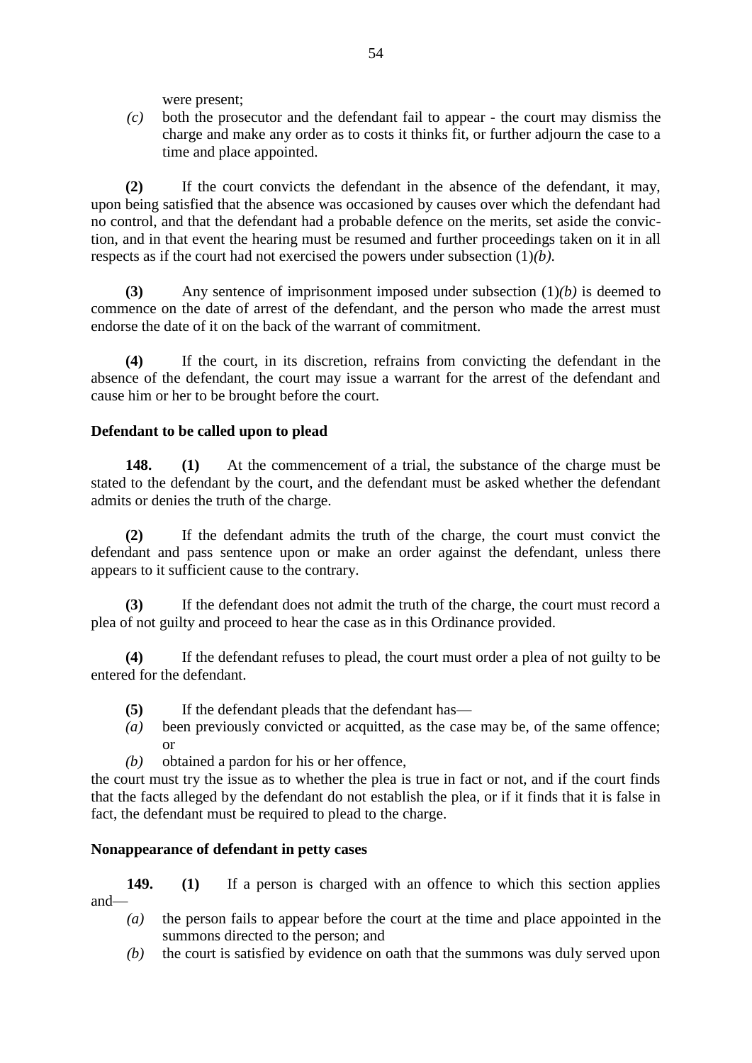were present;

*(c)* both the prosecutor and the defendant fail to appear - the court may dismiss the charge and make any order as to costs it thinks fit, or further adjourn the case to a time and place appointed.

**(2)** If the court convicts the defendant in the absence of the defendant, it may, upon being satisfied that the absence was occasioned by causes over which the defendant had no control, and that the defendant had a probable defence on the merits, set aside the conviction, and in that event the hearing must be resumed and further proceedings taken on it in all respects as if the court had not exercised the powers under subsection (1)*(b)*.

**(3)** Any sentence of imprisonment imposed under subsection (1)*(b)* is deemed to commence on the date of arrest of the defendant, and the person who made the arrest must endorse the date of it on the back of the warrant of commitment.

**(4)** If the court, in its discretion, refrains from convicting the defendant in the absence of the defendant, the court may issue a warrant for the arrest of the defendant and cause him or her to be brought before the court.

**Defendant to be called upon to plead**

**148.** **(1)** At the commencement of a trial, the substance of the charge must be stated to the defendant by the court, and the defendant must be asked whether the defendant admits or denies the truth of the charge.

**(2)** If the defendant admits the truth of the charge, the court must convict the defendant and pass sentence upon or make an order against the defendant, unless there appears to it sufficient cause to the contrary.

**(3)** If the defendant does not admit the truth of the charge, the court must record a plea of not guilty and proceed to hear the case as in this Ordinance provided.

**(4)** If the defendant refuses to plead, the court must order a plea of not guilty to be entered for the defendant.

**(5)** If the defendant pleads that the defendant has—

*(a)* been previously convicted or acquitted, as the case may be, of the same offence; or

*(b)* obtained a pardon for his or her offence,

the court must try the issue as to whether the plea is true in fact or not, and if the court finds that the facts alleged by the defendant do not establish the plea, or if it finds that it is false in fact, the defendant must be required to plead to the charge.

**Nonappearance of defendant in petty cases**

**149.** **(1)** If a person is charged with an offence to which this section applies and—

*(a)* the person fails to appear before the court at the time and place appointed in the summons directed to the person; and

*(b)* the court is satisfied by evidence on oath that the summons was duly served upon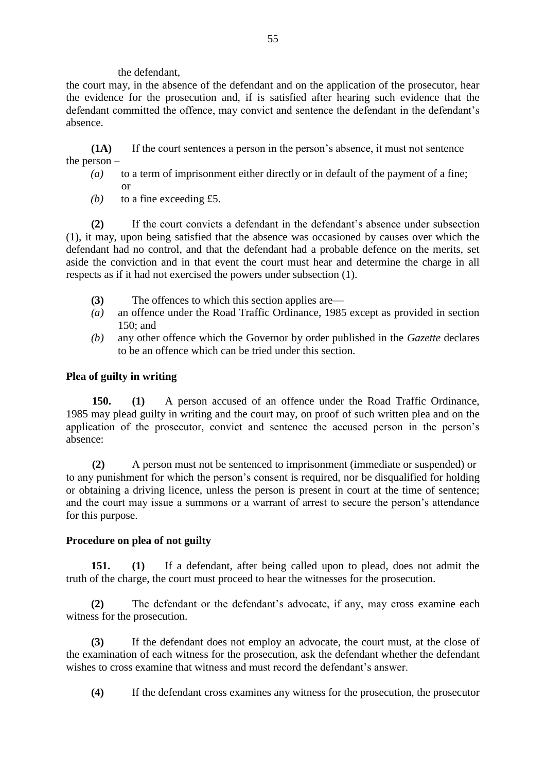the defendant,

the court may, in the absence of the defendant and on the application of the prosecutor, hear the evidence for the prosecution and, if is satisfied after hearing such evidence that the defendant committed the offence, may convict and sentence the defendant in the defendant's absence.

**(1A)** If the court sentences a person in the person's absence, it must not sentence the person –

- *(a)* to a term of imprisonment either directly or in default of the payment of a fine; or
- *(b)* to a fine exceeding £5.

**(2)** If the court convicts a defendant in the defendant's absence under subsection (1), it may, upon being satisfied that the absence was occasioned by causes over which the defendant had no control, and that the defendant had a probable defence on the merits, set aside the conviction and in that event the court must hear and determine the charge in all respects as if it had not exercised the powers under subsection (1).

**(3)** The offences to which this section applies are—

- *(a)* an offence under the Road Traffic Ordinance, 1985 except as provided in section 150; and
- *(b)* any other offence which the Governor by order published in the *Gazette* declares to be an offence which can be tried under this section.

**Plea of guilty in writing**

**150.** **(1)** A person accused of an offence under the Road Traffic Ordinance, 1985 may plead guilty in writing and the court may, on proof of such written plea and on the application of the prosecutor, convict and sentence the accused person in the person's absence:

**(2)** A person must not be sentenced to imprisonment (immediate or suspended) or to any punishment for which the person's consent is required, nor be disqualified for holding or obtaining a driving licence, unless the person is present in court at the time of sentence; and the court may issue a summons or a warrant of arrest to secure the person's attendance for this purpose.

**Procedure on plea of not guilty**

**151.** **(1)** If a defendant, after being called upon to plead, does not admit the truth of the charge, the court must proceed to hear the witnesses for the prosecution.

**(2)** The defendant or the defendant's advocate, if any, may cross examine each witness for the prosecution.

**(3)** If the defendant does not employ an advocate, the court must, at the close of the examination of each witness for the prosecution, ask the defendant whether the defendant wishes to cross examine that witness and must record the defendant's answer.

**(4)** If the defendant cross examines any witness for the prosecution, the prosecutor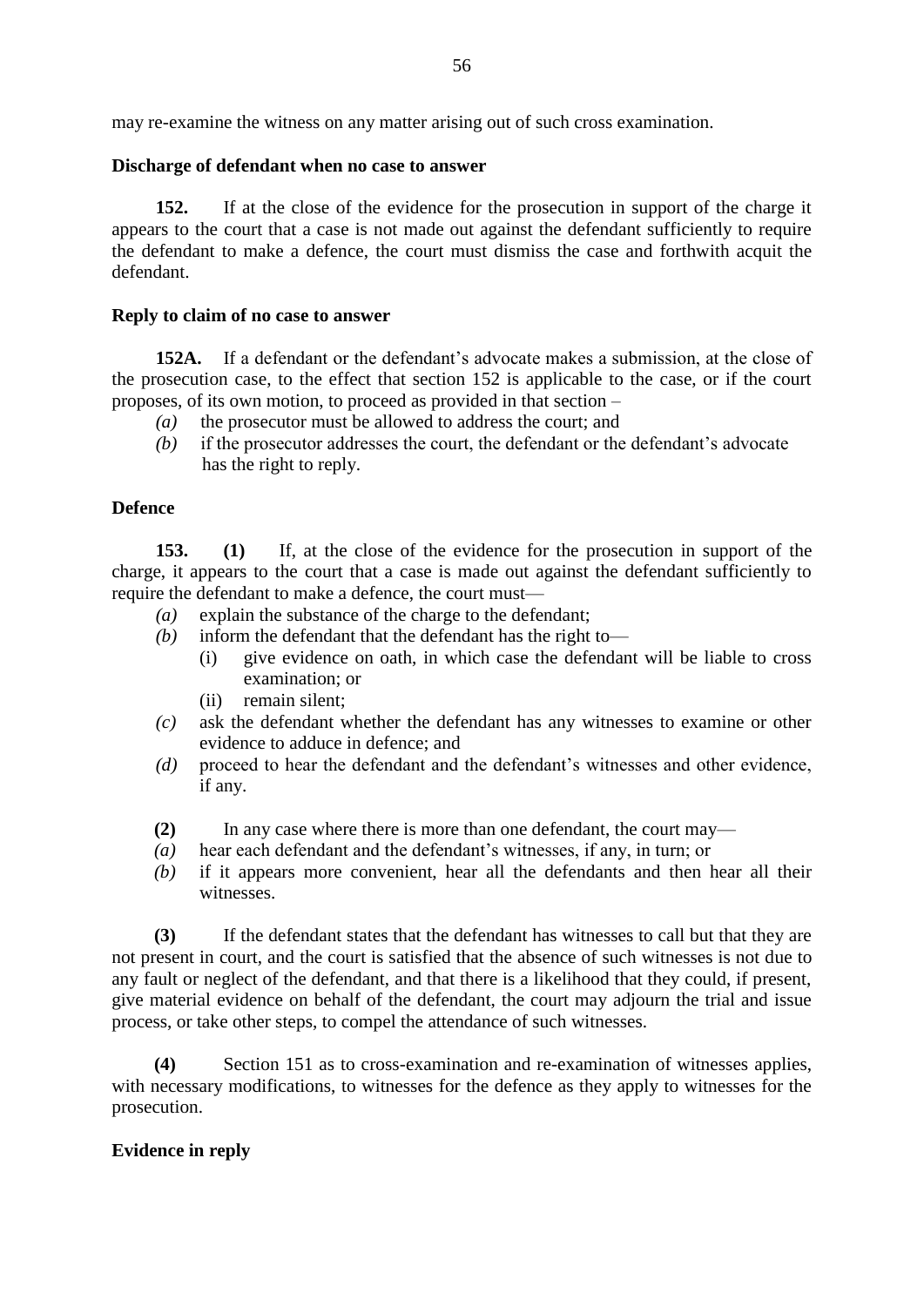may re-examine the witness on any matter arising out of such cross examination.

**Discharge of defendant when no case to answer**

**152.** If at the close of the evidence for the prosecution in support of the charge it appears to the court that a case is not made out against the defendant sufficiently to require the defendant to make a defence, the court must dismiss the case and forthwith acquit the defendant.

**Reply to claim of no case to answer**

**152A.** If a defendant or the defendant's advocate makes a submission, at the close of the prosecution case, to the effect that section 152 is applicable to the case, or if the court proposes, of its own motion, to proceed as provided in that section –

*(a)* the prosecutor must be allowed to address the court; and

*(b)* if the prosecutor addresses the court, the defendant or the defendant's advocate has the right to reply.

**Defence**

**153. (1)** If, at the close of the evidence for the prosecution in support of the charge, it appears to the court that a case is made out against the defendant sufficiently to require the defendant to make a defence, the court must—

*(a)* explain the substance of the charge to the defendant;

*(b)* inform the defendant that the defendant has the right to—

- (i) give evidence on oath, in which case the defendant will be liable to cross examination; or
- (ii) remain silent;

*(c)* ask the defendant whether the defendant has any witnesses to examine or other evidence to adduce in defence; and

*(d)* proceed to hear the defendant and the defendant's witnesses and other evidence, if any.

**(2)** In any case where there is more than one defendant, the court may—

*(a)* hear each defendant and the defendant's witnesses, if any, in turn; or

*(b)* if it appears more convenient, hear all the defendants and then hear all their witnesses.

**(3)** If the defendant states that the defendant has witnesses to call but that they are not present in court, and the court is satisfied that the absence of such witnesses is not due to any fault or neglect of the defendant, and that there is a likelihood that they could, if present, give material evidence on behalf of the defendant, the court may adjourn the trial and issue process, or take other steps, to compel the attendance of such witnesses.

**(4)** Section 151 as to cross-examination and re-examination of witnesses applies, with necessary modifications, to witnesses for the defence as they apply to witnesses for the prosecution.

**Evidence in reply**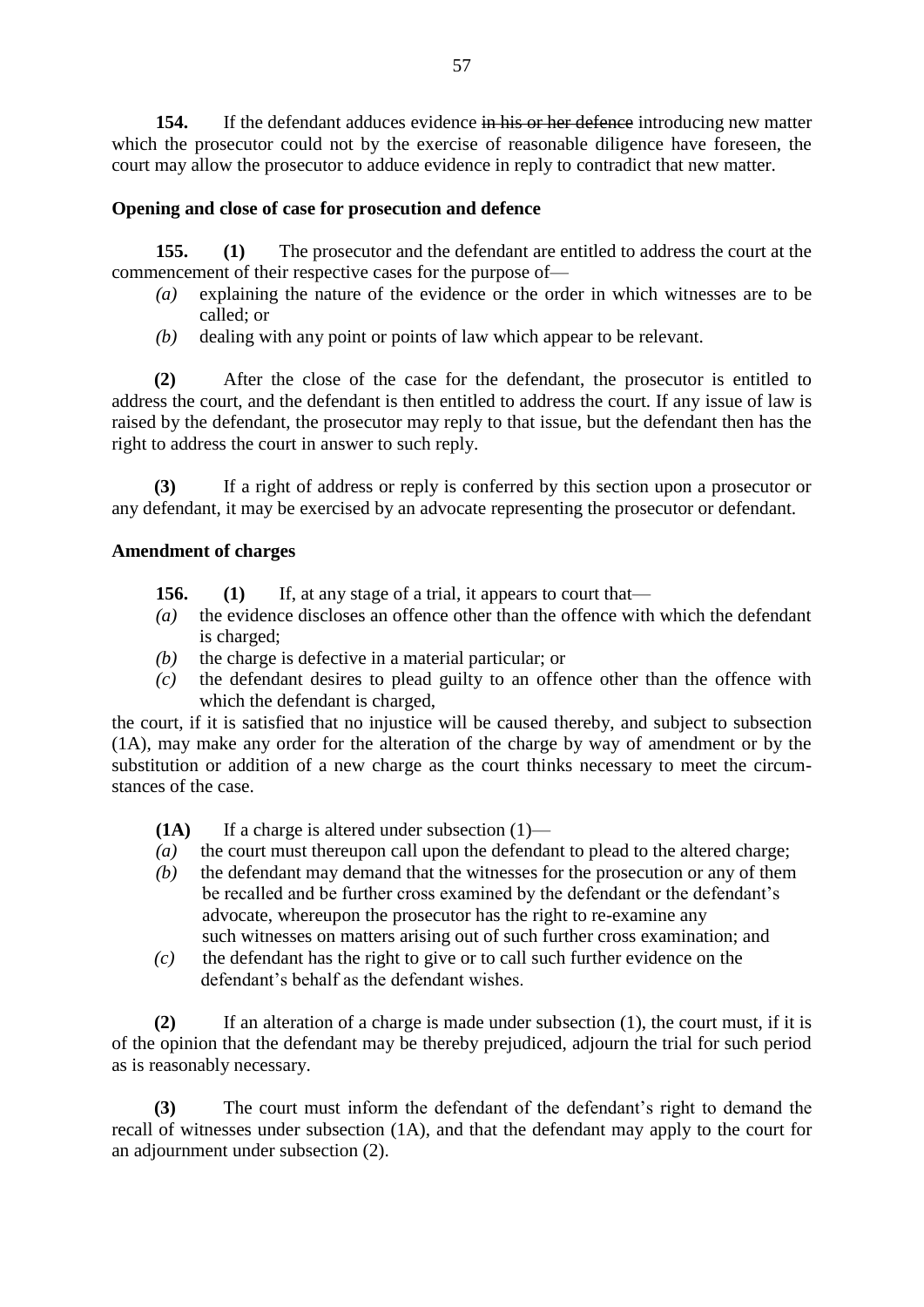**154.** If the defendant adduces evidence ~~in his or her defence~~ introducing new matter which the prosecutor could not by the exercise of reasonable diligence have foreseen, the court may allow the prosecutor to adduce evidence in reply to contradict that new matter.

**Opening and close of case for prosecution and defence**

**155. (1)** The prosecutor and the defendant are entitled to address the court at the commencement of their respective cases for the purpose of—

*(a)* explaining the nature of the evidence or the order in which witnesses are to be called; or

*(b)* dealing with any point or points of law which appear to be relevant.

**(2)** After the close of the case for the defendant, the prosecutor is entitled to address the court, and the defendant is then entitled to address the court. If any issue of law is raised by the defendant, the prosecutor may reply to that issue, but the defendant then has the right to address the court in answer to such reply.

**(3)** If a right of address or reply is conferred by this section upon a prosecutor or any defendant, it may be exercised by an advocate representing the prosecutor or defendant.

**Amendment of charges**

**156. (1)** If, at any stage of a trial, it appears to court that—

*(a)* the evidence discloses an offence other than the offence with which the defendant is charged;

*(b)* the charge is defective in a material particular; or

*(c)* the defendant desires to plead guilty to an offence other than the offence with which the defendant is charged,

the court, if it is satisfied that no injustice will be caused thereby, and subject to subsection (1A), may make any order for the alteration of the charge by way of amendment or by the substitution or addition of a new charge as the court thinks necessary to meet the circumstances of the case.

**(1A)** If a charge is altered under subsection (1)—

*(a)* the court must thereupon call upon the defendant to plead to the altered charge;

*(b)* the defendant may demand that the witnesses for the prosecution or any of them be recalled and be further cross examined by the defendant or the defendant's advocate, whereupon the prosecutor has the right to re-examine any such witnesses on matters arising out of such further cross examination; and

*(c)* the defendant has the right to give or to call such further evidence on the defendant's behalf as the defendant wishes.

**(2)** If an alteration of a charge is made under subsection (1), the court must, if it is of the opinion that the defendant may be thereby prejudiced, adjourn the trial for such period as is reasonably necessary.

**(3)** The court must inform the defendant of the defendant's right to demand the recall of witnesses under subsection (1A), and that the defendant may apply to the court for an adjournment under subsection (2).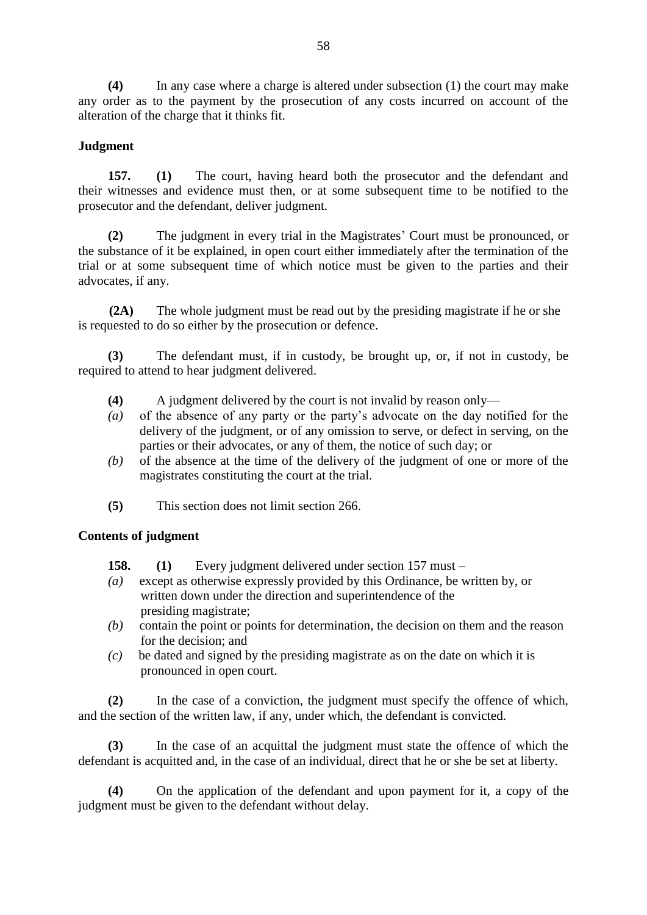**(4)** In any case where a charge is altered under subsection (1) the court may make any order as to the payment by the prosecution of any costs incurred on account of the alteration of the charge that it thinks fit.

**Judgment**

**157.** **(1)** The court, having heard both the prosecutor and the defendant and their witnesses and evidence must then, or at some subsequent time to be notified to the prosecutor and the defendant, deliver judgment.

**(2)** The judgment in every trial in the Magistrates' Court must be pronounced, or the substance of it be explained, in open court either immediately after the termination of the trial or at some subsequent time of which notice must be given to the parties and their advocates, if any.

**(2A)** The whole judgment must be read out by the presiding magistrate if he or she is requested to do so either by the prosecution or defence.

**(3)** The defendant must, if in custody, be brought up, or, if not in custody, be required to attend to hear judgment delivered.

**(4)** A judgment delivered by the court is not invalid by reason only—

*(a)* of the absence of any party or the party's advocate on the day notified for the delivery of the judgment, or of any omission to serve, or defect in serving, on the parties or their advocates, or any of them, the notice of such day; or

*(b)* of the absence at the time of the delivery of the judgment of one or more of the magistrates constituting the court at the trial.

**(5)** This section does not limit section 266.

**Contents of judgment**

**158.** **(1)** Every judgment delivered under section 157 must –

*(a)* except as otherwise expressly provided by this Ordinance, be written by, or written down under the direction and superintendence of the presiding magistrate;

*(b)* contain the point or points for determination, the decision on them and the reason for the decision; and

*(c)* be dated and signed by the presiding magistrate as on the date on which it is pronounced in open court.

**(2)** In the case of a conviction, the judgment must specify the offence of which, and the section of the written law, if any, under which, the defendant is convicted.

**(3)** In the case of an acquittal the judgment must state the offence of which the defendant is acquitted and, in the case of an individual, direct that he or she be set at liberty.

**(4)** On the application of the defendant and upon payment for it, a copy of the judgment must be given to the defendant without delay.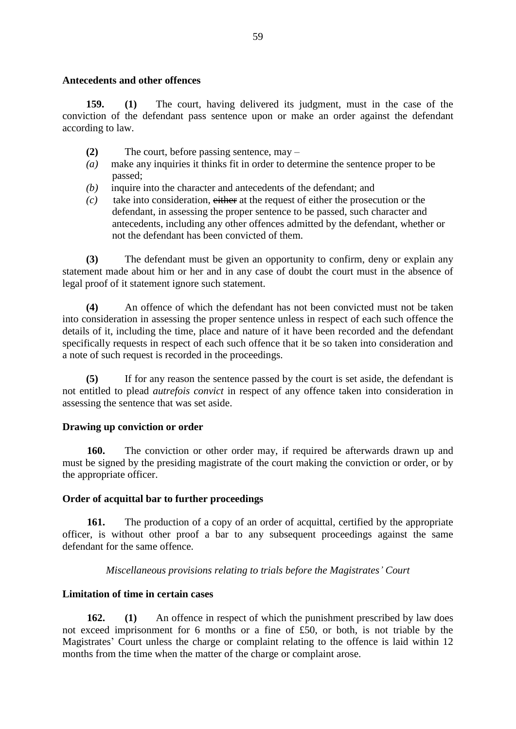**Antecedents and other offences**

**159. (1)** The court, having delivered its judgment, must in the case of the conviction of the defendant pass sentence upon or make an order against the defendant according to law.

**(2)** The court, before passing sentence, may –

*(a)* make any inquiries it thinks fit in order to determine the sentence proper to be passed;

*(b)* inquire into the character and antecedents of the defendant; and

*(c)* take into consideration, ~~either~~ at the request of either the prosecution or the defendant, in assessing the proper sentence to be passed, such character and antecedents, including any other offences admitted by the defendant, whether or not the defendant has been convicted of them.

**(3)** The defendant must be given an opportunity to confirm, deny or explain any statement made about him or her and in any case of doubt the court must in the absence of legal proof of it statement ignore such statement.

**(4)** An offence of which the defendant has not been convicted must not be taken into consideration in assessing the proper sentence unless in respect of each such offence the details of it, including the time, place and nature of it have been recorded and the defendant specifically requests in respect of each such offence that it be so taken into consideration and a note of such request is recorded in the proceedings.

**(5)** If for any reason the sentence passed by the court is set aside, the defendant is not entitled to plead *autrefois convict* in respect of any offence taken into consideration in assessing the sentence that was set aside.

**Drawing up conviction or order**

**160.** The conviction or other order may, if required be afterwards drawn up and must be signed by the presiding magistrate of the court making the conviction or order, or by the appropriate officer.

**Order of acquittal bar to further proceedings**

**161.** The production of a copy of an order of acquittal, certified by the appropriate officer, is without other proof a bar to any subsequent proceedings against the same defendant for the same offence.

*Miscellaneous provisions relating to trials before the Magistrates' Court*

**Limitation of time in certain cases**

**162. (1)** An offence in respect of which the punishment prescribed by law does not exceed imprisonment for 6 months or a fine of £50, or both, is not triable by the Magistrates' Court unless the charge or complaint relating to the offence is laid within 12 months from the time when the matter of the charge or complaint arose.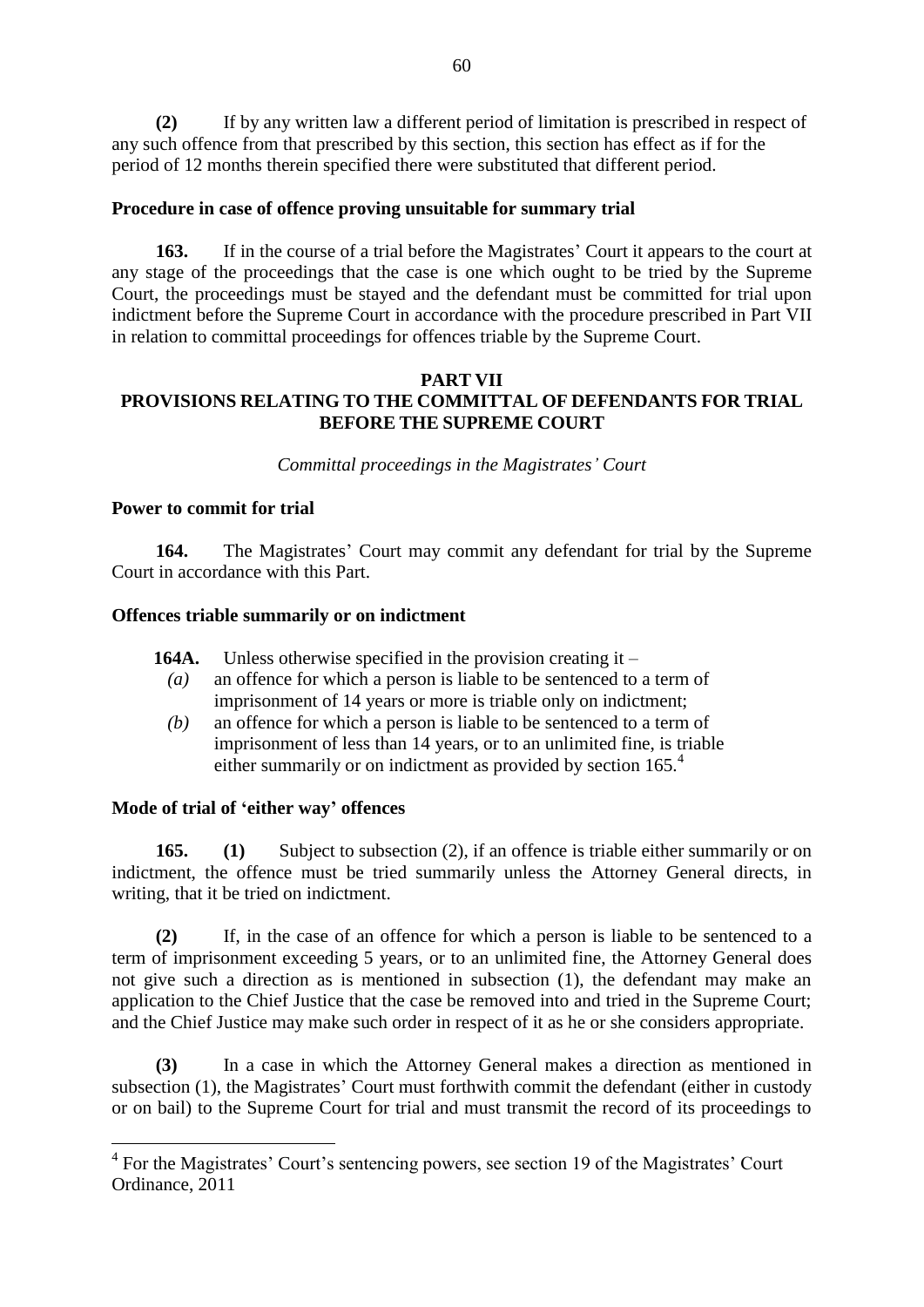**(2)** If by any written law a different period of limitation is prescribed in respect of any such offence from that prescribed by this section, this section has effect as if for the period of 12 months therein specified there were substituted that different period.

**Procedure in case of offence proving unsuitable for summary trial**

**163.** If in the course of a trial before the Magistrates' Court it appears to the court at any stage of the proceedings that the case is one which ought to be tried by the Supreme Court, the proceedings must be stayed and the defendant must be committed for trial upon indictment before the Supreme Court in accordance with the procedure prescribed in Part VII in relation to committal proceedings for offences triable by the Supreme Court.

## PART VII
## PROVISIONS RELATING TO THE COMMITTAL OF DEFENDANTS FOR TRIAL BEFORE THE SUPREME COURT

*Committal proceedings in the Magistrates' Court*

**Power to commit for trial**

**164.** The Magistrates' Court may commit any defendant for trial by the Supreme Court in accordance with this Part.

**Offences triable summarily or on indictment**

**164A.** Unless otherwise specified in the provision creating it –

*(a)* an offence for which a person is liable to be sentenced to a term of imprisonment of 14 years or more is triable only on indictment;

*(b)* an offence for which a person is liable to be sentenced to a term of imprisonment of less than 14 years, or to an unlimited fine, is triable either summarily or on indictment as provided by section 165.[4]

**Mode of trial of 'either way' offences**

**165.** **(1)** Subject to subsection (2), if an offence is triable either summarily or on indictment, the offence must be tried summarily unless the Attorney General directs, in writing, that it be tried on indictment.

**(2)** If, in the case of an offence for which a person is liable to be sentenced to a term of imprisonment exceeding 5 years, or to an unlimited fine, the Attorney General does not give such a direction as is mentioned in subsection (1), the defendant may make an application to the Chief Justice that the case be removed into and tried in the Supreme Court; and the Chief Justice may make such order in respect of it as he or she considers appropriate.

**(3)** In a case in which the Attorney General makes a direction as mentioned in subsection (1), the Magistrates' Court must forthwith commit the defendant (either in custody or on bail) to the Supreme Court for trial and must transmit the record of its proceedings to

---

[4] For the Magistrates' Court's sentencing powers, see section 19 of the Magistrates' Court Ordinance, 2011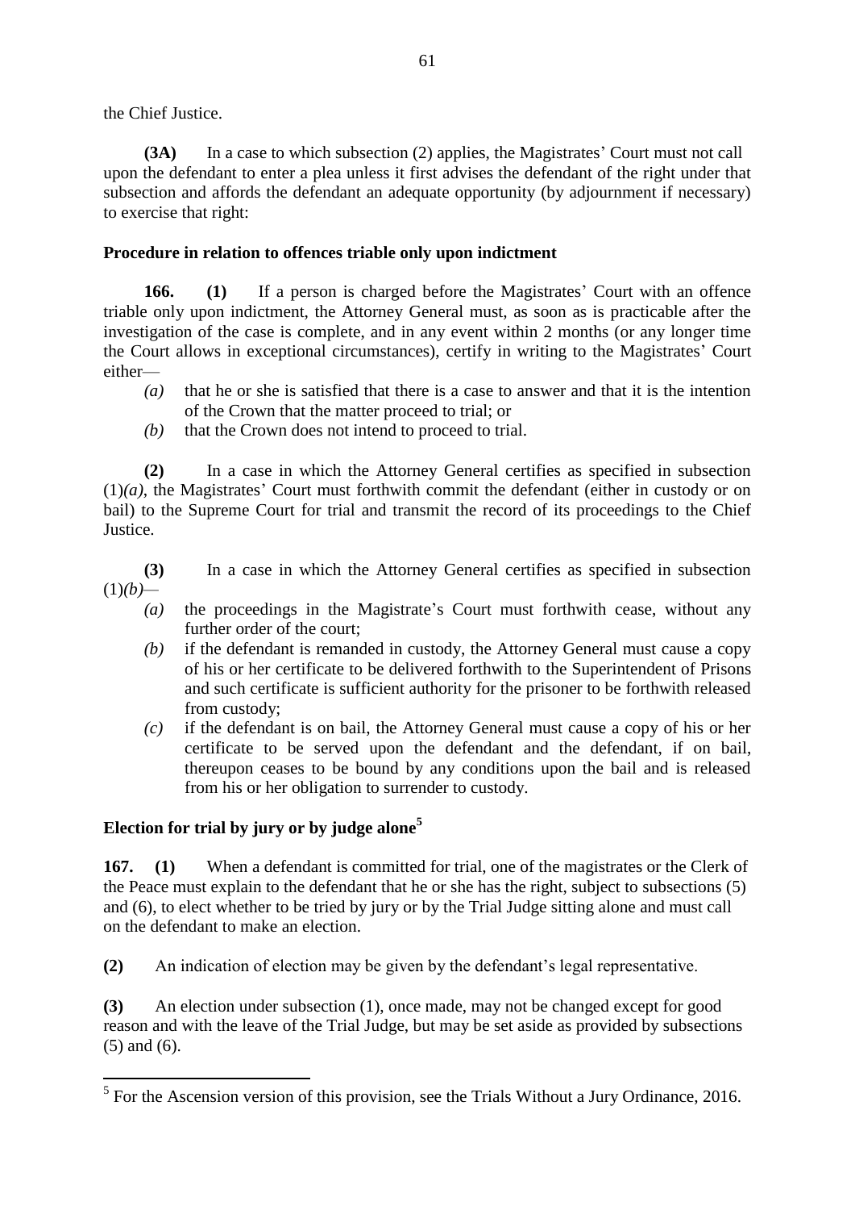the Chief Justice.

**(3A)** In a case to which subsection (2) applies, the Magistrates' Court must not call upon the defendant to enter a plea unless it first advises the defendant of the right under that subsection and affords the defendant an adequate opportunity (by adjournment if necessary) to exercise that right:

**Procedure in relation to offences triable only upon indictment**

**166. (1)** If a person is charged before the Magistrates' Court with an offence triable only upon indictment, the Attorney General must, as soon as is practicable after the investigation of the case is complete, and in any event within 2 months (or any longer time the Court allows in exceptional circumstances), certify in writing to the Magistrates' Court either—

*(a)* that he or she is satisfied that there is a case to answer and that it is the intention of the Crown that the matter proceed to trial; or

*(b)* that the Crown does not intend to proceed to trial.

**(2)** In a case in which the Attorney General certifies as specified in subsection (1)*(a)*, the Magistrates' Court must forthwith commit the defendant (either in custody or on bail) to the Supreme Court for trial and transmit the record of its proceedings to the Chief Justice.

**(3)** In a case in which the Attorney General certifies as specified in subsection (1)*(b)*—

*(a)* the proceedings in the Magistrate's Court must forthwith cease, without any further order of the court;

*(b)* if the defendant is remanded in custody, the Attorney General must cause a copy of his or her certificate to be delivered forthwith to the Superintendent of Prisons and such certificate is sufficient authority for the prisoner to be forthwith released from custody;

*(c)* if the defendant is on bail, the Attorney General must cause a copy of his or her certificate to be served upon the defendant and the defendant, if on bail, thereupon ceases to be bound by any conditions upon the bail and is released from his or her obligation to surrender to custody.

**Election for trial by jury or by judge alone[5]**

**167. (1)** When a defendant is committed for trial, one of the magistrates or the Clerk of the Peace must explain to the defendant that he or she has the right, subject to subsections (5) and (6), to elect whether to be tried by jury or by the Trial Judge sitting alone and must call on the defendant to make an election.

**(2)** An indication of election may be given by the defendant's legal representative.

**(3)** An election under subsection (1), once made, may not be changed except for good reason and with the leave of the Trial Judge, but may be set aside as provided by subsections (5) and (6).

[5] For the Ascension version of this provision, see the Trials Without a Jury Ordinance, 2016.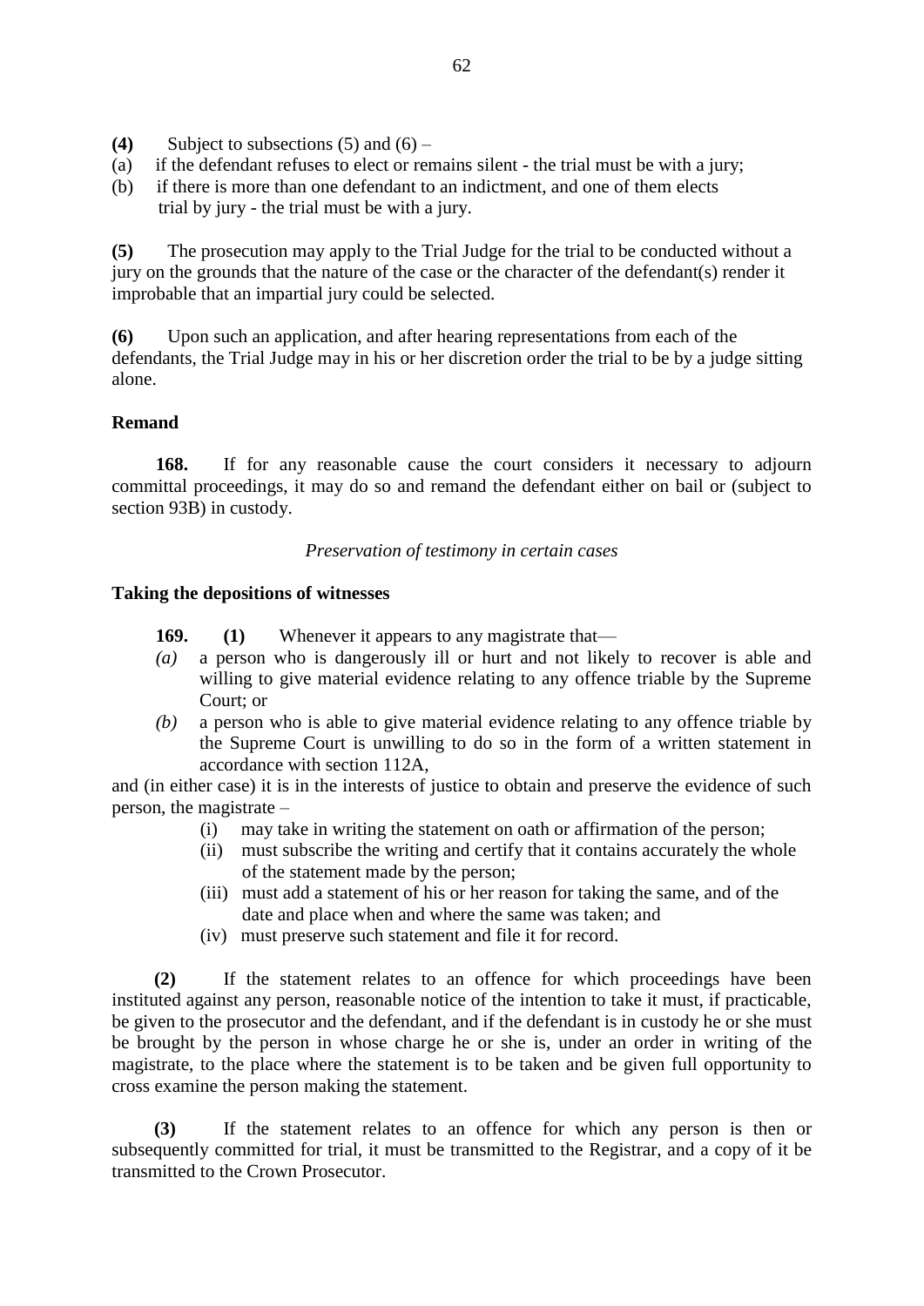**(4)** Subject to subsections (5) and (6) –

(a) if the defendant refuses to elect or remains silent - the trial must be with a jury;

(b) if there is more than one defendant to an indictment, and one of them elects trial by jury - the trial must be with a jury.

**(5)** The prosecution may apply to the Trial Judge for the trial to be conducted without a jury on the grounds that the nature of the case or the character of the defendant(s) render it improbable that an impartial jury could be selected.

**(6)** Upon such an application, and after hearing representations from each of the defendants, the Trial Judge may in his or her discretion order the trial to be by a judge sitting alone.

**Remand**

**168.** If for any reasonable cause the court considers it necessary to adjourn committal proceedings, it may do so and remand the defendant either on bail or (subject to section 93B) in custody.

*Preservation of testimony in certain cases*

**Taking the depositions of witnesses**

**169. (1)** Whenever it appears to any magistrate that—

*(a)* a person who is dangerously ill or hurt and not likely to recover is able and willing to give material evidence relating to any offence triable by the Supreme Court; or

*(b)* a person who is able to give material evidence relating to any offence triable by the Supreme Court is unwilling to do so in the form of a written statement in accordance with section 112A,

and (in either case) it is in the interests of justice to obtain and preserve the evidence of such person, the magistrate –

(i) may take in writing the statement on oath or affirmation of the person;

(ii) must subscribe the writing and certify that it contains accurately the whole of the statement made by the person;

(iii) must add a statement of his or her reason for taking the same, and of the date and place when and where the same was taken; and

(iv) must preserve such statement and file it for record.

**(2)** If the statement relates to an offence for which proceedings have been instituted against any person, reasonable notice of the intention to take it must, if practicable, be given to the prosecutor and the defendant, and if the defendant is in custody he or she must be brought by the person in whose charge he or she is, under an order in writing of the magistrate, to the place where the statement is to be taken and be given full opportunity to cross examine the person making the statement.

**(3)** If the statement relates to an offence for which any person is then or subsequently committed for trial, it must be transmitted to the Registrar, and a copy of it be transmitted to the Crown Prosecutor.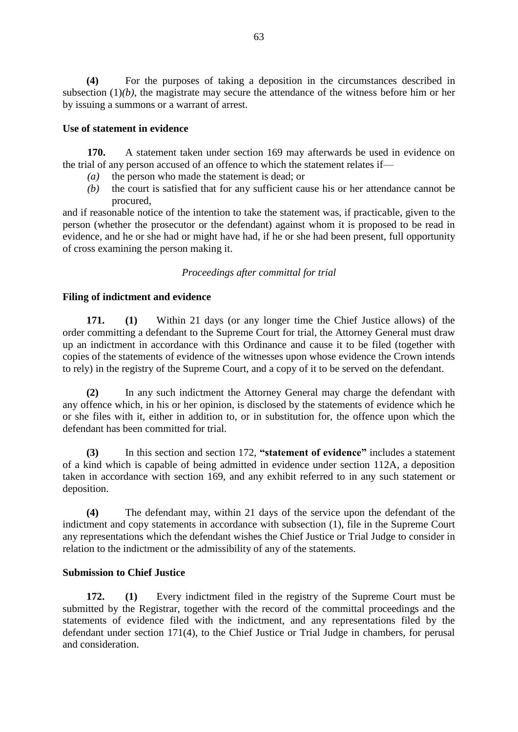**(4)** For the purposes of taking a deposition in the circumstances described in subsection (1)*(b)*, the magistrate may secure the attendance of the witness before him or her by issuing a summons or a warrant of arrest.

**Use of statement in evidence**

**170.** A statement taken under section 169 may afterwards be used in evidence on the trial of any person accused of an offence to which the statement relates if—

*(a)* the person who made the statement is dead; or

*(b)* the court is satisfied that for any sufficient cause his or her attendance cannot be procured,

and if reasonable notice of the intention to take the statement was, if practicable, given to the person (whether the prosecutor or the defendant) against whom it is proposed to be read in evidence, and he or she had or might have had, if he or she had been present, full opportunity of cross examining the person making it.

*Proceedings after committal for trial*

**Filing of indictment and evidence**

**171. (1)** Within 21 days (or any longer time the Chief Justice allows) of the order committing a defendant to the Supreme Court for trial, the Attorney General must draw up an indictment in accordance with this Ordinance and cause it to be filed (together with copies of the statements of evidence of the witnesses upon whose evidence the Crown intends to rely) in the registry of the Supreme Court, and a copy of it to be served on the defendant.

**(2)** In any such indictment the Attorney General may charge the defendant with any offence which, in his or her opinion, is disclosed by the statements of evidence which he or she files with it, either in addition to, or in substitution for, the offence upon which the defendant has been committed for trial.

**(3)** In this section and section 172, **"statement of evidence"** includes a statement of a kind which is capable of being admitted in evidence under section 112A, a deposition taken in accordance with section 169, and any exhibit referred to in any such statement or deposition.

**(4)** The defendant may, within 21 days of the service upon the defendant of the indictment and copy statements in accordance with subsection (1), file in the Supreme Court any representations which the defendant wishes the Chief Justice or Trial Judge to consider in relation to the indictment or the admissibility of any of the statements.

**Submission to Chief Justice**

**172. (1)** Every indictment filed in the registry of the Supreme Court must be submitted by the Registrar, together with the record of the committal proceedings and the statements of evidence filed with the indictment, and any representations filed by the defendant under section 171(4), to the Chief Justice or Trial Judge in chambers, for perusal and consideration.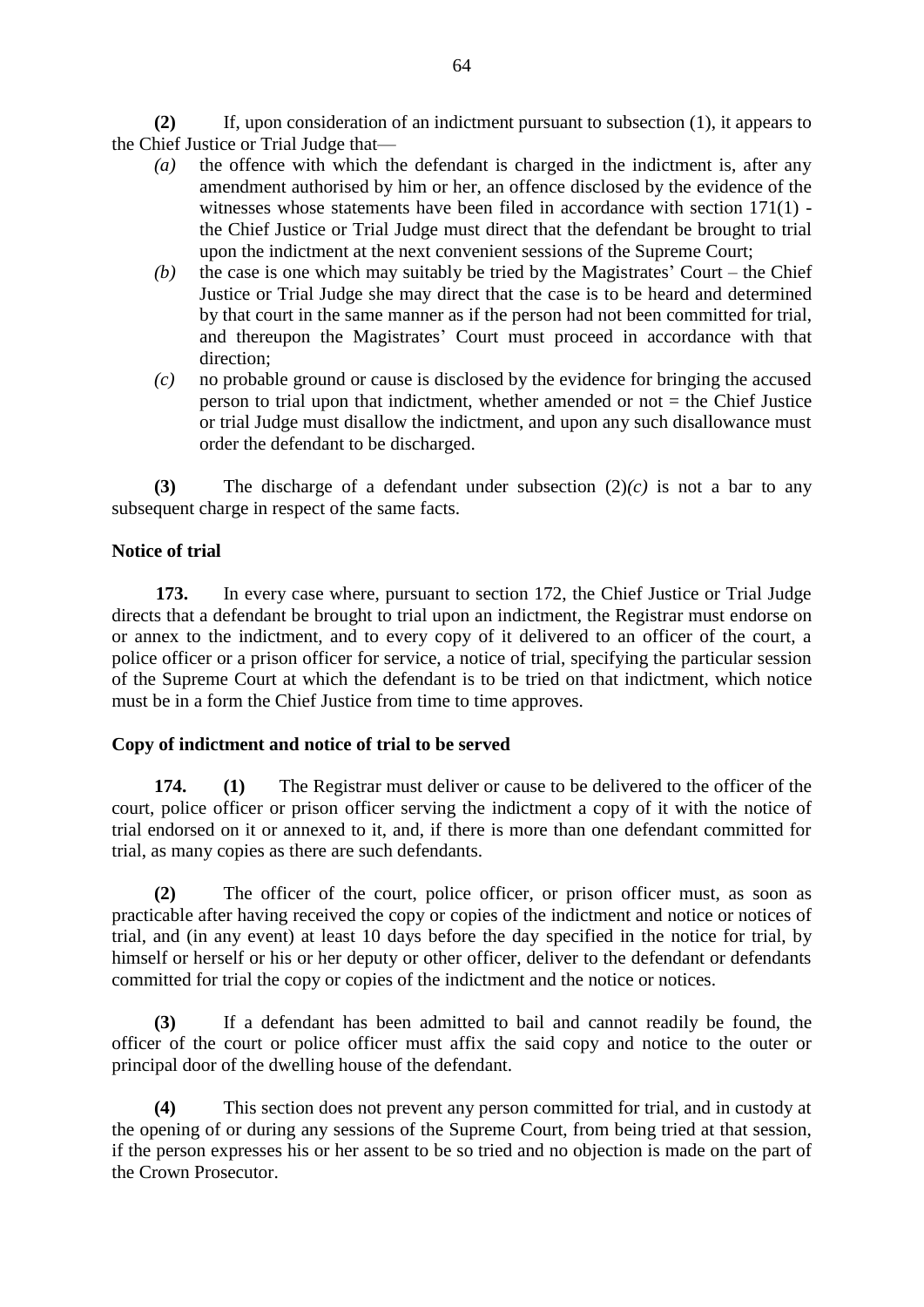**(2)** If, upon consideration of an indictment pursuant to subsection (1), it appears to the Chief Justice or Trial Judge that—

*(a)* the offence with which the defendant is charged in the indictment is, after any amendment authorised by him or her, an offence disclosed by the evidence of the witnesses whose statements have been filed in accordance with section 171(1) - the Chief Justice or Trial Judge must direct that the defendant be brought to trial upon the indictment at the next convenient sessions of the Supreme Court;

*(b)* the case is one which may suitably be tried by the Magistrates' Court – the Chief Justice or Trial Judge she may direct that the case is to be heard and determined by that court in the same manner as if the person had not been committed for trial, and thereupon the Magistrates' Court must proceed in accordance with that direction;

*(c)* no probable ground or cause is disclosed by the evidence for bringing the accused person to trial upon that indictment, whether amended or not = the Chief Justice or trial Judge must disallow the indictment, and upon any such disallowance must order the defendant to be discharged.

**(3)** The discharge of a defendant under subsection (2)*(c)* is not a bar to any subsequent charge in respect of the same facts.

**Notice of trial**

**173.** In every case where, pursuant to section 172, the Chief Justice or Trial Judge directs that a defendant be brought to trial upon an indictment, the Registrar must endorse on or annex to the indictment, and to every copy of it delivered to an officer of the court, a police officer or a prison officer for service, a notice of trial, specifying the particular session of the Supreme Court at which the defendant is to be tried on that indictment, which notice must be in a form the Chief Justice from time to time approves.

**Copy of indictment and notice of trial to be served**

**174.** **(1)** The Registrar must deliver or cause to be delivered to the officer of the court, police officer or prison officer serving the indictment a copy of it with the notice of trial endorsed on it or annexed to it, and, if there is more than one defendant committed for trial, as many copies as there are such defendants.

**(2)** The officer of the court, police officer, or prison officer must, as soon as practicable after having received the copy or copies of the indictment and notice or notices of trial, and (in any event) at least 10 days before the day specified in the notice for trial, by himself or herself or his or her deputy or other officer, deliver to the defendant or defendants committed for trial the copy or copies of the indictment and the notice or notices.

**(3)** If a defendant has been admitted to bail and cannot readily be found, the officer of the court or police officer must affix the said copy and notice to the outer or principal door of the dwelling house of the defendant.

**(4)** This section does not prevent any person committed for trial, and in custody at the opening of or during any sessions of the Supreme Court, from being tried at that session, if the person expresses his or her assent to be so tried and no objection is made on the part of the Crown Prosecutor.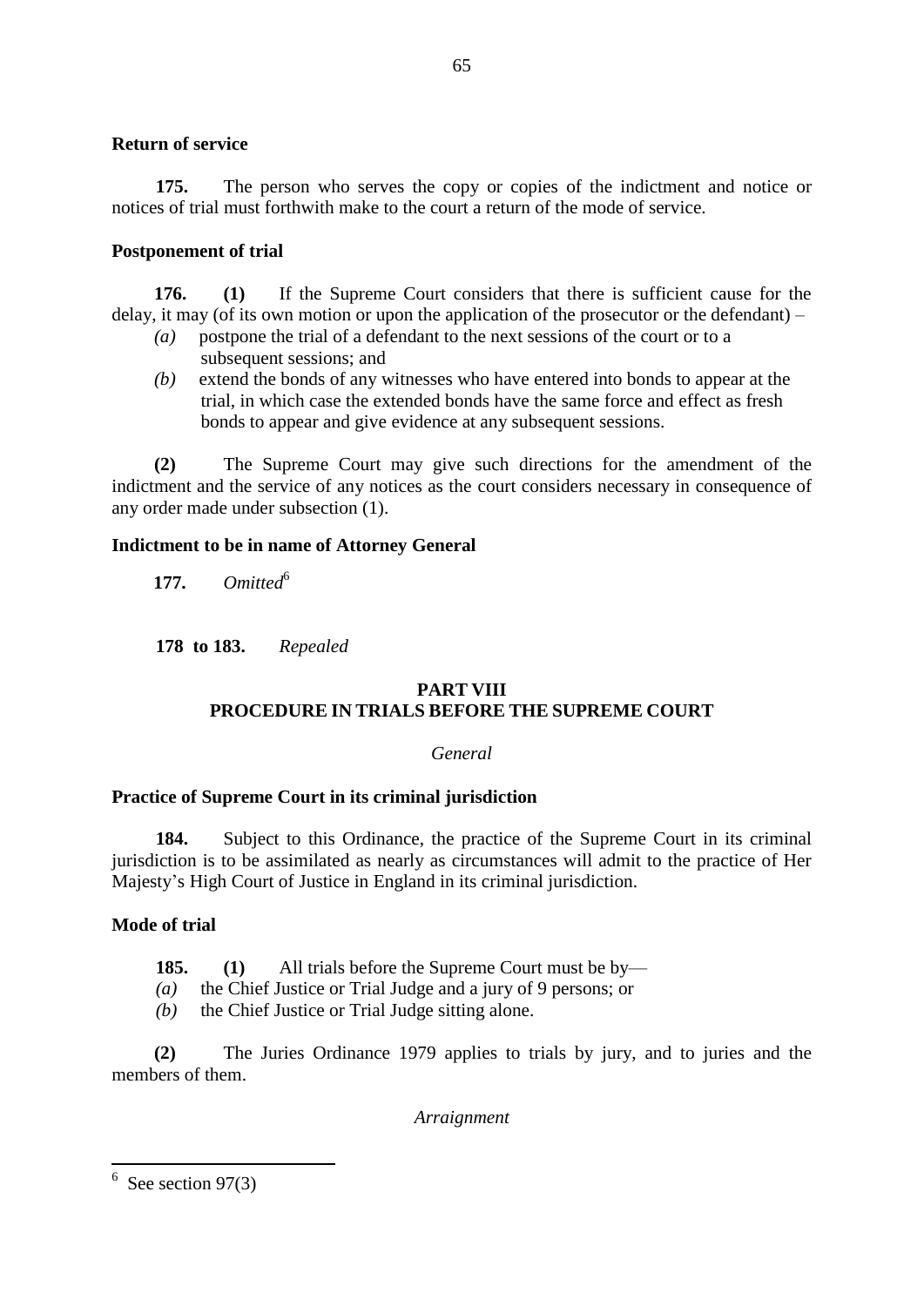**Return of service**

**175.** The person who serves the copy or copies of the indictment and notice or notices of trial must forthwith make to the court a return of the mode of service.

**Postponement of trial**

**176. (1)** If the Supreme Court considers that there is sufficient cause for the delay, it may (of its own motion or upon the application of the prosecutor or the defendant) –

*(a)* postpone the trial of a defendant to the next sessions of the court or to a subsequent sessions; and

*(b)* extend the bonds of any witnesses who have entered into bonds to appear at the trial, in which case the extended bonds have the same force and effect as fresh bonds to appear and give evidence at any subsequent sessions.

**(2)** The Supreme Court may give such directions for the amendment of the indictment and the service of any notices as the court considers necessary in consequence of any order made under subsection (1).

**Indictment to be in name of Attorney General**

**177.** *Omitted*[6]

**178 to 183.** *Repealed*

## PART VIII
## PROCEDURE IN TRIALS BEFORE THE SUPREME COURT

*General*

**Practice of Supreme Court in its criminal jurisdiction**

**184.** Subject to this Ordinance, the practice of the Supreme Court in its criminal jurisdiction is to be assimilated as nearly as circumstances will admit to the practice of Her Majesty's High Court of Justice in England in its criminal jurisdiction.

**Mode of trial**

**185. (1)** All trials before the Supreme Court must be by—

*(a)* the Chief Justice or Trial Judge and a jury of 9 persons; or

*(b)* the Chief Justice or Trial Judge sitting alone.

**(2)** The Juries Ordinance 1979 applies to trials by jury, and to juries and the members of them.

*Arraignment*

---

[6] See section 97(3)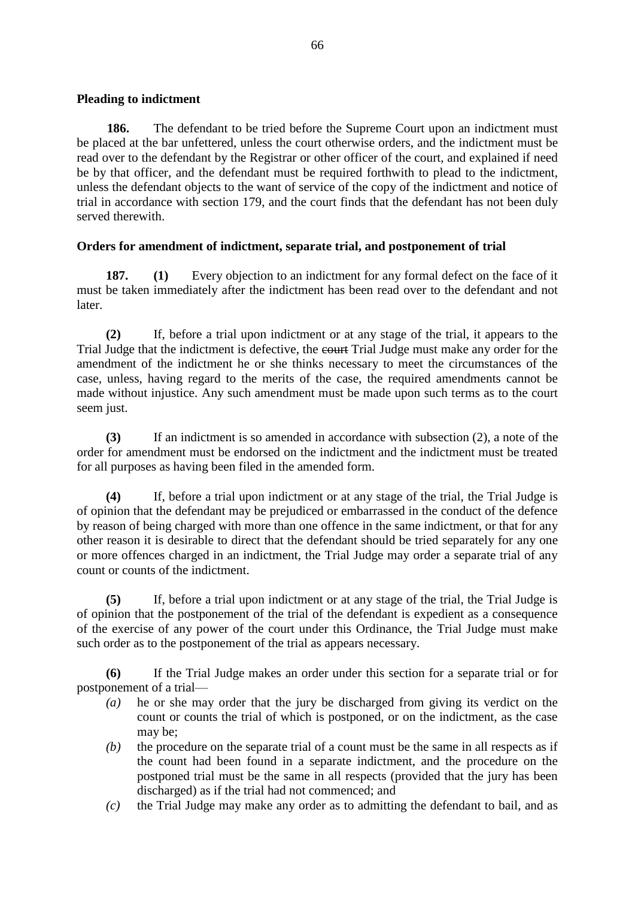**Pleading to indictment**

**186.** The defendant to be tried before the Supreme Court upon an indictment must be placed at the bar unfettered, unless the court otherwise orders, and the indictment must be read over to the defendant by the Registrar or other officer of the court, and explained if need be by that officer, and the defendant must be required forthwith to plead to the indictment, unless the defendant objects to the want of service of the copy of the indictment and notice of trial in accordance with section 179, and the court finds that the defendant has not been duly served therewith.

**Orders for amendment of indictment, separate trial, and postponement of trial**

**187. (1)** Every objection to an indictment for any formal defect on the face of it must be taken immediately after the indictment has been read over to the defendant and not later.

**(2)** If, before a trial upon indictment or at any stage of the trial, it appears to the Trial Judge that the indictment is defective, the ~~court~~ Trial Judge must make any order for the amendment of the indictment he or she thinks necessary to meet the circumstances of the case, unless, having regard to the merits of the case, the required amendments cannot be made without injustice. Any such amendment must be made upon such terms as to the court seem just.

**(3)** If an indictment is so amended in accordance with subsection (2), a note of the order for amendment must be endorsed on the indictment and the indictment must be treated for all purposes as having been filed in the amended form.

**(4)** If, before a trial upon indictment or at any stage of the trial, the Trial Judge is of opinion that the defendant may be prejudiced or embarrassed in the conduct of the defence by reason of being charged with more than one offence in the same indictment, or that for any other reason it is desirable to direct that the defendant should be tried separately for any one or more offences charged in an indictment, the Trial Judge may order a separate trial of any count or counts of the indictment.

**(5)** If, before a trial upon indictment or at any stage of the trial, the Trial Judge is of opinion that the postponement of the trial of the defendant is expedient as a consequence of the exercise of any power of the court under this Ordinance, the Trial Judge must make such order as to the postponement of the trial as appears necessary.

**(6)** If the Trial Judge makes an order under this section for a separate trial or for postponement of a trial—

- *(a)* he or she may order that the jury be discharged from giving its verdict on the count or counts the trial of which is postponed, or on the indictment, as the case may be;
- *(b)* the procedure on the separate trial of a count must be the same in all respects as if the count had been found in a separate indictment, and the procedure on the postponed trial must be the same in all respects (provided that the jury has been discharged) as if the trial had not commenced; and
- *(c)* the Trial Judge may make any order as to admitting the defendant to bail, and as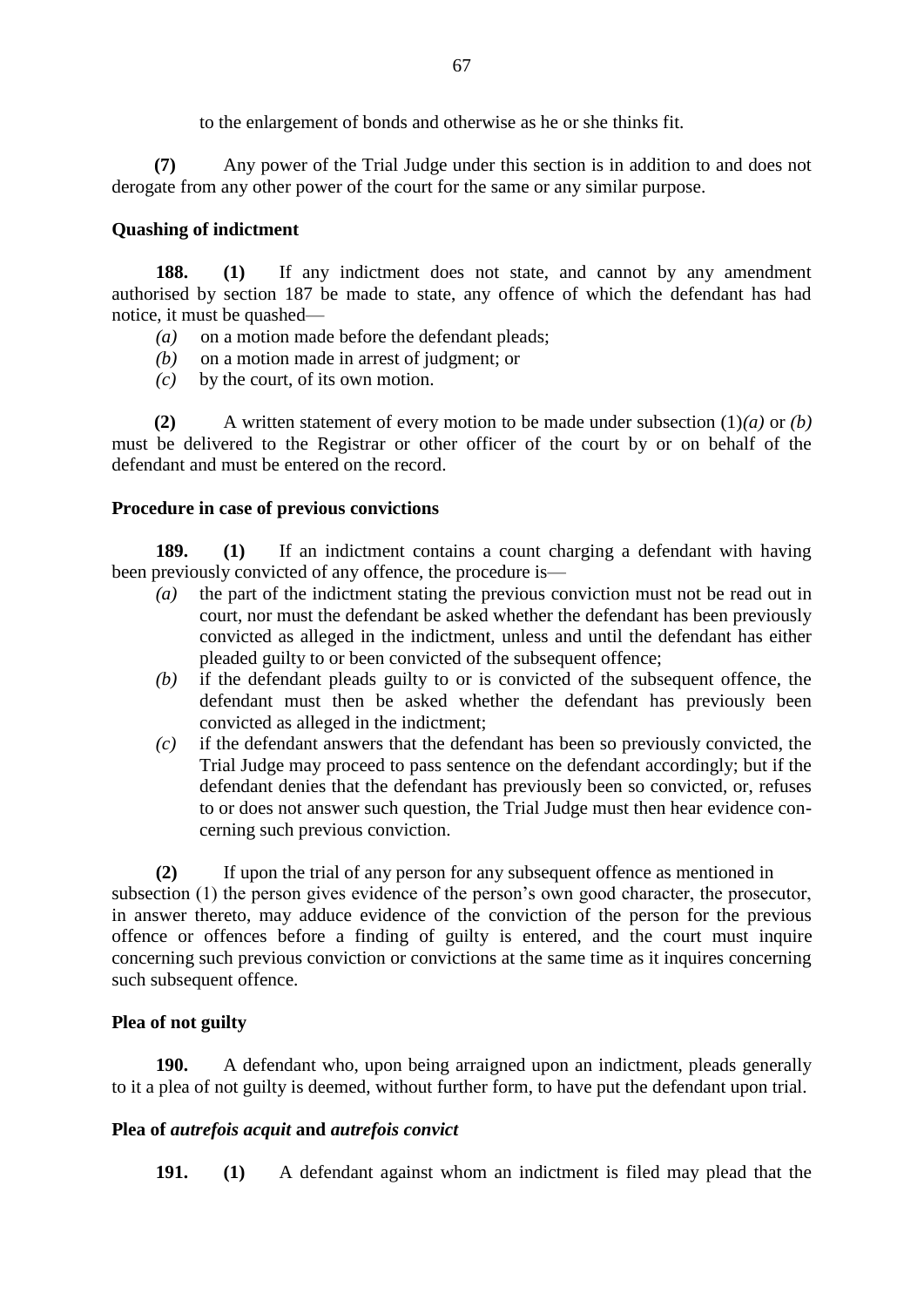to the enlargement of bonds and otherwise as he or she thinks fit.

**(7)** Any power of the Trial Judge under this section is in addition to and does not derogate from any other power of the court for the same or any similar purpose.

**Quashing of indictment**

**188. (1)** If any indictment does not state, and cannot by any amendment authorised by section 187 be made to state, any offence of which the defendant has had notice, it must be quashed—

- *(a)* on a motion made before the defendant pleads;
- *(b)* on a motion made in arrest of judgment; or
- *(c)* by the court, of its own motion.

**(2)** A written statement of every motion to be made under subsection (1)*(a)* or *(b)* must be delivered to the Registrar or other officer of the court by or on behalf of the defendant and must be entered on the record.

**Procedure in case of previous convictions**

**189. (1)** If an indictment contains a count charging a defendant with having been previously convicted of any offence, the procedure is—

- *(a)* the part of the indictment stating the previous conviction must not be read out in court, nor must the defendant be asked whether the defendant has been previously convicted as alleged in the indictment, unless and until the defendant has either pleaded guilty to or been convicted of the subsequent offence;
- *(b)* if the defendant pleads guilty to or is convicted of the subsequent offence, the defendant must then be asked whether the defendant has previously been convicted as alleged in the indictment;
- *(c)* if the defendant answers that the defendant has been so previously convicted, the Trial Judge may proceed to pass sentence on the defendant accordingly; but if the defendant denies that the defendant has previously been so convicted, or, refuses to or does not answer such question, the Trial Judge must then hear evidence concerning such previous conviction.

**(2)** If upon the trial of any person for any subsequent offence as mentioned in subsection (1) the person gives evidence of the person's own good character, the prosecutor, in answer thereto, may adduce evidence of the conviction of the person for the previous offence or offences before a finding of guilty is entered, and the court must inquire concerning such previous conviction or convictions at the same time as it inquires concerning such subsequent offence.

**Plea of not guilty**

**190.** A defendant who, upon being arraigned upon an indictment, pleads generally to it a plea of not guilty is deemed, without further form, to have put the defendant upon trial.

**Plea of *autrefois acquit* and *autrefois convict***

**191. (1)** A defendant against whom an indictment is filed may plead that the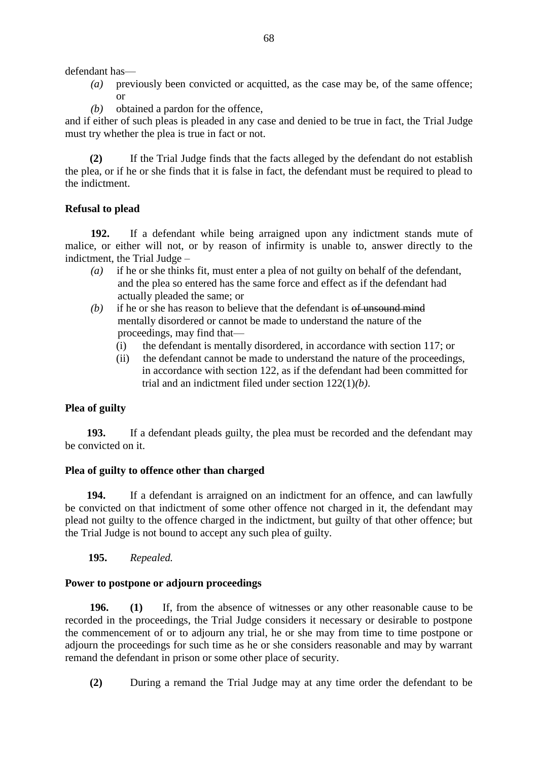defendant has—

*(a)* previously been convicted or acquitted, as the case may be, of the same offence; or

*(b)* obtained a pardon for the offence,

and if either of such pleas is pleaded in any case and denied to be true in fact, the Trial Judge must try whether the plea is true in fact or not.

**(2)** If the Trial Judge finds that the facts alleged by the defendant do not establish the plea, or if he or she finds that it is false in fact, the defendant must be required to plead to the indictment.

**Refusal to plead**

**192.** If a defendant while being arraigned upon any indictment stands mute of malice, or either will not, or by reason of infirmity is unable to, answer directly to the indictment, the Trial Judge –

*(a)* if he or she thinks fit, must enter a plea of not guilty on behalf of the defendant, and the plea so entered has the same force and effect as if the defendant had actually pleaded the same; or

*(b)* if he or she has reason to believe that the defendant is ~~of unsound mind~~ mentally disordered or cannot be made to understand the nature of the proceedings, may find that—

(i) the defendant is mentally disordered, in accordance with section 117; or

(ii) the defendant cannot be made to understand the nature of the proceedings, in accordance with section 122, as if the defendant had been committed for trial and an indictment filed under section 122(1)*(b)*.

**Plea of guilty**

**193.** If a defendant pleads guilty, the plea must be recorded and the defendant may be convicted on it.

**Plea of guilty to offence other than charged**

**194.** If a defendant is arraigned on an indictment for an offence, and can lawfully be convicted on that indictment of some other offence not charged in it, the defendant may plead not guilty to the offence charged in the indictment, but guilty of that other offence; but the Trial Judge is not bound to accept any such plea of guilty.

**195.** *Repealed.*

**Power to postpone or adjourn proceedings**

**196. (1)** If, from the absence of witnesses or any other reasonable cause to be recorded in the proceedings, the Trial Judge considers it necessary or desirable to postpone the commencement of or to adjourn any trial, he or she may from time to time postpone or adjourn the proceedings for such time as he or she considers reasonable and may by warrant remand the defendant in prison or some other place of security.

**(2)** During a remand the Trial Judge may at any time order the defendant to be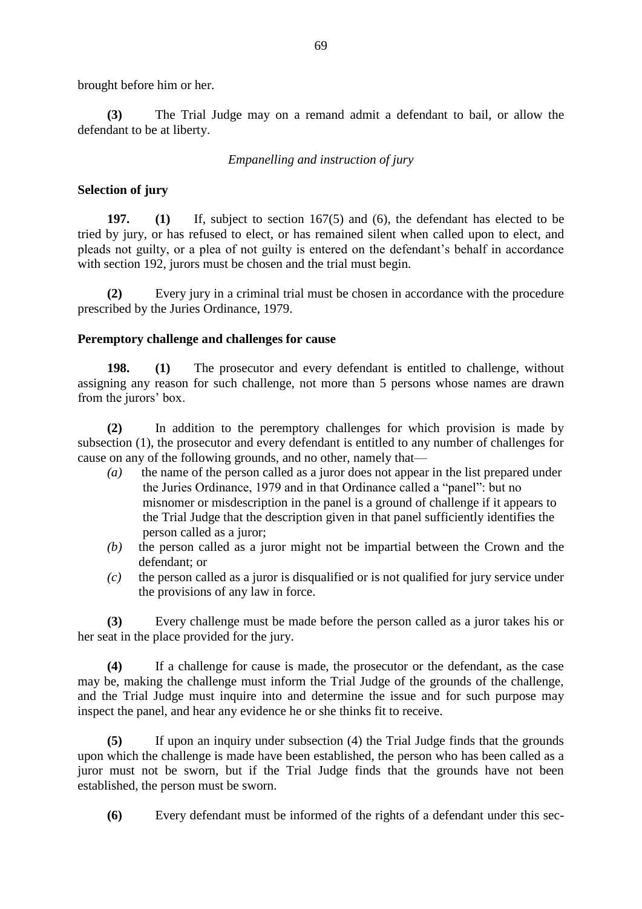brought before him or her.

**(3)** The Trial Judge may on a remand admit a defendant to bail, or allow the defendant to be at liberty.

*Empanelling and instruction of jury*

**Selection of jury**

**197.** **(1)** If, subject to section 167(5) and (6), the defendant has elected to be tried by jury, or has refused to elect, or has remained silent when called upon to elect, and pleads not guilty, or a plea of not guilty is entered on the defendant's behalf in accordance with section 192, jurors must be chosen and the trial must begin.

**(2)** Every jury in a criminal trial must be chosen in accordance with the procedure prescribed by the Juries Ordinance, 1979.

**Peremptory challenge and challenges for cause**

**198.** **(1)** The prosecutor and every defendant is entitled to challenge, without assigning any reason for such challenge, not more than 5 persons whose names are drawn from the jurors' box.

**(2)** In addition to the peremptory challenges for which provision is made by subsection (1), the prosecutor and every defendant is entitled to any number of challenges for cause on any of the following grounds, and no other, namely that—

- *(a)* the name of the person called as a juror does not appear in the list prepared under the Juries Ordinance, 1979 and in that Ordinance called a "panel": but no misnomer or misdescription in the panel is a ground of challenge if it appears to the Trial Judge that the description given in that panel sufficiently identifies the person called as a juror;
- *(b)* the person called as a juror might not be impartial between the Crown and the defendant; or
- *(c)* the person called as a juror is disqualified or is not qualified for jury service under the provisions of any law in force.

**(3)** Every challenge must be made before the person called as a juror takes his or her seat in the place provided for the jury.

**(4)** If a challenge for cause is made, the prosecutor or the defendant, as the case may be, making the challenge must inform the Trial Judge of the grounds of the challenge, and the Trial Judge must inquire into and determine the issue and for such purpose may inspect the panel, and hear any evidence he or she thinks fit to receive.

**(5)** If upon an inquiry under subsection (4) the Trial Judge finds that the grounds upon which the challenge is made have been established, the person who has been called as a juror must not be sworn, but if the Trial Judge finds that the grounds have not been established, the person must be sworn.

**(6)** Every defendant must be informed of the rights of a defendant under this sec-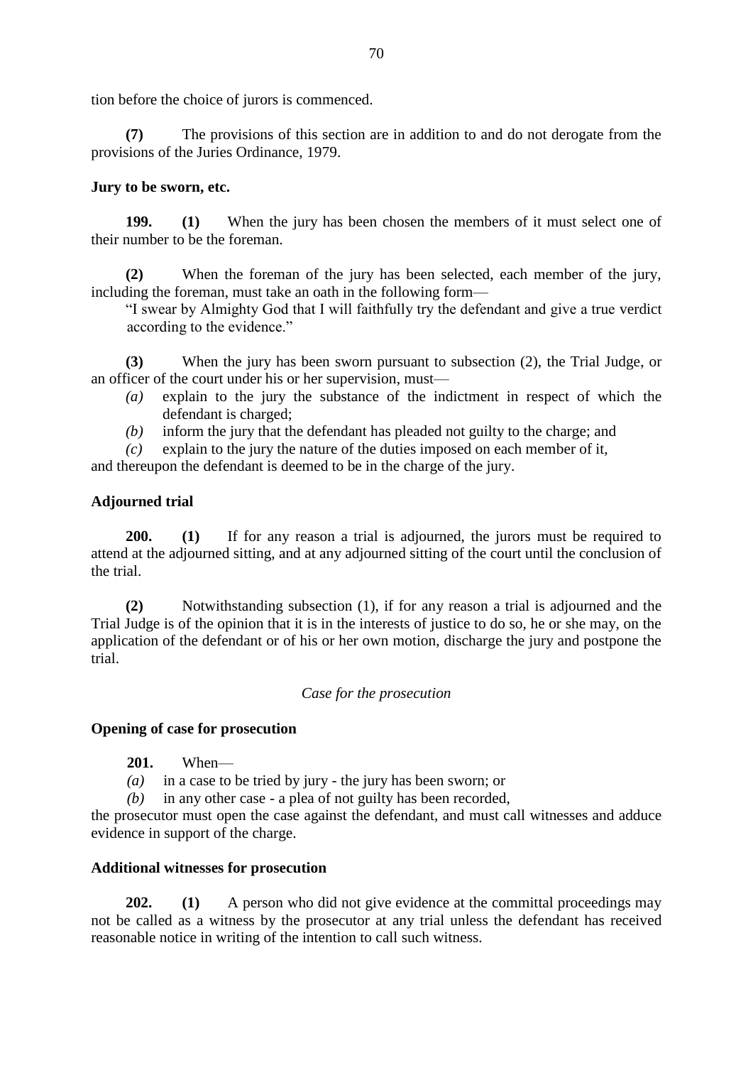tion before the choice of jurors is commenced.

**(7)** The provisions of this section are in addition to and do not derogate from the provisions of the Juries Ordinance, 1979.

**Jury to be sworn, etc.**

**199.** **(1)** When the jury has been chosen the members of it must select one of their number to be the foreman.

**(2)** When the foreman of the jury has been selected, each member of the jury, including the foreman, must take an oath in the following form—

"I swear by Almighty God that I will faithfully try the defendant and give a true verdict according to the evidence."

**(3)** When the jury has been sworn pursuant to subsection (2), the Trial Judge, or an officer of the court under his or her supervision, must—

*(a)* explain to the jury the substance of the indictment in respect of which the defendant is charged;

*(b)* inform the jury that the defendant has pleaded not guilty to the charge; and

*(c)* explain to the jury the nature of the duties imposed on each member of it,

and thereupon the defendant is deemed to be in the charge of the jury.

**Adjourned trial**

**200.** **(1)** If for any reason a trial is adjourned, the jurors must be required to attend at the adjourned sitting, and at any adjourned sitting of the court until the conclusion of the trial.

**(2)** Notwithstanding subsection (1), if for any reason a trial is adjourned and the Trial Judge is of the opinion that it is in the interests of justice to do so, he or she may, on the application of the defendant or of his or her own motion, discharge the jury and postpone the trial.

*Case for the prosecution*

**Opening of case for prosecution**

**201.** When—

*(a)* in a case to be tried by jury - the jury has been sworn; or

*(b)* in any other case - a plea of not guilty has been recorded,

the prosecutor must open the case against the defendant, and must call witnesses and adduce evidence in support of the charge.

**Additional witnesses for prosecution**

**202.** **(1)** A person who did not give evidence at the committal proceedings may not be called as a witness by the prosecutor at any trial unless the defendant has received reasonable notice in writing of the intention to call such witness.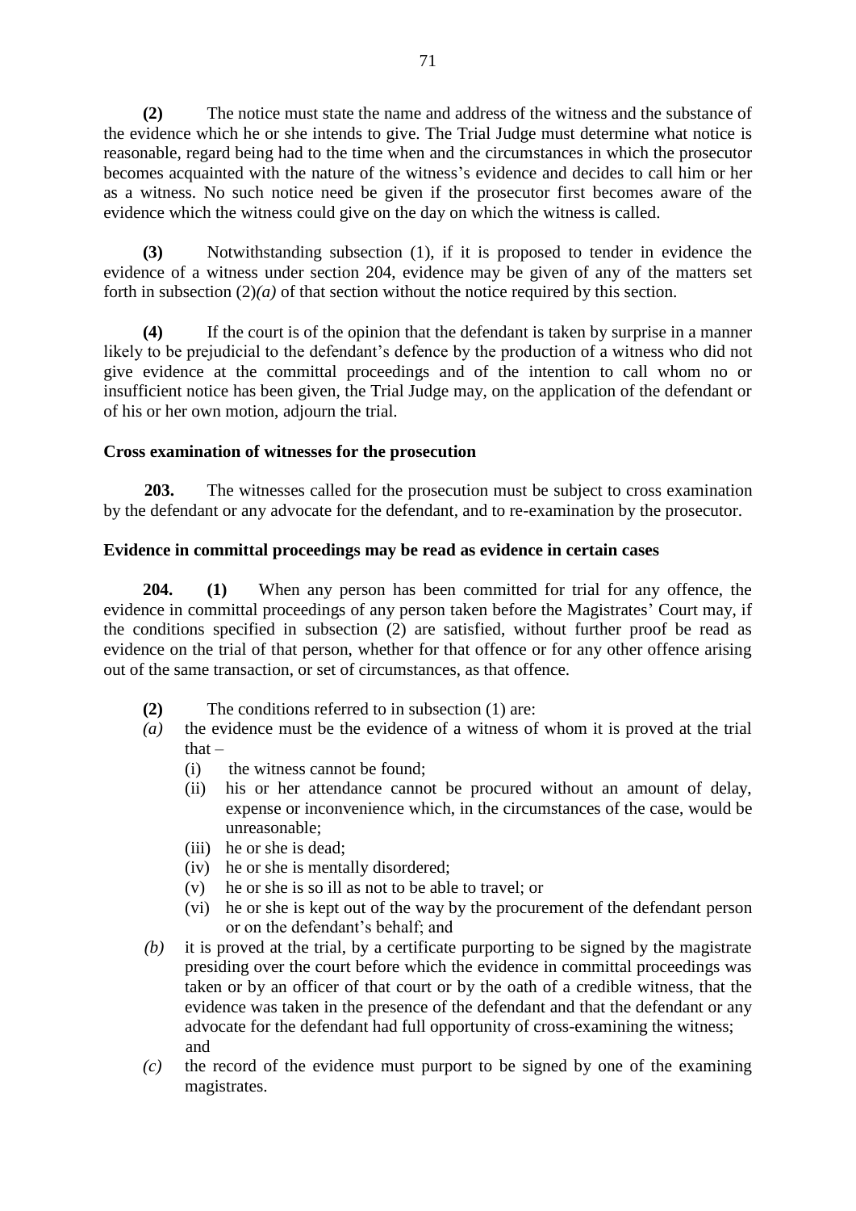**(2)** The notice must state the name and address of the witness and the substance of the evidence which he or she intends to give. The Trial Judge must determine what notice is reasonable, regard being had to the time when and the circumstances in which the prosecutor becomes acquainted with the nature of the witness's evidence and decides to call him or her as a witness. No such notice need be given if the prosecutor first becomes aware of the evidence which the witness could give on the day on which the witness is called.

**(3)** Notwithstanding subsection (1), if it is proposed to tender in evidence the evidence of a witness under section 204, evidence may be given of any of the matters set forth in subsection (2)*(a)* of that section without the notice required by this section.

**(4)** If the court is of the opinion that the defendant is taken by surprise in a manner likely to be prejudicial to the defendant's defence by the production of a witness who did not give evidence at the committal proceedings and of the intention to call whom no or insufficient notice has been given, the Trial Judge may, on the application of the defendant or of his or her own motion, adjourn the trial.

**Cross examination of witnesses for the prosecution**

**203.** The witnesses called for the prosecution must be subject to cross examination by the defendant or any advocate for the defendant, and to re-examination by the prosecutor.

**Evidence in committal proceedings may be read as evidence in certain cases**

**204. (1)** When any person has been committed for trial for any offence, the evidence in committal proceedings of any person taken before the Magistrates' Court may, if the conditions specified in subsection (2) are satisfied, without further proof be read as evidence on the trial of that person, whether for that offence or for any other offence arising out of the same transaction, or set of circumstances, as that offence.

**(2)** The conditions referred to in subsection (1) are:

*(a)* the evidence must be the evidence of a witness of whom it is proved at the trial that –
  - (i) the witness cannot be found;
  - (ii) his or her attendance cannot be procured without an amount of delay, expense or inconvenience which, in the circumstances of the case, would be unreasonable;
  - (iii) he or she is dead;
  - (iv) he or she is mentally disordered;
  - (v) he or she is so ill as not to be able to travel; or
  - (vi) he or she is kept out of the way by the procurement of the defendant person or on the defendant's behalf; and

*(b)* it is proved at the trial, by a certificate purporting to be signed by the magistrate presiding over the court before which the evidence in committal proceedings was taken or by an officer of that court or by the oath of a credible witness, that the evidence was taken in the presence of the defendant and that the defendant or any advocate for the defendant had full opportunity of cross-examining the witness; and

*(c)* the record of the evidence must purport to be signed by one of the examining magistrates.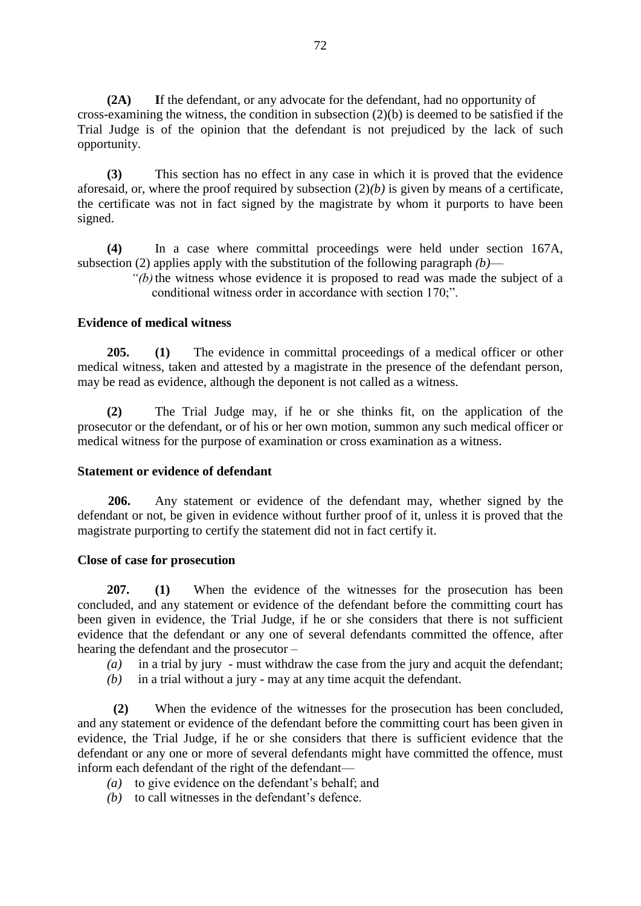**(2A)** If the defendant, or any advocate for the defendant, had no opportunity of cross-examining the witness, the condition in subsection (2)(b) is deemed to be satisfied if the Trial Judge is of the opinion that the defendant is not prejudiced by the lack of such opportunity.

**(3)** This section has no effect in any case in which it is proved that the evidence aforesaid, or, where the proof required by subsection (2)*(b)* is given by means of a certificate, the certificate was not in fact signed by the magistrate by whom it purports to have been signed.

**(4)** In a case where committal proceedings were held under section 167A, subsection (2) applies apply with the substitution of the following paragraph *(b)*—

> *"(b)* the witness whose evidence it is proposed to read was made the subject of a conditional witness order in accordance with section 170;".

**Evidence of medical witness**

**205.** **(1)** The evidence in committal proceedings of a medical officer or other medical witness, taken and attested by a magistrate in the presence of the defendant person, may be read as evidence, although the deponent is not called as a witness.

**(2)** The Trial Judge may, if he or she thinks fit, on the application of the prosecutor or the defendant, or of his or her own motion, summon any such medical officer or medical witness for the purpose of examination or cross examination as a witness.

**Statement or evidence of defendant**

**206.** Any statement or evidence of the defendant may, whether signed by the defendant or not, be given in evidence without further proof of it, unless it is proved that the magistrate purporting to certify the statement did not in fact certify it.

**Close of case for prosecution**

**207.** **(1)** When the evidence of the witnesses for the prosecution has been concluded, and any statement or evidence of the defendant before the committing court has been given in evidence, the Trial Judge, if he or she considers that there is not sufficient evidence that the defendant or any one of several defendants committed the offence, after hearing the defendant and the prosecutor –

*(a)* in a trial by jury - must withdraw the case from the jury and acquit the defendant;

*(b)* in a trial without a jury - may at any time acquit the defendant.

**(2)** When the evidence of the witnesses for the prosecution has been concluded, and any statement or evidence of the defendant before the committing court has been given in evidence, the Trial Judge, if he or she considers that there is sufficient evidence that the defendant or any one or more of several defendants might have committed the offence, must inform each defendant of the right of the defendant—

*(a)* to give evidence on the defendant's behalf; and

*(b)* to call witnesses in the defendant's defence.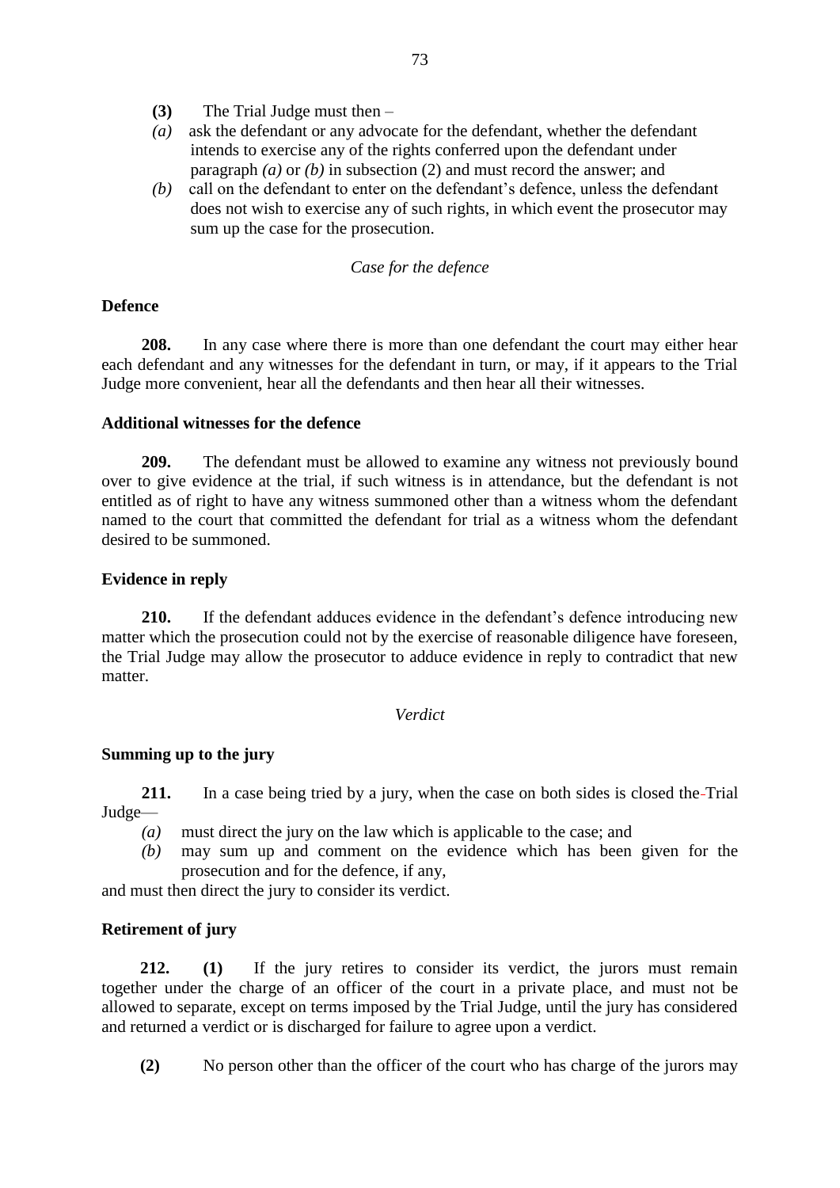**(3)** The Trial Judge must then –

*(a)* ask the defendant or any advocate for the defendant, whether the defendant intends to exercise any of the rights conferred upon the defendant under paragraph *(a)* or *(b)* in subsection (2) and must record the answer; and

*(b)* call on the defendant to enter on the defendant's defence, unless the defendant does not wish to exercise any of such rights, in which event the prosecutor may sum up the case for the prosecution.

*Case for the defence*

**Defence**

**208.** In any case where there is more than one defendant the court may either hear each defendant and any witnesses for the defendant in turn, or may, if it appears to the Trial Judge more convenient, hear all the defendants and then hear all their witnesses.

**Additional witnesses for the defence**

**209.** The defendant must be allowed to examine any witness not previously bound over to give evidence at the trial, if such witness is in attendance, but the defendant is not entitled as of right to have any witness summoned other than a witness whom the defendant named to the court that committed the defendant for trial as a witness whom the defendant desired to be summoned.

**Evidence in reply**

**210.** If the defendant adduces evidence in the defendant's defence introducing new matter which the prosecution could not by the exercise of reasonable diligence have foreseen, the Trial Judge may allow the prosecutor to adduce evidence in reply to contradict that new matter.

*Verdict*

**Summing up to the jury**

**211.** In a case being tried by a jury, when the case on both sides is closed the Trial Judge—

*(a)* must direct the jury on the law which is applicable to the case; and

*(b)* may sum up and comment on the evidence which has been given for the prosecution and for the defence, if any,

and must then direct the jury to consider its verdict.

**Retirement of jury**

**212.** **(1)** If the jury retires to consider its verdict, the jurors must remain together under the charge of an officer of the court in a private place, and must not be allowed to separate, except on terms imposed by the Trial Judge, until the jury has considered and returned a verdict or is discharged for failure to agree upon a verdict.

**(2)** No person other than the officer of the court who has charge of the jurors may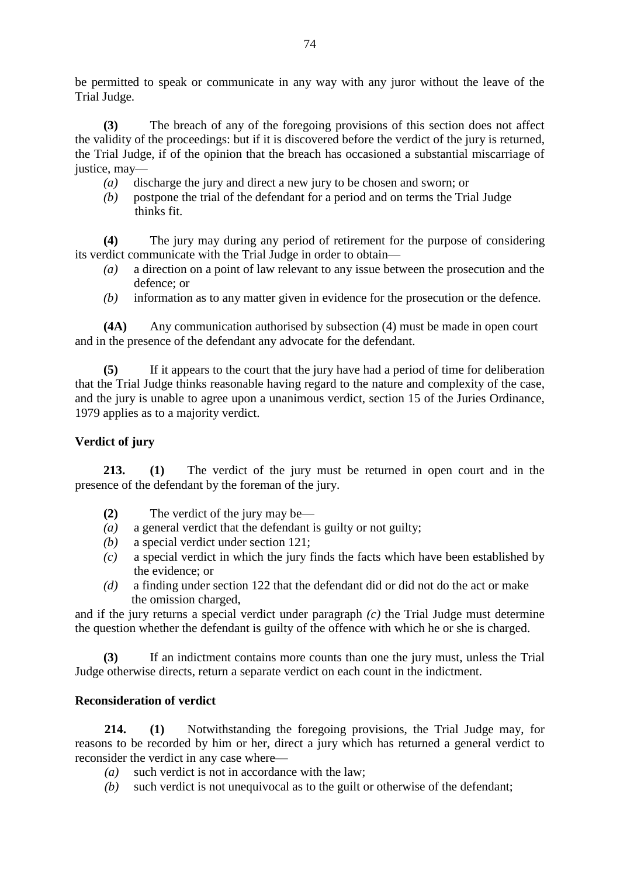be permitted to speak or communicate in any way with any juror without the leave of the Trial Judge.

**(3)** The breach of any of the foregoing provisions of this section does not affect the validity of the proceedings: but if it is discovered before the verdict of the jury is returned, the Trial Judge, if of the opinion that the breach has occasioned a substantial miscarriage of justice, may—

*(a)* discharge the jury and direct a new jury to be chosen and sworn; or

*(b)* postpone the trial of the defendant for a period and on terms the Trial Judge thinks fit.

**(4)** The jury may during any period of retirement for the purpose of considering its verdict communicate with the Trial Judge in order to obtain—

*(a)* a direction on a point of law relevant to any issue between the prosecution and the defence; or

*(b)* information as to any matter given in evidence for the prosecution or the defence.

**(4A)** Any communication authorised by subsection (4) must be made in open court and in the presence of the defendant any advocate for the defendant.

**(5)** If it appears to the court that the jury have had a period of time for deliberation that the Trial Judge thinks reasonable having regard to the nature and complexity of the case, and the jury is unable to agree upon a unanimous verdict, section 15 of the Juries Ordinance, 1979 applies as to a majority verdict.

**Verdict of jury**

**213.** **(1)** The verdict of the jury must be returned in open court and in the presence of the defendant by the foreman of the jury.

**(2)** The verdict of the jury may be—

*(a)* a general verdict that the defendant is guilty or not guilty;

*(b)* a special verdict under section 121;

*(c)* a special verdict in which the jury finds the facts which have been established by the evidence; or

*(d)* a finding under section 122 that the defendant did or did not do the act or make the omission charged,

and if the jury returns a special verdict under paragraph *(c)* the Trial Judge must determine the question whether the defendant is guilty of the offence with which he or she is charged.

**(3)** If an indictment contains more counts than one the jury must, unless the Trial Judge otherwise directs, return a separate verdict on each count in the indictment.

**Reconsideration of verdict**

**214.** **(1)** Notwithstanding the foregoing provisions, the Trial Judge may, for reasons to be recorded by him or her, direct a jury which has returned a general verdict to reconsider the verdict in any case where—

*(a)* such verdict is not in accordance with the law;

*(b)* such verdict is not unequivocal as to the guilt or otherwise of the defendant;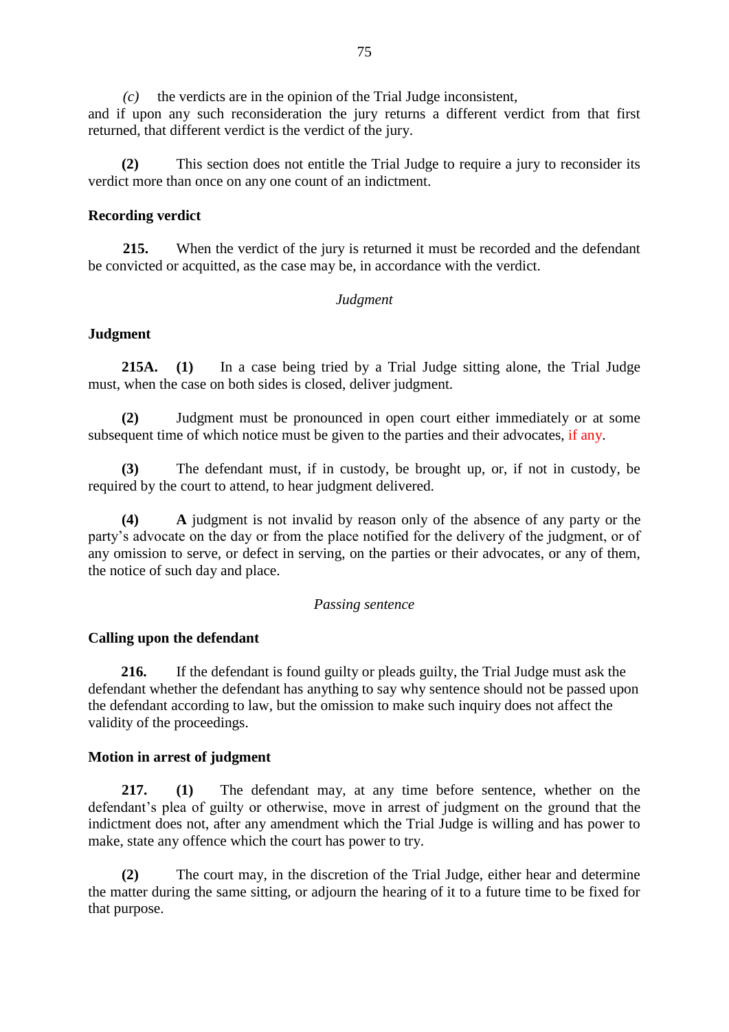*(c)* the verdicts are in the opinion of the Trial Judge inconsistent,

and if upon any such reconsideration the jury returns a different verdict from that first returned, that different verdict is the verdict of the jury.

**(2)** This section does not entitle the Trial Judge to require a jury to reconsider its verdict more than once on any one count of an indictment.

**Recording verdict**

**215.** When the verdict of the jury is returned it must be recorded and the defendant be convicted or acquitted, as the case may be, in accordance with the verdict.

*Judgment*

**Judgment**

**215A.** **(1)** In a case being tried by a Trial Judge sitting alone, the Trial Judge must, when the case on both sides is closed, deliver judgment.

**(2)** Judgment must be pronounced in open court either immediately or at some subsequent time of which notice must be given to the parties and their advocates, if any.

**(3)** The defendant must, if in custody, be brought up, or, if not in custody, be required by the court to attend, to hear judgment delivered.

**(4)** **A** judgment is not invalid by reason only of the absence of any party or the party's advocate on the day or from the place notified for the delivery of the judgment, or of any omission to serve, or defect in serving, on the parties or their advocates, or any of them, the notice of such day and place.

*Passing sentence*

**Calling upon the defendant**

**216.** If the defendant is found guilty or pleads guilty, the Trial Judge must ask the defendant whether the defendant has anything to say why sentence should not be passed upon the defendant according to law, but the omission to make such inquiry does not affect the validity of the proceedings.

**Motion in arrest of judgment**

**217.** **(1)** The defendant may, at any time before sentence, whether on the defendant's plea of guilty or otherwise, move in arrest of judgment on the ground that the indictment does not, after any amendment which the Trial Judge is willing and has power to make, state any offence which the court has power to try.

**(2)** The court may, in the discretion of the Trial Judge, either hear and determine the matter during the same sitting, or adjourn the hearing of it to a future time to be fixed for that purpose.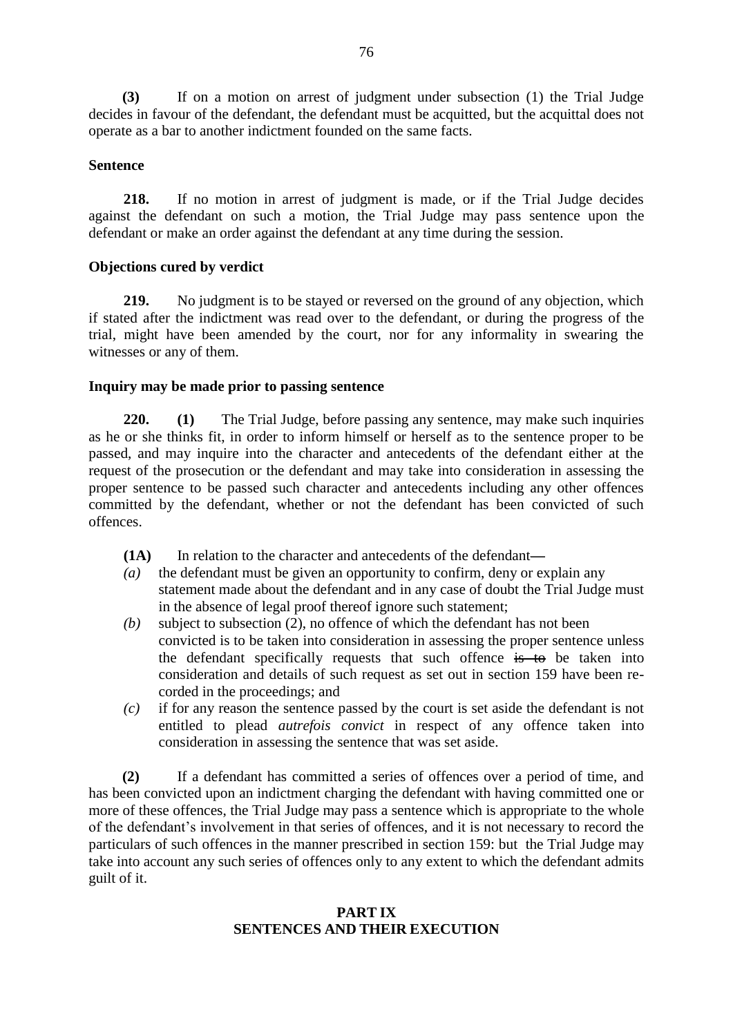**(3)** If on a motion on arrest of judgment under subsection (1) the Trial Judge decides in favour of the defendant, the defendant must be acquitted, but the acquittal does not operate as a bar to another indictment founded on the same facts.

**Sentence**

**218.** If no motion in arrest of judgment is made, or if the Trial Judge decides against the defendant on such a motion, the Trial Judge may pass sentence upon the defendant or make an order against the defendant at any time during the session.

**Objections cured by verdict**

**219.** No judgment is to be stayed or reversed on the ground of any objection, which if stated after the indictment was read over to the defendant, or during the progress of the trial, might have been amended by the court, nor for any informality in swearing the witnesses or any of them.

**Inquiry may be made prior to passing sentence**

**220. (1)** The Trial Judge, before passing any sentence, may make such inquiries as he or she thinks fit, in order to inform himself or herself as to the sentence proper to be passed, and may inquire into the character and antecedents of the defendant either at the request of the prosecution or the defendant and may take into consideration in assessing the proper sentence to be passed such character and antecedents including any other offences committed by the defendant, whether or not the defendant has been convicted of such offences.

**(1A)** In relation to the character and antecedents of the defendant—

*(a)* the defendant must be given an opportunity to confirm, deny or explain any statement made about the defendant and in any case of doubt the Trial Judge must in the absence of legal proof thereof ignore such statement;

*(b)* subject to subsection (2), no offence of which the defendant has not been convicted is to be taken into consideration in assessing the proper sentence unless the defendant specifically requests that such offence ~~is to~~ be taken into consideration and details of such request as set out in section 159 have been recorded in the proceedings; and

*(c)* if for any reason the sentence passed by the court is set aside the defendant is not entitled to plead *autrefois convict* in respect of any offence taken into consideration in assessing the sentence that was set aside.

**(2)** If a defendant has committed a series of offences over a period of time, and has been convicted upon an indictment charging the defendant with having committed one or more of these offences, the Trial Judge may pass a sentence which is appropriate to the whole of the defendant's involvement in that series of offences, and it is not necessary to record the particulars of such offences in the manner prescribed in section 159: but the Trial Judge may take into account any such series of offences only to any extent to which the defendant admits guilt of it.

## PART IX
## SENTENCES AND THEIR EXECUTION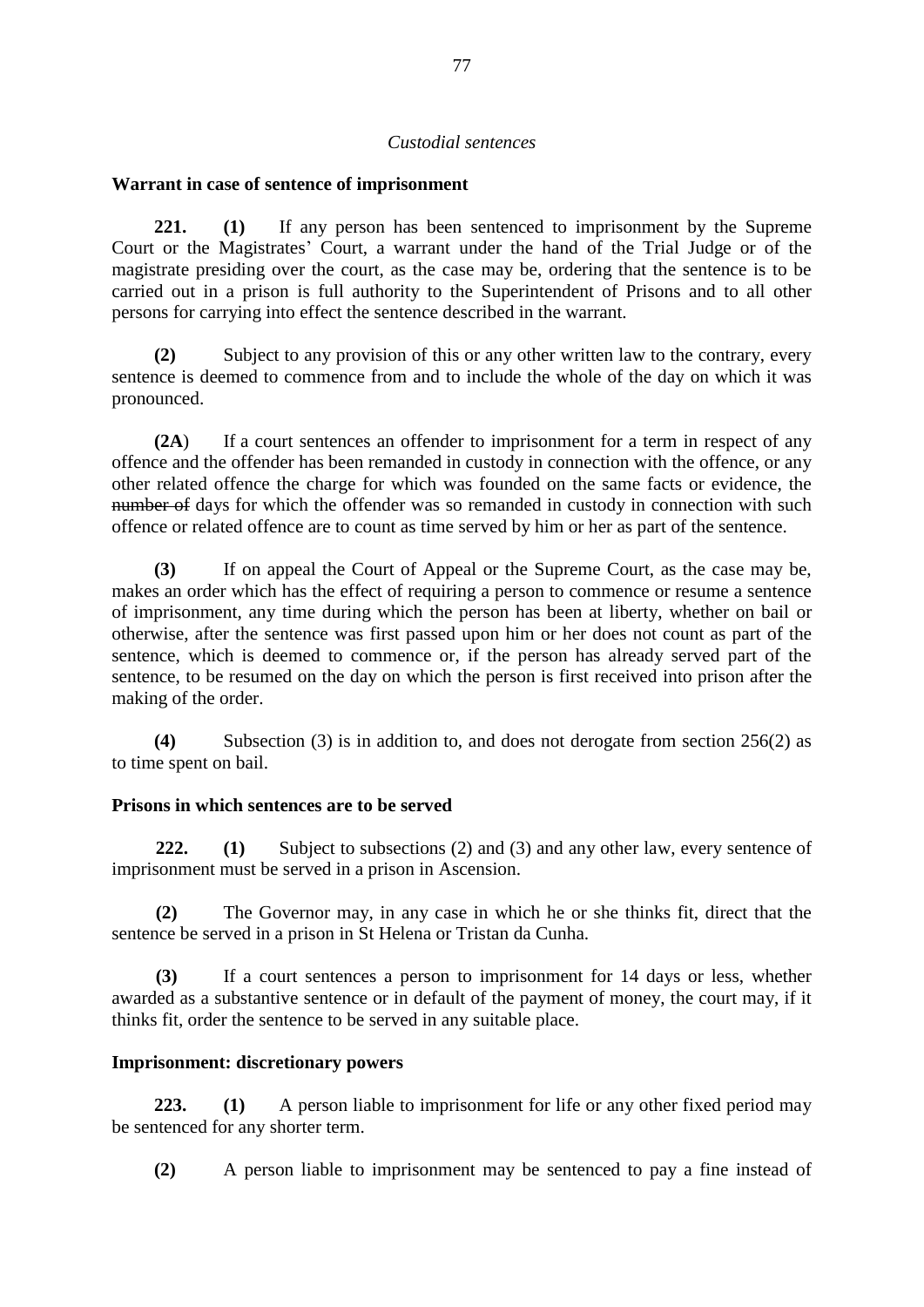*Custodial sentences*

**Warrant in case of sentence of imprisonment**

**221. (1)** If any person has been sentenced to imprisonment by the Supreme Court or the Magistrates' Court, a warrant under the hand of the Trial Judge or of the magistrate presiding over the court, as the case may be, ordering that the sentence is to be carried out in a prison is full authority to the Superintendent of Prisons and to all other persons for carrying into effect the sentence described in the warrant.

**(2)** Subject to any provision of this or any other written law to the contrary, every sentence is deemed to commence from and to include the whole of the day on which it was pronounced.

**(2A)** If a court sentences an offender to imprisonment for a term in respect of any offence and the offender has been remanded in custody in connection with the offence, or any other related offence the charge for which was founded on the same facts or evidence, the ~~number of~~ days for which the offender was so remanded in custody in connection with such offence or related offence are to count as time served by him or her as part of the sentence.

**(3)** If on appeal the Court of Appeal or the Supreme Court, as the case may be, makes an order which has the effect of requiring a person to commence or resume a sentence of imprisonment, any time during which the person has been at liberty, whether on bail or otherwise, after the sentence was first passed upon him or her does not count as part of the sentence, which is deemed to commence or, if the person has already served part of the sentence, to be resumed on the day on which the person is first received into prison after the making of the order.

**(4)** Subsection (3) is in addition to, and does not derogate from section 256(2) as to time spent on bail.

**Prisons in which sentences are to be served**

**222. (1)** Subject to subsections (2) and (3) and any other law, every sentence of imprisonment must be served in a prison in Ascension.

**(2)** The Governor may, in any case in which he or she thinks fit, direct that the sentence be served in a prison in St Helena or Tristan da Cunha.

**(3)** If a court sentences a person to imprisonment for 14 days or less, whether awarded as a substantive sentence or in default of the payment of money, the court may, if it thinks fit, order the sentence to be served in any suitable place.

**Imprisonment: discretionary powers**

**223. (1)** A person liable to imprisonment for life or any other fixed period may be sentenced for any shorter term.

**(2)** A person liable to imprisonment may be sentenced to pay a fine instead of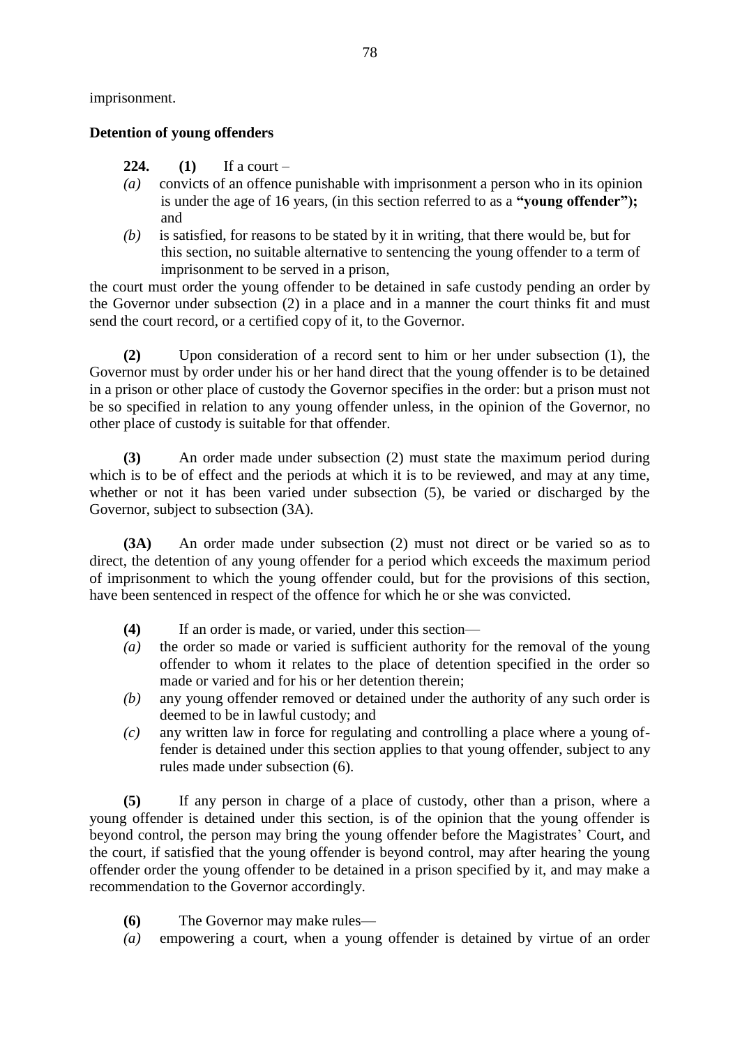imprisonment.

**Detention of young offenders**

**224.** **(1)** If a court –

*(a)* convicts of an offence punishable with imprisonment a person who in its opinion is under the age of 16 years, (in this section referred to as a **"young offender");** and

*(b)* is satisfied, for reasons to be stated by it in writing, that there would be, but for this section, no suitable alternative to sentencing the young offender to a term of imprisonment to be served in a prison,

the court must order the young offender to be detained in safe custody pending an order by the Governor under subsection (2) in a place and in a manner the court thinks fit and must send the court record, or a certified copy of it, to the Governor.

**(2)** Upon consideration of a record sent to him or her under subsection (1), the Governor must by order under his or her hand direct that the young offender is to be detained in a prison or other place of custody the Governor specifies in the order: but a prison must not be so specified in relation to any young offender unless, in the opinion of the Governor, no other place of custody is suitable for that offender.

**(3)** An order made under subsection (2) must state the maximum period during which is to be of effect and the periods at which it is to be reviewed, and may at any time, whether or not it has been varied under subsection (5), be varied or discharged by the Governor, subject to subsection (3A).

**(3A)** An order made under subsection (2) must not direct or be varied so as to direct, the detention of any young offender for a period which exceeds the maximum period of imprisonment to which the young offender could, but for the provisions of this section, have been sentenced in respect of the offence for which he or she was convicted.

**(4)** If an order is made, or varied, under this section—

*(a)* the order so made or varied is sufficient authority for the removal of the young offender to whom it relates to the place of detention specified in the order so made or varied and for his or her detention therein;

*(b)* any young offender removed or detained under the authority of any such order is deemed to be in lawful custody; and

*(c)* any written law in force for regulating and controlling a place where a young offender is detained under this section applies to that young offender, subject to any rules made under subsection (6).

**(5)** If any person in charge of a place of custody, other than a prison, where a young offender is detained under this section, is of the opinion that the young offender is beyond control, the person may bring the young offender before the Magistrates' Court, and the court, if satisfied that the young offender is beyond control, may after hearing the young offender order the young offender to be detained in a prison specified by it, and may make a recommendation to the Governor accordingly.

**(6)** The Governor may make rules—

*(a)* empowering a court, when a young offender is detained by virtue of an order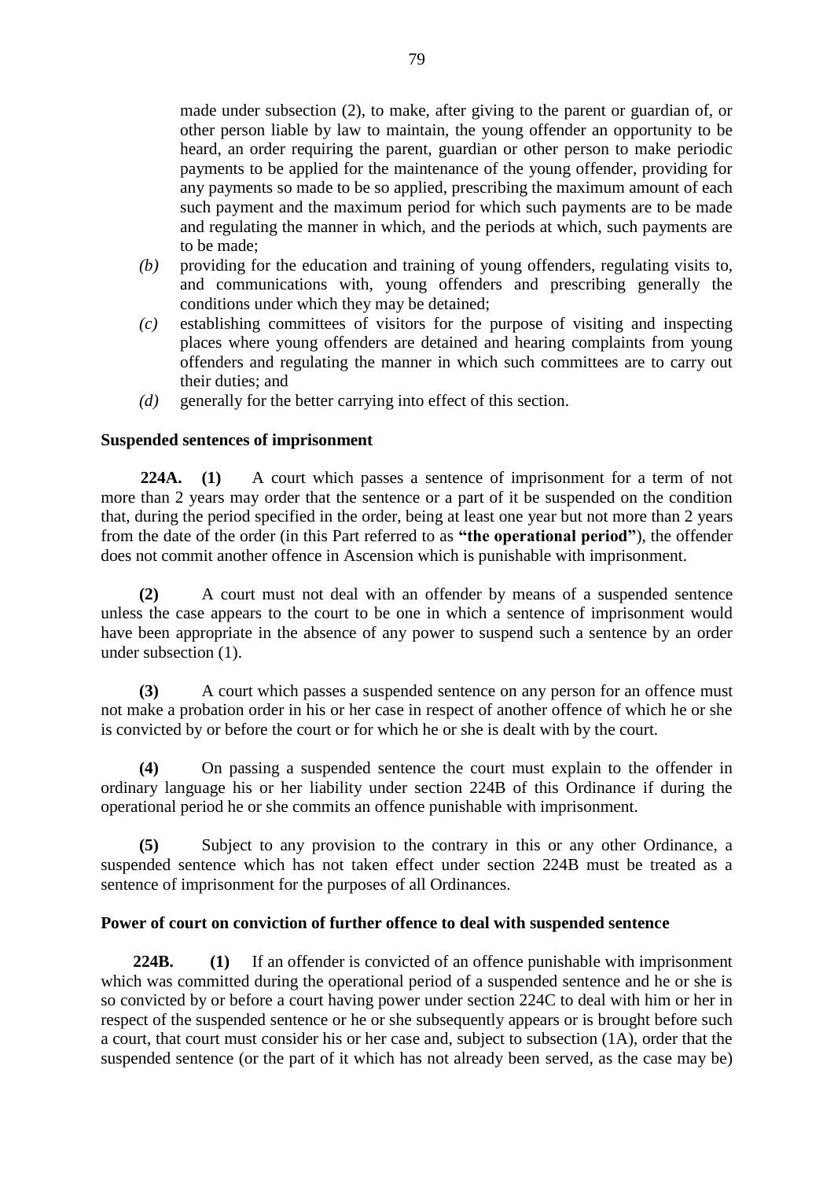made under subsection (2), to make, after giving to the parent or guardian of, or other person liable by law to maintain, the young offender an opportunity to be heard, an order requiring the parent, guardian or other person to make periodic payments to be applied for the maintenance of the young offender, providing for any payments so made to be so applied, prescribing the maximum amount of each such payment and the maximum period for which such payments are to be made and regulating the manner in which, and the periods at which, such payments are to be made;

*(b)* providing for the education and training of young offenders, regulating visits to, and communications with, young offenders and prescribing generally the conditions under which they may be detained;

*(c)* establishing committees of visitors for the purpose of visiting and inspecting places where young offenders are detained and hearing complaints from young offenders and regulating the manner in which such committees are to carry out their duties; and

*(d)* generally for the better carrying into effect of this section.

**Suspended sentences of imprisonment**

**224A.** **(1)** A court which passes a sentence of imprisonment for a term of not more than 2 years may order that the sentence or a part of it be suspended on the condition that, during the period specified in the order, being at least one year but not more than 2 years from the date of the order (in this Part referred to as **"the operational period"**), the offender does not commit another offence in Ascension which is punishable with imprisonment.

**(2)** A court must not deal with an offender by means of a suspended sentence unless the case appears to the court to be one in which a sentence of imprisonment would have been appropriate in the absence of any power to suspend such a sentence by an order under subsection (1).

**(3)** A court which passes a suspended sentence on any person for an offence must not make a probation order in his or her case in respect of another offence of which he or she is convicted by or before the court or for which he or she is dealt with by the court.

**(4)** On passing a suspended sentence the court must explain to the offender in ordinary language his or her liability under section 224B of this Ordinance if during the operational period he or she commits an offence punishable with imprisonment.

**(5)** Subject to any provision to the contrary in this or any other Ordinance, a suspended sentence which has not taken effect under section 224B must be treated as a sentence of imprisonment for the purposes of all Ordinances.

**Power of court on conviction of further offence to deal with suspended sentence**

**224B.** **(1)** If an offender is convicted of an offence punishable with imprisonment which was committed during the operational period of a suspended sentence and he or she is so convicted by or before a court having power under section 224C to deal with him or her in respect of the suspended sentence or he or she subsequently appears or is brought before such a court, that court must consider his or her case and, subject to subsection (1A), order that the suspended sentence (or the part of it which has not already been served, as the case may be)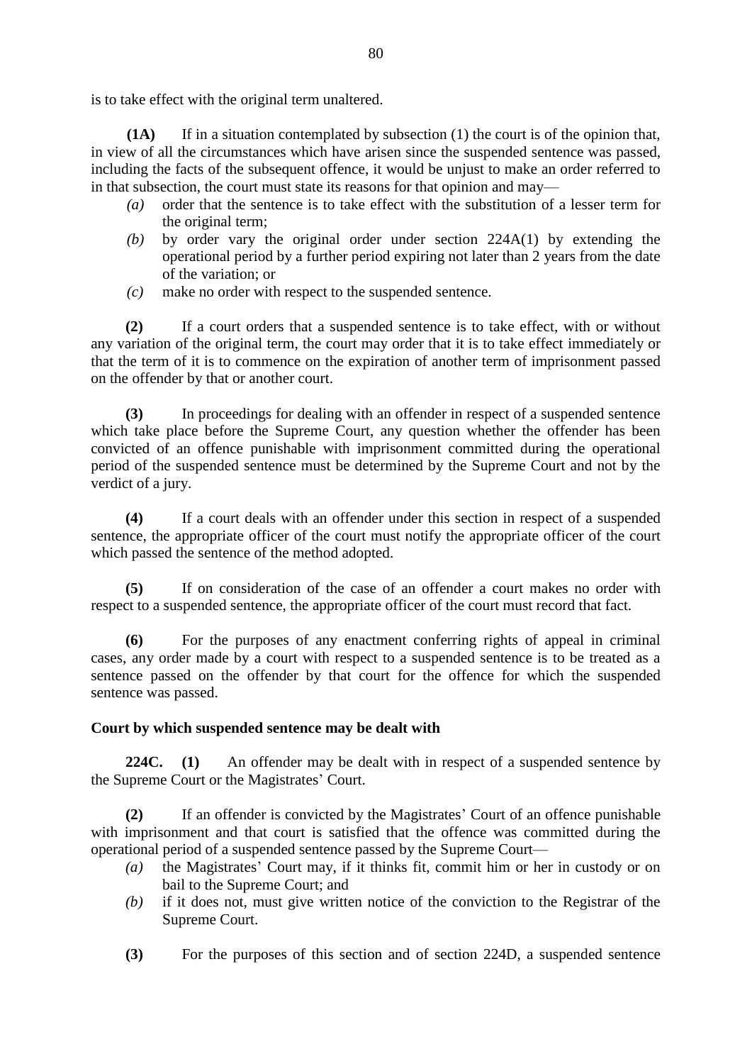is to take effect with the original term unaltered.

**(1A)** If in a situation contemplated by subsection (1) the court is of the opinion that, in view of all the circumstances which have arisen since the suspended sentence was passed, including the facts of the subsequent offence, it would be unjust to make an order referred to in that subsection, the court must state its reasons for that opinion and may—

*(a)* order that the sentence is to take effect with the substitution of a lesser term for the original term;

*(b)* by order vary the original order under section 224A(1) by extending the operational period by a further period expiring not later than 2 years from the date of the variation; or

*(c)* make no order with respect to the suspended sentence.

**(2)** If a court orders that a suspended sentence is to take effect, with or without any variation of the original term, the court may order that it is to take effect immediately or that the term of it is to commence on the expiration of another term of imprisonment passed on the offender by that or another court.

**(3)** In proceedings for dealing with an offender in respect of a suspended sentence which take place before the Supreme Court, any question whether the offender has been convicted of an offence punishable with imprisonment committed during the operational period of the suspended sentence must be determined by the Supreme Court and not by the verdict of a jury.

**(4)** If a court deals with an offender under this section in respect of a suspended sentence, the appropriate officer of the court must notify the appropriate officer of the court which passed the sentence of the method adopted.

**(5)** If on consideration of the case of an offender a court makes no order with respect to a suspended sentence, the appropriate officer of the court must record that fact.

**(6)** For the purposes of any enactment conferring rights of appeal in criminal cases, any order made by a court with respect to a suspended sentence is to be treated as a sentence passed on the offender by that court for the offence for which the suspended sentence was passed.

**Court by which suspended sentence may be dealt with**

**224C. (1)** An offender may be dealt with in respect of a suspended sentence by the Supreme Court or the Magistrates' Court.

**(2)** If an offender is convicted by the Magistrates' Court of an offence punishable with imprisonment and that court is satisfied that the offence was committed during the operational period of a suspended sentence passed by the Supreme Court—

*(a)* the Magistrates' Court may, if it thinks fit, commit him or her in custody or on bail to the Supreme Court; and

*(b)* if it does not, must give written notice of the conviction to the Registrar of the Supreme Court.

**(3)** For the purposes of this section and of section 224D, a suspended sentence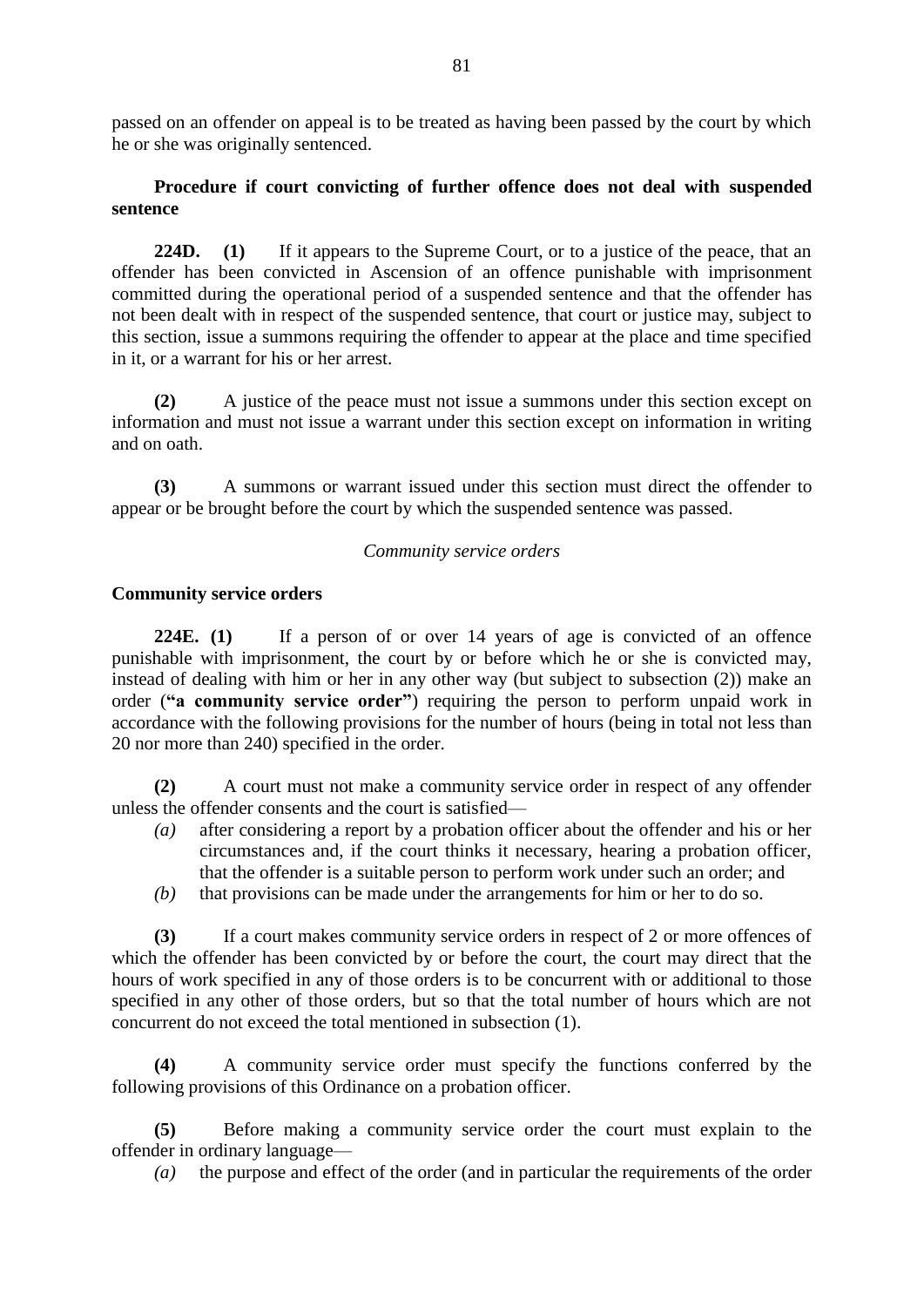passed on an offender on appeal is to be treated as having been passed by the court by which he or she was originally sentenced.

**Procedure if court convicting of further offence does not deal with suspended sentence**

**224D. (1)** If it appears to the Supreme Court, or to a justice of the peace, that an offender has been convicted in Ascension of an offence punishable with imprisonment committed during the operational period of a suspended sentence and that the offender has not been dealt with in respect of the suspended sentence, that court or justice may, subject to this section, issue a summons requiring the offender to appear at the place and time specified in it, or a warrant for his or her arrest.

**(2)** A justice of the peace must not issue a summons under this section except on information and must not issue a warrant under this section except on information in writing and on oath.

**(3)** A summons or warrant issued under this section must direct the offender to appear or be brought before the court by which the suspended sentence was passed.

*Community service orders*

**Community service orders**

**224E. (1)** If a person of or over 14 years of age is convicted of an offence punishable with imprisonment, the court by or before which he or she is convicted may, instead of dealing with him or her in any other way (but subject to subsection (2)) make an order (**"a community service order"**) requiring the person to perform unpaid work in accordance with the following provisions for the number of hours (being in total not less than 20 nor more than 240) specified in the order.

**(2)** A court must not make a community service order in respect of any offender unless the offender consents and the court is satisfied—

*(a)* after considering a report by a probation officer about the offender and his or her circumstances and, if the court thinks it necessary, hearing a probation officer, that the offender is a suitable person to perform work under such an order; and

*(b)* that provisions can be made under the arrangements for him or her to do so.

**(3)** If a court makes community service orders in respect of 2 or more offences of which the offender has been convicted by or before the court, the court may direct that the hours of work specified in any of those orders is to be concurrent with or additional to those specified in any other of those orders, but so that the total number of hours which are not concurrent do not exceed the total mentioned in subsection (1).

**(4)** A community service order must specify the functions conferred by the following provisions of this Ordinance on a probation officer.

**(5)** Before making a community service order the court must explain to the offender in ordinary language—

*(a)* the purpose and effect of the order (and in particular the requirements of the order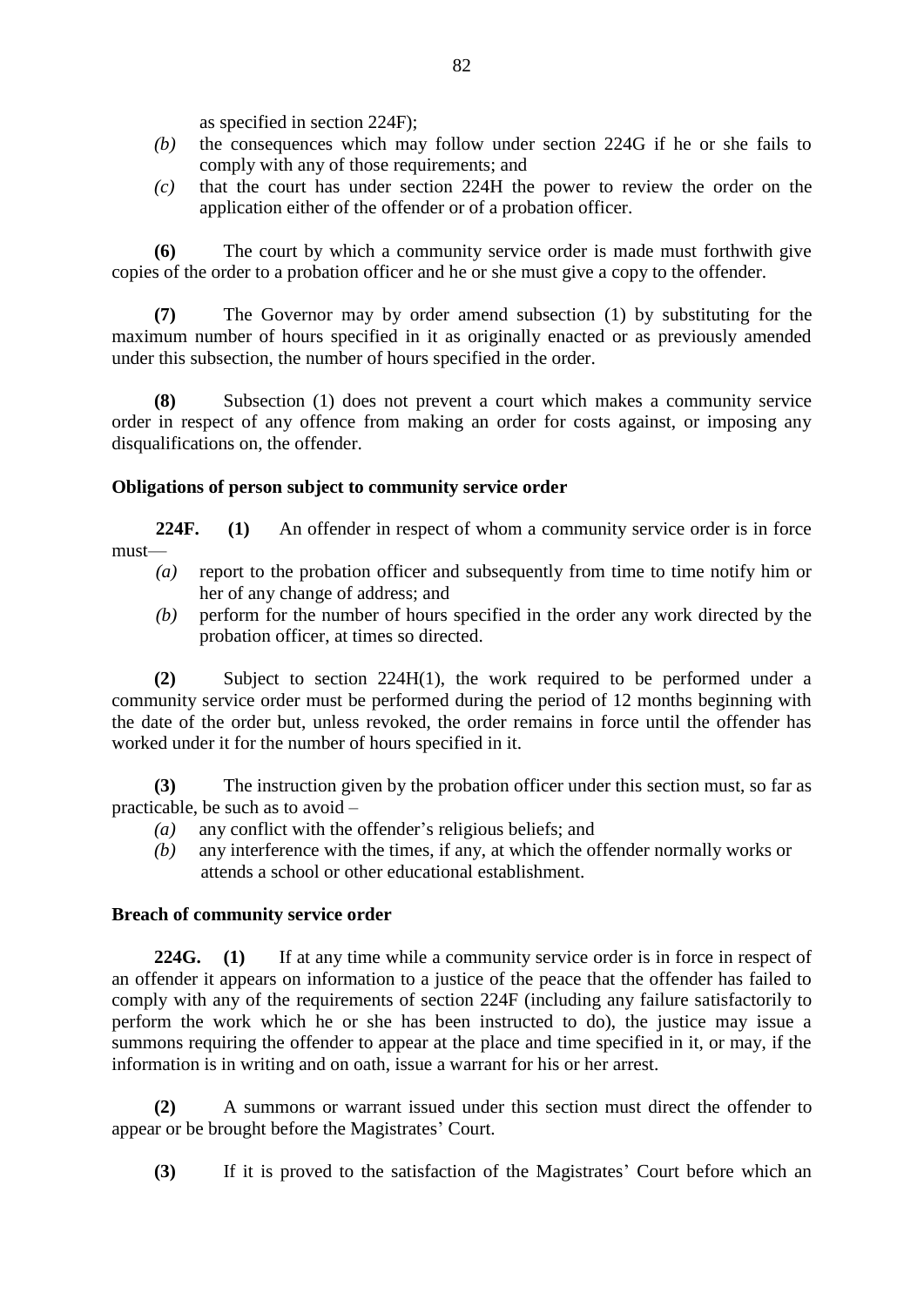as specified in section 224F);

*(b)* the consequences which may follow under section 224G if he or she fails to comply with any of those requirements; and

*(c)* that the court has under section 224H the power to review the order on the application either of the offender or of a probation officer.

**(6)** The court by which a community service order is made must forthwith give copies of the order to a probation officer and he or she must give a copy to the offender.

**(7)** The Governor may by order amend subsection (1) by substituting for the maximum number of hours specified in it as originally enacted or as previously amended under this subsection, the number of hours specified in the order.

**(8)** Subsection (1) does not prevent a court which makes a community service order in respect of any offence from making an order for costs against, or imposing any disqualifications on, the offender.

**Obligations of person subject to community service order**

**224F. (1)** An offender in respect of whom a community service order is in force must—

*(a)* report to the probation officer and subsequently from time to time notify him or her of any change of address; and

*(b)* perform for the number of hours specified in the order any work directed by the probation officer, at times so directed.

**(2)** Subject to section 224H(1), the work required to be performed under a community service order must be performed during the period of 12 months beginning with the date of the order but, unless revoked, the order remains in force until the offender has worked under it for the number of hours specified in it.

**(3)** The instruction given by the probation officer under this section must, so far as practicable, be such as to avoid –

*(a)* any conflict with the offender's religious beliefs; and

*(b)* any interference with the times, if any, at which the offender normally works or attends a school or other educational establishment.

**Breach of community service order**

**224G. (1)** If at any time while a community service order is in force in respect of an offender it appears on information to a justice of the peace that the offender has failed to comply with any of the requirements of section 224F (including any failure satisfactorily to perform the work which he or she has been instructed to do), the justice may issue a summons requiring the offender to appear at the place and time specified in it, or may, if the information is in writing and on oath, issue a warrant for his or her arrest.

**(2)** A summons or warrant issued under this section must direct the offender to appear or be brought before the Magistrates' Court.

**(3)** If it is proved to the satisfaction of the Magistrates' Court before which an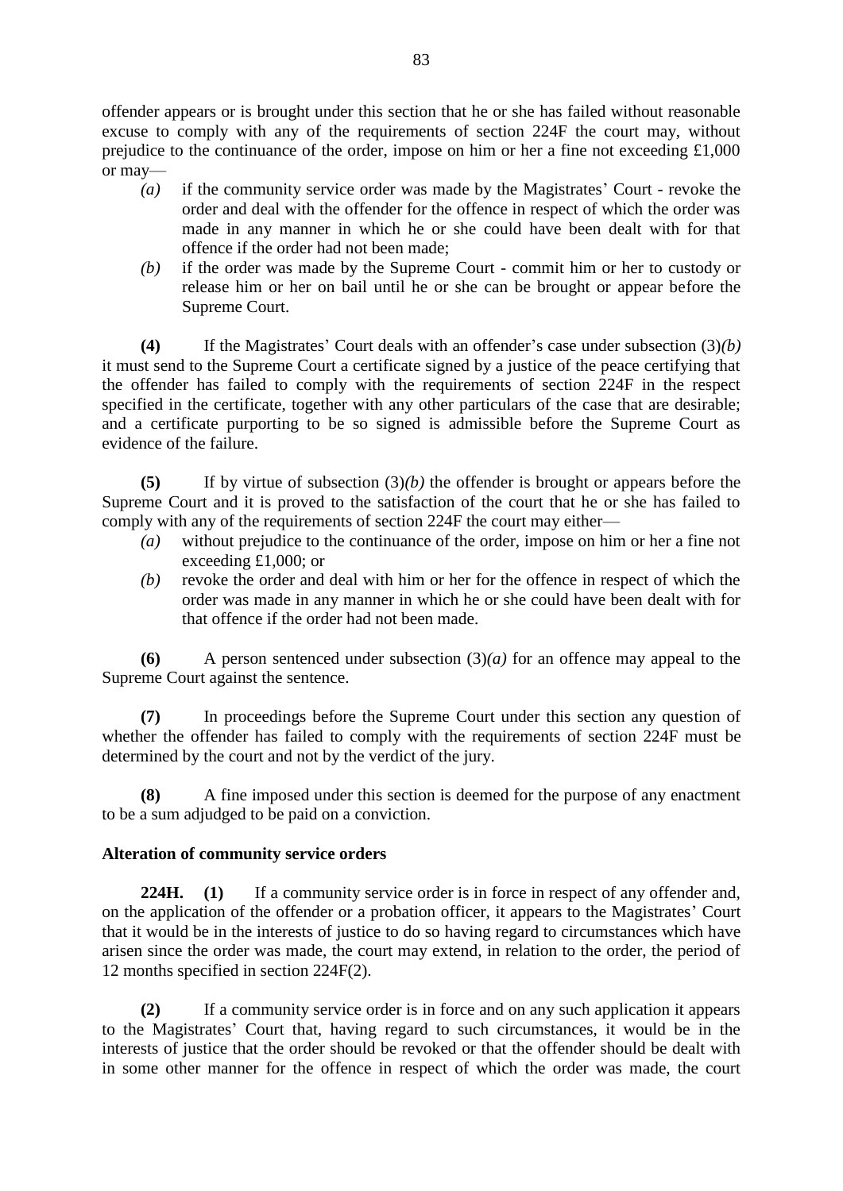offender appears or is brought under this section that he or she has failed without reasonable excuse to comply with any of the requirements of section 224F the court may, without prejudice to the continuance of the order, impose on him or her a fine not exceeding £1,000 or may—

*(a)* if the community service order was made by the Magistrates' Court - revoke the order and deal with the offender for the offence in respect of which the order was made in any manner in which he or she could have been dealt with for that offence if the order had not been made;

*(b)* if the order was made by the Supreme Court - commit him or her to custody or release him or her on bail until he or she can be brought or appear before the Supreme Court.

**(4)** If the Magistrates' Court deals with an offender's case under subsection (3)*(b)* it must send to the Supreme Court a certificate signed by a justice of the peace certifying that the offender has failed to comply with the requirements of section 224F in the respect specified in the certificate, together with any other particulars of the case that are desirable; and a certificate purporting to be so signed is admissible before the Supreme Court as evidence of the failure.

**(5)** If by virtue of subsection (3)*(b)* the offender is brought or appears before the Supreme Court and it is proved to the satisfaction of the court that he or she has failed to comply with any of the requirements of section 224F the court may either—

*(a)* without prejudice to the continuance of the order, impose on him or her a fine not exceeding £1,000; or

*(b)* revoke the order and deal with him or her for the offence in respect of which the order was made in any manner in which he or she could have been dealt with for that offence if the order had not been made.

**(6)** A person sentenced under subsection (3)*(a)* for an offence may appeal to the Supreme Court against the sentence.

**(7)** In proceedings before the Supreme Court under this section any question of whether the offender has failed to comply with the requirements of section 224F must be determined by the court and not by the verdict of the jury.

**(8)** A fine imposed under this section is deemed for the purpose of any enactment to be a sum adjudged to be paid on a conviction.

**Alteration of community service orders**

**224H. (1)** If a community service order is in force in respect of any offender and, on the application of the offender or a probation officer, it appears to the Magistrates' Court that it would be in the interests of justice to do so having regard to circumstances which have arisen since the order was made, the court may extend, in relation to the order, the period of 12 months specified in section 224F(2).

**(2)** If a community service order is in force and on any such application it appears to the Magistrates' Court that, having regard to such circumstances, it would be in the interests of justice that the order should be revoked or that the offender should be dealt with in some other manner for the offence in respect of which the order was made, the court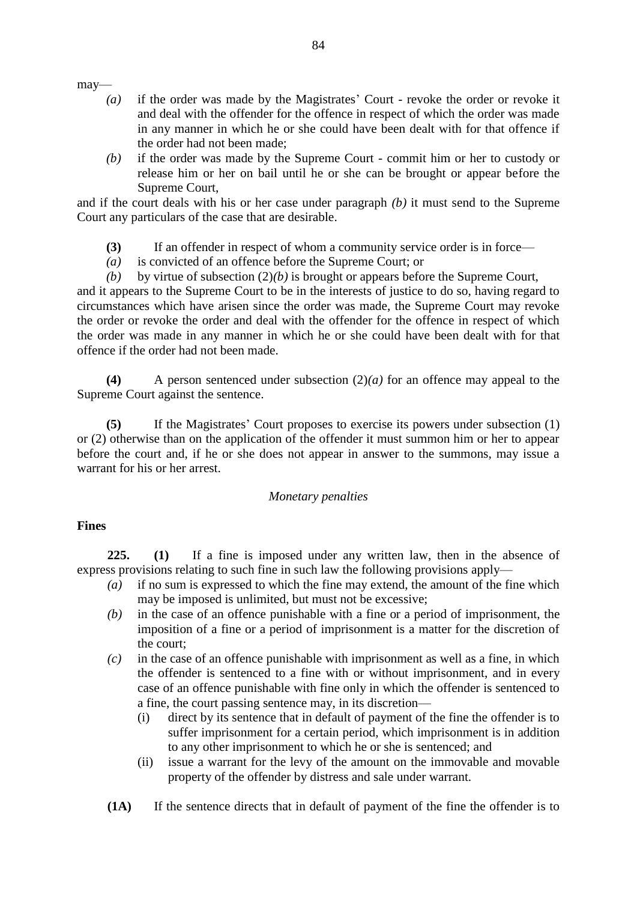may—

*(a)* if the order was made by the Magistrates' Court - revoke the order or revoke it and deal with the offender for the offence in respect of which the order was made in any manner in which he or she could have been dealt with for that offence if the order had not been made;

*(b)* if the order was made by the Supreme Court - commit him or her to custody or release him or her on bail until he or she can be brought or appear before the Supreme Court,

and if the court deals with his or her case under paragraph *(b)* it must send to the Supreme Court any particulars of the case that are desirable.

**(3)** If an offender in respect of whom a community service order is in force—

*(a)* is convicted of an offence before the Supreme Court; or

*(b)* by virtue of subsection (2)*(b)* is brought or appears before the Supreme Court,

and it appears to the Supreme Court to be in the interests of justice to do so, having regard to circumstances which have arisen since the order was made, the Supreme Court may revoke the order or revoke the order and deal with the offender for the offence in respect of which the order was made in any manner in which he or she could have been dealt with for that offence if the order had not been made.

**(4)** A person sentenced under subsection (2)*(a)* for an offence may appeal to the Supreme Court against the sentence.

**(5)** If the Magistrates' Court proposes to exercise its powers under subsection (1) or (2) otherwise than on the application of the offender it must summon him or her to appear before the court and, if he or she does not appear in answer to the summons, may issue a warrant for his or her arrest.

*Monetary penalties*

**Fines**

**225.** **(1)** If a fine is imposed under any written law, then in the absence of express provisions relating to such fine in such law the following provisions apply—

*(a)* if no sum is expressed to which the fine may extend, the amount of the fine which may be imposed is unlimited, but must not be excessive;

*(b)* in the case of an offence punishable with a fine or a period of imprisonment, the imposition of a fine or a period of imprisonment is a matter for the discretion of the court;

*(c)* in the case of an offence punishable with imprisonment as well as a fine, in which the offender is sentenced to a fine with or without imprisonment, and in every case of an offence punishable with fine only in which the offender is sentenced to a fine, the court passing sentence may, in its discretion—

(i) direct by its sentence that in default of payment of the fine the offender is to suffer imprisonment for a certain period, which imprisonment is in addition to any other imprisonment to which he or she is sentenced; and

(ii) issue a warrant for the levy of the amount on the immovable and movable property of the offender by distress and sale under warrant.

**(1A)** If the sentence directs that in default of payment of the fine the offender is to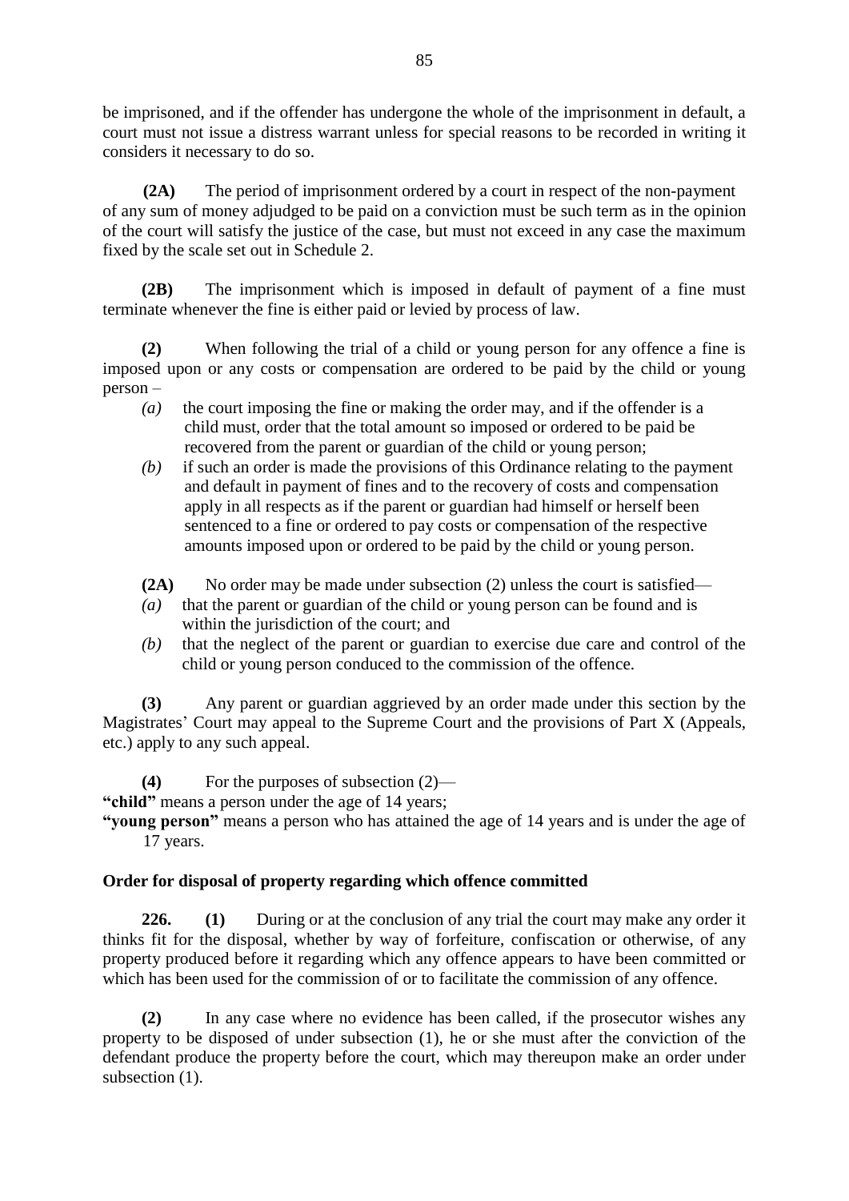be imprisoned, and if the offender has undergone the whole of the imprisonment in default, a court must not issue a distress warrant unless for special reasons to be recorded in writing it considers it necessary to do so.

**(2A)** The period of imprisonment ordered by a court in respect of the non-payment of any sum of money adjudged to be paid on a conviction must be such term as in the opinion of the court will satisfy the justice of the case, but must not exceed in any case the maximum fixed by the scale set out in Schedule 2.

**(2B)** The imprisonment which is imposed in default of payment of a fine must terminate whenever the fine is either paid or levied by process of law.

**(2)** When following the trial of a child or young person for any offence a fine is imposed upon or any costs or compensation are ordered to be paid by the child or young person –

*(a)* the court imposing the fine or making the order may, and if the offender is a child must, order that the total amount so imposed or ordered to be paid be recovered from the parent or guardian of the child or young person;

*(b)* if such an order is made the provisions of this Ordinance relating to the payment and default in payment of fines and to the recovery of costs and compensation apply in all respects as if the parent or guardian had himself or herself been sentenced to a fine or ordered to pay costs or compensation of the respective amounts imposed upon or ordered to be paid by the child or young person.

**(2A)** No order may be made under subsection (2) unless the court is satisfied—

*(a)* that the parent or guardian of the child or young person can be found and is within the jurisdiction of the court; and

*(b)* that the neglect of the parent or guardian to exercise due care and control of the child or young person conduced to the commission of the offence.

**(3)** Any parent or guardian aggrieved by an order made under this section by the Magistrates' Court may appeal to the Supreme Court and the provisions of Part X (Appeals, etc.) apply to any such appeal.

**(4)** For the purposes of subsection (2)—

**"child"** means a person under the age of 14 years;

**"young person"** means a person who has attained the age of 14 years and is under the age of 17 years.

**Order for disposal of property regarding which offence committed**

**226.** **(1)** During or at the conclusion of any trial the court may make any order it thinks fit for the disposal, whether by way of forfeiture, confiscation or otherwise, of any property produced before it regarding which any offence appears to have been committed or which has been used for the commission of or to facilitate the commission of any offence.

**(2)** In any case where no evidence has been called, if the prosecutor wishes any property to be disposed of under subsection (1), he or she must after the conviction of the defendant produce the property before the court, which may thereupon make an order under subsection (1).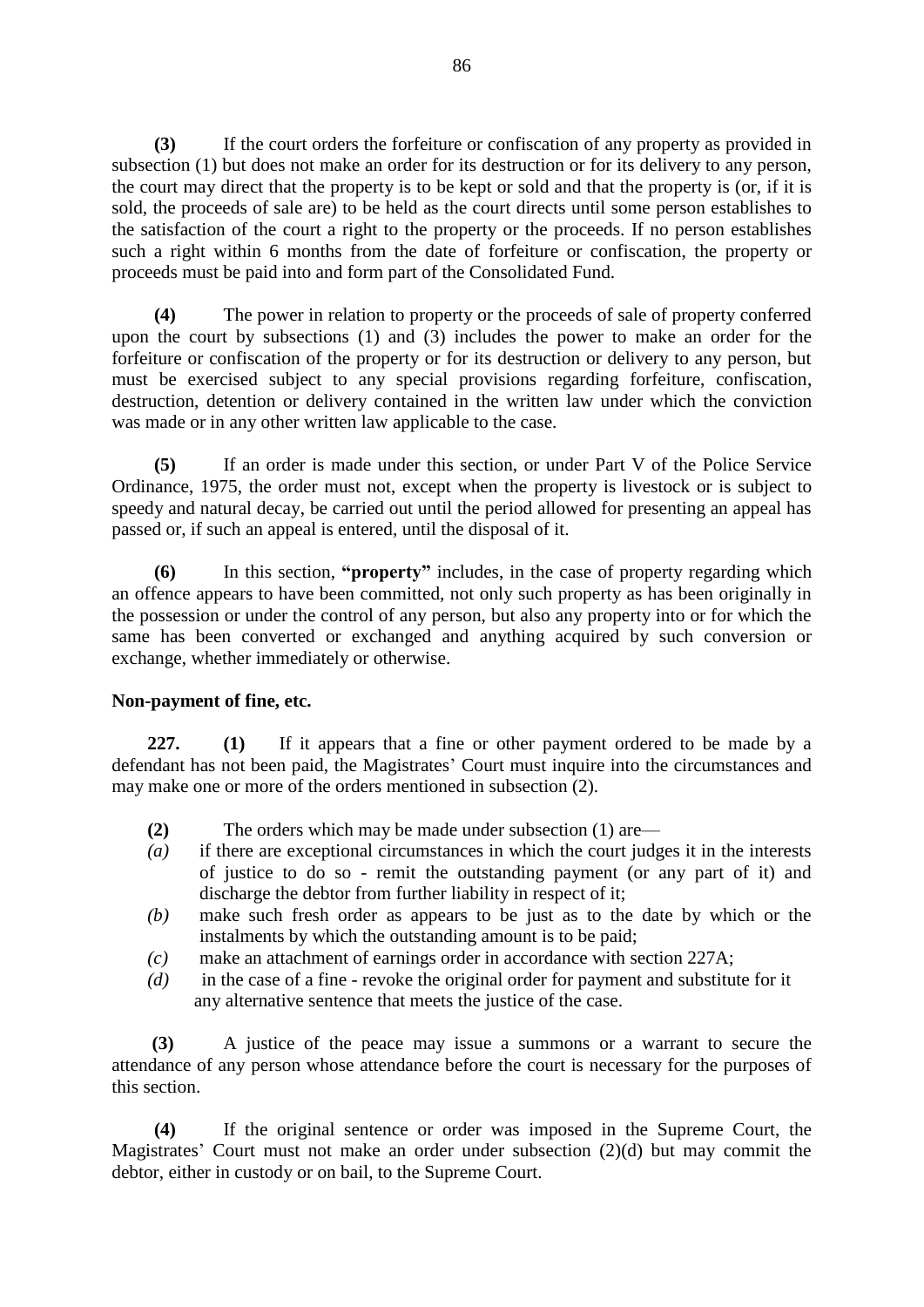**(3)** If the court orders the forfeiture or confiscation of any property as provided in subsection (1) but does not make an order for its destruction or for its delivery to any person, the court may direct that the property is to be kept or sold and that the property is (or, if it is sold, the proceeds of sale are) to be held as the court directs until some person establishes to the satisfaction of the court a right to the property or the proceeds. If no person establishes such a right within 6 months from the date of forfeiture or confiscation, the property or proceeds must be paid into and form part of the Consolidated Fund.

**(4)** The power in relation to property or the proceeds of sale of property conferred upon the court by subsections (1) and (3) includes the power to make an order for the forfeiture or confiscation of the property or for its destruction or delivery to any person, but must be exercised subject to any special provisions regarding forfeiture, confiscation, destruction, detention or delivery contained in the written law under which the conviction was made or in any other written law applicable to the case.

**(5)** If an order is made under this section, or under Part V of the Police Service Ordinance, 1975, the order must not, except when the property is livestock or is subject to speedy and natural decay, be carried out until the period allowed for presenting an appeal has passed or, if such an appeal is entered, until the disposal of it.

**(6)** In this section, **"property"** includes, in the case of property regarding which an offence appears to have been committed, not only such property as has been originally in the possession or under the control of any person, but also any property into or for which the same has been converted or exchanged and anything acquired by such conversion or exchange, whether immediately or otherwise.

**Non-payment of fine, etc.**

**227.** **(1)** If it appears that a fine or other payment ordered to be made by a defendant has not been paid, the Magistrates' Court must inquire into the circumstances and may make one or more of the orders mentioned in subsection (2).

**(2)** The orders which may be made under subsection (1) are—

*(a)* if there are exceptional circumstances in which the court judges it in the interests of justice to do so - remit the outstanding payment (or any part of it) and discharge the debtor from further liability in respect of it;

*(b)* make such fresh order as appears to be just as to the date by which or the instalments by which the outstanding amount is to be paid;

*(c)* make an attachment of earnings order in accordance with section 227A;

*(d)* in the case of a fine - revoke the original order for payment and substitute for it any alternative sentence that meets the justice of the case.

**(3)** A justice of the peace may issue a summons or a warrant to secure the attendance of any person whose attendance before the court is necessary for the purposes of this section.

**(4)** If the original sentence or order was imposed in the Supreme Court, the Magistrates' Court must not make an order under subsection (2)(d) but may commit the debtor, either in custody or on bail, to the Supreme Court.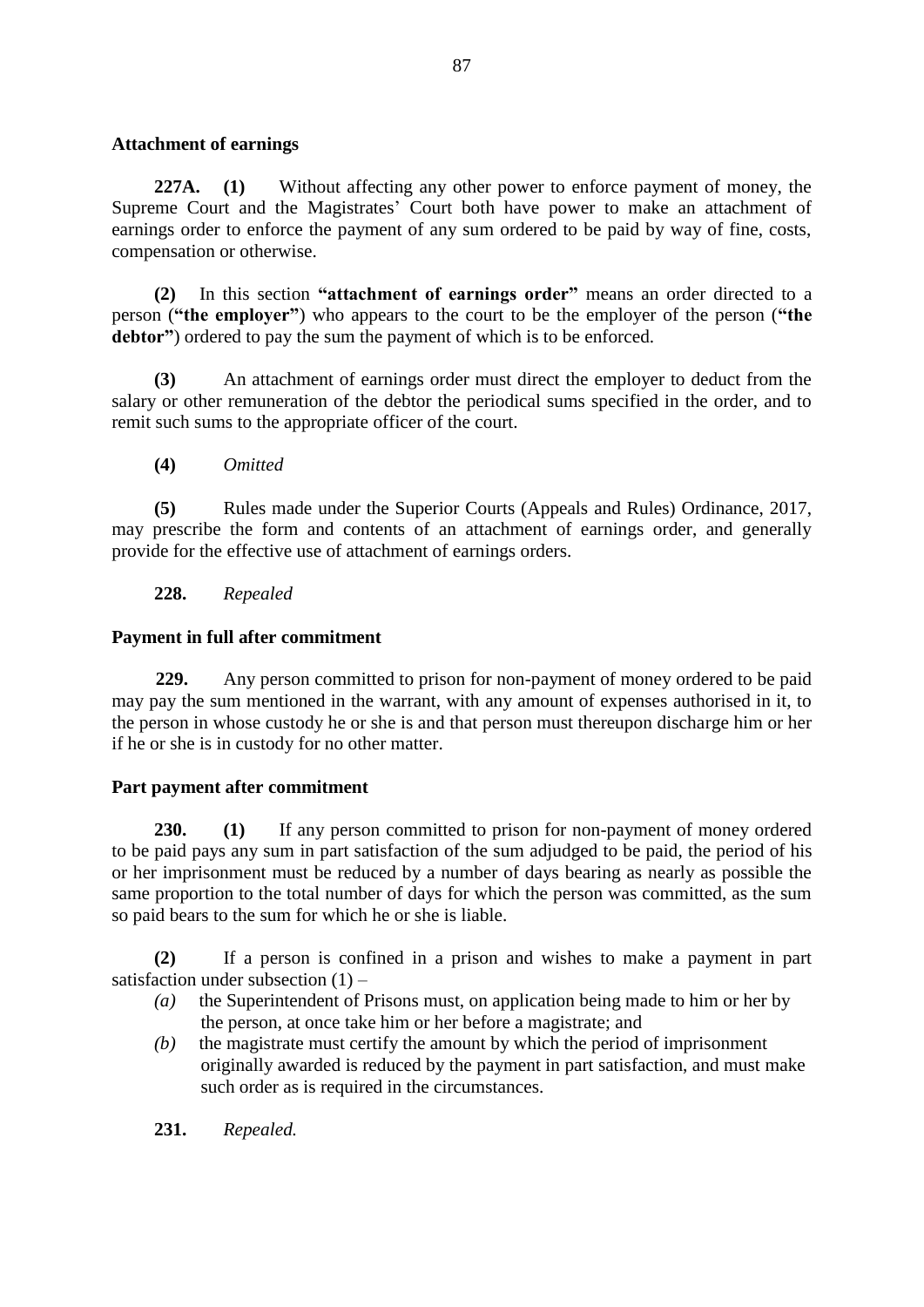**Attachment of earnings**

**227A. (1)** Without affecting any other power to enforce payment of money, the Supreme Court and the Magistrates' Court both have power to make an attachment of earnings order to enforce the payment of any sum ordered to be paid by way of fine, costs, compensation or otherwise.

**(2)** In this section **"attachment of earnings order"** means an order directed to a person (**"the employer"**) who appears to the court to be the employer of the person (**"the debtor"**) ordered to pay the sum the payment of which is to be enforced.

**(3)** An attachment of earnings order must direct the employer to deduct from the salary or other remuneration of the debtor the periodical sums specified in the order, and to remit such sums to the appropriate officer of the court.

**(4)** *Omitted*

**(5)** Rules made under the Superior Courts (Appeals and Rules) Ordinance, 2017, may prescribe the form and contents of an attachment of earnings order, and generally provide for the effective use of attachment of earnings orders.

**228.** *Repealed*

**Payment in full after commitment**

**229.** Any person committed to prison for non-payment of money ordered to be paid may pay the sum mentioned in the warrant, with any amount of expenses authorised in it, to the person in whose custody he or she is and that person must thereupon discharge him or her if he or she is in custody for no other matter.

**Part payment after commitment**

**230. (1)** If any person committed to prison for non-payment of money ordered to be paid pays any sum in part satisfaction of the sum adjudged to be paid, the period of his or her imprisonment must be reduced by a number of days bearing as nearly as possible the same proportion to the total number of days for which the person was committed, as the sum so paid bears to the sum for which he or she is liable.

**(2)** If a person is confined in a prison and wishes to make a payment in part satisfaction under subsection (1) –

*(a)* the Superintendent of Prisons must, on application being made to him or her by the person, at once take him or her before a magistrate; and

*(b)* the magistrate must certify the amount by which the period of imprisonment originally awarded is reduced by the payment in part satisfaction, and must make such order as is required in the circumstances.

**231.** *Repealed.*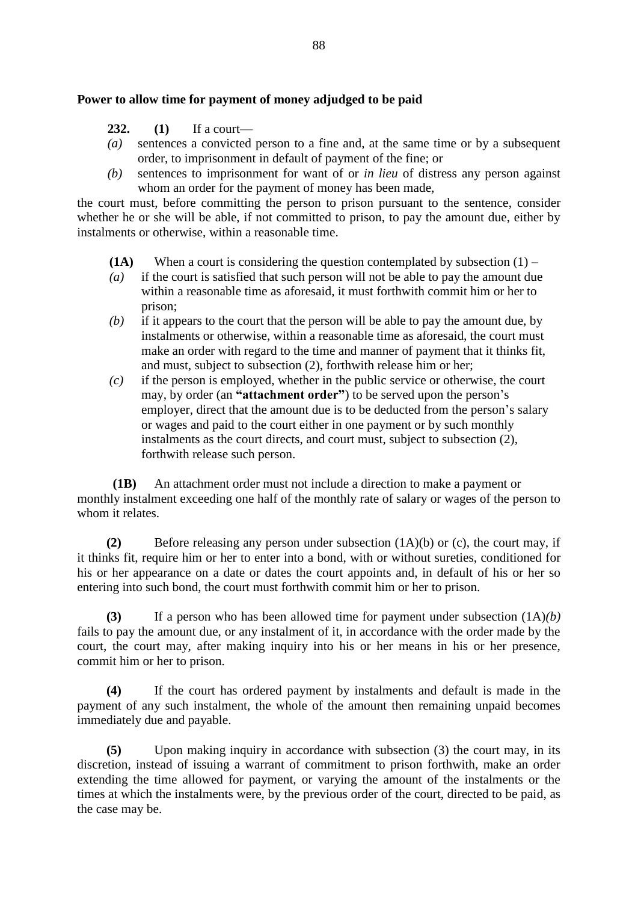**Power to allow time for payment of money adjudged to be paid**

**232.** **(1)** If a court—

*(a)* sentences a convicted person to a fine and, at the same time or by a subsequent order, to imprisonment in default of payment of the fine; or

*(b)* sentences to imprisonment for want of or *in lieu* of distress any person against whom an order for the payment of money has been made,

the court must, before committing the person to prison pursuant to the sentence, consider whether he or she will be able, if not committed to prison, to pay the amount due, either by instalments or otherwise, within a reasonable time.

**(1A)** When a court is considering the question contemplated by subsection (1) –

*(a)* if the court is satisfied that such person will not be able to pay the amount due within a reasonable time as aforesaid, it must forthwith commit him or her to prison;

*(b)* if it appears to the court that the person will be able to pay the amount due, by instalments or otherwise, within a reasonable time as aforesaid, the court must make an order with regard to the time and manner of payment that it thinks fit, and must, subject to subsection (2), forthwith release him or her;

*(c)* if the person is employed, whether in the public service or otherwise, the court may, by order (an **"attachment order"**) to be served upon the person's employer, direct that the amount due is to be deducted from the person's salary or wages and paid to the court either in one payment or by such monthly instalments as the court directs, and court must, subject to subsection (2), forthwith release such person.

**(1B)** An attachment order must not include a direction to make a payment or monthly instalment exceeding one half of the monthly rate of salary or wages of the person to whom it relates.

**(2)** Before releasing any person under subsection (1A)(b) or (c), the court may, if it thinks fit, require him or her to enter into a bond, with or without sureties, conditioned for his or her appearance on a date or dates the court appoints and, in default of his or her so entering into such bond, the court must forthwith commit him or her to prison.

**(3)** If a person who has been allowed time for payment under subsection (1A)*(b)* fails to pay the amount due, or any instalment of it, in accordance with the order made by the court, the court may, after making inquiry into his or her means in his or her presence, commit him or her to prison.

**(4)** If the court has ordered payment by instalments and default is made in the payment of any such instalment, the whole of the amount then remaining unpaid becomes immediately due and payable.

**(5)** Upon making inquiry in accordance with subsection (3) the court may, in its discretion, instead of issuing a warrant of commitment to prison forthwith, make an order extending the time allowed for payment, or varying the amount of the instalments or the times at which the instalments were, by the previous order of the court, directed to be paid, as the case may be.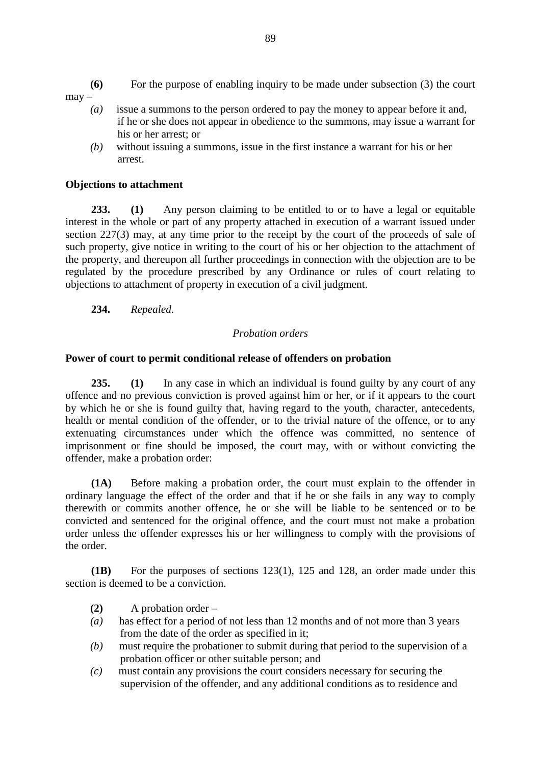**(6)** For the purpose of enabling inquiry to be made under subsection (3) the court may –

*(a)* issue a summons to the person ordered to pay the money to appear before it and, if he or she does not appear in obedience to the summons, may issue a warrant for his or her arrest; or

*(b)* without issuing a summons, issue in the first instance a warrant for his or her arrest.

**Objections to attachment**

**233.** **(1)** Any person claiming to be entitled to or to have a legal or equitable interest in the whole or part of any property attached in execution of a warrant issued under section 227(3) may, at any time prior to the receipt by the court of the proceeds of sale of such property, give notice in writing to the court of his or her objection to the attachment of the property, and thereupon all further proceedings in connection with the objection are to be regulated by the procedure prescribed by any Ordinance or rules of court relating to objections to attachment of property in execution of a civil judgment.

**234.** *Repealed.*

*Probation orders*

**Power of court to permit conditional release of offenders on probation**

**235.** **(1)** In any case in which an individual is found guilty by any court of any offence and no previous conviction is proved against him or her, or if it appears to the court by which he or she is found guilty that, having regard to the youth, character, antecedents, health or mental condition of the offender, or to the trivial nature of the offence, or to any extenuating circumstances under which the offence was committed, no sentence of imprisonment or fine should be imposed, the court may, with or without convicting the offender, make a probation order:

**(1A)** Before making a probation order, the court must explain to the offender in ordinary language the effect of the order and that if he or she fails in any way to comply therewith or commits another offence, he or she will be liable to be sentenced or to be convicted and sentenced for the original offence, and the court must not make a probation order unless the offender expresses his or her willingness to comply with the provisions of the order.

**(1B)** For the purposes of sections 123(1), 125 and 128, an order made under this section is deemed to be a conviction.

**(2)** A probation order –

*(a)* has effect for a period of not less than 12 months and of not more than 3 years from the date of the order as specified in it;

*(b)* must require the probationer to submit during that period to the supervision of a probation officer or other suitable person; and

*(c)* must contain any provisions the court considers necessary for securing the supervision of the offender, and any additional conditions as to residence and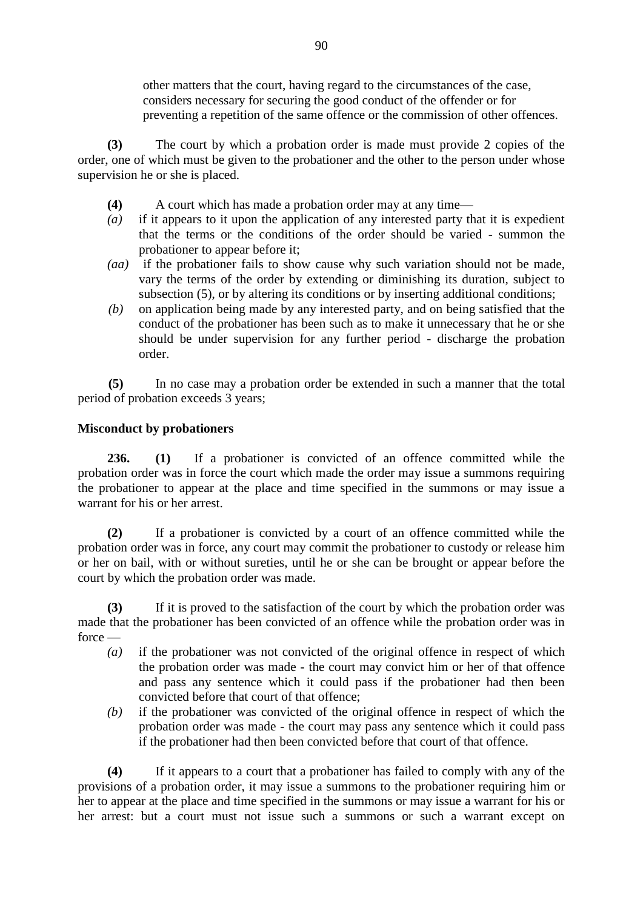other matters that the court, having regard to the circumstances of the case, considers necessary for securing the good conduct of the offender or for preventing a repetition of the same offence or the commission of other offences.

**(3)** The court by which a probation order is made must provide 2 copies of the order, one of which must be given to the probationer and the other to the person under whose supervision he or she is placed.

**(4)** A court which has made a probation order may at any time—

*(a)* if it appears to it upon the application of any interested party that it is expedient that the terms or the conditions of the order should be varied - summon the probationer to appear before it;

*(aa)* if the probationer fails to show cause why such variation should not be made, vary the terms of the order by extending or diminishing its duration, subject to subsection (5), or by altering its conditions or by inserting additional conditions;

*(b)* on application being made by any interested party, and on being satisfied that the conduct of the probationer has been such as to make it unnecessary that he or she should be under supervision for any further period - discharge the probation order.

**(5)** In no case may a probation order be extended in such a manner that the total period of probation exceeds 3 years;

**Misconduct by probationers**

**236.** **(1)** If a probationer is convicted of an offence committed while the probation order was in force the court which made the order may issue a summons requiring the probationer to appear at the place and time specified in the summons or may issue a warrant for his or her arrest.

**(2)** If a probationer is convicted by a court of an offence committed while the probation order was in force, any court may commit the probationer to custody or release him or her on bail, with or without sureties, until he or she can be brought or appear before the court by which the probation order was made.

**(3)** If it is proved to the satisfaction of the court by which the probation order was made that the probationer has been convicted of an offence while the probation order was in force —

*(a)* if the probationer was not convicted of the original offence in respect of which the probation order was made - the court may convict him or her of that offence and pass any sentence which it could pass if the probationer had then been convicted before that court of that offence;

*(b)* if the probationer was convicted of the original offence in respect of which the probation order was made - the court may pass any sentence which it could pass if the probationer had then been convicted before that court of that offence.

**(4)** If it appears to a court that a probationer has failed to comply with any of the provisions of a probation order, it may issue a summons to the probationer requiring him or her to appear at the place and time specified in the summons or may issue a warrant for his or her arrest: but a court must not issue such a summons or such a warrant except on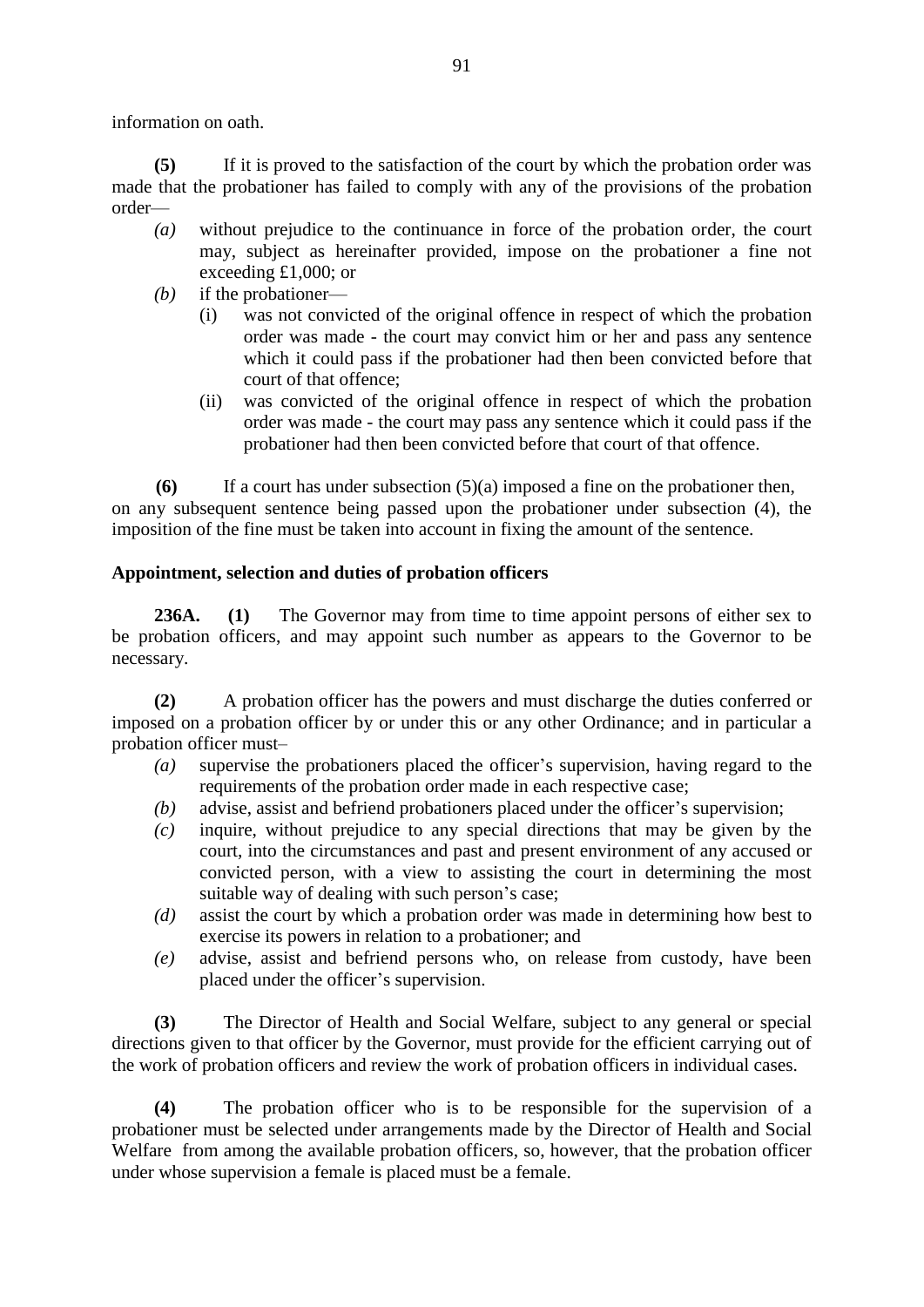information on oath.

**(5)** If it is proved to the satisfaction of the court by which the probation order was made that the probationer has failed to comply with any of the provisions of the probation order—

- *(a)* without prejudice to the continuance in force of the probation order, the court may, subject as hereinafter provided, impose on the probationer a fine not exceeding £1,000; or
- *(b)* if the probationer—
  - (i) was not convicted of the original offence in respect of which the probation order was made - the court may convict him or her and pass any sentence which it could pass if the probationer had then been convicted before that court of that offence;
  - (ii) was convicted of the original offence in respect of which the probation order was made - the court may pass any sentence which it could pass if the probationer had then been convicted before that court of that offence.

**(6)** If a court has under subsection (5)(a) imposed a fine on the probationer then, on any subsequent sentence being passed upon the probationer under subsection (4), the imposition of the fine must be taken into account in fixing the amount of the sentence.

**Appointment, selection and duties of probation officers**

**236A. (1)** The Governor may from time to time appoint persons of either sex to be probation officers, and may appoint such number as appears to the Governor to be necessary.

**(2)** A probation officer has the powers and must discharge the duties conferred or imposed on a probation officer by or under this or any other Ordinance; and in particular a probation officer must–

- *(a)* supervise the probationers placed the officer's supervision, having regard to the requirements of the probation order made in each respective case;
- *(b)* advise, assist and befriend probationers placed under the officer's supervision;
- *(c)* inquire, without prejudice to any special directions that may be given by the court, into the circumstances and past and present environment of any accused or convicted person, with a view to assisting the court in determining the most suitable way of dealing with such person's case;
- *(d)* assist the court by which a probation order was made in determining how best to exercise its powers in relation to a probationer; and
- *(e)* advise, assist and befriend persons who, on release from custody, have been placed under the officer's supervision.

**(3)** The Director of Health and Social Welfare, subject to any general or special directions given to that officer by the Governor, must provide for the efficient carrying out of the work of probation officers and review the work of probation officers in individual cases.

**(4)** The probation officer who is to be responsible for the supervision of a probationer must be selected under arrangements made by the Director of Health and Social Welfare from among the available probation officers, so, however, that the probation officer under whose supervision a female is placed must be a female.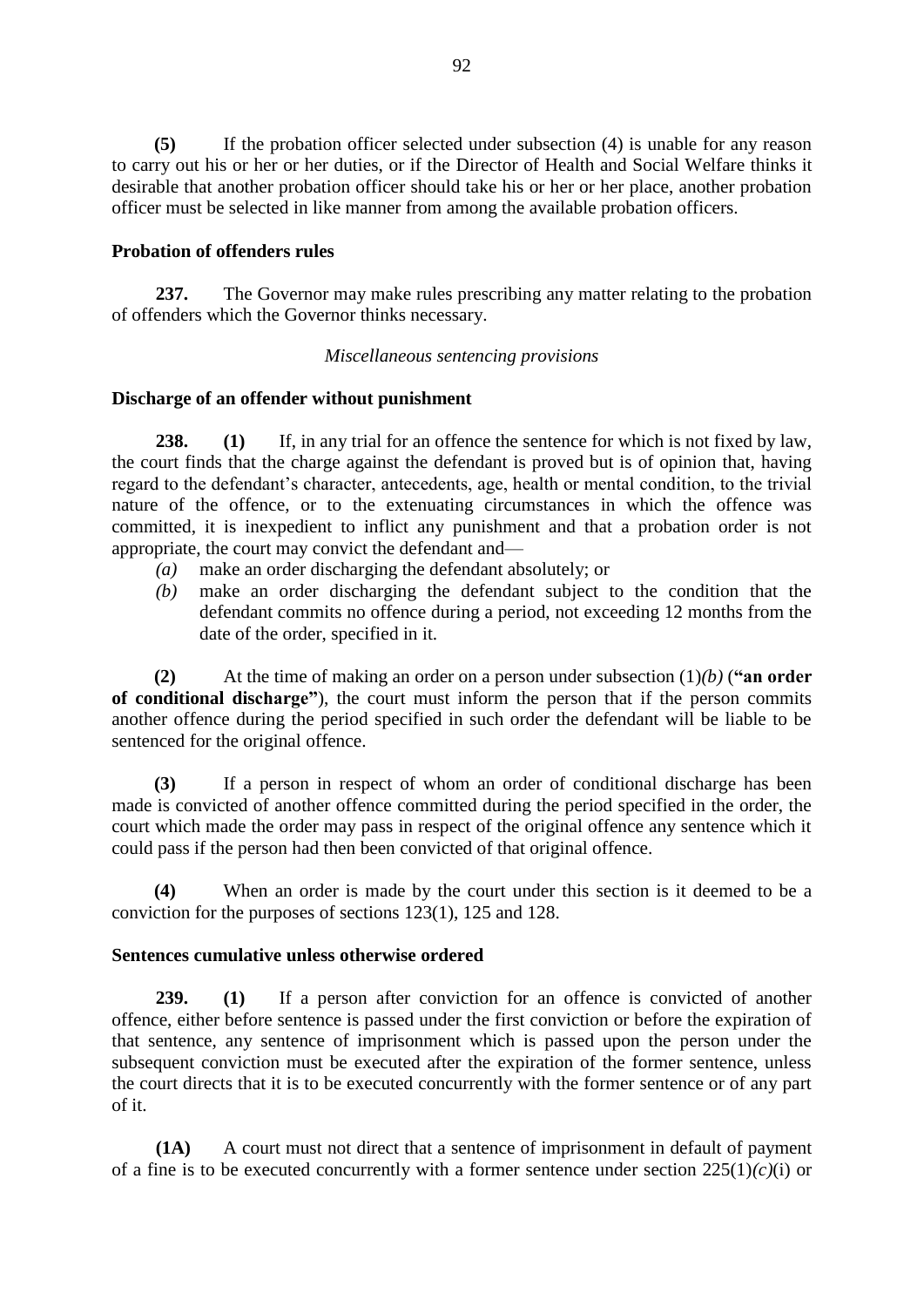**(5)** If the probation officer selected under subsection (4) is unable for any reason to carry out his or her or her duties, or if the Director of Health and Social Welfare thinks it desirable that another probation officer should take his or her or her place, another probation officer must be selected in like manner from among the available probation officers.

**Probation of offenders rules**

**237.** The Governor may make rules prescribing any matter relating to the probation of offenders which the Governor thinks necessary.

*Miscellaneous sentencing provisions*

**Discharge of an offender without punishment**

**238. (1)** If, in any trial for an offence the sentence for which is not fixed by law, the court finds that the charge against the defendant is proved but is of opinion that, having regard to the defendant's character, antecedents, age, health or mental condition, to the trivial nature of the offence, or to the extenuating circumstances in which the offence was committed, it is inexpedient to inflict any punishment and that a probation order is not appropriate, the court may convict the defendant and—

*(a)* make an order discharging the defendant absolutely; or

*(b)* make an order discharging the defendant subject to the condition that the defendant commits no offence during a period, not exceeding 12 months from the date of the order, specified in it.

**(2)** At the time of making an order on a person under subsection (1)*(b)* (**"an order of conditional discharge"**), the court must inform the person that if the person commits another offence during the period specified in such order the defendant will be liable to be sentenced for the original offence.

**(3)** If a person in respect of whom an order of conditional discharge has been made is convicted of another offence committed during the period specified in the order, the court which made the order may pass in respect of the original offence any sentence which it could pass if the person had then been convicted of that original offence.

**(4)** When an order is made by the court under this section is it deemed to be a conviction for the purposes of sections 123(1), 125 and 128.

**Sentences cumulative unless otherwise ordered**

**239. (1)** If a person after conviction for an offence is convicted of another offence, either before sentence is passed under the first conviction or before the expiration of that sentence, any sentence of imprisonment which is passed upon the person under the subsequent conviction must be executed after the expiration of the former sentence, unless the court directs that it is to be executed concurrently with the former sentence or of any part of it.

**(1A)** A court must not direct that a sentence of imprisonment in default of payment of a fine is to be executed concurrently with a former sentence under section 225(1)*(c)*(i) or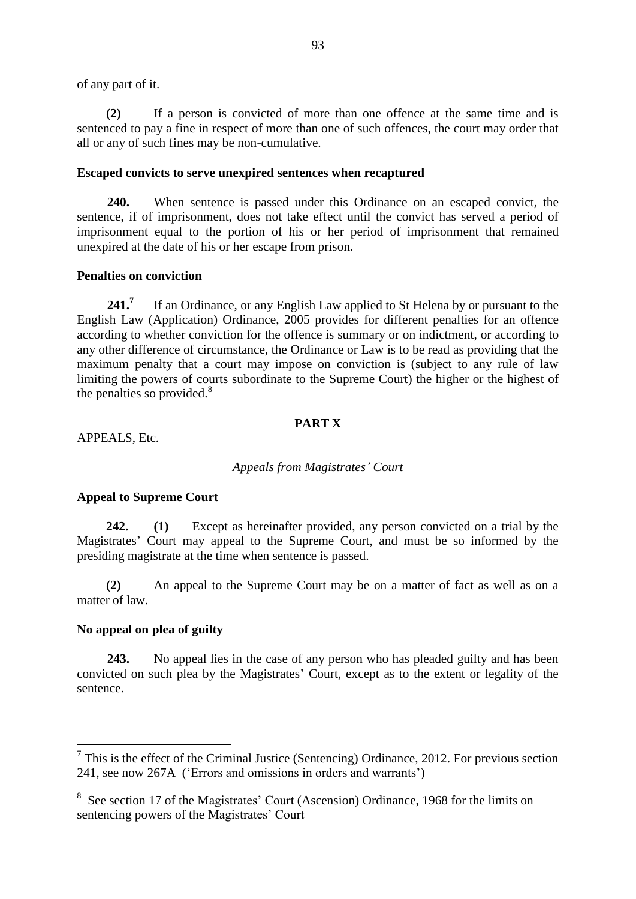of any part of it.

**(2)** If a person is convicted of more than one offence at the same time and is sentenced to pay a fine in respect of more than one of such offences, the court may order that all or any of such fines may be non-cumulative.

**Escaped convicts to serve unexpired sentences when recaptured**

**240.** When sentence is passed under this Ordinance on an escaped convict, the sentence, if of imprisonment, does not take effect until the convict has served a period of imprisonment equal to the portion of his or her period of imprisonment that remained unexpired at the date of his or her escape from prison.

**Penalties on conviction**

**241.**[7] If an Ordinance, or any English Law applied to St Helena by or pursuant to the English Law (Application) Ordinance, 2005 provides for different penalties for an offence according to whether conviction for the offence is summary or on indictment, or according to any other difference of circumstance, the Ordinance or Law is to be read as providing that the maximum penalty that a court may impose on conviction is (subject to any rule of law limiting the powers of courts subordinate to the Supreme Court) the higher or the highest of the penalties so provided.[8]

## PART X

APPEALS, Etc.

*Appeals from Magistrates' Court*

**Appeal to Supreme Court**

**242.** **(1)** Except as hereinafter provided, any person convicted on a trial by the Magistrates' Court may appeal to the Supreme Court, and must be so informed by the presiding magistrate at the time when sentence is passed.

**(2)** An appeal to the Supreme Court may be on a matter of fact as well as on a matter of law.

**No appeal on plea of guilty**

**243.** No appeal lies in the case of any person who has pleaded guilty and has been convicted on such plea by the Magistrates' Court, except as to the extent or legality of the sentence.

---

[7] This is the effect of the Criminal Justice (Sentencing) Ordinance, 2012. For previous section 241, see now 267A ('Errors and omissions in orders and warrants')

[8] See section 17 of the Magistrates' Court (Ascension) Ordinance, 1968 for the limits on sentencing powers of the Magistrates' Court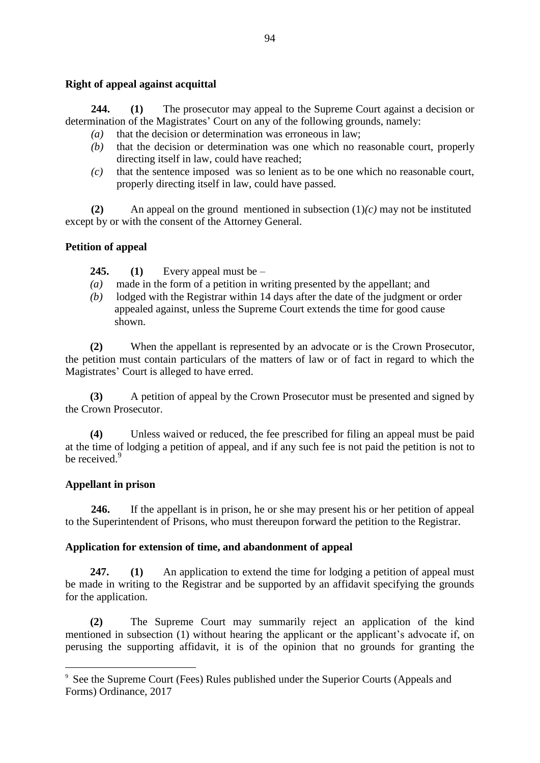**Right of appeal against acquittal**

**244. (1)** The prosecutor may appeal to the Supreme Court against a decision or determination of the Magistrates' Court on any of the following grounds, namely:

*(a)* that the decision or determination was erroneous in law;

*(b)* that the decision or determination was one which no reasonable court, properly directing itself in law, could have reached;

*(c)* that the sentence imposed was so lenient as to be one which no reasonable court, properly directing itself in law, could have passed.

**(2)** An appeal on the ground mentioned in subsection (1)*(c)* may not be instituted except by or with the consent of the Attorney General.

**Petition of appeal**

**245. (1)** Every appeal must be –

*(a)* made in the form of a petition in writing presented by the appellant; and

*(b)* lodged with the Registrar within 14 days after the date of the judgment or order appealed against, unless the Supreme Court extends the time for good cause shown.

**(2)** When the appellant is represented by an advocate or is the Crown Prosecutor, the petition must contain particulars of the matters of law or of fact in regard to which the Magistrates' Court is alleged to have erred.

**(3)** A petition of appeal by the Crown Prosecutor must be presented and signed by the Crown Prosecutor.

**(4)** Unless waived or reduced, the fee prescribed for filing an appeal must be paid at the time of lodging a petition of appeal, and if any such fee is not paid the petition is not to be received.[9]

**Appellant in prison**

**246.** If the appellant is in prison, he or she may present his or her petition of appeal to the Superintendent of Prisons, who must thereupon forward the petition to the Registrar.

**Application for extension of time, and abandonment of appeal**

**247. (1)** An application to extend the time for lodging a petition of appeal must be made in writing to the Registrar and be supported by an affidavit specifying the grounds for the application.

**(2)** The Supreme Court may summarily reject an application of the kind mentioned in subsection (1) without hearing the applicant or the applicant's advocate if, on perusing the supporting affidavit, it is of the opinion that no grounds for granting the

---

[9] See the Supreme Court (Fees) Rules published under the Superior Courts (Appeals and Forms) Ordinance, 2017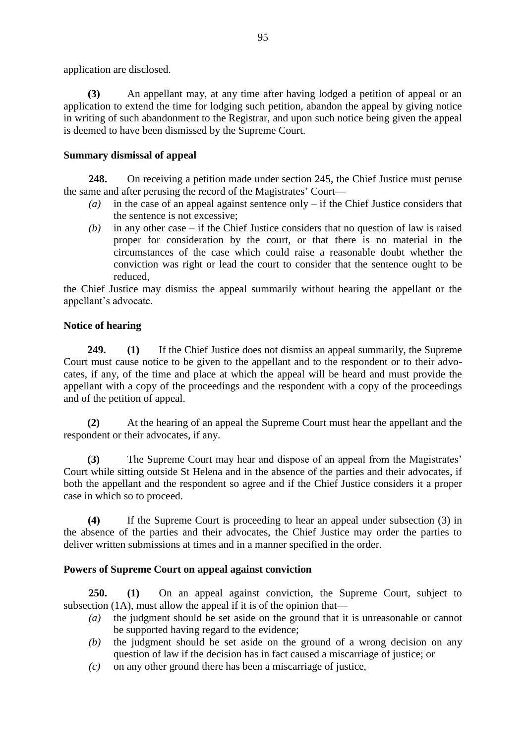application are disclosed.

**(3)** An appellant may, at any time after having lodged a petition of appeal or an application to extend the time for lodging such petition, abandon the appeal by giving notice in writing of such abandonment to the Registrar, and upon such notice being given the appeal is deemed to have been dismissed by the Supreme Court.

**Summary dismissal of appeal**

**248.** On receiving a petition made under section 245, the Chief Justice must peruse the same and after perusing the record of the Magistrates' Court—

*(a)* in the case of an appeal against sentence only – if the Chief Justice considers that the sentence is not excessive;

*(b)* in any other case – if the Chief Justice considers that no question of law is raised proper for consideration by the court, or that there is no material in the circumstances of the case which could raise a reasonable doubt whether the conviction was right or lead the court to consider that the sentence ought to be reduced,

the Chief Justice may dismiss the appeal summarily without hearing the appellant or the appellant's advocate.

**Notice of hearing**

**249. (1)** If the Chief Justice does not dismiss an appeal summarily, the Supreme Court must cause notice to be given to the appellant and to the respondent or to their advocates, if any, of the time and place at which the appeal will be heard and must provide the appellant with a copy of the proceedings and the respondent with a copy of the proceedings and of the petition of appeal.

**(2)** At the hearing of an appeal the Supreme Court must hear the appellant and the respondent or their advocates, if any.

**(3)** The Supreme Court may hear and dispose of an appeal from the Magistrates' Court while sitting outside St Helena and in the absence of the parties and their advocates, if both the appellant and the respondent so agree and if the Chief Justice considers it a proper case in which so to proceed.

**(4)** If the Supreme Court is proceeding to hear an appeal under subsection (3) in the absence of the parties and their advocates, the Chief Justice may order the parties to deliver written submissions at times and in a manner specified in the order.

**Powers of Supreme Court on appeal against conviction**

**250. (1)** On an appeal against conviction, the Supreme Court, subject to subsection (1A), must allow the appeal if it is of the opinion that—

*(a)* the judgment should be set aside on the ground that it is unreasonable or cannot be supported having regard to the evidence;

*(b)* the judgment should be set aside on the ground of a wrong decision on any question of law if the decision has in fact caused a miscarriage of justice; or

*(c)* on any other ground there has been a miscarriage of justice,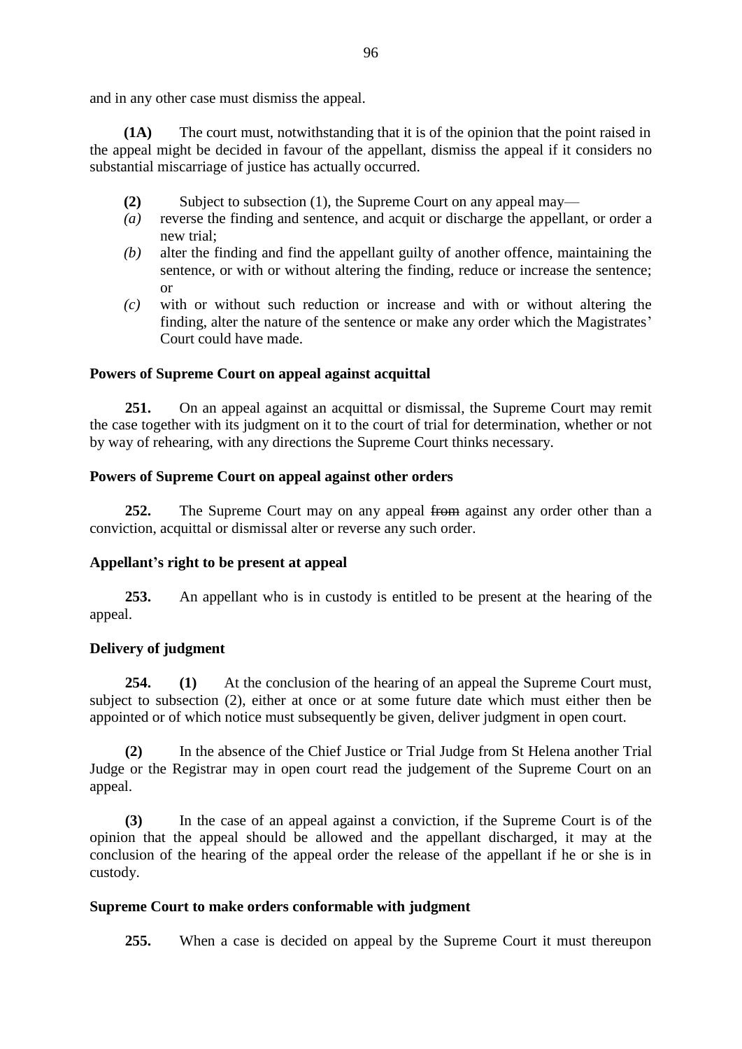and in any other case must dismiss the appeal.

**(1A)** The court must, notwithstanding that it is of the opinion that the point raised in the appeal might be decided in favour of the appellant, dismiss the appeal if it considers no substantial miscarriage of justice has actually occurred.

**(2)** Subject to subsection (1), the Supreme Court on any appeal may—

*(a)* reverse the finding and sentence, and acquit or discharge the appellant, or order a new trial;

*(b)* alter the finding and find the appellant guilty of another offence, maintaining the sentence, or with or without altering the finding, reduce or increase the sentence; or

*(c)* with or without such reduction or increase and with or without altering the finding, alter the nature of the sentence or make any order which the Magistrates' Court could have made.

**Powers of Supreme Court on appeal against acquittal**

**251.** On an appeal against an acquittal or dismissal, the Supreme Court may remit the case together with its judgment on it to the court of trial for determination, whether or not by way of rehearing, with any directions the Supreme Court thinks necessary.

**Powers of Supreme Court on appeal against other orders**

**252.** The Supreme Court may on any appeal ~~from~~ against any order other than a conviction, acquittal or dismissal alter or reverse any such order.

**Appellant's right to be present at appeal**

**253.** An appellant who is in custody is entitled to be present at the hearing of the appeal.

**Delivery of judgment**

**254.** **(1)** At the conclusion of the hearing of an appeal the Supreme Court must, subject to subsection (2), either at once or at some future date which must either then be appointed or of which notice must subsequently be given, deliver judgment in open court.

**(2)** In the absence of the Chief Justice or Trial Judge from St Helena another Trial Judge or the Registrar may in open court read the judgement of the Supreme Court on an appeal.

**(3)** In the case of an appeal against a conviction, if the Supreme Court is of the opinion that the appeal should be allowed and the appellant discharged, it may at the conclusion of the hearing of the appeal order the release of the appellant if he or she is in custody.

**Supreme Court to make orders conformable with judgment**

**255.** When a case is decided on appeal by the Supreme Court it must thereupon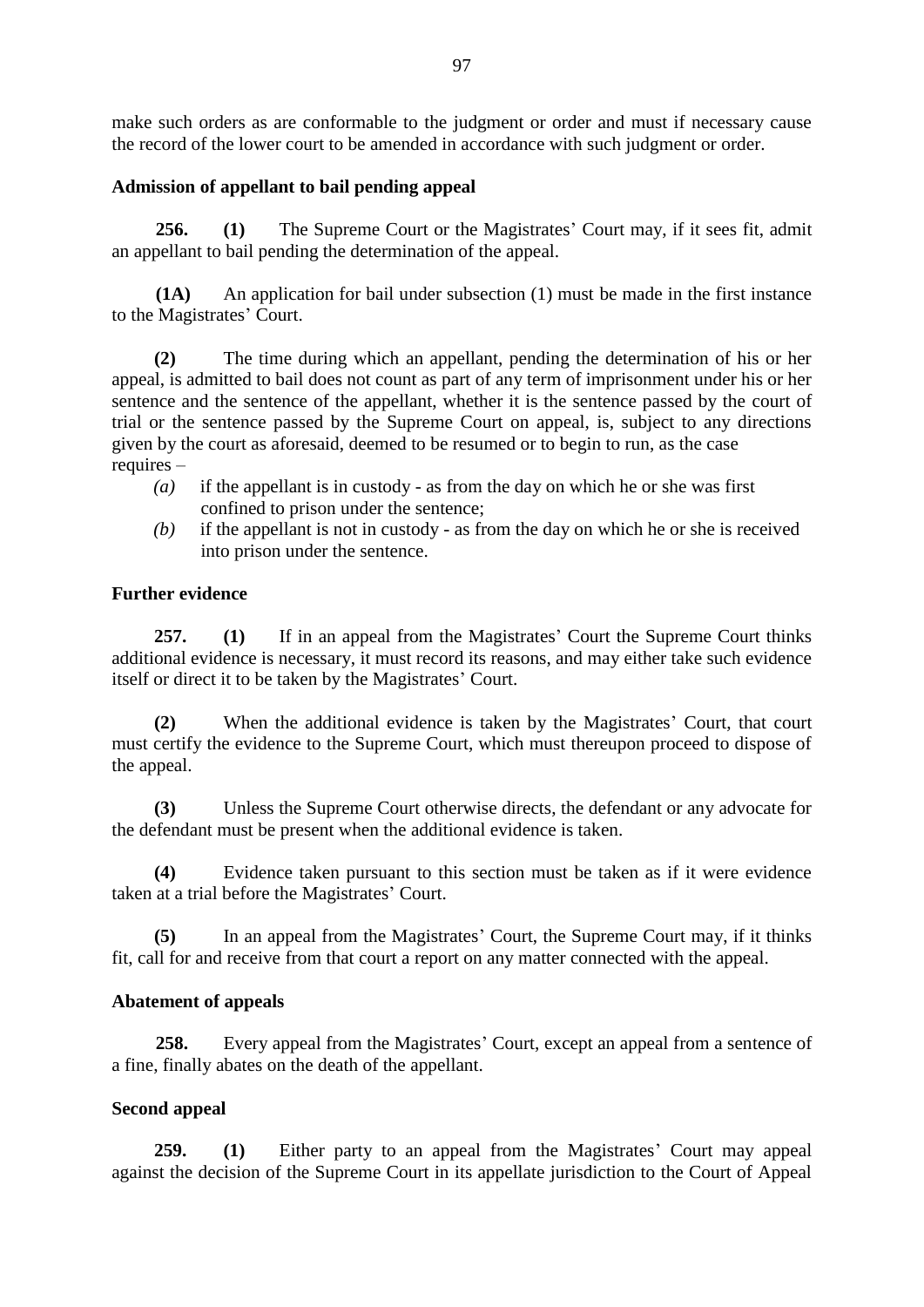make such orders as are conformable to the judgment or order and must if necessary cause the record of the lower court to be amended in accordance with such judgment or order.

**Admission of appellant to bail pending appeal**

**256.** **(1)** The Supreme Court or the Magistrates' Court may, if it sees fit, admit an appellant to bail pending the determination of the appeal.

**(1A)** An application for bail under subsection (1) must be made in the first instance to the Magistrates' Court.

**(2)** The time during which an appellant, pending the determination of his or her appeal, is admitted to bail does not count as part of any term of imprisonment under his or her sentence and the sentence of the appellant, whether it is the sentence passed by the court of trial or the sentence passed by the Supreme Court on appeal, is, subject to any directions given by the court as aforesaid, deemed to be resumed or to begin to run, as the case requires –

*(a)* if the appellant is in custody - as from the day on which he or she was first confined to prison under the sentence;

*(b)* if the appellant is not in custody - as from the day on which he or she is received into prison under the sentence.

**Further evidence**

**257.** **(1)** If in an appeal from the Magistrates' Court the Supreme Court thinks additional evidence is necessary, it must record its reasons, and may either take such evidence itself or direct it to be taken by the Magistrates' Court.

**(2)** When the additional evidence is taken by the Magistrates' Court, that court must certify the evidence to the Supreme Court, which must thereupon proceed to dispose of the appeal.

**(3)** Unless the Supreme Court otherwise directs, the defendant or any advocate for the defendant must be present when the additional evidence is taken.

**(4)** Evidence taken pursuant to this section must be taken as if it were evidence taken at a trial before the Magistrates' Court.

**(5)** In an appeal from the Magistrates' Court, the Supreme Court may, if it thinks fit, call for and receive from that court a report on any matter connected with the appeal.

**Abatement of appeals**

**258.** Every appeal from the Magistrates' Court, except an appeal from a sentence of a fine, finally abates on the death of the appellant.

**Second appeal**

**259.** **(1)** Either party to an appeal from the Magistrates' Court may appeal against the decision of the Supreme Court in its appellate jurisdiction to the Court of Appeal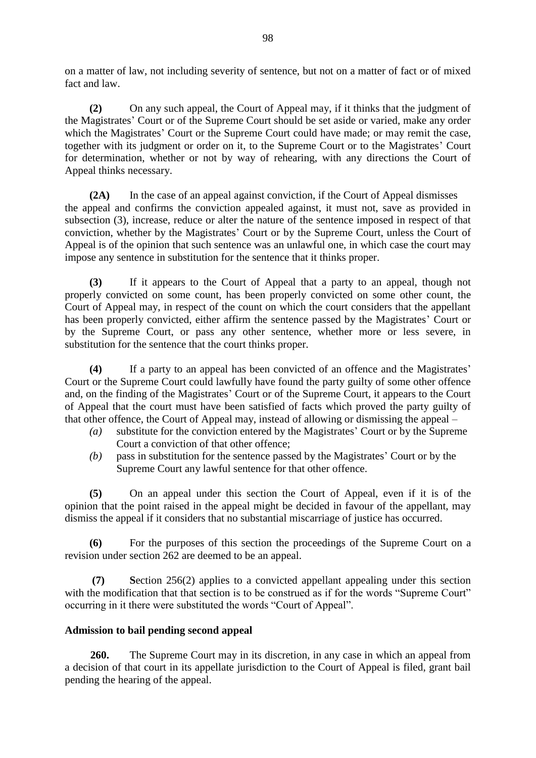on a matter of law, not including severity of sentence, but not on a matter of fact or of mixed fact and law.

**(2)** On any such appeal, the Court of Appeal may, if it thinks that the judgment of the Magistrates' Court or of the Supreme Court should be set aside or varied, make any order which the Magistrates' Court or the Supreme Court could have made; or may remit the case, together with its judgment or order on it, to the Supreme Court or to the Magistrates' Court for determination, whether or not by way of rehearing, with any directions the Court of Appeal thinks necessary.

**(2A)** In the case of an appeal against conviction, if the Court of Appeal dismisses the appeal and confirms the conviction appealed against, it must not, save as provided in subsection (3), increase, reduce or alter the nature of the sentence imposed in respect of that conviction, whether by the Magistrates' Court or by the Supreme Court, unless the Court of Appeal is of the opinion that such sentence was an unlawful one, in which case the court may impose any sentence in substitution for the sentence that it thinks proper.

**(3)** If it appears to the Court of Appeal that a party to an appeal, though not properly convicted on some count, has been properly convicted on some other count, the Court of Appeal may, in respect of the count on which the court considers that the appellant has been properly convicted, either affirm the sentence passed by the Magistrates' Court or by the Supreme Court, or pass any other sentence, whether more or less severe, in substitution for the sentence that the court thinks proper.

**(4)** If a party to an appeal has been convicted of an offence and the Magistrates' Court or the Supreme Court could lawfully have found the party guilty of some other offence and, on the finding of the Magistrates' Court or of the Supreme Court, it appears to the Court of Appeal that the court must have been satisfied of facts which proved the party guilty of that other offence, the Court of Appeal may, instead of allowing or dismissing the appeal –

*(a)* substitute for the conviction entered by the Magistrates' Court or by the Supreme Court a conviction of that other offence;

*(b)* pass in substitution for the sentence passed by the Magistrates' Court or by the Supreme Court any lawful sentence for that other offence.

**(5)** On an appeal under this section the Court of Appeal, even if it is of the opinion that the point raised in the appeal might be decided in favour of the appellant, may dismiss the appeal if it considers that no substantial miscarriage of justice has occurred.

**(6)** For the purposes of this section the proceedings of the Supreme Court on a revision under section 262 are deemed to be an appeal.

**(7)** **S**ection 256(2) applies to a convicted appellant appealing under this section with the modification that that section is to be construed as if for the words "Supreme Court" occurring in it there were substituted the words "Court of Appeal".

**Admission to bail pending second appeal**

**260.** The Supreme Court may in its discretion, in any case in which an appeal from a decision of that court in its appellate jurisdiction to the Court of Appeal is filed, grant bail pending the hearing of the appeal.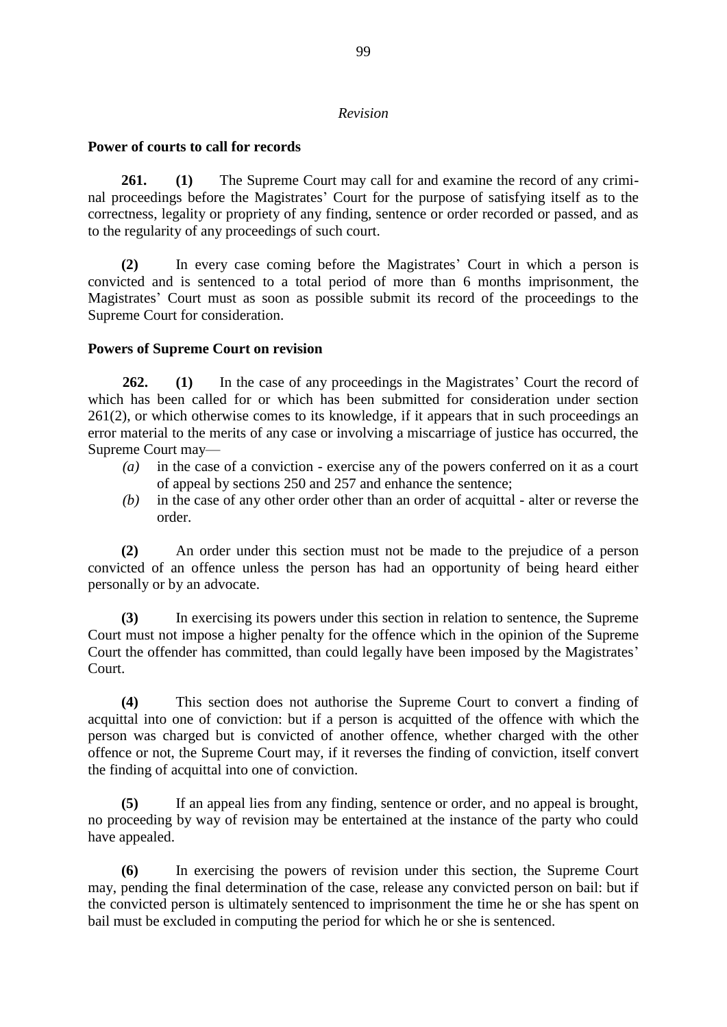*Revision*

**Power of courts to call for records**

**261.** **(1)** The Supreme Court may call for and examine the record of any criminal proceedings before the Magistrates' Court for the purpose of satisfying itself as to the correctness, legality or propriety of any finding, sentence or order recorded or passed, and as to the regularity of any proceedings of such court.

**(2)** In every case coming before the Magistrates' Court in which a person is convicted and is sentenced to a total period of more than 6 months imprisonment, the Magistrates' Court must as soon as possible submit its record of the proceedings to the Supreme Court for consideration.

**Powers of Supreme Court on revision**

**262.** **(1)** In the case of any proceedings in the Magistrates' Court the record of which has been called for or which has been submitted for consideration under section 261(2), or which otherwise comes to its knowledge, if it appears that in such proceedings an error material to the merits of any case or involving a miscarriage of justice has occurred, the Supreme Court may—

*(a)* in the case of a conviction - exercise any of the powers conferred on it as a court of appeal by sections 250 and 257 and enhance the sentence;

*(b)* in the case of any other order other than an order of acquittal - alter or reverse the order.

**(2)** An order under this section must not be made to the prejudice of a person convicted of an offence unless the person has had an opportunity of being heard either personally or by an advocate.

**(3)** In exercising its powers under this section in relation to sentence, the Supreme Court must not impose a higher penalty for the offence which in the opinion of the Supreme Court the offender has committed, than could legally have been imposed by the Magistrates' Court.

**(4)** This section does not authorise the Supreme Court to convert a finding of acquittal into one of conviction: but if a person is acquitted of the offence with which the person was charged but is convicted of another offence, whether charged with the other offence or not, the Supreme Court may, if it reverses the finding of conviction, itself convert the finding of acquittal into one of conviction.

**(5)** If an appeal lies from any finding, sentence or order, and no appeal is brought, no proceeding by way of revision may be entertained at the instance of the party who could have appealed.

**(6)** In exercising the powers of revision under this section, the Supreme Court may, pending the final determination of the case, release any convicted person on bail: but if the convicted person is ultimately sentenced to imprisonment the time he or she has spent on bail must be excluded in computing the period for which he or she is sentenced.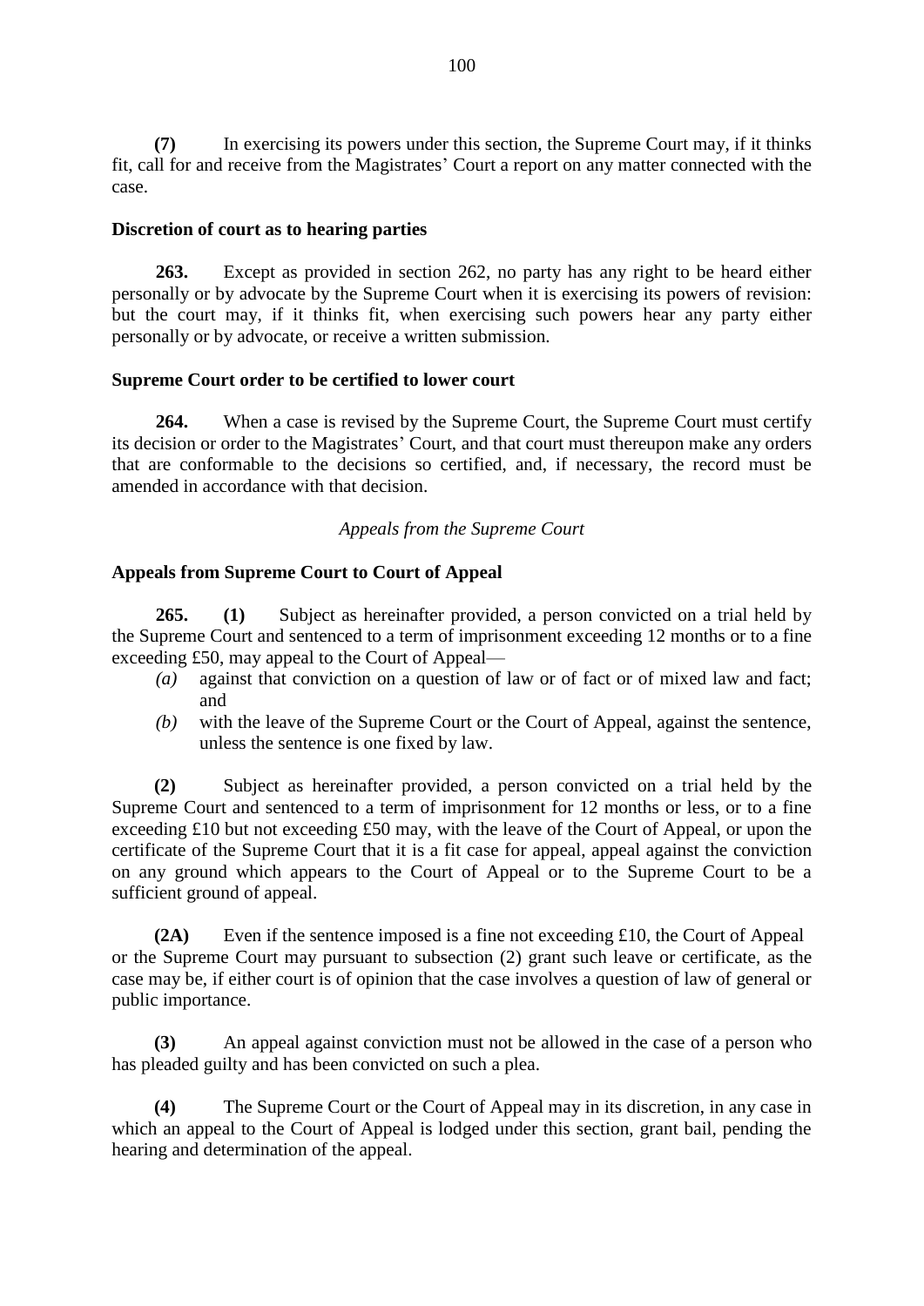**(7)** In exercising its powers under this section, the Supreme Court may, if it thinks fit, call for and receive from the Magistrates' Court a report on any matter connected with the case.

**Discretion of court as to hearing parties**

**263.** Except as provided in section 262, no party has any right to be heard either personally or by advocate by the Supreme Court when it is exercising its powers of revision: but the court may, if it thinks fit, when exercising such powers hear any party either personally or by advocate, or receive a written submission.

**Supreme Court order to be certified to lower court**

**264.** When a case is revised by the Supreme Court, the Supreme Court must certify its decision or order to the Magistrates' Court, and that court must thereupon make any orders that are conformable to the decisions so certified, and, if necessary, the record must be amended in accordance with that decision.

*Appeals from the Supreme Court*

**Appeals from Supreme Court to Court of Appeal**

**265.** **(1)** Subject as hereinafter provided, a person convicted on a trial held by the Supreme Court and sentenced to a term of imprisonment exceeding 12 months or to a fine exceeding £50, may appeal to the Court of Appeal—

*(a)* against that conviction on a question of law or of fact or of mixed law and fact; and

*(b)* with the leave of the Supreme Court or the Court of Appeal, against the sentence, unless the sentence is one fixed by law.

**(2)** Subject as hereinafter provided, a person convicted on a trial held by the Supreme Court and sentenced to a term of imprisonment for 12 months or less, or to a fine exceeding £10 but not exceeding £50 may, with the leave of the Court of Appeal, or upon the certificate of the Supreme Court that it is a fit case for appeal, appeal against the conviction on any ground which appears to the Court of Appeal or to the Supreme Court to be a sufficient ground of appeal.

**(2A)** Even if the sentence imposed is a fine not exceeding £10, the Court of Appeal or the Supreme Court may pursuant to subsection (2) grant such leave or certificate, as the case may be, if either court is of opinion that the case involves a question of law of general or public importance.

**(3)** An appeal against conviction must not be allowed in the case of a person who has pleaded guilty and has been convicted on such a plea.

**(4)** The Supreme Court or the Court of Appeal may in its discretion, in any case in which an appeal to the Court of Appeal is lodged under this section, grant bail, pending the hearing and determination of the appeal.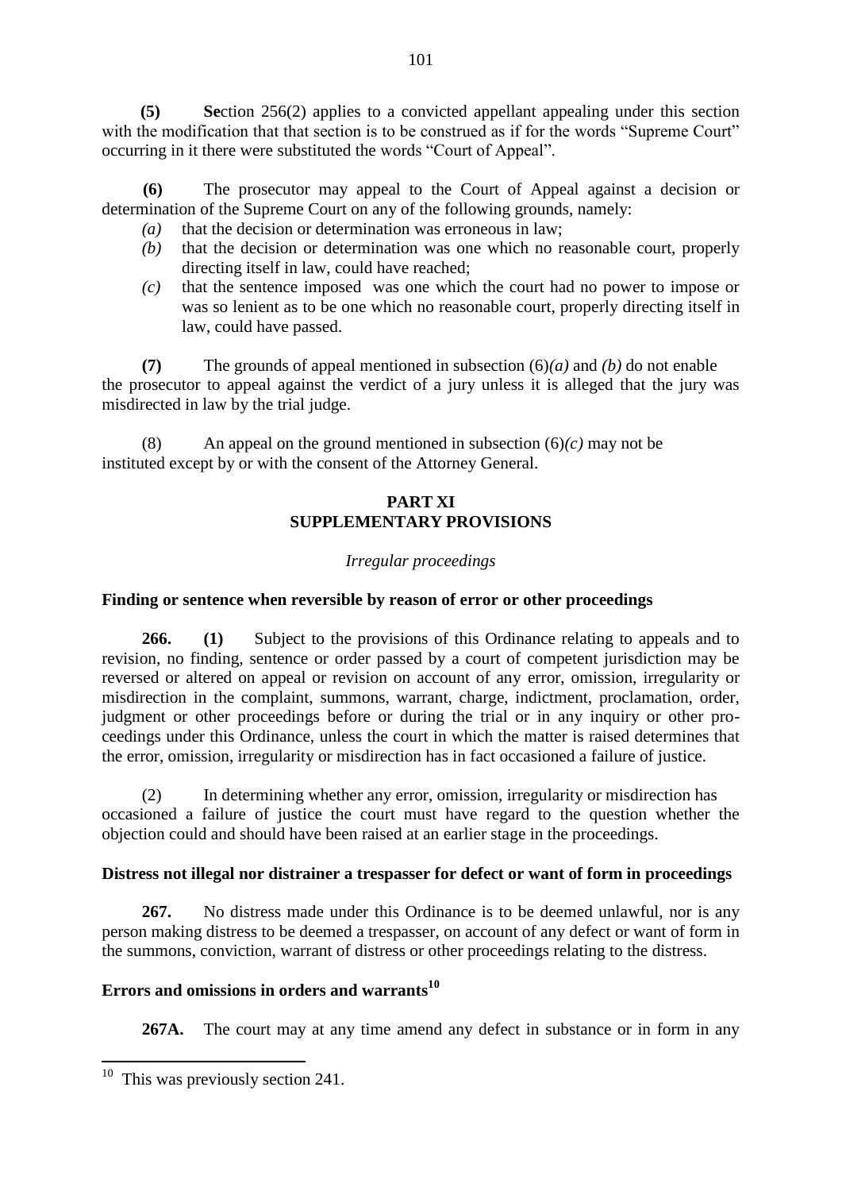**(5)** **Se**ction 256(2) applies to a convicted appellant appealing under this section with the modification that that section is to be construed as if for the words "Supreme Court" occurring in it there were substituted the words "Court of Appeal".

**(6)** The prosecutor may appeal to the Court of Appeal against a decision or determination of the Supreme Court on any of the following grounds, namely:

*(a)* that the decision or determination was erroneous in law;

*(b)* that the decision or determination was one which no reasonable court, properly directing itself in law, could have reached;

*(c)* that the sentence imposed was one which the court had no power to impose or was so lenient as to be one which no reasonable court, properly directing itself in law, could have passed.

**(7)** The grounds of appeal mentioned in subsection (6)*(a)* and *(b)* do not enable the prosecutor to appeal against the verdict of a jury unless it is alleged that the jury was misdirected in law by the trial judge.

(8) An appeal on the ground mentioned in subsection (6)*(c)* may not be instituted except by or with the consent of the Attorney General.

## PART XI
## SUPPLEMENTARY PROVISIONS

*Irregular proceedings*

**Finding or sentence when reversible by reason of error or other proceedings**

**266.** **(1)** Subject to the provisions of this Ordinance relating to appeals and to revision, no finding, sentence or order passed by a court of competent jurisdiction may be reversed or altered on appeal or revision on account of any error, omission, irregularity or misdirection in the complaint, summons, warrant, charge, indictment, proclamation, order, judgment or other proceedings before or during the trial or in any inquiry or other proceedings under this Ordinance, unless the court in which the matter is raised determines that the error, omission, irregularity or misdirection has in fact occasioned a failure of justice.

(2) In determining whether any error, omission, irregularity or misdirection has occasioned a failure of justice the court must have regard to the question whether the objection could and should have been raised at an earlier stage in the proceedings.

**Distress not illegal nor distrainer a trespasser for defect or want of form in proceedings**

**267.** No distress made under this Ordinance is to be deemed unlawful, nor is any person making distress to be deemed a trespasser, on account of any defect or want of form in the summons, conviction, warrant of distress or other proceedings relating to the distress.

**Errors and omissions in orders and warrants[10]**

**267A.** The court may at any time amend any defect in substance or in form in any

[10] This was previously section 241.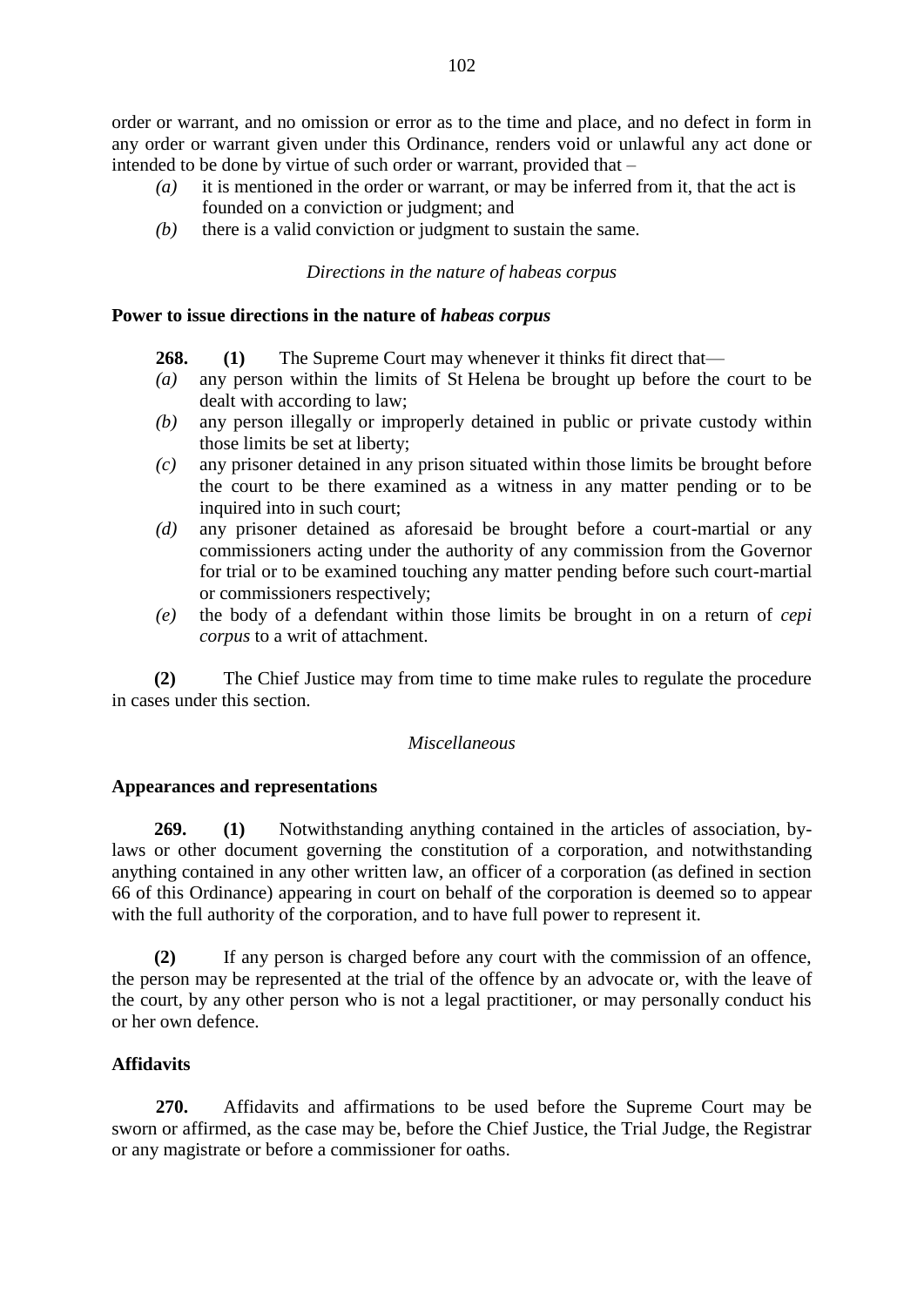order or warrant, and no omission or error as to the time and place, and no defect in form in any order or warrant given under this Ordinance, renders void or unlawful any act done or intended to be done by virtue of such order or warrant, provided that –

*(a)* it is mentioned in the order or warrant, or may be inferred from it, that the act is founded on a conviction or judgment; and

*(b)* there is a valid conviction or judgment to sustain the same.

*Directions in the nature of habeas corpus*

**Power to issue directions in the nature of *habeas corpus***

**268. (1)** The Supreme Court may whenever it thinks fit direct that—

*(a)* any person within the limits of St Helena be brought up before the court to be dealt with according to law;

*(b)* any person illegally or improperly detained in public or private custody within those limits be set at liberty;

*(c)* any prisoner detained in any prison situated within those limits be brought before the court to be there examined as a witness in any matter pending or to be inquired into in such court;

*(d)* any prisoner detained as aforesaid be brought before a court-martial or any commissioners acting under the authority of any commission from the Governor for trial or to be examined touching any matter pending before such court-martial or commissioners respectively;

*(e)* the body of a defendant within those limits be brought in on a return of *cepi corpus* to a writ of attachment.

**(2)** The Chief Justice may from time to time make rules to regulate the procedure in cases under this section.

*Miscellaneous*

**Appearances and representations**

**269. (1)** Notwithstanding anything contained in the articles of association, by-laws or other document governing the constitution of a corporation, and notwithstanding anything contained in any other written law, an officer of a corporation (as defined in section 66 of this Ordinance) appearing in court on behalf of the corporation is deemed so to appear with the full authority of the corporation, and to have full power to represent it.

**(2)** If any person is charged before any court with the commission of an offence, the person may be represented at the trial of the offence by an advocate or, with the leave of the court, by any other person who is not a legal practitioner, or may personally conduct his or her own defence.

**Affidavits**

**270.** Affidavits and affirmations to be used before the Supreme Court may be sworn or affirmed, as the case may be, before the Chief Justice, the Trial Judge, the Registrar or any magistrate or before a commissioner for oaths.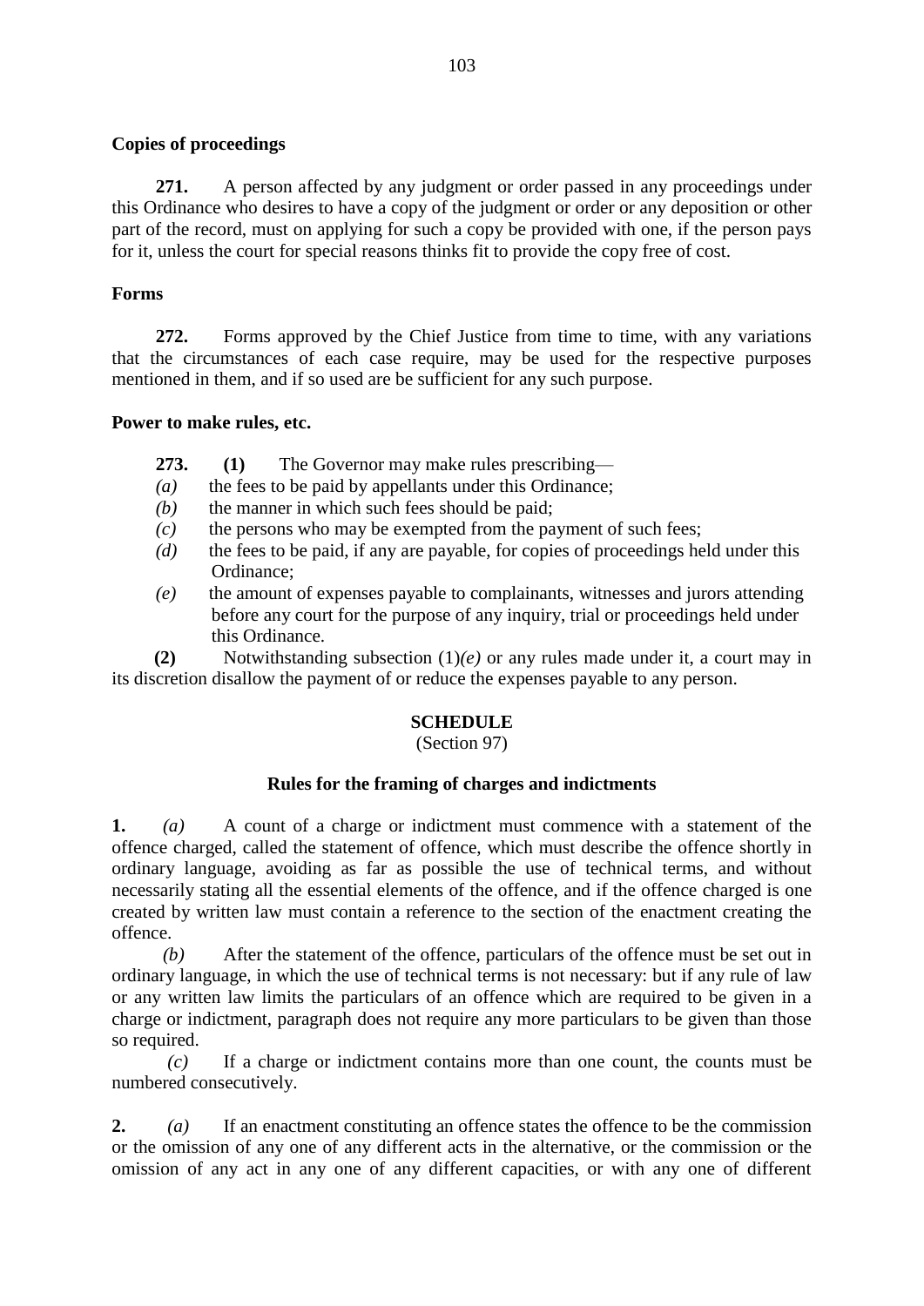**Copies of proceedings**

**271.** A person affected by any judgment or order passed in any proceedings under this Ordinance who desires to have a copy of the judgment or order or any deposition or other part of the record, must on applying for such a copy be provided with one, if the person pays for it, unless the court for special reasons thinks fit to provide the copy free of cost.

**Forms**

**272.** Forms approved by the Chief Justice from time to time, with any variations that the circumstances of each case require, may be used for the respective purposes mentioned in them, and if so used are be sufficient for any such purpose.

**Power to make rules, etc.**

**273.** **(1)** The Governor may make rules prescribing—

*(a)* the fees to be paid by appellants under this Ordinance;

*(b)* the manner in which such fees should be paid;

*(c)* the persons who may be exempted from the payment of such fees;

*(d)* the fees to be paid, if any are payable, for copies of proceedings held under this Ordinance;

*(e)* the amount of expenses payable to complainants, witnesses and jurors attending before any court for the purpose of any inquiry, trial or proceedings held under this Ordinance.

**(2)** Notwithstanding subsection (1)*(e)* or any rules made under it, a court may in its discretion disallow the payment of or reduce the expenses payable to any person.

## SCHEDULE

(Section 97)

### Rules for the framing of charges and indictments

**1.** *(a)* A count of a charge or indictment must commence with a statement of the offence charged, called the statement of offence, which must describe the offence shortly in ordinary language, avoiding as far as possible the use of technical terms, and without necessarily stating all the essential elements of the offence, and if the offence charged is one created by written law must contain a reference to the section of the enactment creating the offence.

*(b)* After the statement of the offence, particulars of the offence must be set out in ordinary language, in which the use of technical terms is not necessary: but if any rule of law or any written law limits the particulars of an offence which are required to be given in a charge or indictment, paragraph does not require any more particulars to be given than those so required.

*(c)* If a charge or indictment contains more than one count, the counts must be numbered consecutively.

**2.** *(a)* If an enactment constituting an offence states the offence to be the commission or the omission of any one of any different acts in the alternative, or the commission or the omission of any act in any one of any different capacities, or with any one of different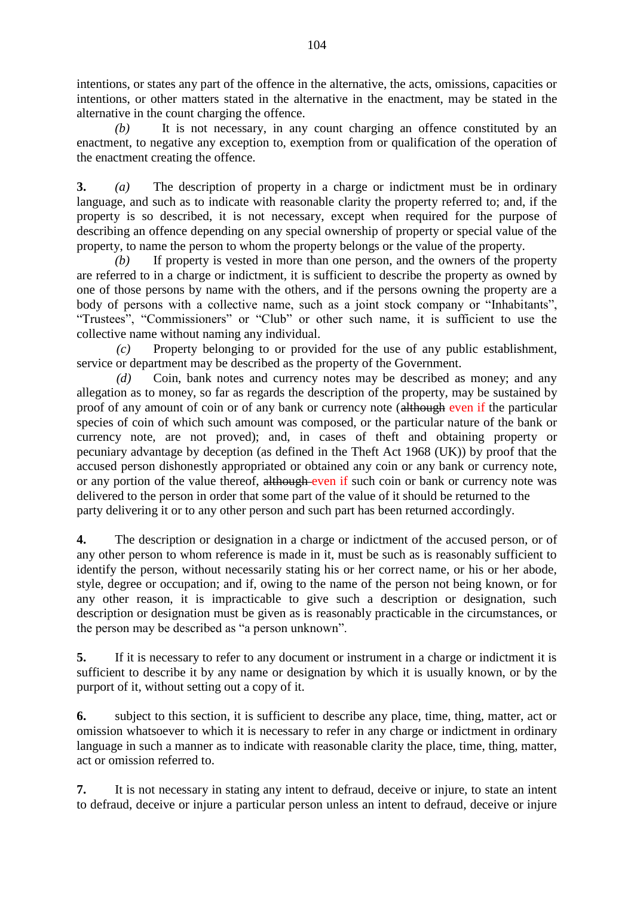intentions, or states any part of the offence in the alternative, the acts, omissions, capacities or intentions, or other matters stated in the alternative in the enactment, may be stated in the alternative in the count charging the offence.

*(b)* It is not necessary, in any count charging an offence constituted by an enactment, to negative any exception to, exemption from or qualification of the operation of the enactment creating the offence.

**3.** *(a)* The description of property in a charge or indictment must be in ordinary language, and such as to indicate with reasonable clarity the property referred to; and, if the property is so described, it is not necessary, except when required for the purpose of describing an offence depending on any special ownership of property or special value of the property, to name the person to whom the property belongs or the value of the property.

*(b)* If property is vested in more than one person, and the owners of the property are referred to in a charge or indictment, it is sufficient to describe the property as owned by one of those persons by name with the others, and if the persons owning the property are a body of persons with a collective name, such as a joint stock company or "Inhabitants", "Trustees", "Commissioners" or "Club" or other such name, it is sufficient to use the collective name without naming any individual.

*(c)* Property belonging to or provided for the use of any public establishment, service or department may be described as the property of the Government.

*(d)* Coin, bank notes and currency notes may be described as money; and any allegation as to money, so far as regards the description of the property, may be sustained by proof of any amount of coin or of any bank or currency note (~~although~~ even if the particular species of coin of which such amount was composed, or the particular nature of the bank or currency note, are not proved); and, in cases of theft and obtaining property or pecuniary advantage by deception (as defined in the Theft Act 1968 (UK)) by proof that the accused person dishonestly appropriated or obtained any coin or any bank or currency note, or any portion of the value thereof, ~~although~~ even if such coin or bank or currency note was delivered to the person in order that some part of the value of it should be returned to the party delivering it or to any other person and such part has been returned accordingly.

**4.** The description or designation in a charge or indictment of the accused person, or of any other person to whom reference is made in it, must be such as is reasonably sufficient to identify the person, without necessarily stating his or her correct name, or his or her abode, style, degree or occupation; and if, owing to the name of the person not being known, or for any other reason, it is impracticable to give such a description or designation, such description or designation must be given as is reasonably practicable in the circumstances, or the person may be described as "a person unknown".

**5.** If it is necessary to refer to any document or instrument in a charge or indictment it is sufficient to describe it by any name or designation by which it is usually known, or by the purport of it, without setting out a copy of it.

**6.** subject to this section, it is sufficient to describe any place, time, thing, matter, act or omission whatsoever to which it is necessary to refer in any charge or indictment in ordinary language in such a manner as to indicate with reasonable clarity the place, time, thing, matter, act or omission referred to.

**7.** It is not necessary in stating any intent to defraud, deceive or injure, to state an intent to defraud, deceive or injure a particular person unless an intent to defraud, deceive or injure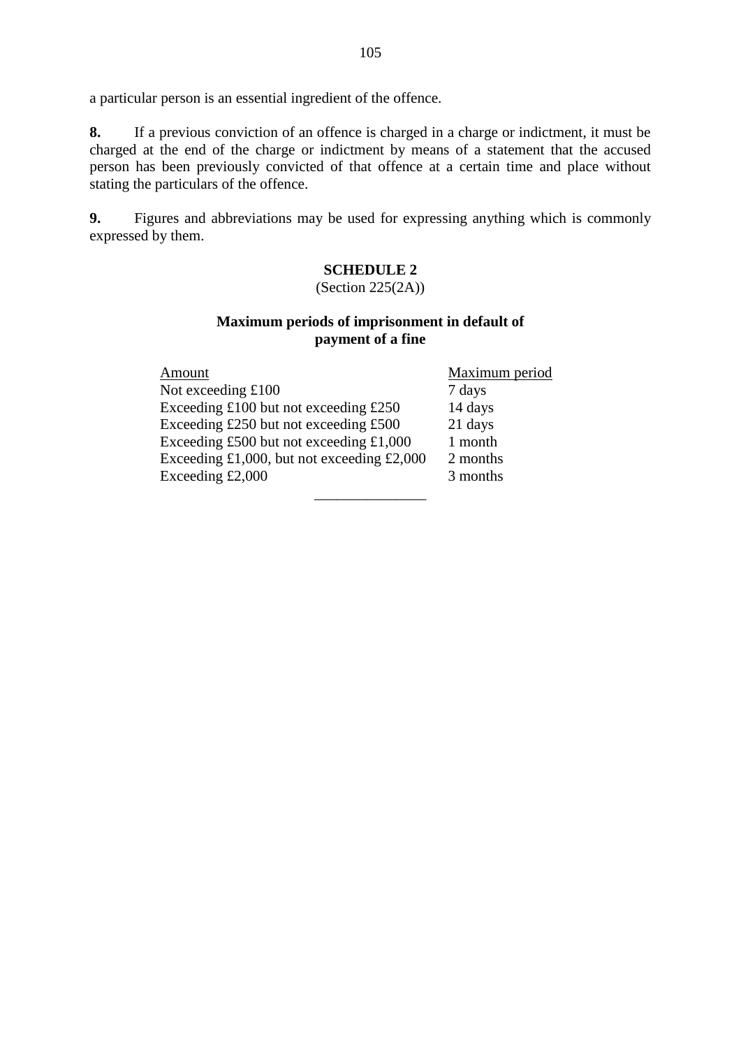a particular person is an essential ingredient of the offence.

**8.** If a previous conviction of an offence is charged in a charge or indictment, it must be charged at the end of the charge or indictment by means of a statement that the accused person has been previously convicted of that offence at a certain time and place without stating the particulars of the offence.

**9.** Figures and abbreviations may be used for expressing anything which is commonly expressed by them.

## SCHEDULE 2

(Section 225(2A))

### Maximum periods of imprisonment in default of payment of a fine

| Amount | Maximum period |
|---|---|
| Not exceeding £100 | 7 days |
| Exceeding £100 but not exceeding £250 | 14 days |
| Exceeding £250 but not exceeding £500 | 21 days |
| Exceeding £500 but not exceeding £1,000 | 1 month |
| Exceeding £1,000, but not exceeding £2,000 | 2 months |
| Exceeding £2,000 | 3 months |

_______________